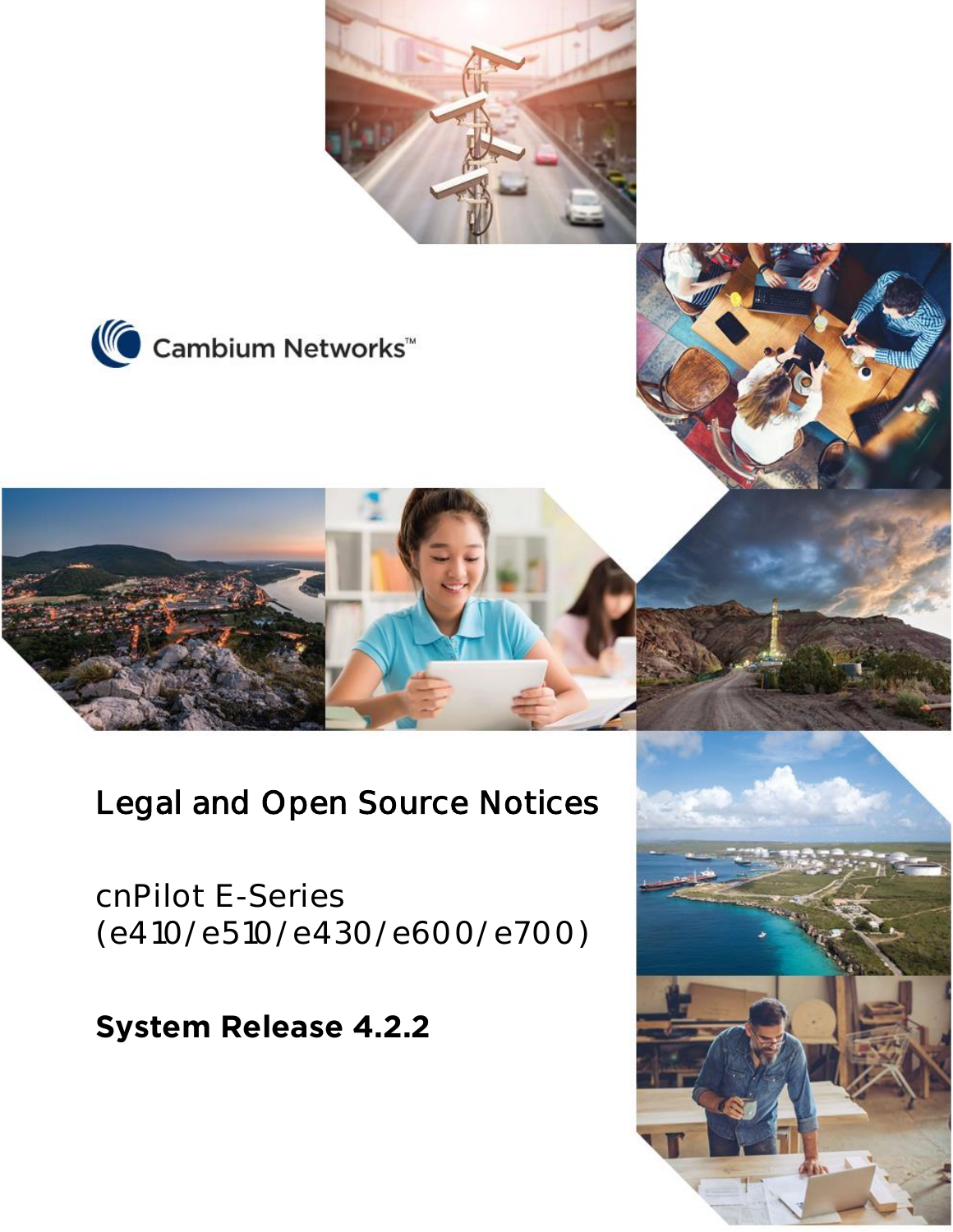Cambium Networks™

# Legal and Open Source Notices

## cnPilot E-Series (e410/e510/e430/e600/e700)

**System Release 4.2.2**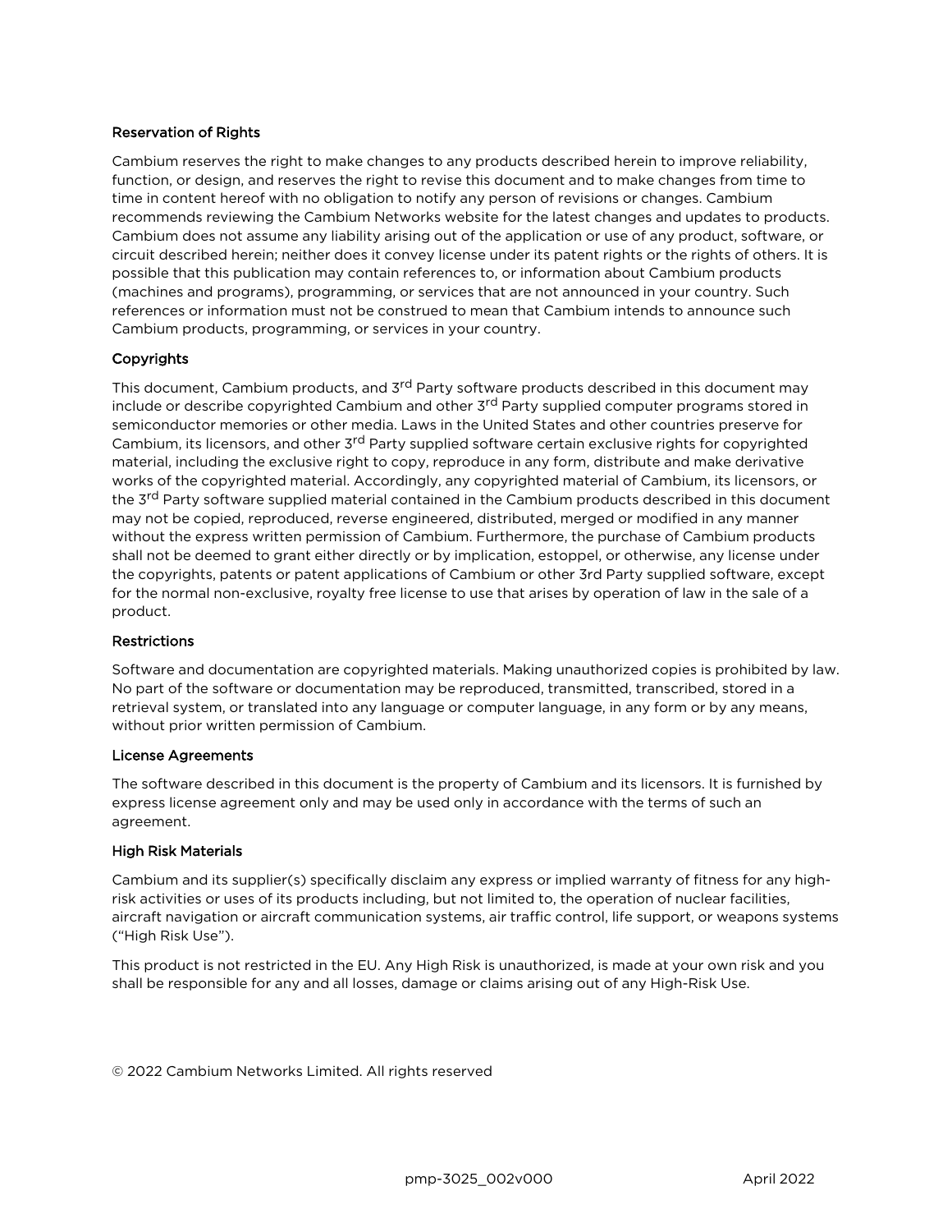## Reservation of Rights

Cambium reserves the right to make changes to any products described herein to improve reliability, function, or design, and reserves the right to revise this document and to make changes from time to time in content hereof with no obligation to notify any person of revisions or changes. Cambium recommends reviewing the Cambium Networks website for the latest changes and updates to products. Cambium does not assume any liability arising out of the application or use of any product, software, or circuit described herein; neither does it convey license under its patent rights or the rights of others. It is possible that this publication may contain references to, or information about Cambium products (machines and programs), programming, or services that are not announced in your country. Such references or information must not be construed to mean that Cambium intends to announce such Cambium products, programming, or services in your country.

## Copyrights

This document, Cambium products, and 3rd Party software products described in this document may include or describe copyrighted Cambium and other 3rd Party supplied computer programs stored in semiconductor memories or other media. Laws in the United States and other countries preserve for Cambium, its licensors, and other 3rd Party supplied software certain exclusive rights for copyrighted material, including the exclusive right to copy, reproduce in any form, distribute and make derivative works of the copyrighted material. Accordingly, any copyrighted material of Cambium, its licensors, or the 3rd Party software supplied material contained in the Cambium products described in this document may not be copied, reproduced, reverse engineered, distributed, merged or modified in any manner without the express written permission of Cambium. Furthermore, the purchase of Cambium products shall not be deemed to grant either directly or by implication, estoppel, or otherwise, any license under the copyrights, patents or patent applications of Cambium or other 3rd Party supplied software, except for the normal non-exclusive, royalty free license to use that arises by operation of law in the sale of a product.

## Restrictions

Software and documentation are copyrighted materials. Making unauthorized copies is prohibited by law. No part of the software or documentation may be reproduced, transmitted, transcribed, stored in a retrieval system, or translated into any language or computer language, in any form or by any means, without prior written permission of Cambium.

## License Agreements

The software described in this document is the property of Cambium and its licensors. It is furnished by express license agreement only and may be used only in accordance with the terms of such an agreement.

## High Risk Materials

Cambium and its supplier(s) specifically disclaim any express or implied warranty of fitness for any high-risk activities or uses of its products including, but not limited to, the operation of nuclear facilities, aircraft navigation or aircraft communication systems, air traffic control, life support, or weapons systems ("High Risk Use").

This product is not restricted in the EU. Any High Risk is unauthorized, is made at your own risk and you shall be responsible for any and all losses, damage or claims arising out of any High-Risk Use.

© 2022 Cambium Networks Limited. All rights reserved

pmp-3025_002v000 April 2022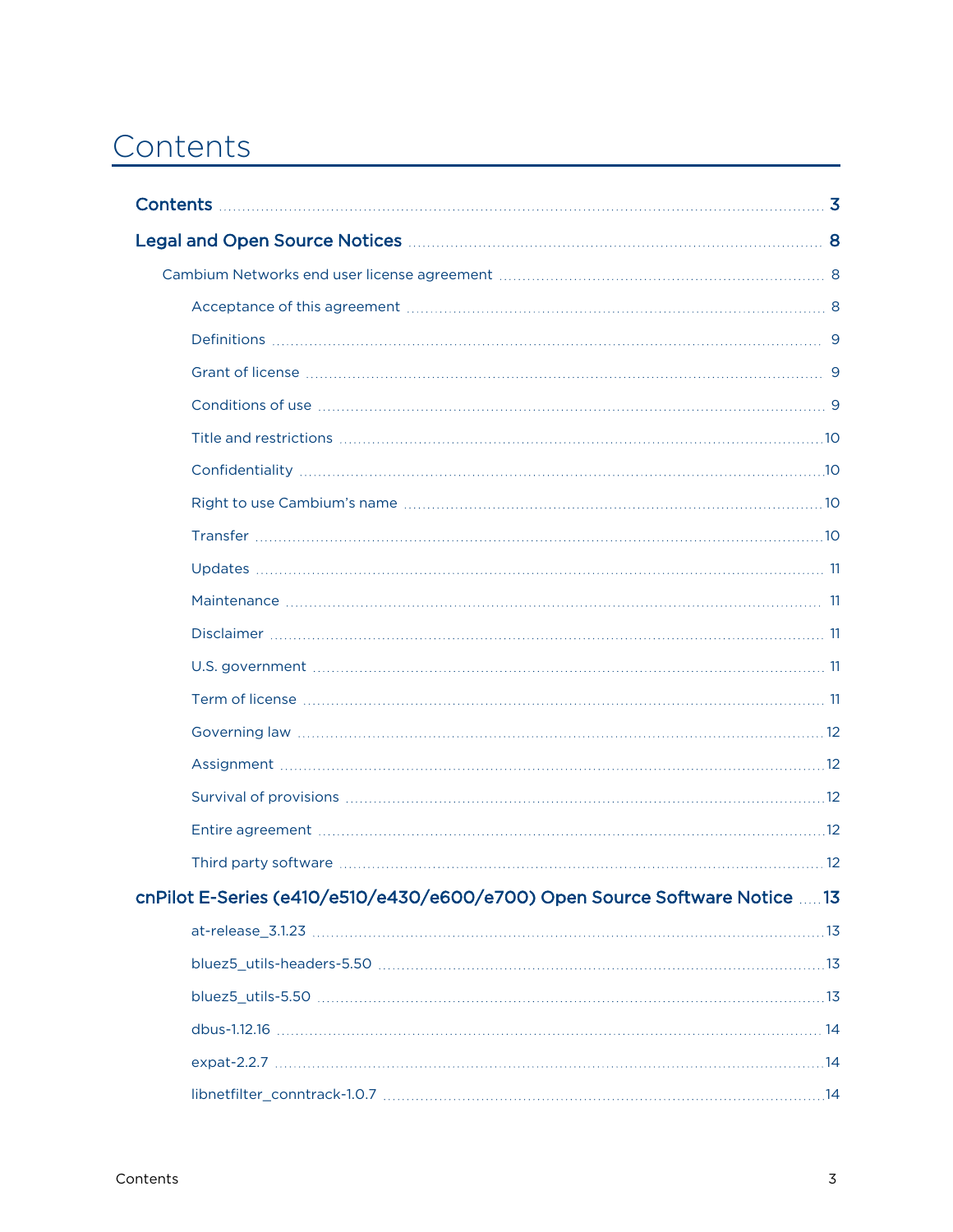# Contents

**Contents** ... 3

**Legal and Open Source Notices** ... 8

- Cambium Networks end user license agreement ... 8
  - Acceptance of this agreement ... 8
  - Definitions ... 9
  - Grant of license ... 9
  - Conditions of use ... 9
  - Title and restrictions ... 10
  - Confidentiality ... 10
  - Right to use Cambium's name ... 10
  - Transfer ... 10
  - Updates ... 11
  - Maintenance ... 11
  - Disclaimer ... 11
  - U.S. government ... 11
  - Term of license ... 11
  - Governing law ... 12
  - Assignment ... 12
  - Survival of provisions ... 12
  - Entire agreement ... 12
  - Third party software ... 12

**cnPilot E-Series (e410/e510/e430/e600/e700) Open Source Software Notice** ... 13

- at-release_3.1.23 ... 13
- bluez5_utils-headers-5.50 ... 13
- bluez5_utils-5.50 ... 13
- dbus-1.12.16 ... 14
- expat-2.2.7 ... 14
- libnetfilter_conntrack-1.0.7 ... 14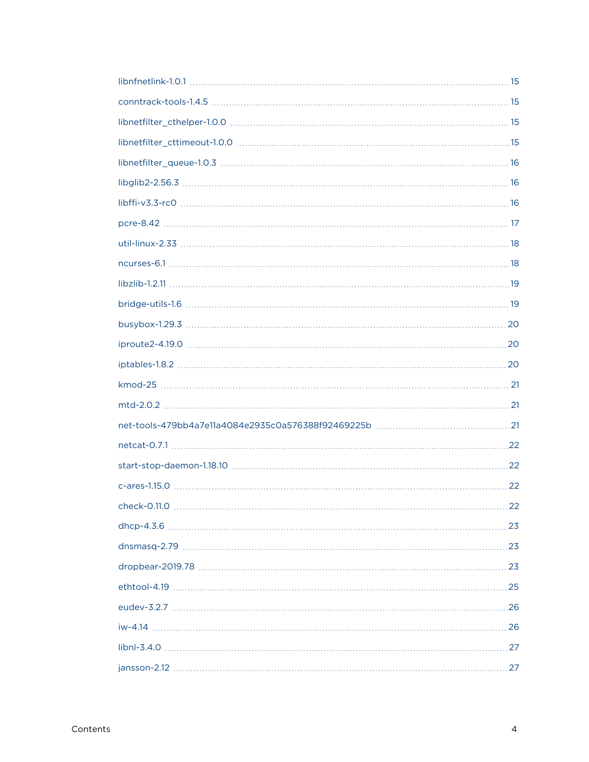libnfnetlink-1.0.1 ..... 15

conntrack-tools-1.4.5 ..... 15

libnetfilter_cthelper-1.0.0 ..... 15

libnetfilter_cttimeout-1.0.0 ..... 15

libnetfilter_queue-1.0.3 ..... 16

libglib2-2.56.3 ..... 16

libffi-v3.3-rc0 ..... 16

pcre-8.42 ..... 17

util-linux-2.33 ..... 18

ncurses-6.1 ..... 18

libzlib-1.2.11 ..... 19

bridge-utils-1.6 ..... 19

busybox-1.29.3 ..... 20

iproute2-4.19.0 ..... 20

iptables-1.8.2 ..... 20

kmod-25 ..... 21

mtd-2.0.2 ..... 21

net-tools-479bb4a7e11a4084e2935c0a576388f92469225b ..... 21

netcat-0.7.1 ..... 22

start-stop-daemon-1.18.10 ..... 22

c-ares-1.15.0 ..... 22

check-0.11.0 ..... 22

dhcp-4.3.6 ..... 23

dnsmasq-2.79 ..... 23

dropbear-2019.78 ..... 23

ethtool-4.19 ..... 25

eudev-3.2.7 ..... 26

iw-4.14 ..... 26

libnl-3.4.0 ..... 27

jansson-2.12 ..... 27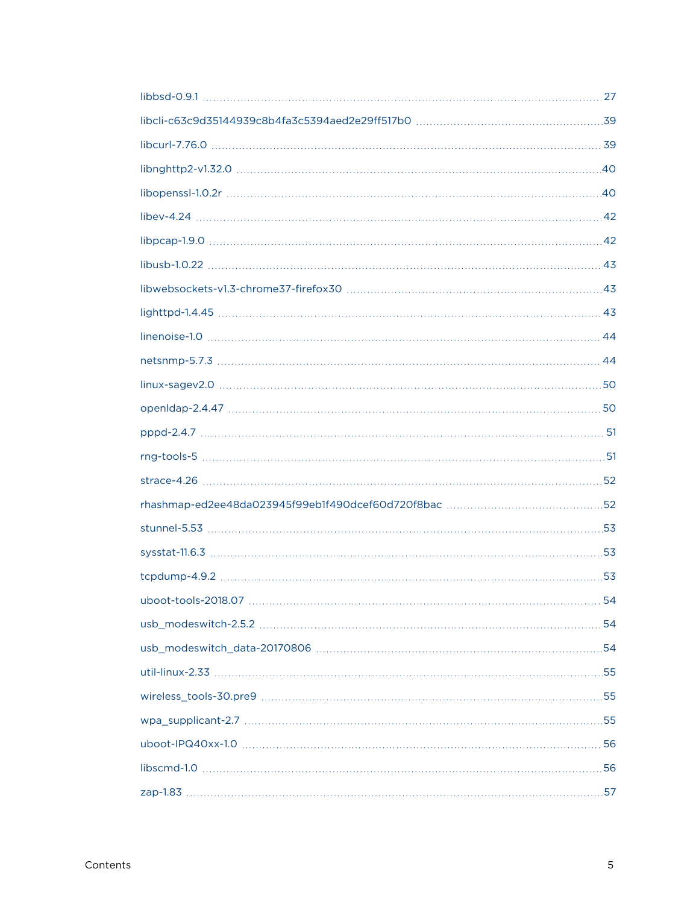libbsd-0.9.1 ........ 27

libcli-c63c9d35144939c8b4fa3c5394aed2e29ff517b0 ........ 39

libcurl-7.76.0 ........ 39

libnghttp2-v1.32.0 ........ 40

libopenssl-1.0.2r ........ 40

libev-4.24 ........ 42

libpcap-1.9.0 ........ 42

libusb-1.0.22 ........ 43

libwebsockets-v1.3-chrome37-firefox30 ........ 43

lighttpd-1.4.45 ........ 43

linenoise-1.0 ........ 44

netsnmp-5.7.3 ........ 44

linux-sagev2.0 ........ 50

openldap-2.4.47 ........ 50

pppd-2.4.7 ........ 51

rng-tools-5 ........ 51

strace-4.26 ........ 52

rhashmap-ed2ee48da023945f99eb1f490dcef60d720f8bac ........ 52

stunnel-5.53 ........ 53

sysstat-11.6.3 ........ 53

tcpdump-4.9.2 ........ 53

uboot-tools-2018.07 ........ 54

usb_modeswitch-2.5.2 ........ 54

usb_modeswitch_data-20170806 ........ 54

util-linux-2.33 ........ 55

wireless_tools-30.pre9 ........ 55

wpa_supplicant-2.7 ........ 55

uboot-IPQ40xx-1.0 ........ 56

libscmd-1.0 ........ 56

zap-1.83 ........ 57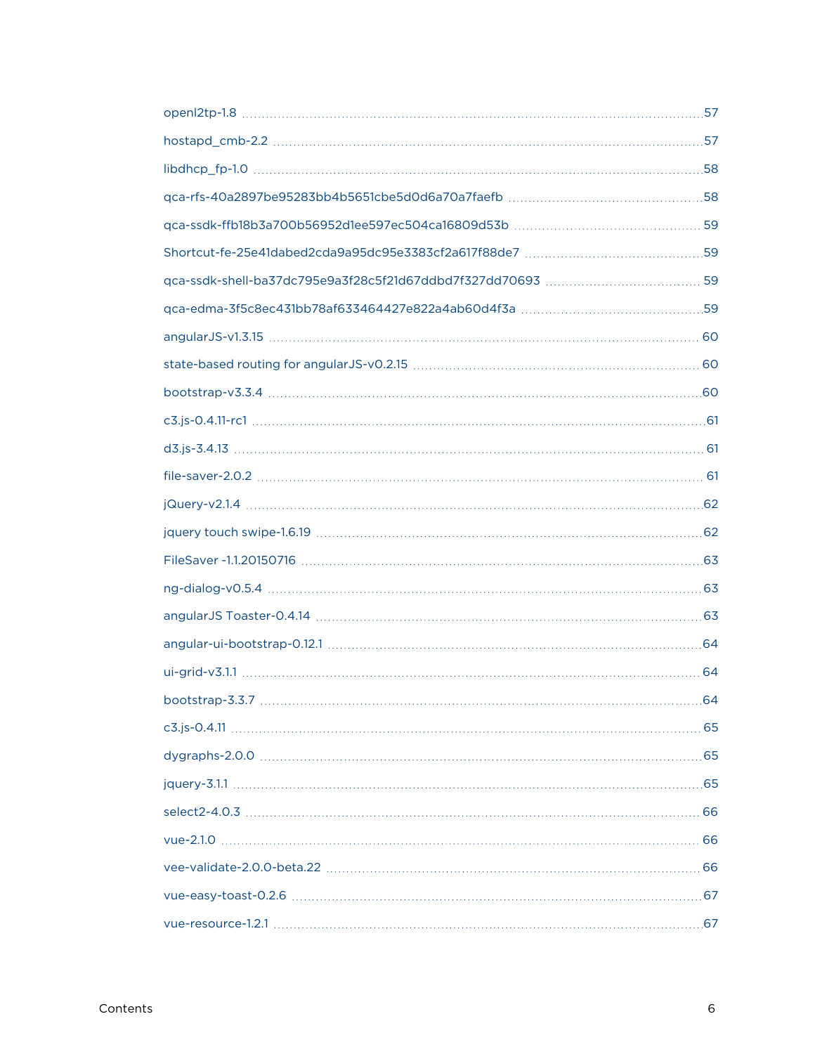- openl2tp-1.8 ........ 57
- hostapd_cmb-2.2 ........ 57
- libdhcp_fp-1.0 ........ 58
- qca-rfs-40a2897be95283bb4b5651cbe5d0d6a70a7faefb ........ 58
- qca-ssdk-ffb18b3a700b56952d1ee597ec504ca16809d53b ........ 59
- Shortcut-fe-25e41dabed2cda9a95dc95e3383cf2a617f88de7 ........ 59
- qca-ssdk-shell-ba37dc795e9a3f28c5f21d67ddbd7f327dd70693 ........ 59
- qca-edma-3f5c8ec431bb78af633464427e822a4ab60d4f3a ........ 59
- angularJS-v1.3.15 ........ 60
- state-based routing for angularJS-v0.2.15 ........ 60
- bootstrap-v3.3.4 ........ 60
- c3.js-0.4.11-rc1 ........ 61
- d3.js-3.4.13 ........ 61
- file-saver-2.0.2 ........ 61
- jQuery-v2.1.4 ........ 62
- jquery touch swipe-1.6.19 ........ 62
- FileSaver -1.1.20150716 ........ 63
- ng-dialog-v0.5.4 ........ 63
- angularJS Toaster-0.4.14 ........ 63
- angular-ui-bootstrap-0.12.1 ........ 64
- ui-grid-v3.1.1 ........ 64
- bootstrap-3.3.7 ........ 64
- c3.js-0.4.11 ........ 65
- dygraphs-2.0.0 ........ 65
- jquery-3.1.1 ........ 65
- select2-4.0.3 ........ 66
- vue-2.1.0 ........ 66
- vee-validate-2.0.0-beta.22 ........ 66
- vue-easy-toast-0.2.6 ........ 67
- vue-resource-1.2.1 ........ 67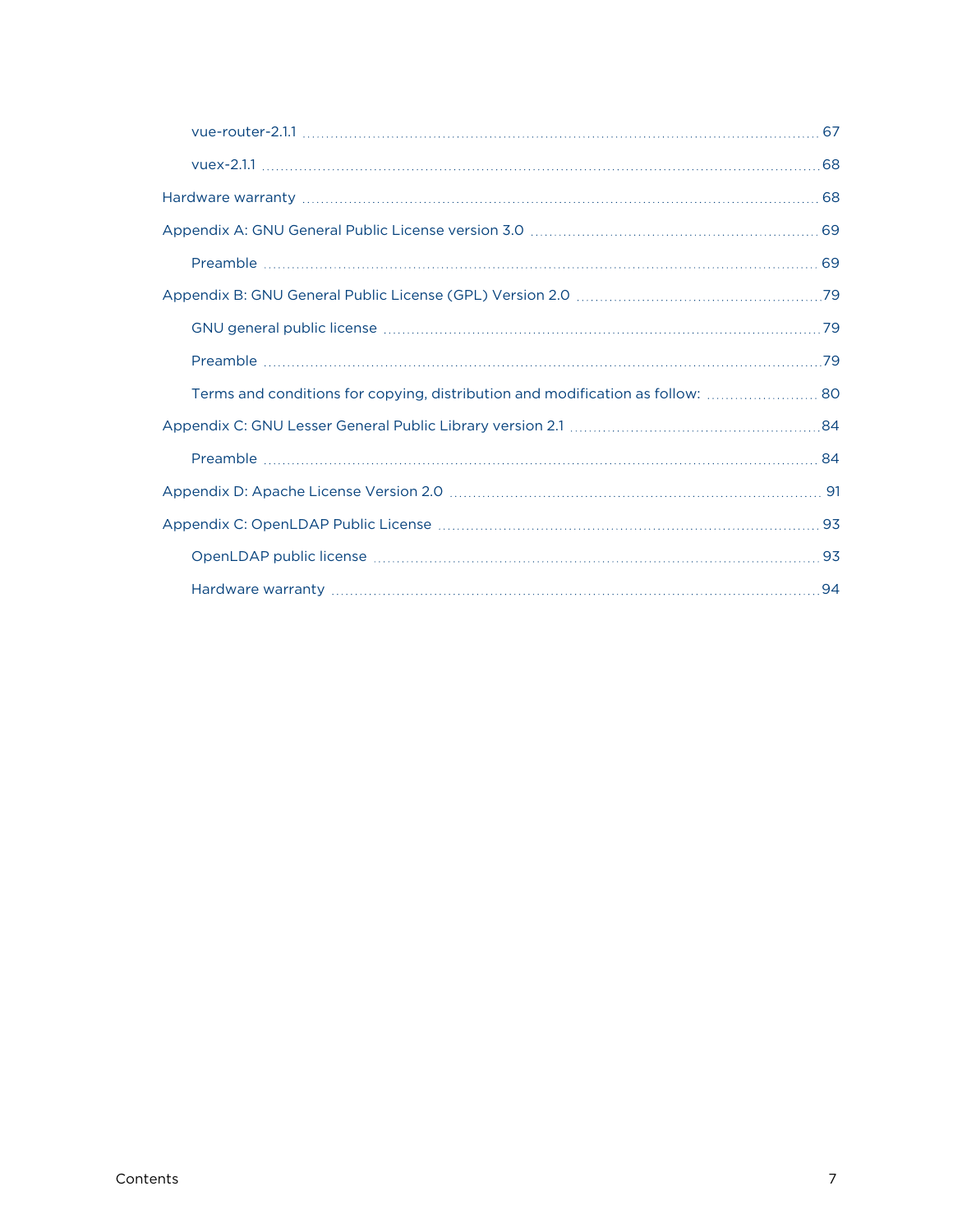- vue-router-2.1.1 ........ 67
- vuex-2.1.1 ........ 68

Hardware warranty ........ 68

Appendix A: GNU General Public License version 3.0 ........ 69

- Preamble ........ 69

Appendix B: GNU General Public License (GPL) Version 2.0 ........ 79

- GNU general public license ........ 79
- Preamble ........ 79
- Terms and conditions for copying, distribution and modification as follow: ........ 80

Appendix C: GNU Lesser General Public Library version 2.1 ........ 84

- Preamble ........ 84

Appendix D: Apache License Version 2.0 ........ 91

Appendix C: OpenLDAP Public License ........ 93

- OpenLDAP public license ........ 93
- Hardware warranty ........ 94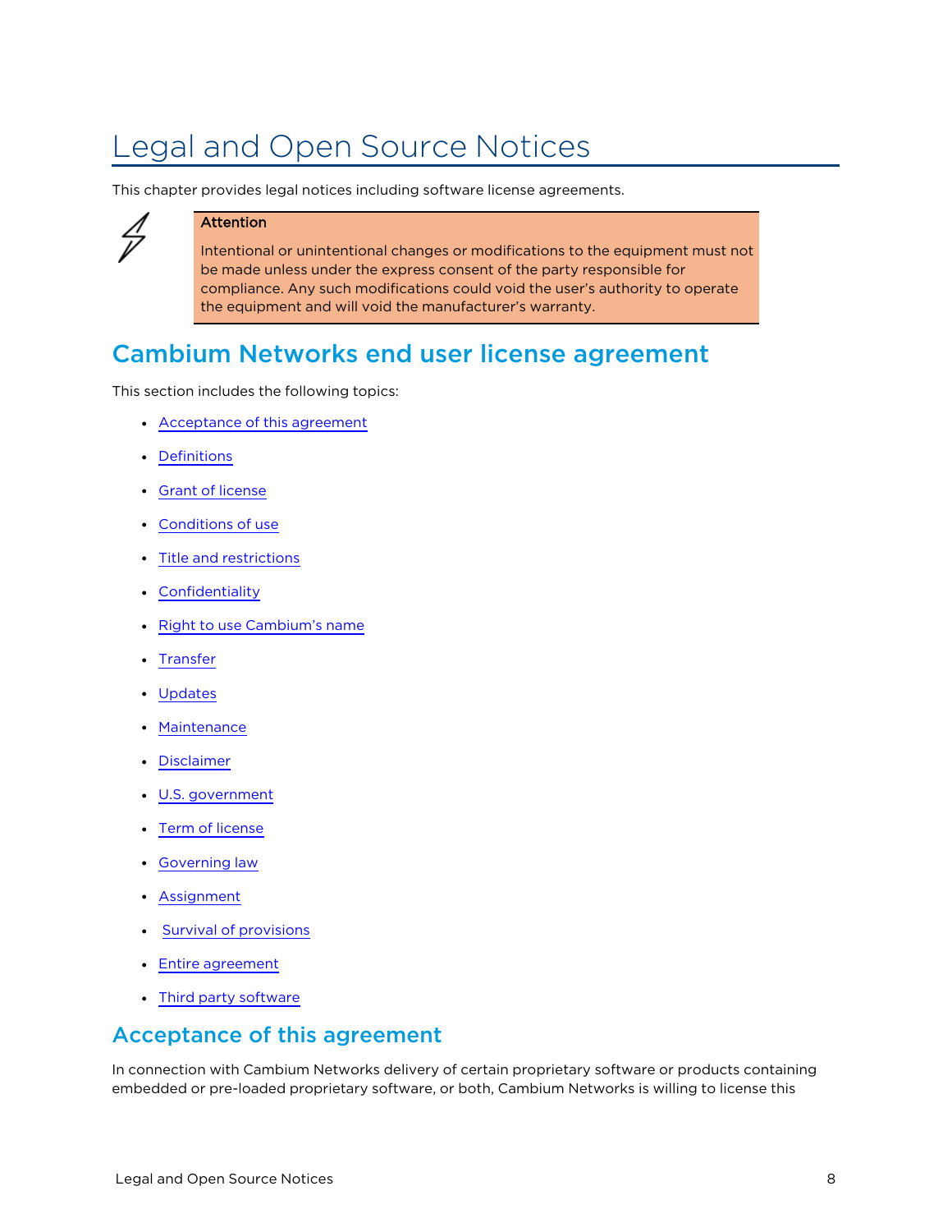# Legal and Open Source Notices

This chapter provides legal notices including software license agreements.

> **Attention**
>
> Intentional or unintentional changes or modifications to the equipment must not be made unless under the express consent of the party responsible for compliance. Any such modifications could void the user's authority to operate the equipment and will void the manufacturer's warranty.

## Cambium Networks end user license agreement

This section includes the following topics:

- Acceptance of this agreement
- Definitions
- Grant of license
- Conditions of use
- Title and restrictions
- Confidentiality
- Right to use Cambium's name
- Transfer
- Updates
- Maintenance
- Disclaimer
- U.S. government
- Term of license
- Governing law
- Assignment
- Survival of provisions
- Entire agreement
- Third party software

### Acceptance of this agreement

In connection with Cambium Networks delivery of certain proprietary software or products containing embedded or pre-loaded proprietary software, or both, Cambium Networks is willing to license this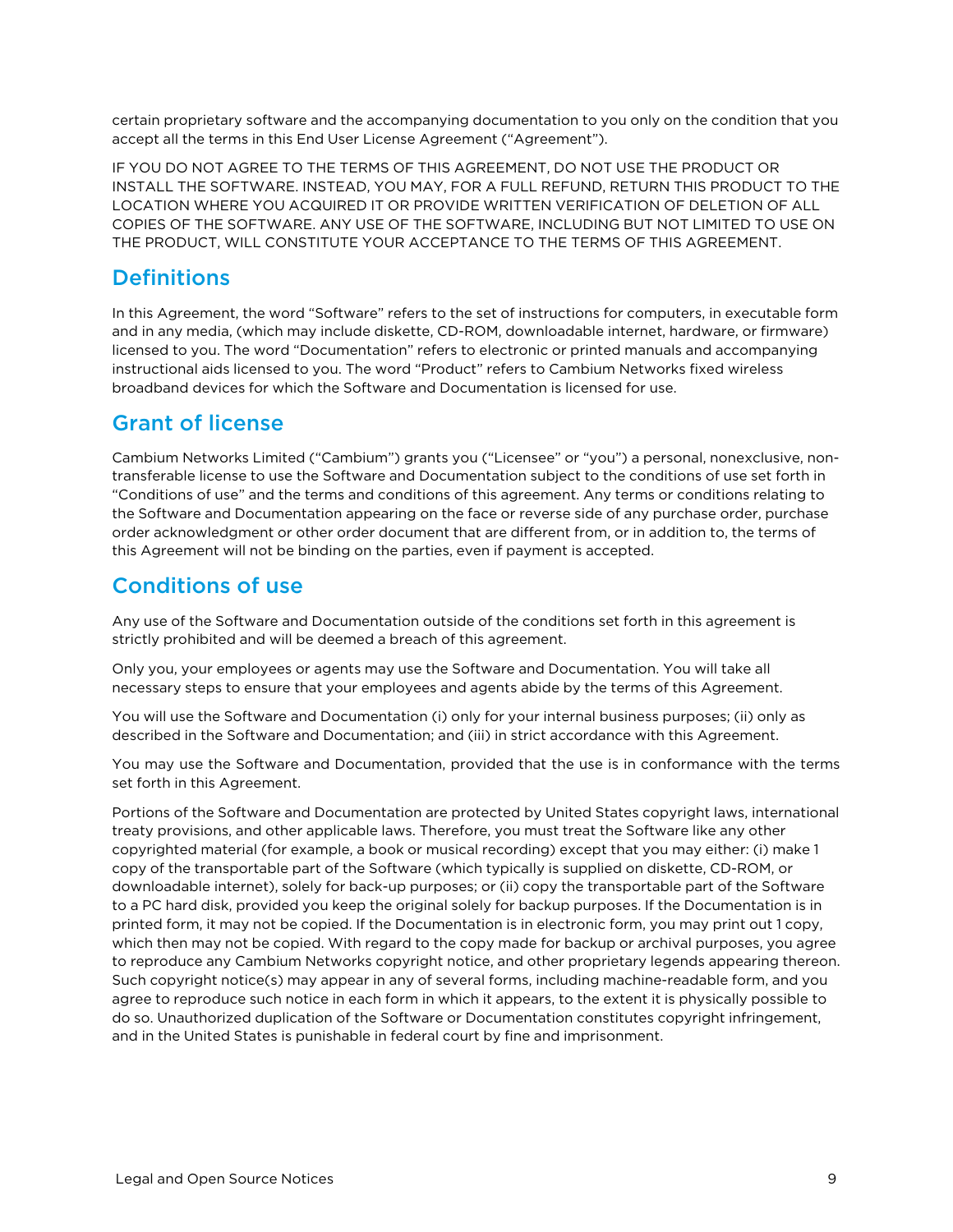certain proprietary software and the accompanying documentation to you only on the condition that you accept all the terms in this End User License Agreement ("Agreement").

IF YOU DO NOT AGREE TO THE TERMS OF THIS AGREEMENT, DO NOT USE THE PRODUCT OR INSTALL THE SOFTWARE. INSTEAD, YOU MAY, FOR A FULL REFUND, RETURN THIS PRODUCT TO THE LOCATION WHERE YOU ACQUIRED IT OR PROVIDE WRITTEN VERIFICATION OF DELETION OF ALL COPIES OF THE SOFTWARE. ANY USE OF THE SOFTWARE, INCLUDING BUT NOT LIMITED TO USE ON THE PRODUCT, WILL CONSTITUTE YOUR ACCEPTANCE TO THE TERMS OF THIS AGREEMENT.

## Definitions

In this Agreement, the word "Software" refers to the set of instructions for computers, in executable form and in any media, (which may include diskette, CD-ROM, downloadable internet, hardware, or firmware) licensed to you. The word "Documentation" refers to electronic or printed manuals and accompanying instructional aids licensed to you. The word "Product" refers to Cambium Networks fixed wireless broadband devices for which the Software and Documentation is licensed for use.

## Grant of license

Cambium Networks Limited ("Cambium") grants you ("Licensee" or "you") a personal, nonexclusive, non-transferable license to use the Software and Documentation subject to the conditions of use set forth in "Conditions of use" and the terms and conditions of this agreement. Any terms or conditions relating to the Software and Documentation appearing on the face or reverse side of any purchase order, purchase order acknowledgment or other order document that are different from, or in addition to, the terms of this Agreement will not be binding on the parties, even if payment is accepted.

## Conditions of use

Any use of the Software and Documentation outside of the conditions set forth in this agreement is strictly prohibited and will be deemed a breach of this agreement.

Only you, your employees or agents may use the Software and Documentation. You will take all necessary steps to ensure that your employees and agents abide by the terms of this Agreement.

You will use the Software and Documentation (i) only for your internal business purposes; (ii) only as described in the Software and Documentation; and (iii) in strict accordance with this Agreement.

You may use the Software and Documentation, provided that the use is in conformance with the terms set forth in this Agreement.

Portions of the Software and Documentation are protected by United States copyright laws, international treaty provisions, and other applicable laws. Therefore, you must treat the Software like any other copyrighted material (for example, a book or musical recording) except that you may either: (i) make 1 copy of the transportable part of the Software (which typically is supplied on diskette, CD-ROM, or downloadable internet), solely for back-up purposes; or (ii) copy the transportable part of the Software to a PC hard disk, provided you keep the original solely for backup purposes. If the Documentation is in printed form, it may not be copied. If the Documentation is in electronic form, you may print out 1 copy, which then may not be copied. With regard to the copy made for backup or archival purposes, you agree to reproduce any Cambium Networks copyright notice, and other proprietary legends appearing thereon. Such copyright notice(s) may appear in any of several forms, including machine-readable form, and you agree to reproduce such notice in each form in which it appears, to the extent it is physically possible to do so. Unauthorized duplication of the Software or Documentation constitutes copyright infringement, and in the United States is punishable in federal court by fine and imprisonment.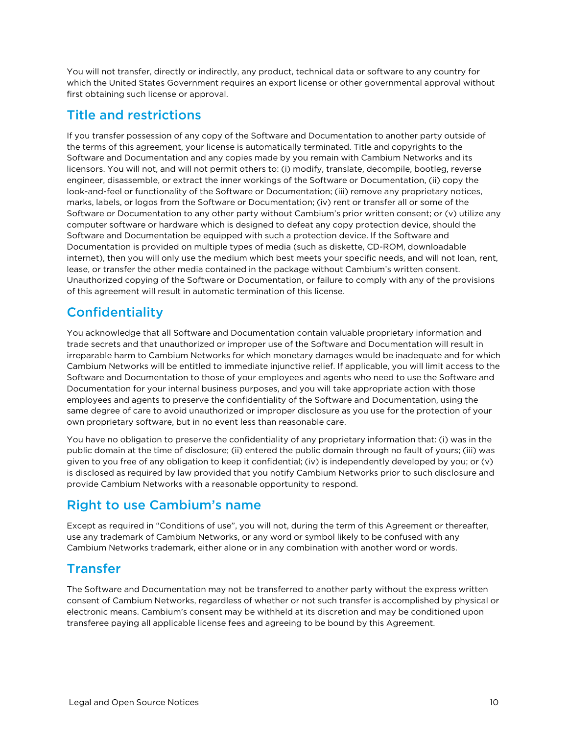You will not transfer, directly or indirectly, any product, technical data or software to any country for which the United States Government requires an export license or other governmental approval without first obtaining such license or approval.

## Title and restrictions

If you transfer possession of any copy of the Software and Documentation to another party outside of the terms of this agreement, your license is automatically terminated. Title and copyrights to the Software and Documentation and any copies made by you remain with Cambium Networks and its licensors. You will not, and will not permit others to: (i) modify, translate, decompile, bootleg, reverse engineer, disassemble, or extract the inner workings of the Software or Documentation, (ii) copy the look-and-feel or functionality of the Software or Documentation; (iii) remove any proprietary notices, marks, labels, or logos from the Software or Documentation; (iv) rent or transfer all or some of the Software or Documentation to any other party without Cambium's prior written consent; or (v) utilize any computer software or hardware which is designed to defeat any copy protection device, should the Software and Documentation be equipped with such a protection device. If the Software and Documentation is provided on multiple types of media (such as diskette, CD-ROM, downloadable internet), then you will only use the medium which best meets your specific needs, and will not loan, rent, lease, or transfer the other media contained in the package without Cambium's written consent. Unauthorized copying of the Software or Documentation, or failure to comply with any of the provisions of this agreement will result in automatic termination of this license.

## Confidentiality

You acknowledge that all Software and Documentation contain valuable proprietary information and trade secrets and that unauthorized or improper use of the Software and Documentation will result in irreparable harm to Cambium Networks for which monetary damages would be inadequate and for which Cambium Networks will be entitled to immediate injunctive relief. If applicable, you will limit access to the Software and Documentation to those of your employees and agents who need to use the Software and Documentation for your internal business purposes, and you will take appropriate action with those employees and agents to preserve the confidentiality of the Software and Documentation, using the same degree of care to avoid unauthorized or improper disclosure as you use for the protection of your own proprietary software, but in no event less than reasonable care.

You have no obligation to preserve the confidentiality of any proprietary information that: (i) was in the public domain at the time of disclosure; (ii) entered the public domain through no fault of yours; (iii) was given to you free of any obligation to keep it confidential; (iv) is independently developed by you; or (v) is disclosed as required by law provided that you notify Cambium Networks prior to such disclosure and provide Cambium Networks with a reasonable opportunity to respond.

## Right to use Cambium's name

Except as required in "Conditions of use", you will not, during the term of this Agreement or thereafter, use any trademark of Cambium Networks, or any word or symbol likely to be confused with any Cambium Networks trademark, either alone or in any combination with another word or words.

## Transfer

The Software and Documentation may not be transferred to another party without the express written consent of Cambium Networks, regardless of whether or not such transfer is accomplished by physical or electronic means. Cambium's consent may be withheld at its discretion and may be conditioned upon transferee paying all applicable license fees and agreeing to be bound by this Agreement.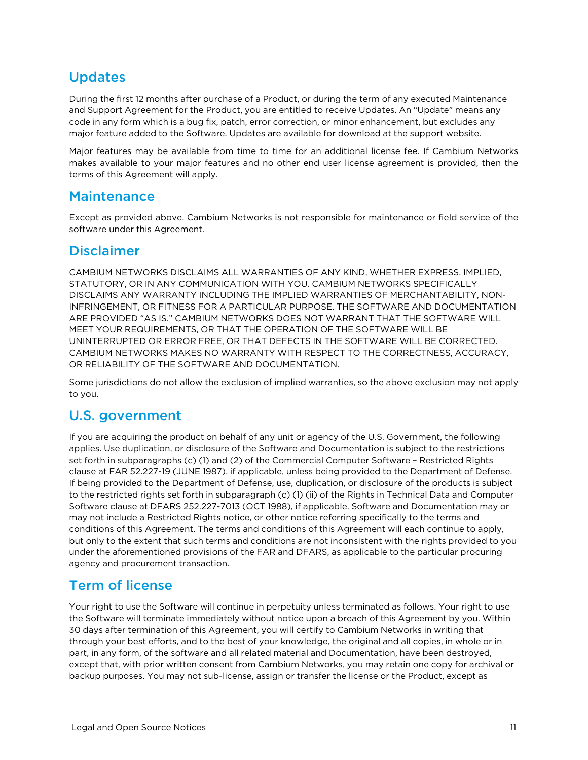## Updates

During the first 12 months after purchase of a Product, or during the term of any executed Maintenance and Support Agreement for the Product, you are entitled to receive Updates. An "Update" means any code in any form which is a bug fix, patch, error correction, or minor enhancement, but excludes any major feature added to the Software. Updates are available for download at the support website.

Major features may be available from time to time for an additional license fee. If Cambium Networks makes available to your major features and no other end user license agreement is provided, then the terms of this Agreement will apply.

## Maintenance

Except as provided above, Cambium Networks is not responsible for maintenance or field service of the software under this Agreement.

## Disclaimer

CAMBIUM NETWORKS DISCLAIMS ALL WARRANTIES OF ANY KIND, WHETHER EXPRESS, IMPLIED, STATUTORY, OR IN ANY COMMUNICATION WITH YOU. CAMBIUM NETWORKS SPECIFICALLY DISCLAIMS ANY WARRANTY INCLUDING THE IMPLIED WARRANTIES OF MERCHANTABILITY, NON-INFRINGEMENT, OR FITNESS FOR A PARTICULAR PURPOSE. THE SOFTWARE AND DOCUMENTATION ARE PROVIDED "AS IS." CAMBIUM NETWORKS DOES NOT WARRANT THAT THE SOFTWARE WILL MEET YOUR REQUIREMENTS, OR THAT THE OPERATION OF THE SOFTWARE WILL BE UNINTERRUPTED OR ERROR FREE, OR THAT DEFECTS IN THE SOFTWARE WILL BE CORRECTED. CAMBIUM NETWORKS MAKES NO WARRANTY WITH RESPECT TO THE CORRECTNESS, ACCURACY, OR RELIABILITY OF THE SOFTWARE AND DOCUMENTATION.

Some jurisdictions do not allow the exclusion of implied warranties, so the above exclusion may not apply to you.

## U.S. government

If you are acquiring the product on behalf of any unit or agency of the U.S. Government, the following applies. Use duplication, or disclosure of the Software and Documentation is subject to the restrictions set forth in subparagraphs (c) (1) and (2) of the Commercial Computer Software – Restricted Rights clause at FAR 52.227-19 (JUNE 1987), if applicable, unless being provided to the Department of Defense. If being provided to the Department of Defense, use, duplication, or disclosure of the products is subject to the restricted rights set forth in subparagraph (c) (1) (ii) of the Rights in Technical Data and Computer Software clause at DFARS 252.227-7013 (OCT 1988), if applicable. Software and Documentation may or may not include a Restricted Rights notice, or other notice referring specifically to the terms and conditions of this Agreement. The terms and conditions of this Agreement will each continue to apply, but only to the extent that such terms and conditions are not inconsistent with the rights provided to you under the aforementioned provisions of the FAR and DFARS, as applicable to the particular procuring agency and procurement transaction.

## Term of license

Your right to use the Software will continue in perpetuity unless terminated as follows. Your right to use the Software will terminate immediately without notice upon a breach of this Agreement by you. Within 30 days after termination of this Agreement, you will certify to Cambium Networks in writing that through your best efforts, and to the best of your knowledge, the original and all copies, in whole or in part, in any form, of the software and all related material and Documentation, have been destroyed, except that, with prior written consent from Cambium Networks, you may retain one copy for archival or backup purposes. You may not sub-license, assign or transfer the license or the Product, except as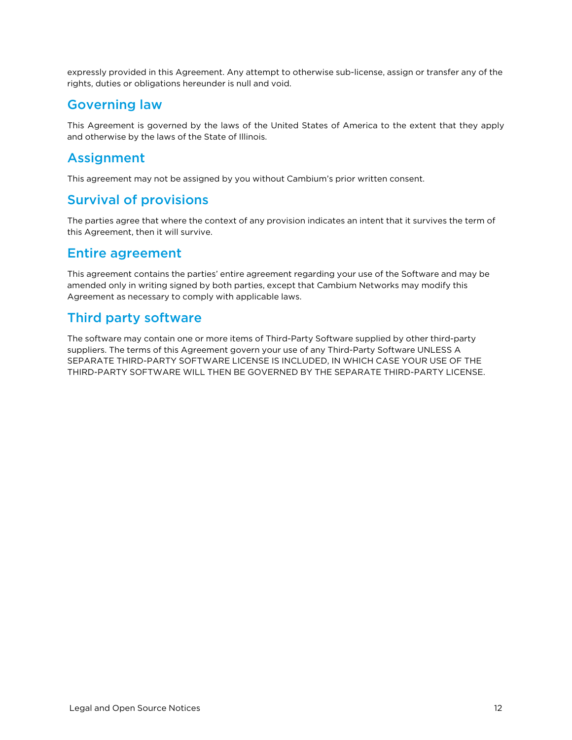expressly provided in this Agreement. Any attempt to otherwise sub-license, assign or transfer any of the rights, duties or obligations hereunder is null and void.

## Governing law

This Agreement is governed by the laws of the United States of America to the extent that they apply and otherwise by the laws of the State of Illinois.

## Assignment

This agreement may not be assigned by you without Cambium's prior written consent.

## Survival of provisions

The parties agree that where the context of any provision indicates an intent that it survives the term of this Agreement, then it will survive.

## Entire agreement

This agreement contains the parties' entire agreement regarding your use of the Software and may be amended only in writing signed by both parties, except that Cambium Networks may modify this Agreement as necessary to comply with applicable laws.

## Third party software

The software may contain one or more items of Third-Party Software supplied by other third-party suppliers. The terms of this Agreement govern your use of any Third-Party Software UNLESS A SEPARATE THIRD-PARTY SOFTWARE LICENSE IS INCLUDED, IN WHICH CASE YOUR USE OF THE THIRD-PARTY SOFTWARE WILL THEN BE GOVERNED BY THE SEPARATE THIRD-PARTY LICENSE.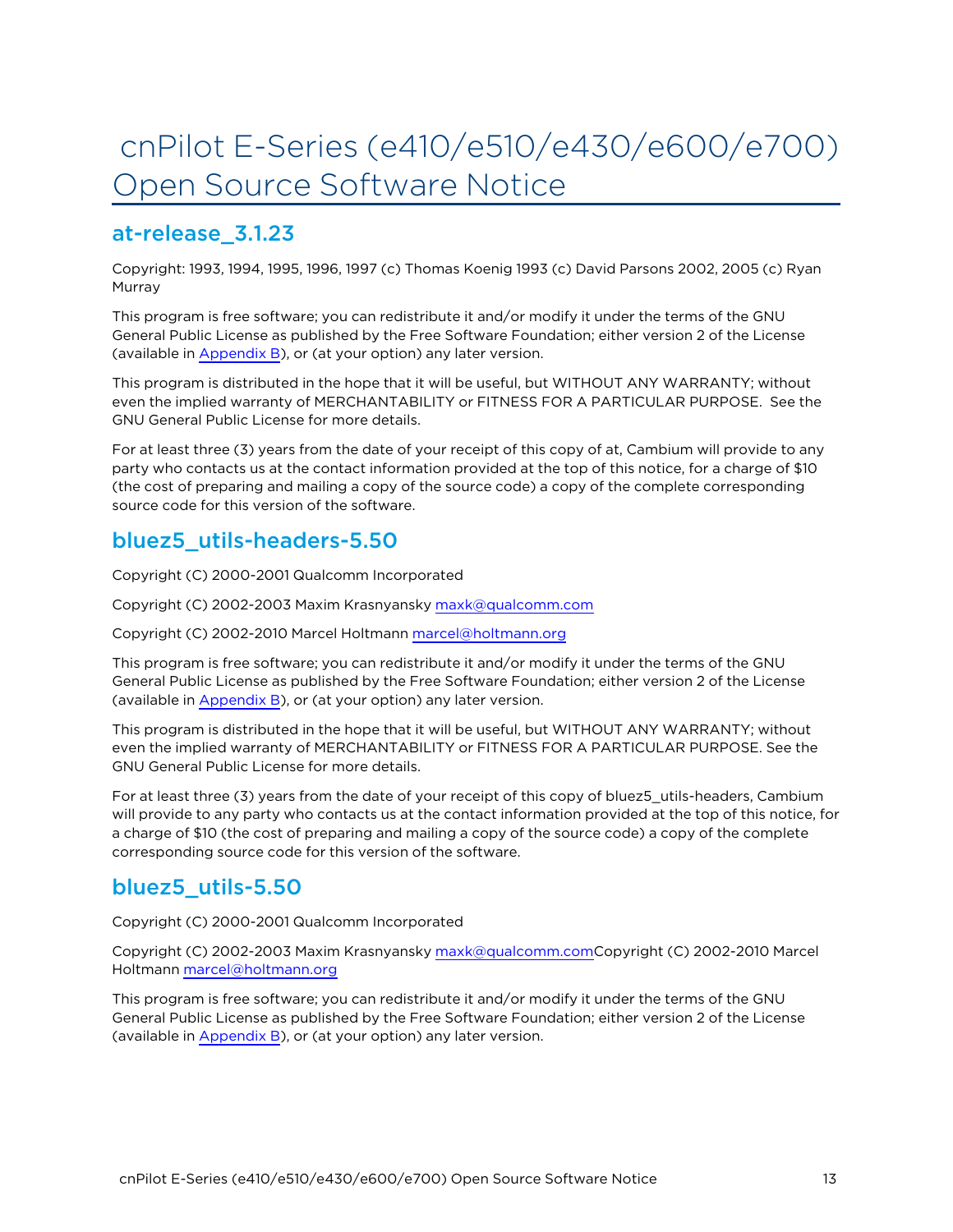# cnPilot E-Series (e410/e510/e430/e600/e700) Open Source Software Notice

## at-release_3.1.23

Copyright: 1993, 1994, 1995, 1996, 1997 (c) Thomas Koenig 1993 (c) David Parsons 2002, 2005 (c) Ryan Murray

This program is free software; you can redistribute it and/or modify it under the terms of the GNU General Public License as published by the Free Software Foundation; either version 2 of the License (available in Appendix B), or (at your option) any later version.

This program is distributed in the hope that it will be useful, but WITHOUT ANY WARRANTY; without even the implied warranty of MERCHANTABILITY or FITNESS FOR A PARTICULAR PURPOSE. See the GNU General Public License for more details.

For at least three (3) years from the date of your receipt of this copy of at, Cambium will provide to any party who contacts us at the contact information provided at the top of this notice, for a charge of $10 (the cost of preparing and mailing a copy of the source code) a copy of the complete corresponding source code for this version of the software.

## bluez5_utils-headers-5.50

Copyright (C) 2000-2001 Qualcomm Incorporated

Copyright (C) 2002-2003 Maxim Krasnyansky maxk@qualcomm.com

Copyright (C) 2002-2010 Marcel Holtmann marcel@holtmann.org

This program is free software; you can redistribute it and/or modify it under the terms of the GNU General Public License as published by the Free Software Foundation; either version 2 of the License (available in Appendix B), or (at your option) any later version.

This program is distributed in the hope that it will be useful, but WITHOUT ANY WARRANTY; without even the implied warranty of MERCHANTABILITY or FITNESS FOR A PARTICULAR PURPOSE. See the GNU General Public License for more details.

For at least three (3) years from the date of your receipt of this copy of bluez5_utils-headers, Cambium will provide to any party who contacts us at the contact information provided at the top of this notice, for a charge of $10 (the cost of preparing and mailing a copy of the source code) a copy of the complete corresponding source code for this version of the software.

## bluez5_utils-5.50

Copyright (C) 2000-2001 Qualcomm Incorporated

Copyright (C) 2002-2003 Maxim Krasnyansky maxk@qualcomm.comCopyright (C) 2002-2010 Marcel Holtmann marcel@holtmann.org

This program is free software; you can redistribute it and/or modify it under the terms of the GNU General Public License as published by the Free Software Foundation; either version 2 of the License (available in Appendix B), or (at your option) any later version.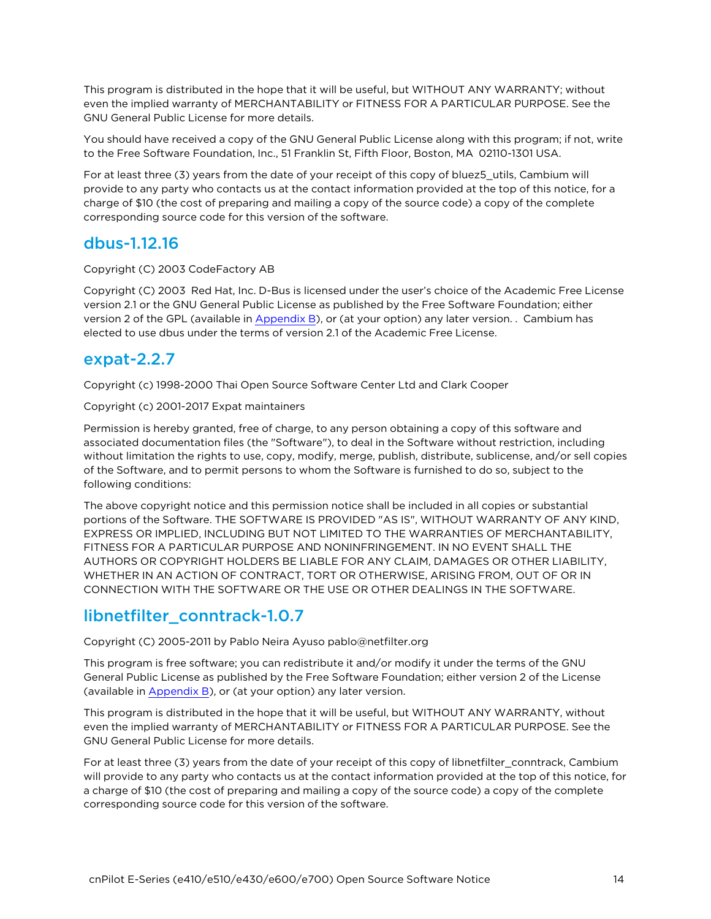This program is distributed in the hope that it will be useful, but WITHOUT ANY WARRANTY; without even the implied warranty of MERCHANTABILITY or FITNESS FOR A PARTICULAR PURPOSE. See the GNU General Public License for more details.

You should have received a copy of the GNU General Public License along with this program; if not, write to the Free Software Foundation, Inc., 51 Franklin St, Fifth Floor, Boston, MA  02110-1301 USA.

For at least three (3) years from the date of your receipt of this copy of bluez5_utils, Cambium will provide to any party who contacts us at the contact information provided at the top of this notice, for a charge of $10 (the cost of preparing and mailing a copy of the source code) a copy of the complete corresponding source code for this version of the software.

## dbus-1.12.16

Copyright (C) 2003 CodeFactory AB

Copyright (C) 2003  Red Hat, Inc. D-Bus is licensed under the user's choice of the Academic Free License version 2.1 or the GNU General Public License as published by the Free Software Foundation; either version 2 of the GPL (available in Appendix B), or (at your option) any later version. .  Cambium has elected to use dbus under the terms of version 2.1 of the Academic Free License.

## expat-2.2.7

Copyright (c) 1998-2000 Thai Open Source Software Center Ltd and Clark Cooper

Copyright (c) 2001-2017 Expat maintainers

Permission is hereby granted, free of charge, to any person obtaining a copy of this software and associated documentation files (the "Software"), to deal in the Software without restriction, including without limitation the rights to use, copy, modify, merge, publish, distribute, sublicense, and/or sell copies of the Software, and to permit persons to whom the Software is furnished to do so, subject to the following conditions:

The above copyright notice and this permission notice shall be included in all copies or substantial portions of the Software. THE SOFTWARE IS PROVIDED "AS IS", WITHOUT WARRANTY OF ANY KIND, EXPRESS OR IMPLIED, INCLUDING BUT NOT LIMITED TO THE WARRANTIES OF MERCHANTABILITY, FITNESS FOR A PARTICULAR PURPOSE AND NONINFRINGEMENT. IN NO EVENT SHALL THE AUTHORS OR COPYRIGHT HOLDERS BE LIABLE FOR ANY CLAIM, DAMAGES OR OTHER LIABILITY, WHETHER IN AN ACTION OF CONTRACT, TORT OR OTHERWISE, ARISING FROM, OUT OF OR IN CONNECTION WITH THE SOFTWARE OR THE USE OR OTHER DEALINGS IN THE SOFTWARE.

## libnetfilter_conntrack-1.0.7

Copyright (C) 2005-2011 by Pablo Neira Ayuso pablo@netfilter.org

This program is free software; you can redistribute it and/or modify it under the terms of the GNU General Public License as published by the Free Software Foundation; either version 2 of the License (available in Appendix B), or (at your option) any later version.

This program is distributed in the hope that it will be useful, but WITHOUT ANY WARRANTY, without even the implied warranty of MERCHANTABILITY or FITNESS FOR A PARTICULAR PURPOSE. See the GNU General Public License for more details.

For at least three (3) years from the date of your receipt of this copy of libnetfilter_conntrack, Cambium will provide to any party who contacts us at the contact information provided at the top of this notice, for a charge of $10 (the cost of preparing and mailing a copy of the source code) a copy of the complete corresponding source code for this version of the software.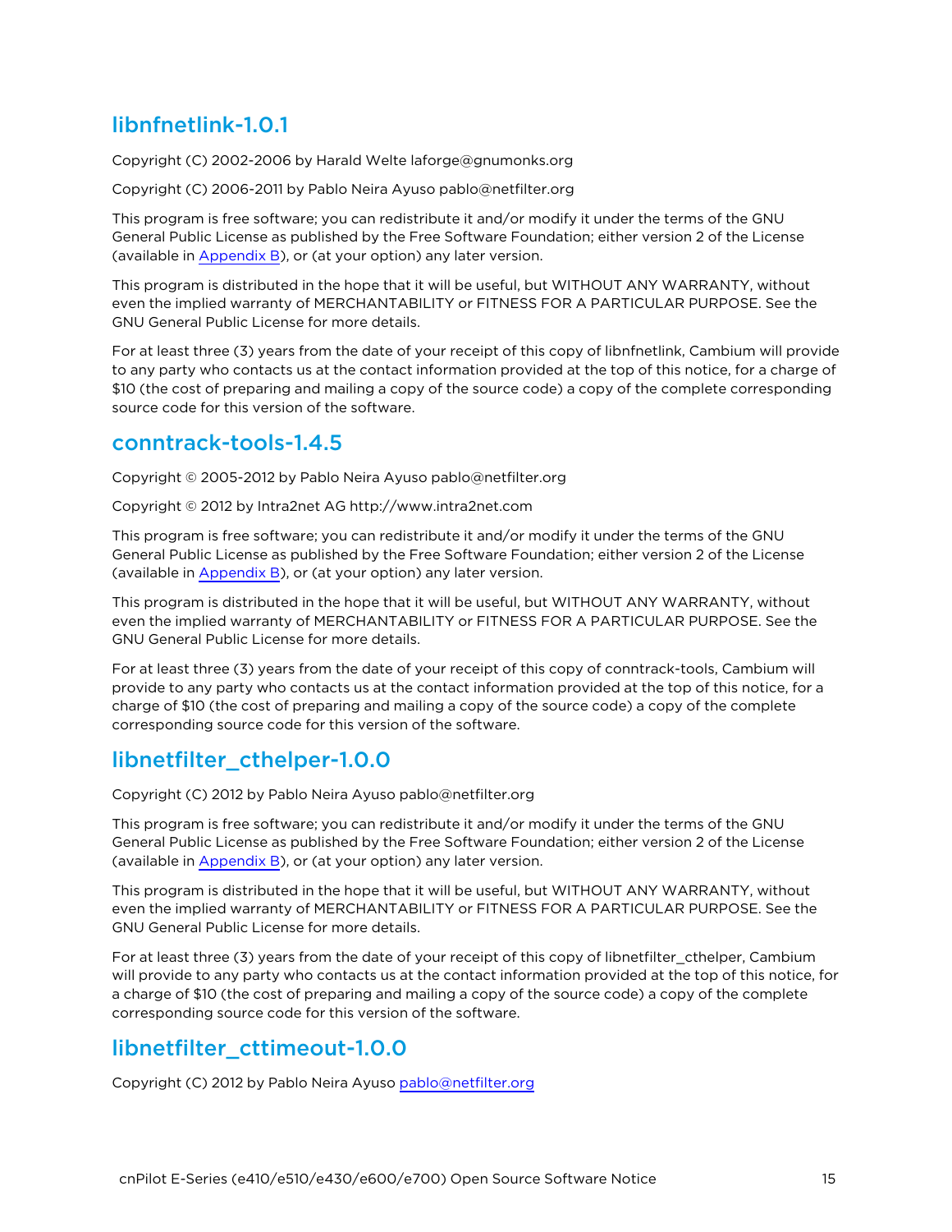## libnfnetlink-1.0.1

Copyright (C) 2002-2006 by Harald Welte laforge@gnumonks.org

Copyright (C) 2006-2011 by Pablo Neira Ayuso pablo@netfilter.org

This program is free software; you can redistribute it and/or modify it under the terms of the GNU General Public License as published by the Free Software Foundation; either version 2 of the License (available in Appendix B), or (at your option) any later version.

This program is distributed in the hope that it will be useful, but WITHOUT ANY WARRANTY, without even the implied warranty of MERCHANTABILITY or FITNESS FOR A PARTICULAR PURPOSE. See the GNU General Public License for more details.

For at least three (3) years from the date of your receipt of this copy of libnfnetlink, Cambium will provide to any party who contacts us at the contact information provided at the top of this notice, for a charge of $10 (the cost of preparing and mailing a copy of the source code) a copy of the complete corresponding source code for this version of the software.

## conntrack-tools-1.4.5

Copyright © 2005-2012 by Pablo Neira Ayuso pablo@netfilter.org

Copyright © 2012 by Intra2net AG http://www.intra2net.com

This program is free software; you can redistribute it and/or modify it under the terms of the GNU General Public License as published by the Free Software Foundation; either version 2 of the License (available in Appendix B), or (at your option) any later version.

This program is distributed in the hope that it will be useful, but WITHOUT ANY WARRANTY, without even the implied warranty of MERCHANTABILITY or FITNESS FOR A PARTICULAR PURPOSE. See the GNU General Public License for more details.

For at least three (3) years from the date of your receipt of this copy of conntrack-tools, Cambium will provide to any party who contacts us at the contact information provided at the top of this notice, for a charge of $10 (the cost of preparing and mailing a copy of the source code) a copy of the complete corresponding source code for this version of the software.

## libnetfilter_cthelper-1.0.0

Copyright (C) 2012 by Pablo Neira Ayuso pablo@netfilter.org

This program is free software; you can redistribute it and/or modify it under the terms of the GNU General Public License as published by the Free Software Foundation; either version 2 of the License (available in Appendix B), or (at your option) any later version.

This program is distributed in the hope that it will be useful, but WITHOUT ANY WARRANTY, without even the implied warranty of MERCHANTABILITY or FITNESS FOR A PARTICULAR PURPOSE. See the GNU General Public License for more details.

For at least three (3) years from the date of your receipt of this copy of libnetfilter_cthelper, Cambium will provide to any party who contacts us at the contact information provided at the top of this notice, for a charge of $10 (the cost of preparing and mailing a copy of the source code) a copy of the complete corresponding source code for this version of the software.

## libnetfilter_cttimeout-1.0.0

Copyright (C) 2012 by Pablo Neira Ayuso pablo@netfilter.org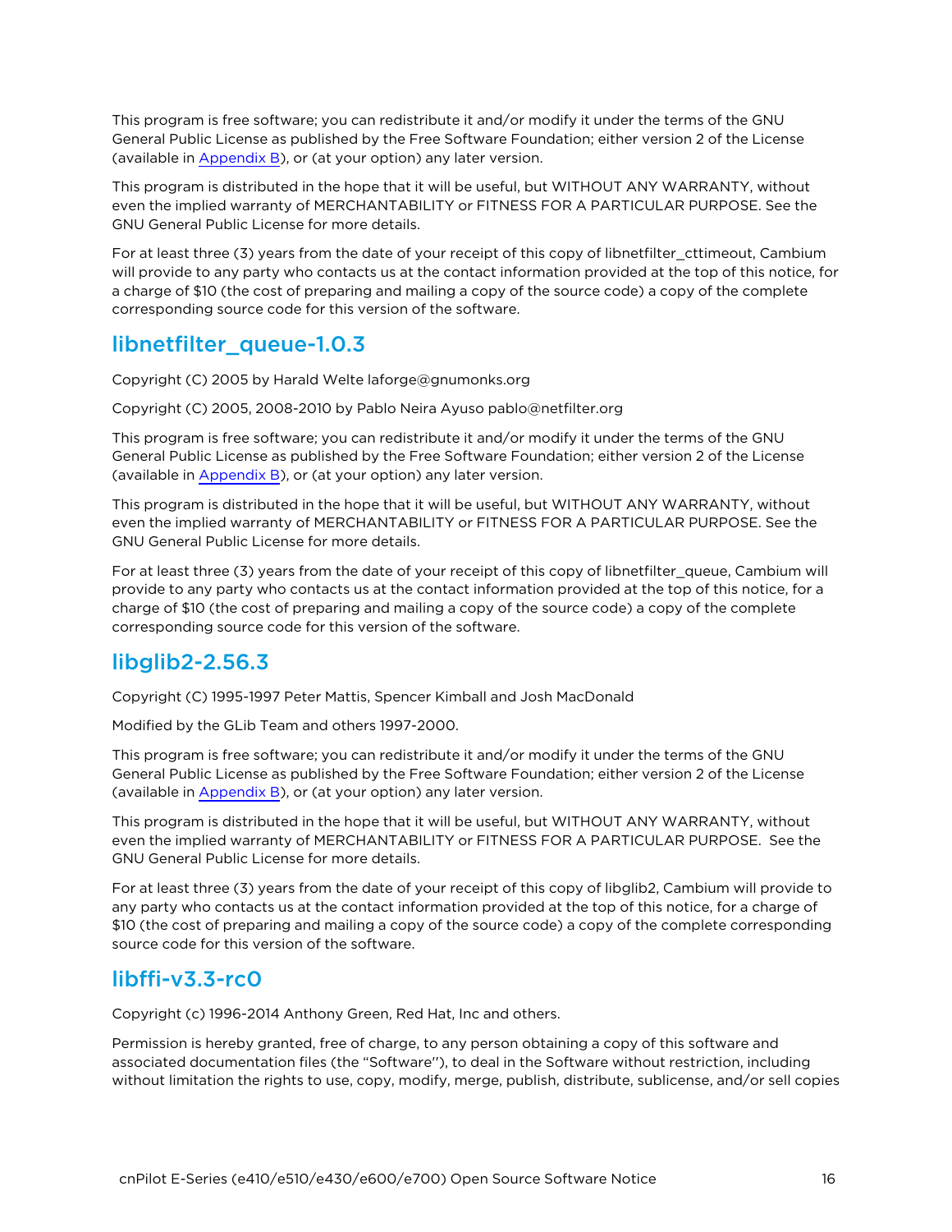This program is free software; you can redistribute it and/or modify it under the terms of the GNU General Public License as published by the Free Software Foundation; either version 2 of the License (available in Appendix B), or (at your option) any later version.

This program is distributed in the hope that it will be useful, but WITHOUT ANY WARRANTY, without even the implied warranty of MERCHANTABILITY or FITNESS FOR A PARTICULAR PURPOSE. See the GNU General Public License for more details.

For at least three (3) years from the date of your receipt of this copy of libnetfilter_cttimeout, Cambium will provide to any party who contacts us at the contact information provided at the top of this notice, for a charge of $10 (the cost of preparing and mailing a copy of the source code) a copy of the complete corresponding source code for this version of the software.

## libnetfilter_queue-1.0.3

Copyright (C) 2005 by Harald Welte laforge@gnumonks.org

Copyright (C) 2005, 2008-2010 by Pablo Neira Ayuso pablo@netfilter.org

This program is free software; you can redistribute it and/or modify it under the terms of the GNU General Public License as published by the Free Software Foundation; either version 2 of the License (available in Appendix B), or (at your option) any later version.

This program is distributed in the hope that it will be useful, but WITHOUT ANY WARRANTY, without even the implied warranty of MERCHANTABILITY or FITNESS FOR A PARTICULAR PURPOSE. See the GNU General Public License for more details.

For at least three (3) years from the date of your receipt of this copy of libnetfilter_queue, Cambium will provide to any party who contacts us at the contact information provided at the top of this notice, for a charge of $10 (the cost of preparing and mailing a copy of the source code) a copy of the complete corresponding source code for this version of the software.

## libglib2-2.56.3

Copyright (C) 1995-1997 Peter Mattis, Spencer Kimball and Josh MacDonald

Modified by the GLib Team and others 1997-2000.

This program is free software; you can redistribute it and/or modify it under the terms of the GNU General Public License as published by the Free Software Foundation; either version 2 of the License (available in Appendix B), or (at your option) any later version.

This program is distributed in the hope that it will be useful, but WITHOUT ANY WARRANTY, without even the implied warranty of MERCHANTABILITY or FITNESS FOR A PARTICULAR PURPOSE. See the GNU General Public License for more details.

For at least three (3) years from the date of your receipt of this copy of libglib2, Cambium will provide to any party who contacts us at the contact information provided at the top of this notice, for a charge of $10 (the cost of preparing and mailing a copy of the source code) a copy of the complete corresponding source code for this version of the software.

## libffi-v3.3-rc0

Copyright (c) 1996-2014 Anthony Green, Red Hat, Inc and others.

Permission is hereby granted, free of charge, to any person obtaining a copy of this software and associated documentation files (the "Software''), to deal in the Software without restriction, including without limitation the rights to use, copy, modify, merge, publish, distribute, sublicense, and/or sell copies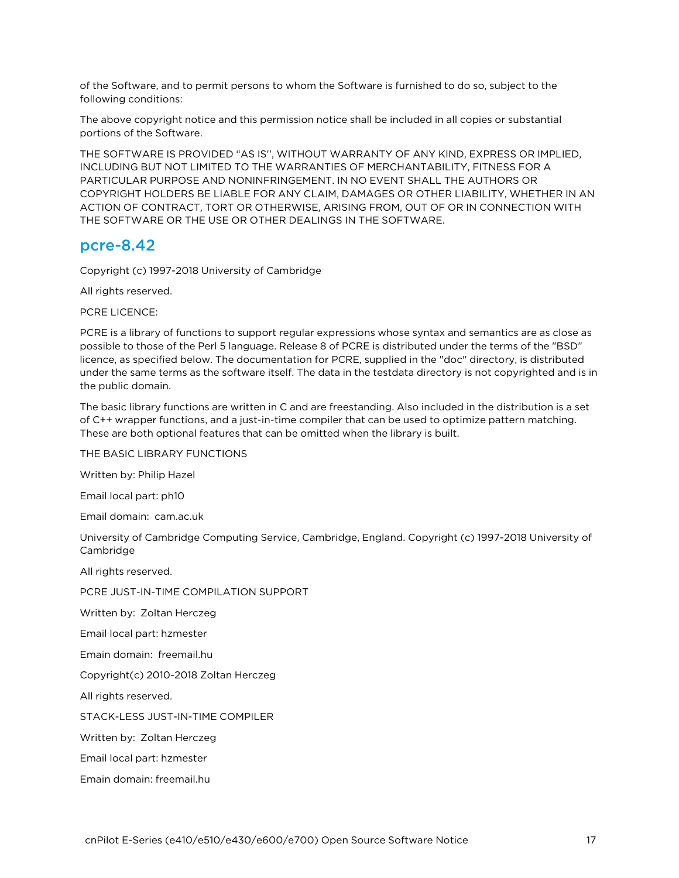of the Software, and to permit persons to whom the Software is furnished to do so, subject to the following conditions:

The above copyright notice and this permission notice shall be included in all copies or substantial portions of the Software.

THE SOFTWARE IS PROVIDED "AS IS", WITHOUT WARRANTY OF ANY KIND, EXPRESS OR IMPLIED, INCLUDING BUT NOT LIMITED TO THE WARRANTIES OF MERCHANTABILITY, FITNESS FOR A PARTICULAR PURPOSE AND NONINFRINGEMENT. IN NO EVENT SHALL THE AUTHORS OR COPYRIGHT HOLDERS BE LIABLE FOR ANY CLAIM, DAMAGES OR OTHER LIABILITY, WHETHER IN AN ACTION OF CONTRACT, TORT OR OTHERWISE, ARISING FROM, OUT OF OR IN CONNECTION WITH THE SOFTWARE OR THE USE OR OTHER DEALINGS IN THE SOFTWARE.

## pcre-8.42

Copyright (c) 1997-2018 University of Cambridge

All rights reserved.

PCRE LICENCE:

PCRE is a library of functions to support regular expressions whose syntax and semantics are as close as possible to those of the Perl 5 language. Release 8 of PCRE is distributed under the terms of the "BSD" licence, as specified below. The documentation for PCRE, supplied in the "doc" directory, is distributed under the same terms as the software itself. The data in the testdata directory is not copyrighted and is in the public domain.

The basic library functions are written in C and are freestanding. Also included in the distribution is a set of C++ wrapper functions, and a just-in-time compiler that can be used to optimize pattern matching. These are both optional features that can be omitted when the library is built.

THE BASIC LIBRARY FUNCTIONS

Written by: Philip Hazel

Email local part: ph10

Email domain: cam.ac.uk

University of Cambridge Computing Service, Cambridge, England. Copyright (c) 1997-2018 University of Cambridge

All rights reserved.

PCRE JUST-IN-TIME COMPILATION SUPPORT

Written by: Zoltan Herczeg

Email local part: hzmester

Emain domain: freemail.hu

Copyright(c) 2010-2018 Zoltan Herczeg

All rights reserved.

STACK-LESS JUST-IN-TIME COMPILER

Written by: Zoltan Herczeg

Email local part: hzmester

Emain domain: freemail.hu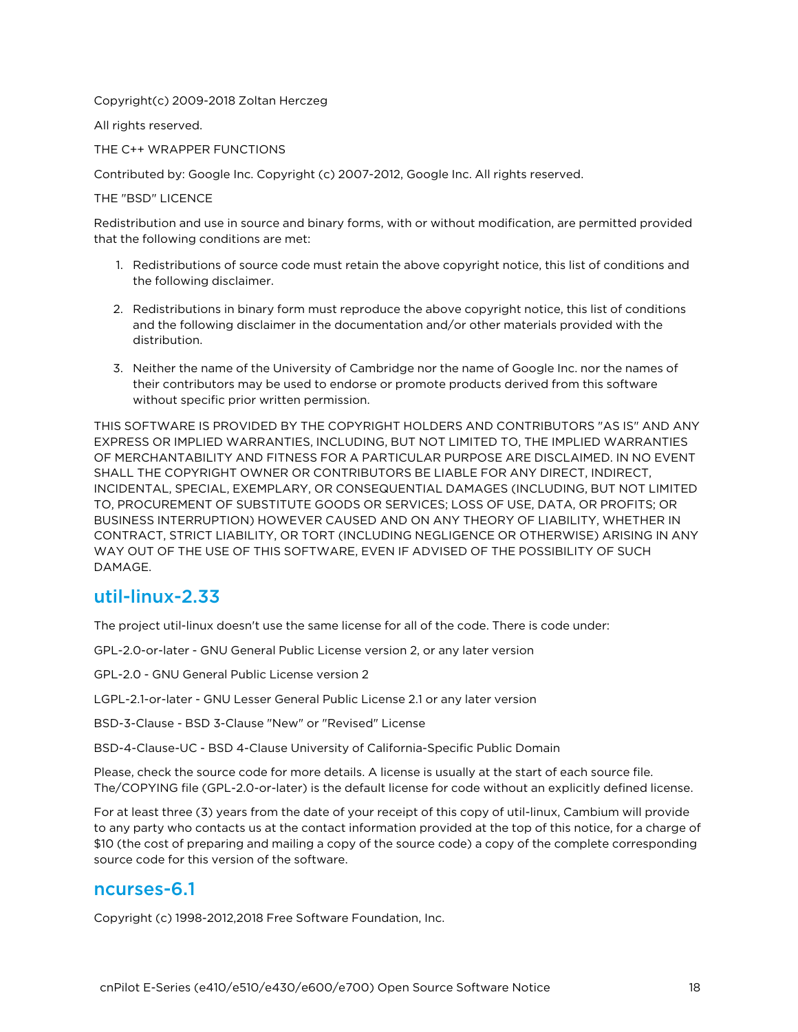Copyright(c) 2009-2018 Zoltan Herczeg

All rights reserved.

THE C++ WRAPPER FUNCTIONS

Contributed by: Google Inc. Copyright (c) 2007-2012, Google Inc. All rights reserved.

THE "BSD" LICENCE

Redistribution and use in source and binary forms, with or without modification, are permitted provided that the following conditions are met:

1. Redistributions of source code must retain the above copyright notice, this list of conditions and the following disclaimer.

2. Redistributions in binary form must reproduce the above copyright notice, this list of conditions and the following disclaimer in the documentation and/or other materials provided with the distribution.

3. Neither the name of the University of Cambridge nor the name of Google Inc. nor the names of their contributors may be used to endorse or promote products derived from this software without specific prior written permission.

THIS SOFTWARE IS PROVIDED BY THE COPYRIGHT HOLDERS AND CONTRIBUTORS "AS IS" AND ANY EXPRESS OR IMPLIED WARRANTIES, INCLUDING, BUT NOT LIMITED TO, THE IMPLIED WARRANTIES OF MERCHANTABILITY AND FITNESS FOR A PARTICULAR PURPOSE ARE DISCLAIMED. IN NO EVENT SHALL THE COPYRIGHT OWNER OR CONTRIBUTORS BE LIABLE FOR ANY DIRECT, INDIRECT, INCIDENTAL, SPECIAL, EXEMPLARY, OR CONSEQUENTIAL DAMAGES (INCLUDING, BUT NOT LIMITED TO, PROCUREMENT OF SUBSTITUTE GOODS OR SERVICES; LOSS OF USE, DATA, OR PROFITS; OR BUSINESS INTERRUPTION) HOWEVER CAUSED AND ON ANY THEORY OF LIABILITY, WHETHER IN CONTRACT, STRICT LIABILITY, OR TORT (INCLUDING NEGLIGENCE OR OTHERWISE) ARISING IN ANY WAY OUT OF THE USE OF THIS SOFTWARE, EVEN IF ADVISED OF THE POSSIBILITY OF SUCH DAMAGE.

## util-linux-2.33

The project util-linux doesn't use the same license for all of the code. There is code under:

GPL-2.0-or-later - GNU General Public License version 2, or any later version

GPL-2.0 - GNU General Public License version 2

LGPL-2.1-or-later - GNU Lesser General Public License 2.1 or any later version

BSD-3-Clause - BSD 3-Clause "New" or "Revised" License

BSD-4-Clause-UC - BSD 4-Clause University of California-Specific Public Domain

Please, check the source code for more details. A license is usually at the start of each source file. The/COPYING file (GPL-2.0-or-later) is the default license for code without an explicitly defined license.

For at least three (3) years from the date of your receipt of this copy of util-linux, Cambium will provide to any party who contacts us at the contact information provided at the top of this notice, for a charge of $10 (the cost of preparing and mailing a copy of the source code) a copy of the complete corresponding source code for this version of the software.

## ncurses-6.1

Copyright (c) 1998-2012,2018 Free Software Foundation, Inc.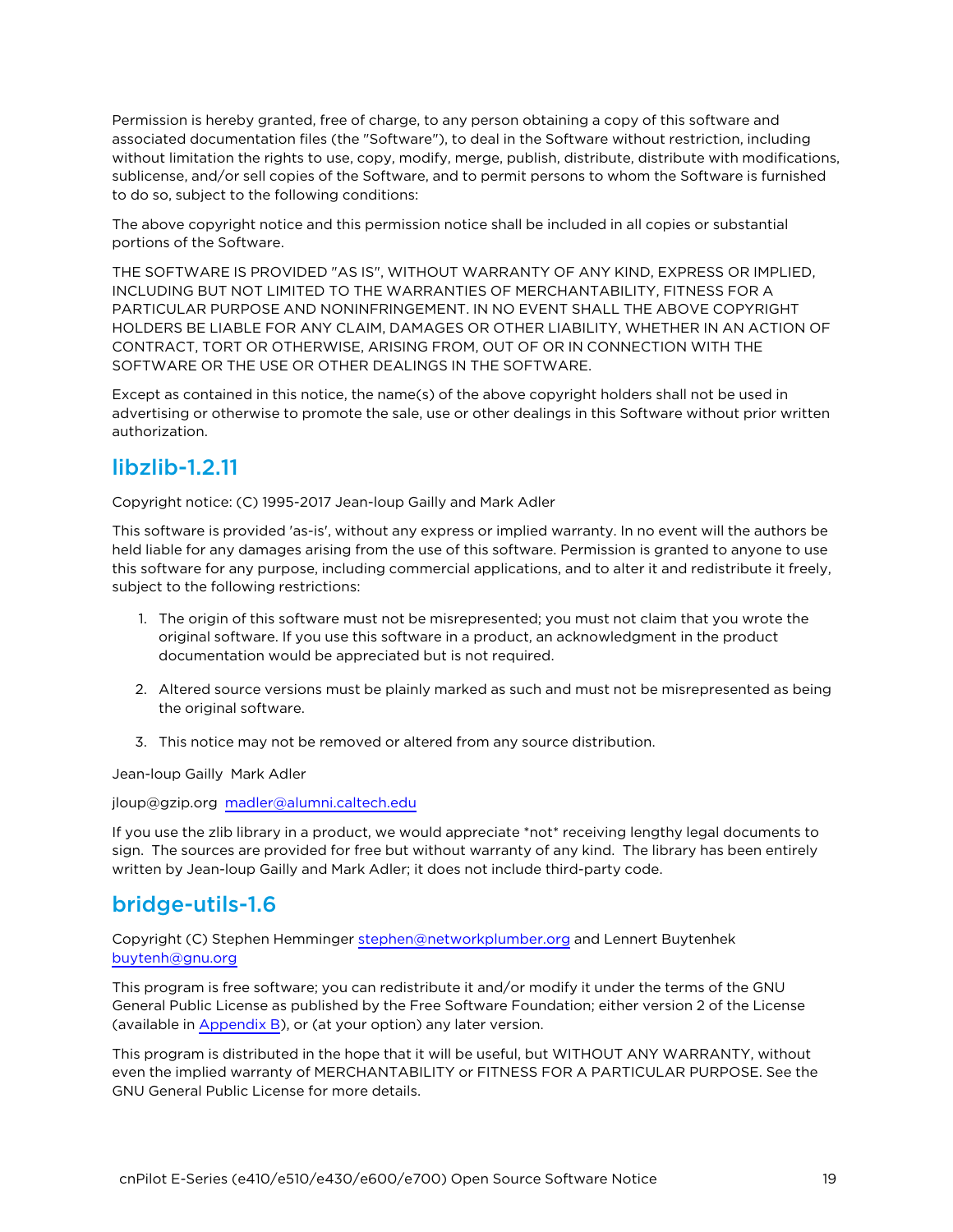Permission is hereby granted, free of charge, to any person obtaining a copy of this software and associated documentation files (the "Software"), to deal in the Software without restriction, including without limitation the rights to use, copy, modify, merge, publish, distribute, distribute with modifications, sublicense, and/or sell copies of the Software, and to permit persons to whom the Software is furnished to do so, subject to the following conditions:

The above copyright notice and this permission notice shall be included in all copies or substantial portions of the Software.

THE SOFTWARE IS PROVIDED "AS IS", WITHOUT WARRANTY OF ANY KIND, EXPRESS OR IMPLIED, INCLUDING BUT NOT LIMITED TO THE WARRANTIES OF MERCHANTABILITY, FITNESS FOR A PARTICULAR PURPOSE AND NONINFRINGEMENT. IN NO EVENT SHALL THE ABOVE COPYRIGHT HOLDERS BE LIABLE FOR ANY CLAIM, DAMAGES OR OTHER LIABILITY, WHETHER IN AN ACTION OF CONTRACT, TORT OR OTHERWISE, ARISING FROM, OUT OF OR IN CONNECTION WITH THE SOFTWARE OR THE USE OR OTHER DEALINGS IN THE SOFTWARE.

Except as contained in this notice, the name(s) of the above copyright holders shall not be used in advertising or otherwise to promote the sale, use or other dealings in this Software without prior written authorization.

## libzlib-1.2.11

Copyright notice: (C) 1995-2017 Jean-loup Gailly and Mark Adler

This software is provided 'as-is', without any express or implied warranty. In no event will the authors be held liable for any damages arising from the use of this software. Permission is granted to anyone to use this software for any purpose, including commercial applications, and to alter it and redistribute it freely, subject to the following restrictions:

1. The origin of this software must not be misrepresented; you must not claim that you wrote the original software. If you use this software in a product, an acknowledgment in the product documentation would be appreciated but is not required.

2. Altered source versions must be plainly marked as such and must not be misrepresented as being the original software.

3. This notice may not be removed or altered from any source distribution.

Jean-loup Gailly  Mark Adler

jloup@gzip.org  madler@alumni.caltech.edu

If you use the zlib library in a product, we would appreciate *not* receiving lengthy legal documents to sign.  The sources are provided for free but without warranty of any kind.  The library has been entirely written by Jean-loup Gailly and Mark Adler; it does not include third-party code.

## bridge-utils-1.6

Copyright (C) Stephen Hemminger stephen@networkplumber.org and Lennert Buytenhek buytenh@gnu.org

This program is free software; you can redistribute it and/or modify it under the terms of the GNU General Public License as published by the Free Software Foundation; either version 2 of the License (available in Appendix B), or (at your option) any later version.

This program is distributed in the hope that it will be useful, but WITHOUT ANY WARRANTY, without even the implied warranty of MERCHANTABILITY or FITNESS FOR A PARTICULAR PURPOSE. See the GNU General Public License for more details.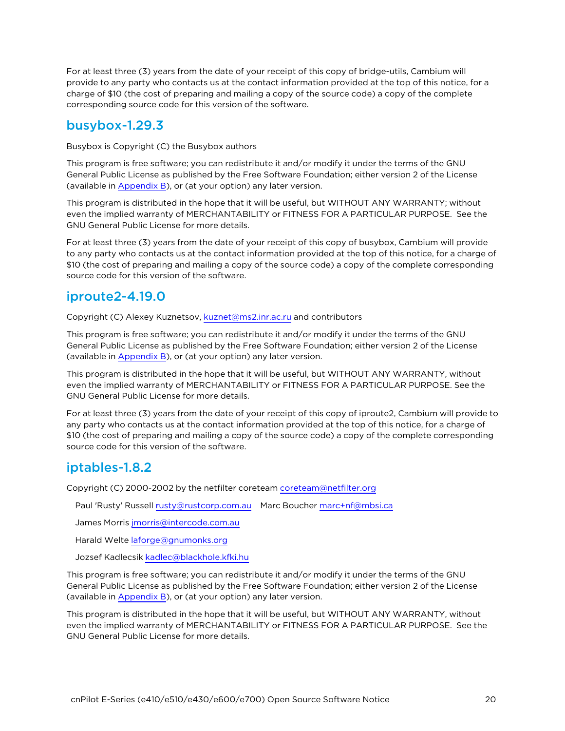For at least three (3) years from the date of your receipt of this copy of bridge-utils, Cambium will provide to any party who contacts us at the contact information provided at the top of this notice, for a charge of $10 (the cost of preparing and mailing a copy of the source code) a copy of the complete corresponding source code for this version of the software.

## busybox-1.29.3

Busybox is Copyright (C) the Busybox authors

This program is free software; you can redistribute it and/or modify it under the terms of the GNU General Public License as published by the Free Software Foundation; either version 2 of the License (available in Appendix B), or (at your option) any later version.

This program is distributed in the hope that it will be useful, but WITHOUT ANY WARRANTY; without even the implied warranty of MERCHANTABILITY or FITNESS FOR A PARTICULAR PURPOSE. See the GNU General Public License for more details.

For at least three (3) years from the date of your receipt of this copy of busybox, Cambium will provide to any party who contacts us at the contact information provided at the top of this notice, for a charge of $10 (the cost of preparing and mailing a copy of the source code) a copy of the complete corresponding source code for this version of the software.

## iproute2-4.19.0

Copyright (C) Alexey Kuznetsov, kuznet@ms2.inr.ac.ru and contributors

This program is free software; you can redistribute it and/or modify it under the terms of the GNU General Public License as published by the Free Software Foundation; either version 2 of the License (available in Appendix B), or (at your option) any later version.

This program is distributed in the hope that it will be useful, but WITHOUT ANY WARRANTY, without even the implied warranty of MERCHANTABILITY or FITNESS FOR A PARTICULAR PURPOSE. See the GNU General Public License for more details.

For at least three (3) years from the date of your receipt of this copy of iproute2, Cambium will provide to any party who contacts us at the contact information provided at the top of this notice, for a charge of $10 (the cost of preparing and mailing a copy of the source code) a copy of the complete corresponding source code for this version of the software.

## iptables-1.8.2

Copyright (C) 2000-2002 by the netfilter coreteam coreteam@netfilter.org

Paul 'Rusty' Russell rusty@rustcorp.com.au    Marc Boucher marc+nf@mbsi.ca

James Morris jmorris@intercode.com.au

Harald Welte laforge@gnumonks.org

Jozsef Kadlecsik kadlec@blackhole.kfki.hu

This program is free software; you can redistribute it and/or modify it under the terms of the GNU General Public License as published by the Free Software Foundation; either version 2 of the License (available in Appendix B), or (at your option) any later version.

This program is distributed in the hope that it will be useful, but WITHOUT ANY WARRANTY, without even the implied warranty of MERCHANTABILITY or FITNESS FOR A PARTICULAR PURPOSE. See the GNU General Public License for more details.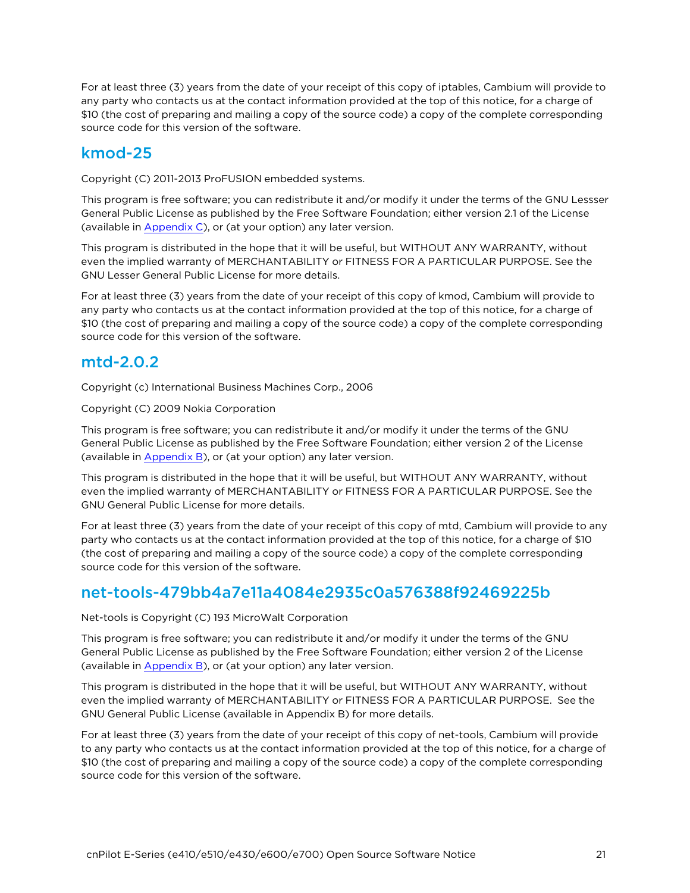For at least three (3) years from the date of your receipt of this copy of iptables, Cambium will provide to any party who contacts us at the contact information provided at the top of this notice, for a charge of $10 (the cost of preparing and mailing a copy of the source code) a copy of the complete corresponding source code for this version of the software.

## kmod-25

Copyright (C) 2011-2013 ProFUSION embedded systems.

This program is free software; you can redistribute it and/or modify it under the terms of the GNU Lessser General Public License as published by the Free Software Foundation; either version 2.1 of the License (available in Appendix C), or (at your option) any later version.

This program is distributed in the hope that it will be useful, but WITHOUT ANY WARRANTY, without even the implied warranty of MERCHANTABILITY or FITNESS FOR A PARTICULAR PURPOSE. See the GNU Lesser General Public License for more details.

For at least three (3) years from the date of your receipt of this copy of kmod, Cambium will provide to any party who contacts us at the contact information provided at the top of this notice, for a charge of $10 (the cost of preparing and mailing a copy of the source code) a copy of the complete corresponding source code for this version of the software.

## mtd-2.0.2

Copyright (c) International Business Machines Corp., 2006

Copyright (C) 2009 Nokia Corporation

This program is free software; you can redistribute it and/or modify it under the terms of the GNU General Public License as published by the Free Software Foundation; either version 2 of the License (available in Appendix B), or (at your option) any later version.

This program is distributed in the hope that it will be useful, but WITHOUT ANY WARRANTY, without even the implied warranty of MERCHANTABILITY or FITNESS FOR A PARTICULAR PURPOSE. See the GNU General Public License for more details.

For at least three (3) years from the date of your receipt of this copy of mtd, Cambium will provide to any party who contacts us at the contact information provided at the top of this notice, for a charge of $10 (the cost of preparing and mailing a copy of the source code) a copy of the complete corresponding source code for this version of the software.

## net-tools-479bb4a7e11a4084e2935c0a576388f92469225b

Net-tools is Copyright (C) 193 MicroWalt Corporation

This program is free software; you can redistribute it and/or modify it under the terms of the GNU General Public License as published by the Free Software Foundation; either version 2 of the License (available in Appendix B), or (at your option) any later version.

This program is distributed in the hope that it will be useful, but WITHOUT ANY WARRANTY, without even the implied warranty of MERCHANTABILITY or FITNESS FOR A PARTICULAR PURPOSE. See the GNU General Public License (available in Appendix B) for more details.

For at least three (3) years from the date of your receipt of this copy of net-tools, Cambium will provide to any party who contacts us at the contact information provided at the top of this notice, for a charge of $10 (the cost of preparing and mailing a copy of the source code) a copy of the complete corresponding source code for this version of the software.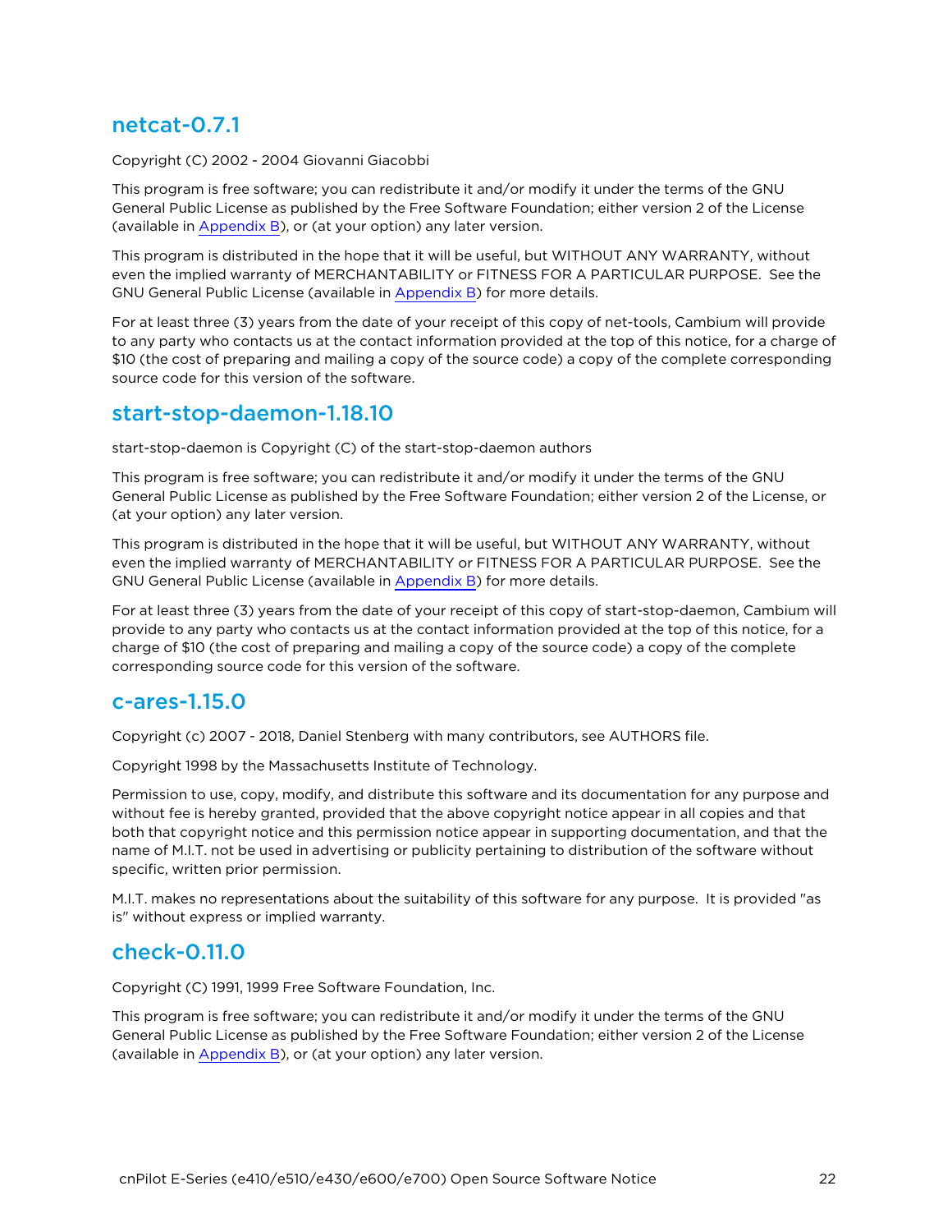## netcat-0.7.1

Copyright (C) 2002 - 2004 Giovanni Giacobbi

This program is free software; you can redistribute it and/or modify it under the terms of the GNU General Public License as published by the Free Software Foundation; either version 2 of the License (available in Appendix B), or (at your option) any later version.

This program is distributed in the hope that it will be useful, but WITHOUT ANY WARRANTY, without even the implied warranty of MERCHANTABILITY or FITNESS FOR A PARTICULAR PURPOSE. See the GNU General Public License (available in Appendix B) for more details.

For at least three (3) years from the date of your receipt of this copy of net-tools, Cambium will provide to any party who contacts us at the contact information provided at the top of this notice, for a charge of $10 (the cost of preparing and mailing a copy of the source code) a copy of the complete corresponding source code for this version of the software.

## start-stop-daemon-1.18.10

start-stop-daemon is Copyright (C) of the start-stop-daemon authors

This program is free software; you can redistribute it and/or modify it under the terms of the GNU General Public License as published by the Free Software Foundation; either version 2 of the License, or (at your option) any later version.

This program is distributed in the hope that it will be useful, but WITHOUT ANY WARRANTY, without even the implied warranty of MERCHANTABILITY or FITNESS FOR A PARTICULAR PURPOSE. See the GNU General Public License (available in Appendix B) for more details.

For at least three (3) years from the date of your receipt of this copy of start-stop-daemon, Cambium will provide to any party who contacts us at the contact information provided at the top of this notice, for a charge of $10 (the cost of preparing and mailing a copy of the source code) a copy of the complete corresponding source code for this version of the software.

## c-ares-1.15.0

Copyright (c) 2007 - 2018, Daniel Stenberg with many contributors, see AUTHORS file.

Copyright 1998 by the Massachusetts Institute of Technology.

Permission to use, copy, modify, and distribute this software and its documentation for any purpose and without fee is hereby granted, provided that the above copyright notice appear in all copies and that both that copyright notice and this permission notice appear in supporting documentation, and that the name of M.I.T. not be used in advertising or publicity pertaining to distribution of the software without specific, written prior permission.

M.I.T. makes no representations about the suitability of this software for any purpose. It is provided "as is" without express or implied warranty.

## check-0.11.0

Copyright (C) 1991, 1999 Free Software Foundation, Inc.

This program is free software; you can redistribute it and/or modify it under the terms of the GNU General Public License as published by the Free Software Foundation; either version 2 of the License (available in Appendix B), or (at your option) any later version.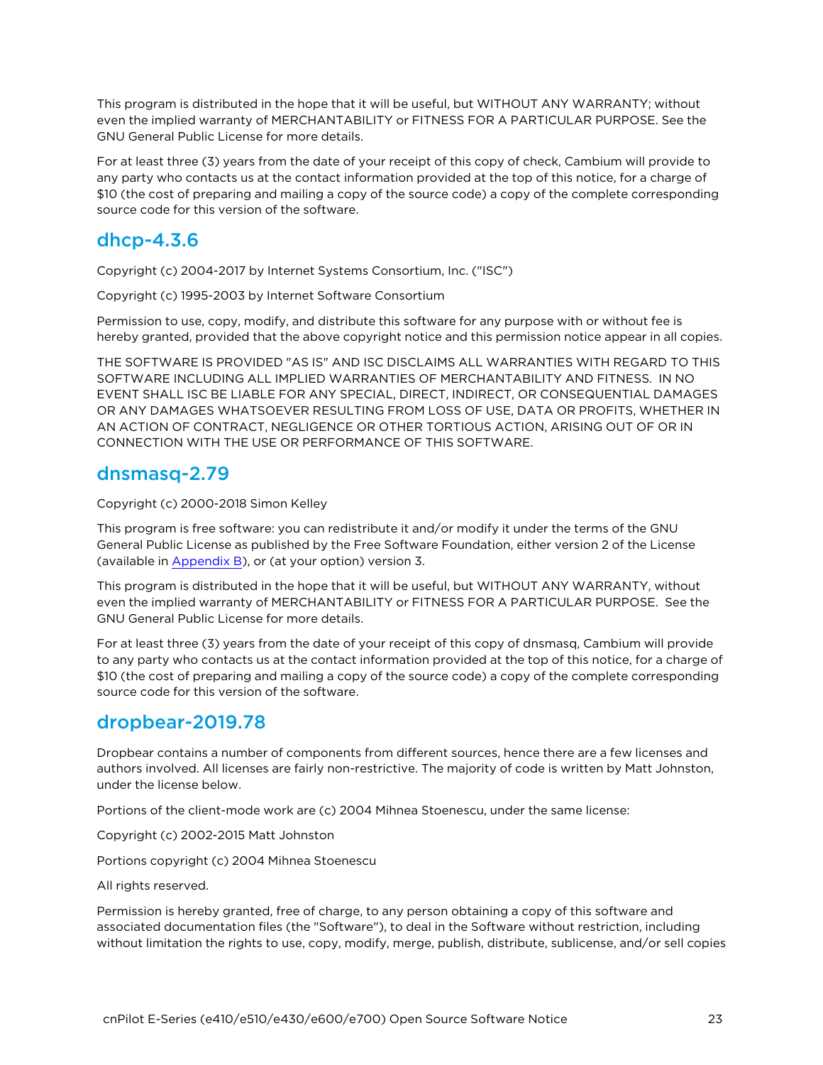This program is distributed in the hope that it will be useful, but WITHOUT ANY WARRANTY; without even the implied warranty of MERCHANTABILITY or FITNESS FOR A PARTICULAR PURPOSE. See the GNU General Public License for more details.

For at least three (3) years from the date of your receipt of this copy of check, Cambium will provide to any party who contacts us at the contact information provided at the top of this notice, for a charge of $10 (the cost of preparing and mailing a copy of the source code) a copy of the complete corresponding source code for this version of the software.

## dhcp-4.3.6

Copyright (c) 2004-2017 by Internet Systems Consortium, Inc. ("ISC")

Copyright (c) 1995-2003 by Internet Software Consortium

Permission to use, copy, modify, and distribute this software for any purpose with or without fee is hereby granted, provided that the above copyright notice and this permission notice appear in all copies.

THE SOFTWARE IS PROVIDED "AS IS" AND ISC DISCLAIMS ALL WARRANTIES WITH REGARD TO THIS SOFTWARE INCLUDING ALL IMPLIED WARRANTIES OF MERCHANTABILITY AND FITNESS. IN NO EVENT SHALL ISC BE LIABLE FOR ANY SPECIAL, DIRECT, INDIRECT, OR CONSEQUENTIAL DAMAGES OR ANY DAMAGES WHATSOEVER RESULTING FROM LOSS OF USE, DATA OR PROFITS, WHETHER IN AN ACTION OF CONTRACT, NEGLIGENCE OR OTHER TORTIOUS ACTION, ARISING OUT OF OR IN CONNECTION WITH THE USE OR PERFORMANCE OF THIS SOFTWARE.

## dnsmasq-2.79

Copyright (c) 2000-2018 Simon Kelley

This program is free software: you can redistribute it and/or modify it under the terms of the GNU General Public License as published by the Free Software Foundation, either version 2 of the License (available in Appendix B), or (at your option) version 3.

This program is distributed in the hope that it will be useful, but WITHOUT ANY WARRANTY, without even the implied warranty of MERCHANTABILITY or FITNESS FOR A PARTICULAR PURPOSE. See the GNU General Public License for more details.

For at least three (3) years from the date of your receipt of this copy of dnsmasq, Cambium will provide to any party who contacts us at the contact information provided at the top of this notice, for a charge of $10 (the cost of preparing and mailing a copy of the source code) a copy of the complete corresponding source code for this version of the software.

## dropbear-2019.78

Dropbear contains a number of components from different sources, hence there are a few licenses and authors involved. All licenses are fairly non-restrictive. The majority of code is written by Matt Johnston, under the license below.

Portions of the client-mode work are (c) 2004 Mihnea Stoenescu, under the same license:

Copyright (c) 2002-2015 Matt Johnston

Portions copyright (c) 2004 Mihnea Stoenescu

All rights reserved.

Permission is hereby granted, free of charge, to any person obtaining a copy of this software and associated documentation files (the "Software"), to deal in the Software without restriction, including without limitation the rights to use, copy, modify, merge, publish, distribute, sublicense, and/or sell copies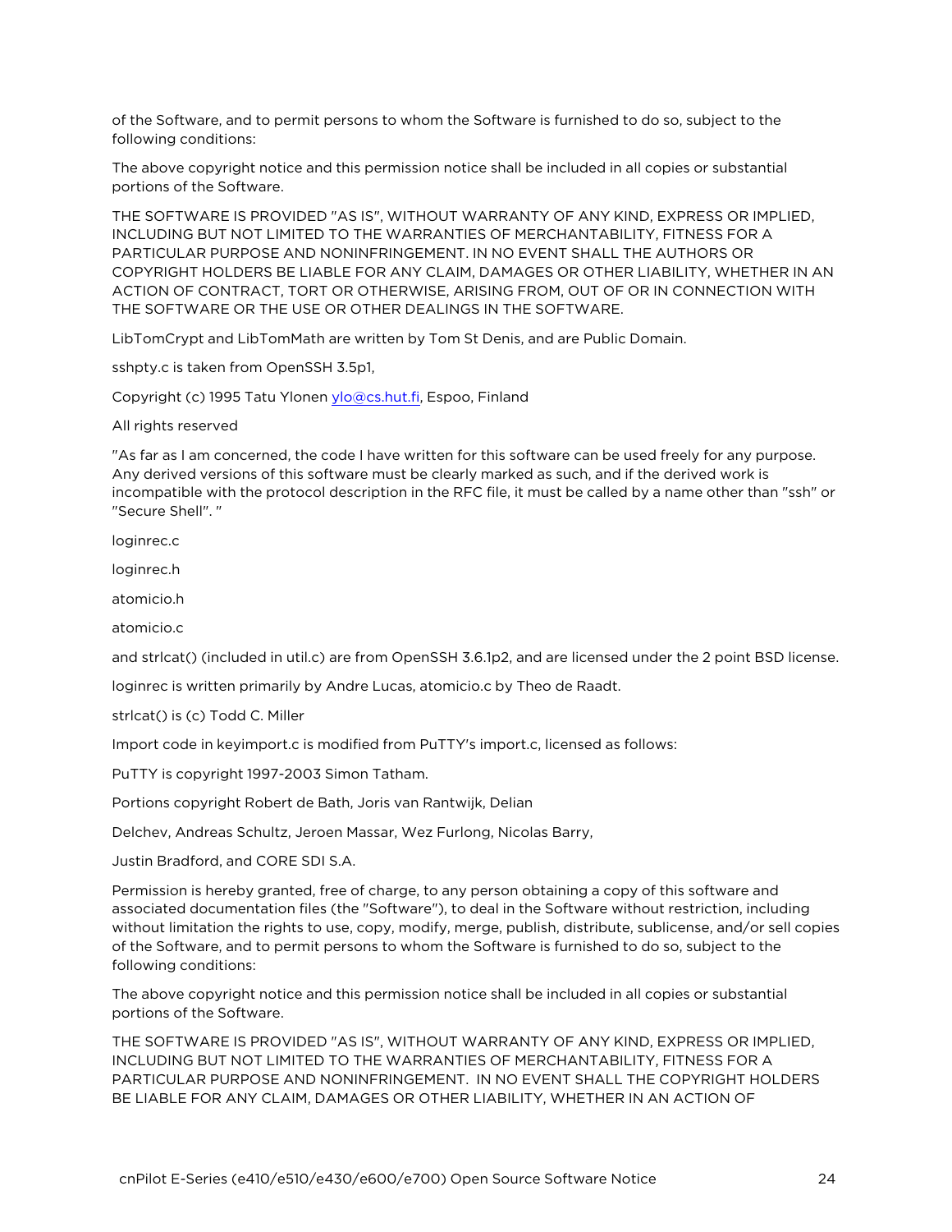of the Software, and to permit persons to whom the Software is furnished to do so, subject to the following conditions:

The above copyright notice and this permission notice shall be included in all copies or substantial portions of the Software.

THE SOFTWARE IS PROVIDED "AS IS", WITHOUT WARRANTY OF ANY KIND, EXPRESS OR IMPLIED, INCLUDING BUT NOT LIMITED TO THE WARRANTIES OF MERCHANTABILITY, FITNESS FOR A PARTICULAR PURPOSE AND NONINFRINGEMENT. IN NO EVENT SHALL THE AUTHORS OR COPYRIGHT HOLDERS BE LIABLE FOR ANY CLAIM, DAMAGES OR OTHER LIABILITY, WHETHER IN AN ACTION OF CONTRACT, TORT OR OTHERWISE, ARISING FROM, OUT OF OR IN CONNECTION WITH THE SOFTWARE OR THE USE OR OTHER DEALINGS IN THE SOFTWARE.

LibTomCrypt and LibTomMath are written by Tom St Denis, and are Public Domain.

sshpty.c is taken from OpenSSH 3.5p1,

Copyright (c) 1995 Tatu Ylonen ylo@cs.hut.fi, Espoo, Finland

All rights reserved

"As far as I am concerned, the code I have written for this software can be used freely for any purpose. Any derived versions of this software must be clearly marked as such, and if the derived work is incompatible with the protocol description in the RFC file, it must be called by a name other than "ssh" or "Secure Shell". "

loginrec.c

loginrec.h

atomicio.h

atomicio.c

and strlcat() (included in util.c) are from OpenSSH 3.6.1p2, and are licensed under the 2 point BSD license.

loginrec is written primarily by Andre Lucas, atomicio.c by Theo de Raadt.

strlcat() is (c) Todd C. Miller

Import code in keyimport.c is modified from PuTTY's import.c, licensed as follows:

PuTTY is copyright 1997-2003 Simon Tatham.

Portions copyright Robert de Bath, Joris van Rantwijk, Delian

Delchev, Andreas Schultz, Jeroen Massar, Wez Furlong, Nicolas Barry,

Justin Bradford, and CORE SDI S.A.

Permission is hereby granted, free of charge, to any person obtaining a copy of this software and associated documentation files (the "Software"), to deal in the Software without restriction, including without limitation the rights to use, copy, modify, merge, publish, distribute, sublicense, and/or sell copies of the Software, and to permit persons to whom the Software is furnished to do so, subject to the following conditions:

The above copyright notice and this permission notice shall be included in all copies or substantial portions of the Software.

THE SOFTWARE IS PROVIDED "AS IS", WITHOUT WARRANTY OF ANY KIND, EXPRESS OR IMPLIED, INCLUDING BUT NOT LIMITED TO THE WARRANTIES OF MERCHANTABILITY, FITNESS FOR A PARTICULAR PURPOSE AND NONINFRINGEMENT. IN NO EVENT SHALL THE COPYRIGHT HOLDERS BE LIABLE FOR ANY CLAIM, DAMAGES OR OTHER LIABILITY, WHETHER IN AN ACTION OF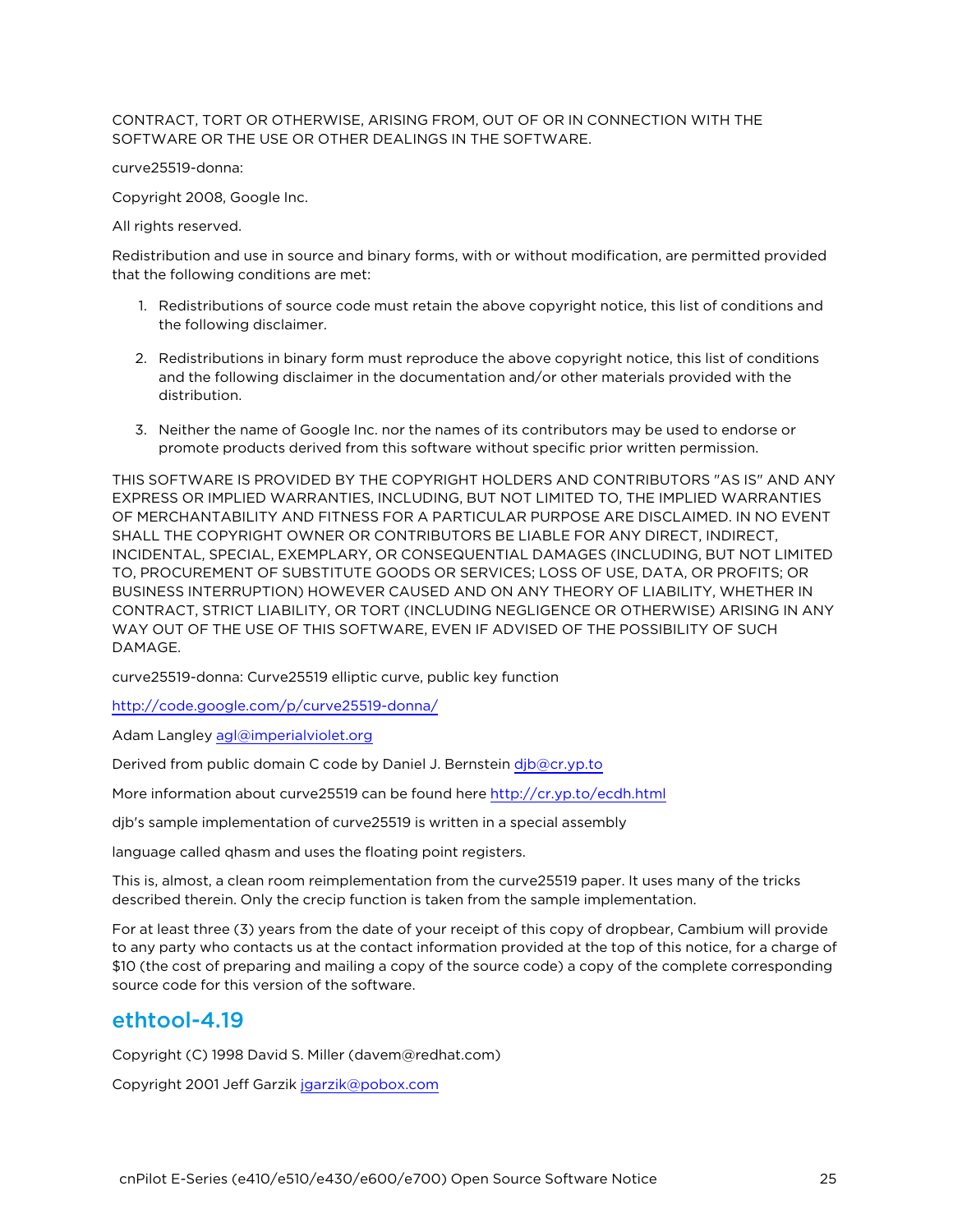CONTRACT, TORT OR OTHERWISE, ARISING FROM, OUT OF OR IN CONNECTION WITH THE SOFTWARE OR THE USE OR OTHER DEALINGS IN THE SOFTWARE.

curve25519-donna:

Copyright 2008, Google Inc.

All rights reserved.

Redistribution and use in source and binary forms, with or without modification, are permitted provided that the following conditions are met:

1. Redistributions of source code must retain the above copyright notice, this list of conditions and the following disclaimer.
2. Redistributions in binary form must reproduce the above copyright notice, this list of conditions and the following disclaimer in the documentation and/or other materials provided with the distribution.
3. Neither the name of Google Inc. nor the names of its contributors may be used to endorse or promote products derived from this software without specific prior written permission.

THIS SOFTWARE IS PROVIDED BY THE COPYRIGHT HOLDERS AND CONTRIBUTORS "AS IS" AND ANY EXPRESS OR IMPLIED WARRANTIES, INCLUDING, BUT NOT LIMITED TO, THE IMPLIED WARRANTIES OF MERCHANTABILITY AND FITNESS FOR A PARTICULAR PURPOSE ARE DISCLAIMED. IN NO EVENT SHALL THE COPYRIGHT OWNER OR CONTRIBUTORS BE LIABLE FOR ANY DIRECT, INDIRECT, INCIDENTAL, SPECIAL, EXEMPLARY, OR CONSEQUENTIAL DAMAGES (INCLUDING, BUT NOT LIMITED TO, PROCUREMENT OF SUBSTITUTE GOODS OR SERVICES; LOSS OF USE, DATA, OR PROFITS; OR BUSINESS INTERRUPTION) HOWEVER CAUSED AND ON ANY THEORY OF LIABILITY, WHETHER IN CONTRACT, STRICT LIABILITY, OR TORT (INCLUDING NEGLIGENCE OR OTHERWISE) ARISING IN ANY WAY OUT OF THE USE OF THIS SOFTWARE, EVEN IF ADVISED OF THE POSSIBILITY OF SUCH DAMAGE.

curve25519-donna: Curve25519 elliptic curve, public key function

http://code.google.com/p/curve25519-donna/

Adam Langley agl@imperialviolet.org

Derived from public domain C code by Daniel J. Bernstein djb@cr.yp.to

More information about curve25519 can be found here http://cr.yp.to/ecdh.html

djb's sample implementation of curve25519 is written in a special assembly

language called qhasm and uses the floating point registers.

This is, almost, a clean room reimplementation from the curve25519 paper. It uses many of the tricks described therein. Only the crecip function is taken from the sample implementation.

For at least three (3) years from the date of your receipt of this copy of dropbear, Cambium will provide to any party who contacts us at the contact information provided at the top of this notice, for a charge of $10 (the cost of preparing and mailing a copy of the source code) a copy of the complete corresponding source code for this version of the software.

## ethtool-4.19

Copyright (C) 1998 David S. Miller (davem@redhat.com)

Copyright 2001 Jeff Garzik jgarzik@pobox.com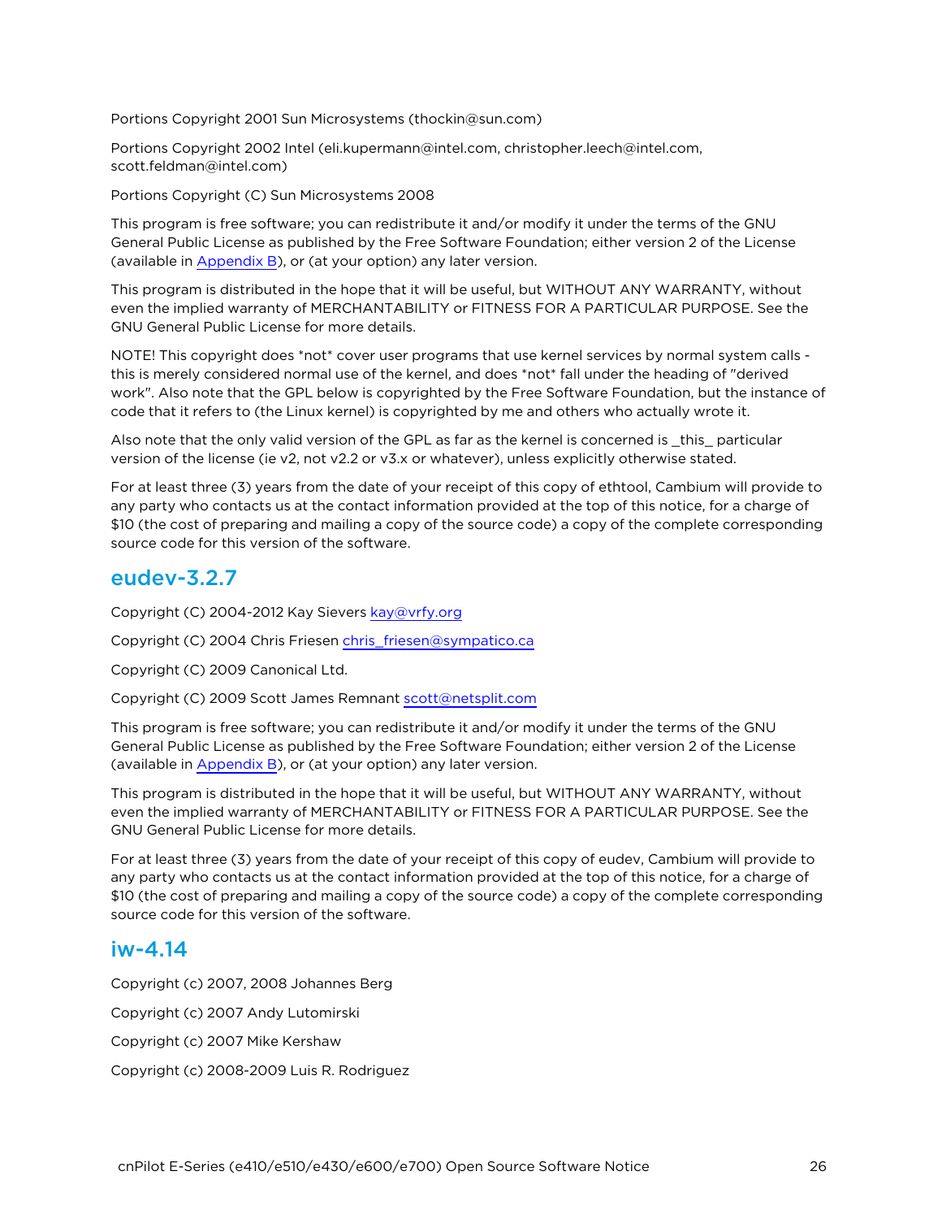Portions Copyright 2001 Sun Microsystems (thockin@sun.com)

Portions Copyright 2002 Intel (eli.kupermann@intel.com, christopher.leech@intel.com, scott.feldman@intel.com)

Portions Copyright (C) Sun Microsystems 2008

This program is free software; you can redistribute it and/or modify it under the terms of the GNU General Public License as published by the Free Software Foundation; either version 2 of the License (available in Appendix B), or (at your option) any later version.

This program is distributed in the hope that it will be useful, but WITHOUT ANY WARRANTY, without even the implied warranty of MERCHANTABILITY or FITNESS FOR A PARTICULAR PURPOSE. See the GNU General Public License for more details.

NOTE! This copyright does *not* cover user programs that use kernel services by normal system calls - this is merely considered normal use of the kernel, and does *not* fall under the heading of "derived work". Also note that the GPL below is copyrighted by the Free Software Foundation, but the instance of code that it refers to (the Linux kernel) is copyrighted by me and others who actually wrote it.

Also note that the only valid version of the GPL as far as the kernel is concerned is _this_ particular version of the license (ie v2, not v2.2 or v3.x or whatever), unless explicitly otherwise stated.

For at least three (3) years from the date of your receipt of this copy of ethtool, Cambium will provide to any party who contacts us at the contact information provided at the top of this notice, for a charge of $10 (the cost of preparing and mailing a copy of the source code) a copy of the complete corresponding source code for this version of the software.

## eudev-3.2.7

Copyright (C) 2004-2012 Kay Sievers kay@vrfy.org

Copyright (C) 2004 Chris Friesen chris_friesen@sympatico.ca

Copyright (C) 2009 Canonical Ltd.

Copyright (C) 2009 Scott James Remnant scott@netsplit.com

This program is free software; you can redistribute it and/or modify it under the terms of the GNU General Public License as published by the Free Software Foundation; either version 2 of the License (available in Appendix B), or (at your option) any later version.

This program is distributed in the hope that it will be useful, but WITHOUT ANY WARRANTY, without even the implied warranty of MERCHANTABILITY or FITNESS FOR A PARTICULAR PURPOSE. See the GNU General Public License for more details.

For at least three (3) years from the date of your receipt of this copy of eudev, Cambium will provide to any party who contacts us at the contact information provided at the top of this notice, for a charge of $10 (the cost of preparing and mailing a copy of the source code) a copy of the complete corresponding source code for this version of the software.

## iw-4.14

Copyright (c) 2007, 2008 Johannes Berg

Copyright (c) 2007 Andy Lutomirski

Copyright (c) 2007 Mike Kershaw

Copyright (c) 2008-2009 Luis R. Rodriguez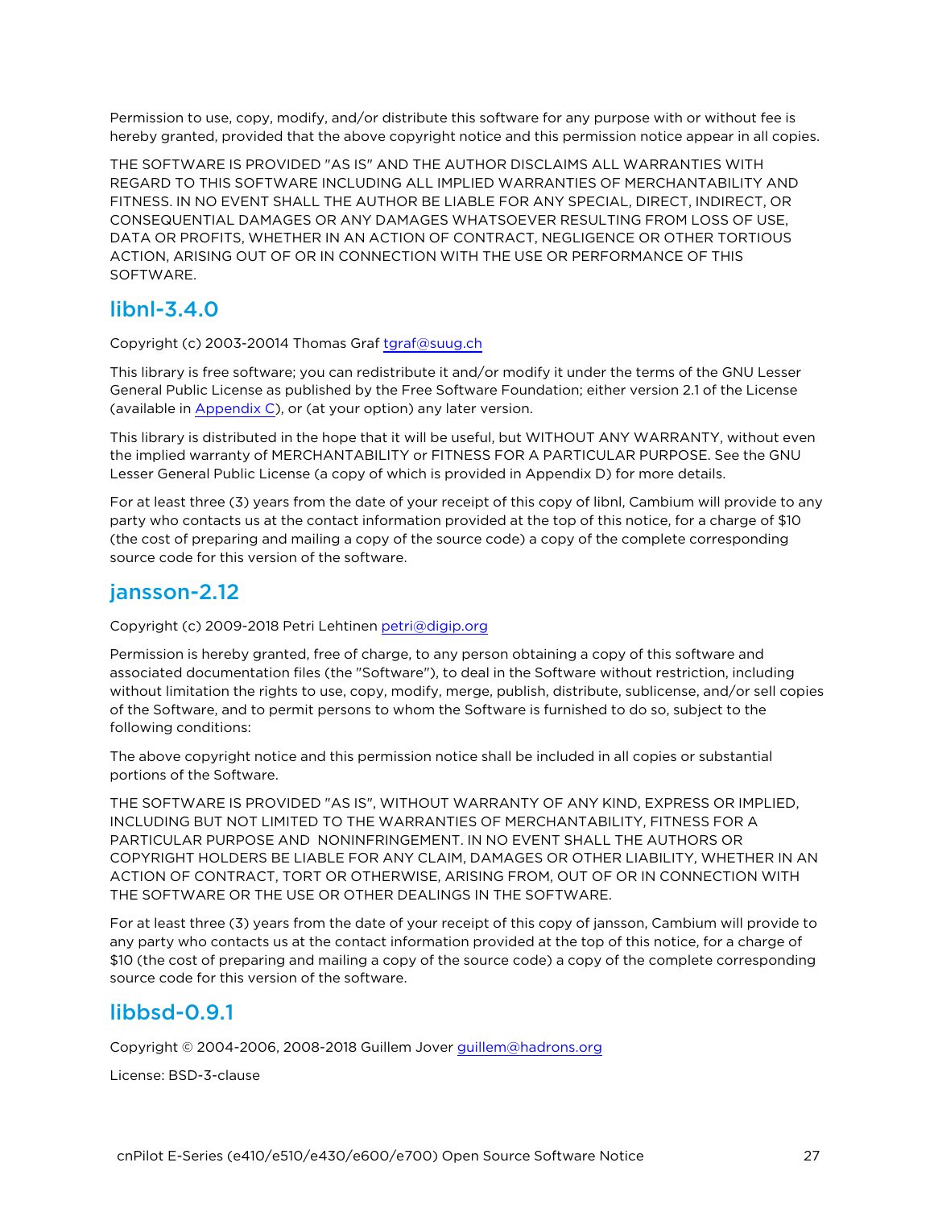Permission to use, copy, modify, and/or distribute this software for any purpose with or without fee is hereby granted, provided that the above copyright notice and this permission notice appear in all copies.

THE SOFTWARE IS PROVIDED "AS IS" AND THE AUTHOR DISCLAIMS ALL WARRANTIES WITH REGARD TO THIS SOFTWARE INCLUDING ALL IMPLIED WARRANTIES OF MERCHANTABILITY AND FITNESS. IN NO EVENT SHALL THE AUTHOR BE LIABLE FOR ANY SPECIAL, DIRECT, INDIRECT, OR CONSEQUENTIAL DAMAGES OR ANY DAMAGES WHATSOEVER RESULTING FROM LOSS OF USE, DATA OR PROFITS, WHETHER IN AN ACTION OF CONTRACT, NEGLIGENCE OR OTHER TORTIOUS ACTION, ARISING OUT OF OR IN CONNECTION WITH THE USE OR PERFORMANCE OF THIS SOFTWARE.

## libnl-3.4.0

Copyright (c) 2003-20014 Thomas Graf tgraf@suug.ch

This library is free software; you can redistribute it and/or modify it under the terms of the GNU Lesser General Public License as published by the Free Software Foundation; either version 2.1 of the License (available in Appendix C), or (at your option) any later version.

This library is distributed in the hope that it will be useful, but WITHOUT ANY WARRANTY, without even the implied warranty of MERCHANTABILITY or FITNESS FOR A PARTICULAR PURPOSE. See the GNU Lesser General Public License (a copy of which is provided in Appendix D) for more details.

For at least three (3) years from the date of your receipt of this copy of libnl, Cambium will provide to any party who contacts us at the contact information provided at the top of this notice, for a charge of $10 (the cost of preparing and mailing a copy of the source code) a copy of the complete corresponding source code for this version of the software.

## jansson-2.12

Copyright (c) 2009-2018 Petri Lehtinen petri@digip.org

Permission is hereby granted, free of charge, to any person obtaining a copy of this software and associated documentation files (the "Software"), to deal in the Software without restriction, including without limitation the rights to use, copy, modify, merge, publish, distribute, sublicense, and/or sell copies of the Software, and to permit persons to whom the Software is furnished to do so, subject to the following conditions:

The above copyright notice and this permission notice shall be included in all copies or substantial portions of the Software.

THE SOFTWARE IS PROVIDED "AS IS", WITHOUT WARRANTY OF ANY KIND, EXPRESS OR IMPLIED, INCLUDING BUT NOT LIMITED TO THE WARRANTIES OF MERCHANTABILITY, FITNESS FOR A PARTICULAR PURPOSE AND NONINFRINGEMENT. IN NO EVENT SHALL THE AUTHORS OR COPYRIGHT HOLDERS BE LIABLE FOR ANY CLAIM, DAMAGES OR OTHER LIABILITY, WHETHER IN AN ACTION OF CONTRACT, TORT OR OTHERWISE, ARISING FROM, OUT OF OR IN CONNECTION WITH THE SOFTWARE OR THE USE OR OTHER DEALINGS IN THE SOFTWARE.

For at least three (3) years from the date of your receipt of this copy of jansson, Cambium will provide to any party who contacts us at the contact information provided at the top of this notice, for a charge of $10 (the cost of preparing and mailing a copy of the source code) a copy of the complete corresponding source code for this version of the software.

## libbsd-0.9.1

Copyright © 2004-2006, 2008-2018 Guillem Jover guillem@hadrons.org

License: BSD-3-clause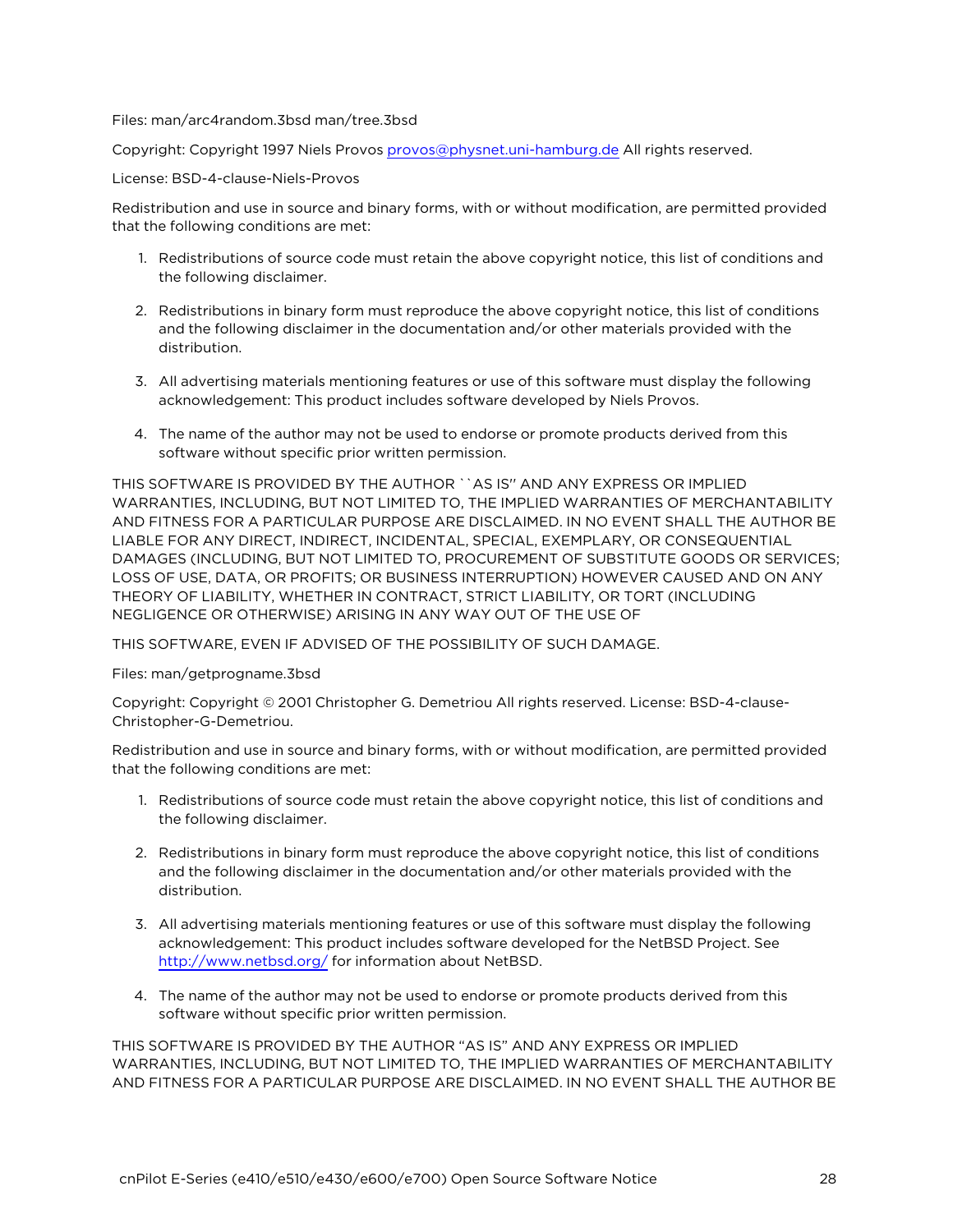Files: man/arc4random.3bsd man/tree.3bsd

Copyright: Copyright 1997 Niels Provos provos@physnet.uni-hamburg.de All rights reserved.

License: BSD-4-clause-Niels-Provos

Redistribution and use in source and binary forms, with or without modification, are permitted provided that the following conditions are met:

1. Redistributions of source code must retain the above copyright notice, this list of conditions and the following disclaimer.

2. Redistributions in binary form must reproduce the above copyright notice, this list of conditions and the following disclaimer in the documentation and/or other materials provided with the distribution.

3. All advertising materials mentioning features or use of this software must display the following acknowledgement: This product includes software developed by Niels Provos.

4. The name of the author may not be used to endorse or promote products derived from this software without specific prior written permission.

THIS SOFTWARE IS PROVIDED BY THE AUTHOR ``AS IS'' AND ANY EXPRESS OR IMPLIED WARRANTIES, INCLUDING, BUT NOT LIMITED TO, THE IMPLIED WARRANTIES OF MERCHANTABILITY AND FITNESS FOR A PARTICULAR PURPOSE ARE DISCLAIMED. IN NO EVENT SHALL THE AUTHOR BE LIABLE FOR ANY DIRECT, INDIRECT, INCIDENTAL, SPECIAL, EXEMPLARY, OR CONSEQUENTIAL DAMAGES (INCLUDING, BUT NOT LIMITED TO, PROCUREMENT OF SUBSTITUTE GOODS OR SERVICES; LOSS OF USE, DATA, OR PROFITS; OR BUSINESS INTERRUPTION) HOWEVER CAUSED AND ON ANY THEORY OF LIABILITY, WHETHER IN CONTRACT, STRICT LIABILITY, OR TORT (INCLUDING NEGLIGENCE OR OTHERWISE) ARISING IN ANY WAY OUT OF THE USE OF

THIS SOFTWARE, EVEN IF ADVISED OF THE POSSIBILITY OF SUCH DAMAGE.

Files: man/getprogname.3bsd

Copyright: Copyright © 2001 Christopher G. Demetriou All rights reserved. License: BSD-4-clause-Christopher-G-Demetriou.

Redistribution and use in source and binary forms, with or without modification, are permitted provided that the following conditions are met:

1. Redistributions of source code must retain the above copyright notice, this list of conditions and the following disclaimer.

2. Redistributions in binary form must reproduce the above copyright notice, this list of conditions and the following disclaimer in the documentation and/or other materials provided with the distribution.

3. All advertising materials mentioning features or use of this software must display the following acknowledgement: This product includes software developed for the NetBSD Project. See http://www.netbsd.org/ for information about NetBSD.

4. The name of the author may not be used to endorse or promote products derived from this software without specific prior written permission.

THIS SOFTWARE IS PROVIDED BY THE AUTHOR “AS IS” AND ANY EXPRESS OR IMPLIED WARRANTIES, INCLUDING, BUT NOT LIMITED TO, THE IMPLIED WARRANTIES OF MERCHANTABILITY AND FITNESS FOR A PARTICULAR PURPOSE ARE DISCLAIMED. IN NO EVENT SHALL THE AUTHOR BE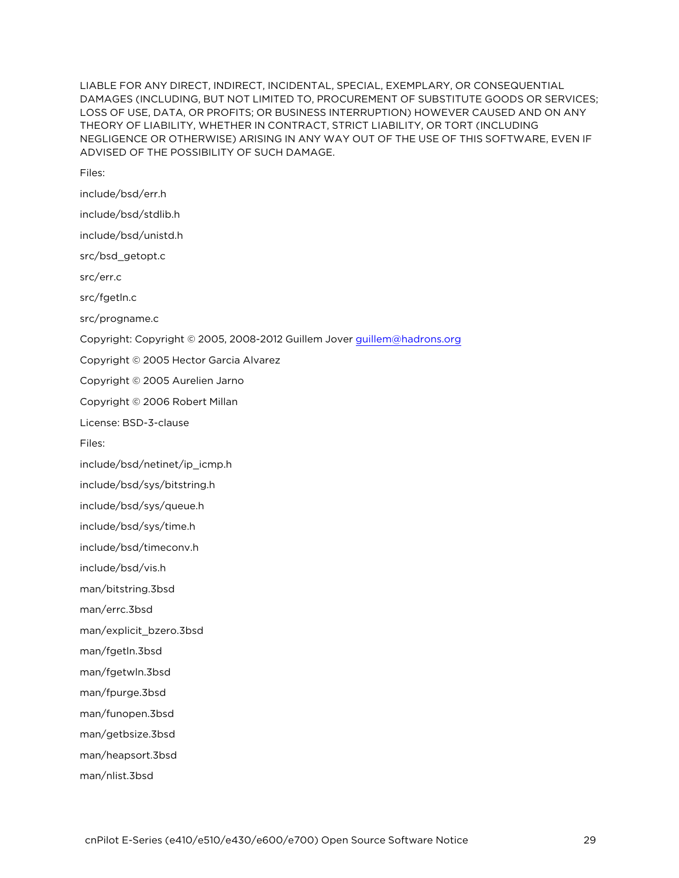LIABLE FOR ANY DIRECT, INDIRECT, INCIDENTAL, SPECIAL, EXEMPLARY, OR CONSEQUENTIAL DAMAGES (INCLUDING, BUT NOT LIMITED TO, PROCUREMENT OF SUBSTITUTE GOODS OR SERVICES; LOSS OF USE, DATA, OR PROFITS; OR BUSINESS INTERRUPTION) HOWEVER CAUSED AND ON ANY THEORY OF LIABILITY, WHETHER IN CONTRACT, STRICT LIABILITY, OR TORT (INCLUDING NEGLIGENCE OR OTHERWISE) ARISING IN ANY WAY OUT OF THE USE OF THIS SOFTWARE, EVEN IF ADVISED OF THE POSSIBILITY OF SUCH DAMAGE.

Files:

include/bsd/err.h

include/bsd/stdlib.h

include/bsd/unistd.h

src/bsd_getopt.c

src/err.c

src/fgetln.c

src/progname.c

Copyright: Copyright © 2005, 2008-2012 Guillem Jover guillem@hadrons.org

Copyright © 2005 Hector Garcia Alvarez

Copyright © 2005 Aurelien Jarno

Copyright © 2006 Robert Millan

License: BSD-3-clause

Files:

include/bsd/netinet/ip_icmp.h

include/bsd/sys/bitstring.h

include/bsd/sys/queue.h

include/bsd/sys/time.h

include/bsd/timeconv.h

include/bsd/vis.h

man/bitstring.3bsd

man/errc.3bsd

man/explicit_bzero.3bsd

man/fgetln.3bsd

man/fgetwln.3bsd

man/fpurge.3bsd

man/funopen.3bsd

man/getbsize.3bsd

man/heapsort.3bsd

man/nlist.3bsd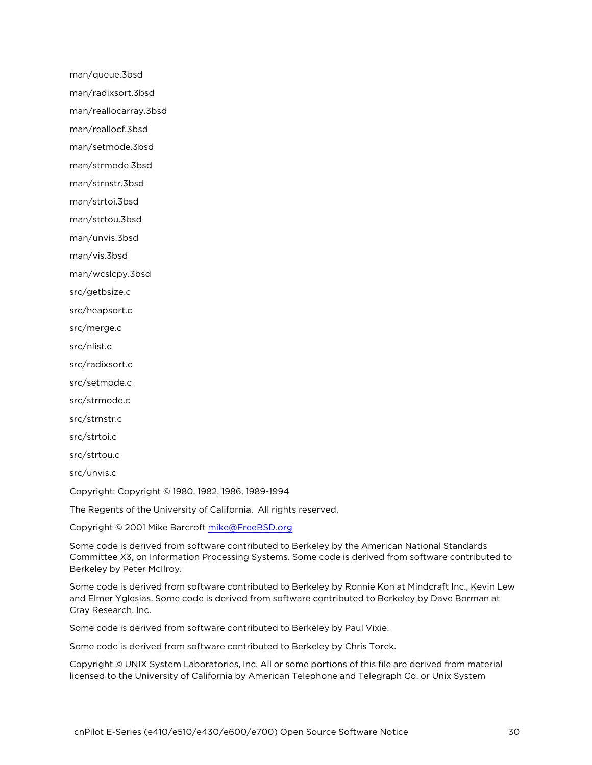man/queue.3bsd

man/radixsort.3bsd

man/reallocarray.3bsd

man/reallocf.3bsd

man/setmode.3bsd

man/strmode.3bsd

man/strnstr.3bsd

man/strtoi.3bsd

man/strtou.3bsd

man/unvis.3bsd

man/vis.3bsd

man/wcslcpy.3bsd

src/getbsize.c

src/heapsort.c

src/merge.c

src/nlist.c

src/radixsort.c

src/setmode.c

src/strmode.c

src/strnstr.c

src/strtoi.c

src/strtou.c

src/unvis.c

Copyright: Copyright © 1980, 1982, 1986, 1989-1994

The Regents of the University of California.  All rights reserved.

Copyright © 2001 Mike Barcroft mike@FreeBSD.org

Some code is derived from software contributed to Berkeley by the American National Standards Committee X3, on Information Processing Systems. Some code is derived from software contributed to Berkeley by Peter McIlroy.

Some code is derived from software contributed to Berkeley by Ronnie Kon at Mindcraft Inc., Kevin Lew and Elmer Yglesias. Some code is derived from software contributed to Berkeley by Dave Borman at Cray Research, Inc.

Some code is derived from software contributed to Berkeley by Paul Vixie.

Some code is derived from software contributed to Berkeley by Chris Torek.

Copyright © UNIX System Laboratories, Inc. All or some portions of this file are derived from material licensed to the University of California by American Telephone and Telegraph Co. or Unix System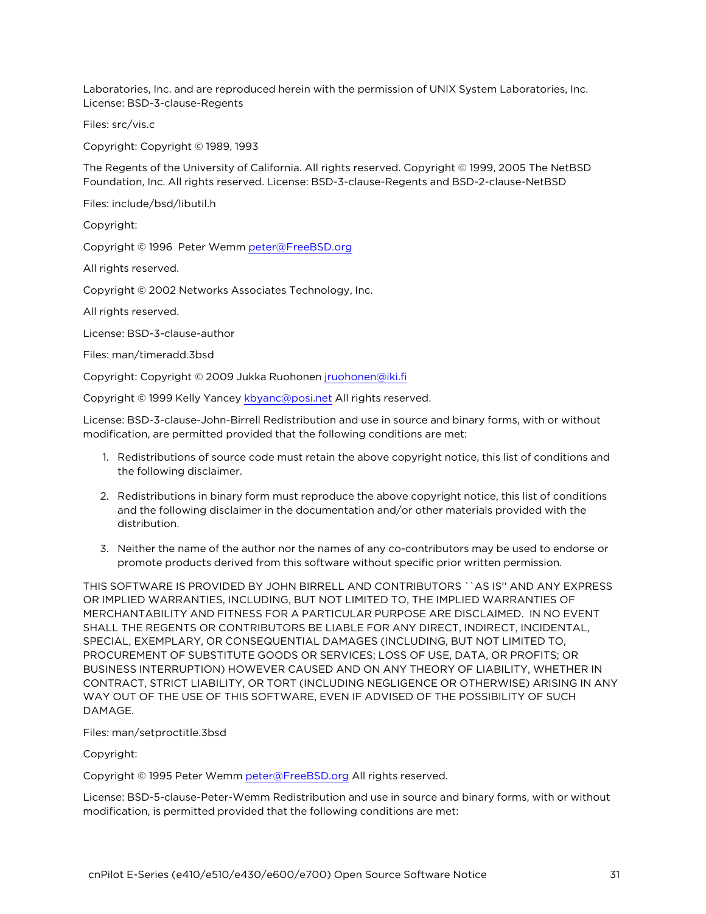Laboratories, Inc. and are reproduced herein with the permission of UNIX System Laboratories, Inc. License: BSD-3-clause-Regents

Files: src/vis.c

Copyright: Copyright © 1989, 1993

The Regents of the University of California. All rights reserved. Copyright © 1999, 2005 The NetBSD Foundation, Inc. All rights reserved. License: BSD-3-clause-Regents and BSD-2-clause-NetBSD

Files: include/bsd/libutil.h

Copyright:

Copyright © 1996  Peter Wemm peter@FreeBSD.org

All rights reserved.

Copyright © 2002 Networks Associates Technology, Inc.

All rights reserved.

License: BSD-3-clause-author

Files: man/timeradd.3bsd

Copyright: Copyright © 2009 Jukka Ruohonen jruohonen@iki.fi

Copyright © 1999 Kelly Yancey kbyanc@posi.net All rights reserved.

License: BSD-3-clause-John-Birrell Redistribution and use in source and binary forms, with or without modification, are permitted provided that the following conditions are met:

1. Redistributions of source code must retain the above copyright notice, this list of conditions and the following disclaimer.
2. Redistributions in binary form must reproduce the above copyright notice, this list of conditions and the following disclaimer in the documentation and/or other materials provided with the distribution.
3. Neither the name of the author nor the names of any co-contributors may be used to endorse or promote products derived from this software without specific prior written permission.

THIS SOFTWARE IS PROVIDED BY JOHN BIRRELL AND CONTRIBUTORS ``AS IS'' AND ANY EXPRESS OR IMPLIED WARRANTIES, INCLUDING, BUT NOT LIMITED TO, THE IMPLIED WARRANTIES OF MERCHANTABILITY AND FITNESS FOR A PARTICULAR PURPOSE ARE DISCLAIMED.  IN NO EVENT SHALL THE REGENTS OR CONTRIBUTORS BE LIABLE FOR ANY DIRECT, INDIRECT, INCIDENTAL, SPECIAL, EXEMPLARY, OR CONSEQUENTIAL DAMAGES (INCLUDING, BUT NOT LIMITED TO, PROCUREMENT OF SUBSTITUTE GOODS OR SERVICES; LOSS OF USE, DATA, OR PROFITS; OR BUSINESS INTERRUPTION) HOWEVER CAUSED AND ON ANY THEORY OF LIABILITY, WHETHER IN CONTRACT, STRICT LIABILITY, OR TORT (INCLUDING NEGLIGENCE OR OTHERWISE) ARISING IN ANY WAY OUT OF THE USE OF THIS SOFTWARE, EVEN IF ADVISED OF THE POSSIBILITY OF SUCH DAMAGE.

Files: man/setproctitle.3bsd

Copyright:

Copyright © 1995 Peter Wemm peter@FreeBSD.org All rights reserved.

License: BSD-5-clause-Peter-Wemm Redistribution and use in source and binary forms, with or without modification, is permitted provided that the following conditions are met: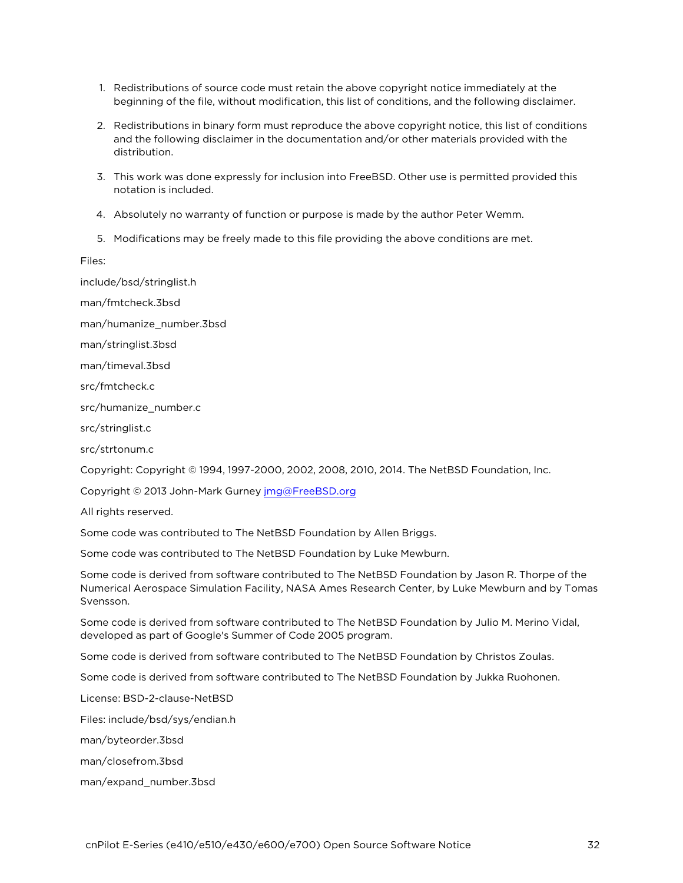1. Redistributions of source code must retain the above copyright notice immediately at the beginning of the file, without modification, this list of conditions, and the following disclaimer.

2. Redistributions in binary form must reproduce the above copyright notice, this list of conditions and the following disclaimer in the documentation and/or other materials provided with the distribution.

3. This work was done expressly for inclusion into FreeBSD. Other use is permitted provided this notation is included.

4. Absolutely no warranty of function or purpose is made by the author Peter Wemm.

5. Modifications may be freely made to this file providing the above conditions are met.

Files:

include/bsd/stringlist.h

man/fmtcheck.3bsd

man/humanize_number.3bsd

man/stringlist.3bsd

man/timeval.3bsd

src/fmtcheck.c

src/humanize_number.c

src/stringlist.c

src/strtonum.c

Copyright: Copyright © 1994, 1997-2000, 2002, 2008, 2010, 2014. The NetBSD Foundation, Inc.

Copyright © 2013 John-Mark Gurney jmg@FreeBSD.org

All rights reserved.

Some code was contributed to The NetBSD Foundation by Allen Briggs.

Some code was contributed to The NetBSD Foundation by Luke Mewburn.

Some code is derived from software contributed to The NetBSD Foundation by Jason R. Thorpe of the Numerical Aerospace Simulation Facility, NASA Ames Research Center, by Luke Mewburn and by Tomas Svensson.

Some code is derived from software contributed to The NetBSD Foundation by Julio M. Merino Vidal, developed as part of Google's Summer of Code 2005 program.

Some code is derived from software contributed to The NetBSD Foundation by Christos Zoulas.

Some code is derived from software contributed to The NetBSD Foundation by Jukka Ruohonen.

License: BSD-2-clause-NetBSD

Files: include/bsd/sys/endian.h

man/byteorder.3bsd

man/closefrom.3bsd

man/expand_number.3bsd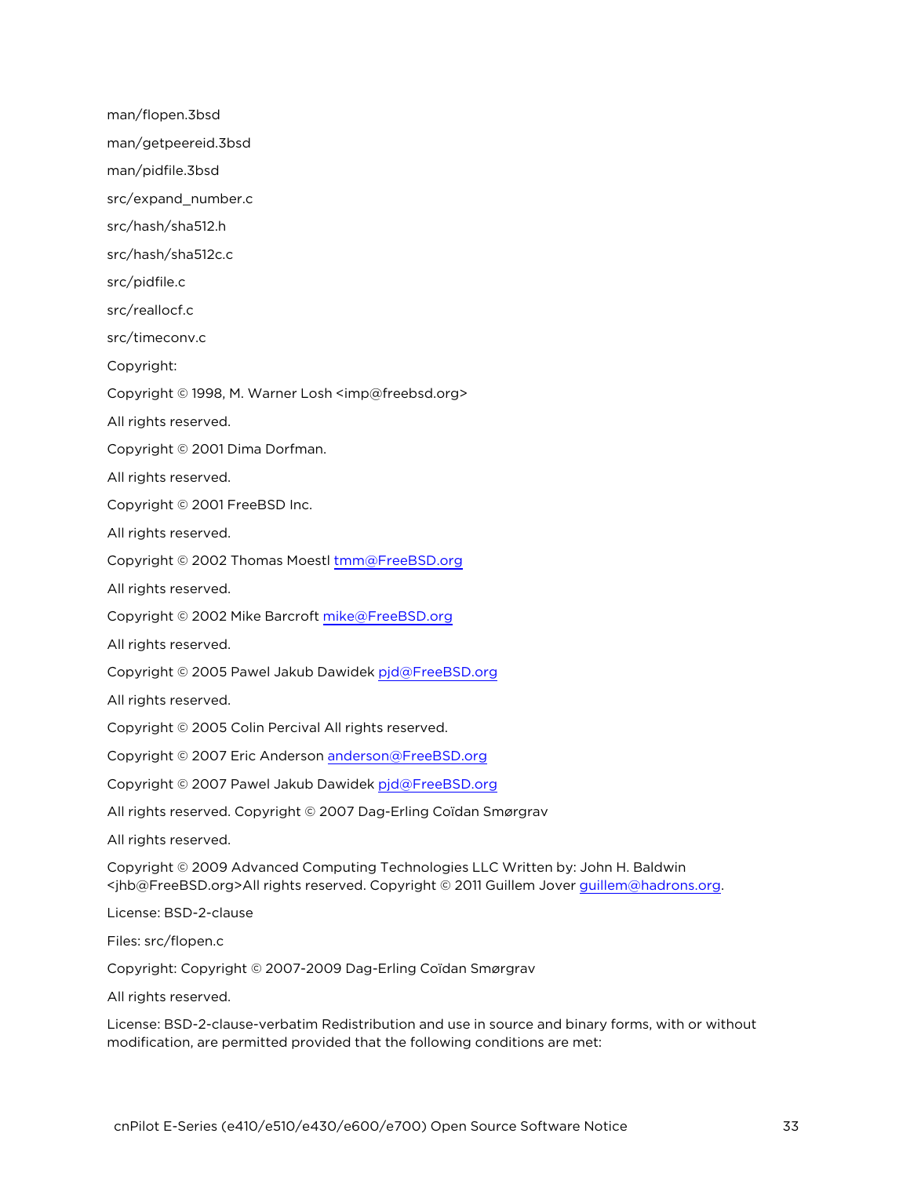man/flopen.3bsd

man/getpeereid.3bsd

man/pidfile.3bsd

src/expand_number.c

src/hash/sha512.h

src/hash/sha512c.c

src/pidfile.c

src/reallocf.c

src/timeconv.c

Copyright:

Copyright © 1998, M. Warner Losh <imp@freebsd.org>

All rights reserved.

Copyright © 2001 Dima Dorfman.

All rights reserved.

Copyright © 2001 FreeBSD Inc.

All rights reserved.

Copyright © 2002 Thomas Moestl tmm@FreeBSD.org

All rights reserved.

Copyright © 2002 Mike Barcroft mike@FreeBSD.org

All rights reserved.

Copyright © 2005 Pawel Jakub Dawidek pjd@FreeBSD.org

All rights reserved.

Copyright © 2005 Colin Percival All rights reserved.

Copyright © 2007 Eric Anderson anderson@FreeBSD.org

Copyright © 2007 Pawel Jakub Dawidek pjd@FreeBSD.org

All rights reserved. Copyright © 2007 Dag-Erling Coïdan Smørgrav

All rights reserved.

Copyright © 2009 Advanced Computing Technologies LLC Written by: John H. Baldwin <jhb@FreeBSD.org>All rights reserved. Copyright © 2011 Guillem Jover guillem@hadrons.org.

License: BSD-2-clause

Files: src/flopen.c

Copyright: Copyright © 2007-2009 Dag-Erling Coïdan Smørgrav

All rights reserved.

License: BSD-2-clause-verbatim Redistribution and use in source and binary forms, with or without modification, are permitted provided that the following conditions are met: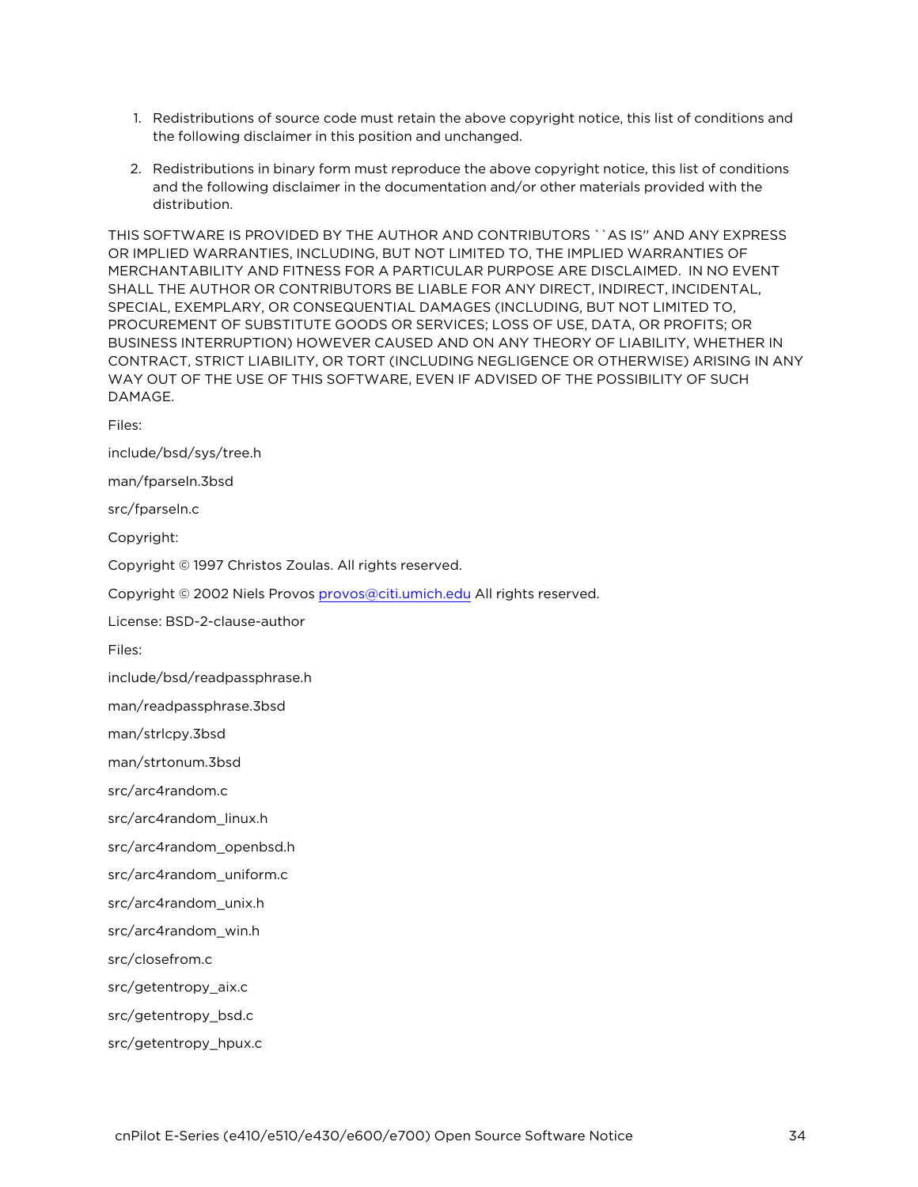1. Redistributions of source code must retain the above copyright notice, this list of conditions and the following disclaimer in this position and unchanged.
2. Redistributions in binary form must reproduce the above copyright notice, this list of conditions and the following disclaimer in the documentation and/or other materials provided with the distribution.

THIS SOFTWARE IS PROVIDED BY THE AUTHOR AND CONTRIBUTORS ``AS IS'' AND ANY EXPRESS OR IMPLIED WARRANTIES, INCLUDING, BUT NOT LIMITED TO, THE IMPLIED WARRANTIES OF MERCHANTABILITY AND FITNESS FOR A PARTICULAR PURPOSE ARE DISCLAIMED. IN NO EVENT SHALL THE AUTHOR OR CONTRIBUTORS BE LIABLE FOR ANY DIRECT, INDIRECT, INCIDENTAL, SPECIAL, EXEMPLARY, OR CONSEQUENTIAL DAMAGES (INCLUDING, BUT NOT LIMITED TO, PROCUREMENT OF SUBSTITUTE GOODS OR SERVICES; LOSS OF USE, DATA, OR PROFITS; OR BUSINESS INTERRUPTION) HOWEVER CAUSED AND ON ANY THEORY OF LIABILITY, WHETHER IN CONTRACT, STRICT LIABILITY, OR TORT (INCLUDING NEGLIGENCE OR OTHERWISE) ARISING IN ANY WAY OUT OF THE USE OF THIS SOFTWARE, EVEN IF ADVISED OF THE POSSIBILITY OF SUCH DAMAGE.

Files:

include/bsd/sys/tree.h

man/fparseln.3bsd

src/fparseln.c

Copyright:

Copyright © 1997 Christos Zoulas. All rights reserved.

Copyright © 2002 Niels Provos provos@citi.umich.edu All rights reserved.

License: BSD-2-clause-author

Files:

include/bsd/readpassphrase.h

man/readpassphrase.3bsd

man/strlcpy.3bsd

man/strtonum.3bsd

src/arc4random.c

src/arc4random_linux.h

src/arc4random_openbsd.h

src/arc4random_uniform.c

src/arc4random_unix.h

src/arc4random_win.h

src/closefrom.c

src/getentropy_aix.c

src/getentropy_bsd.c

src/getentropy_hpux.c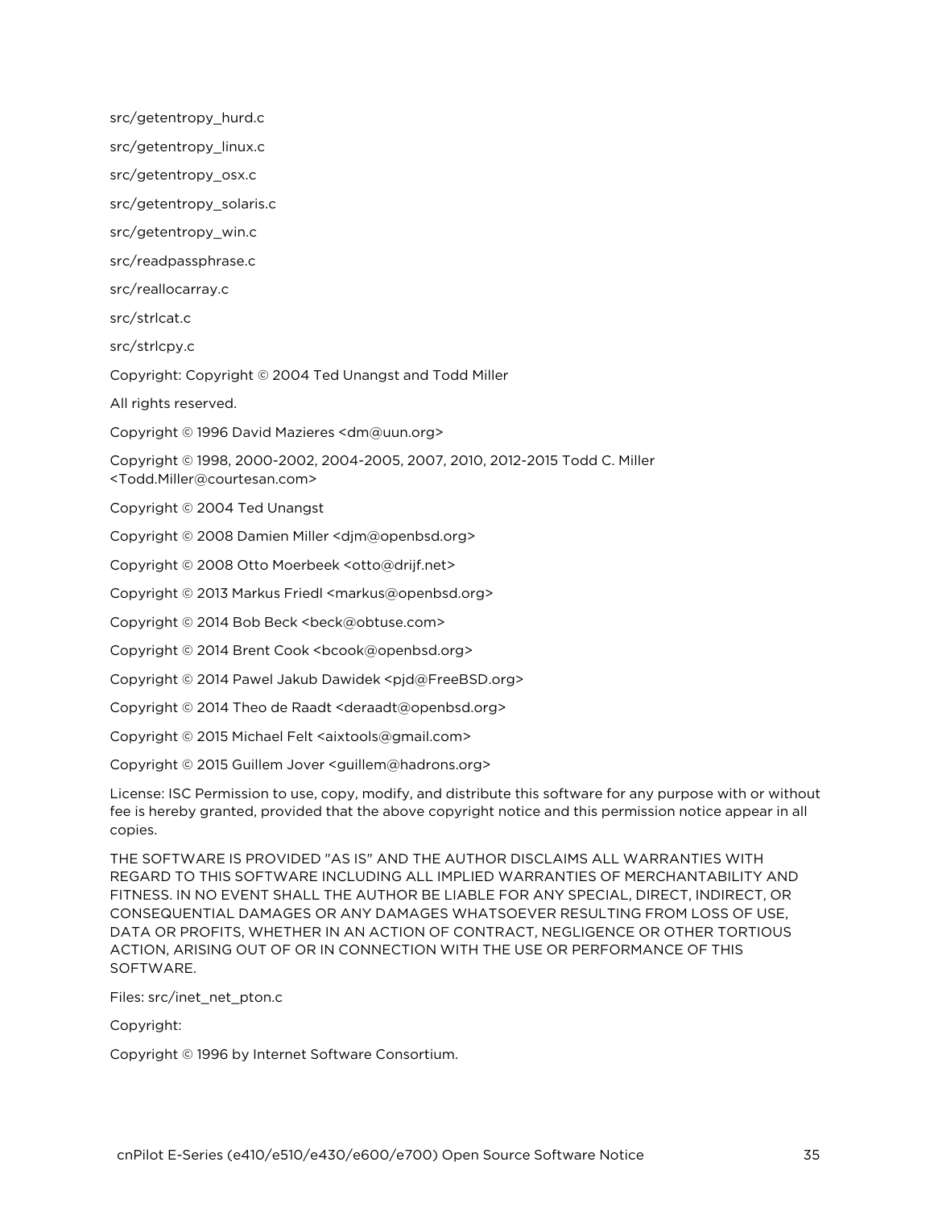src/getentropy_hurd.c

src/getentropy_linux.c

src/getentropy_osx.c

src/getentropy_solaris.c

src/getentropy_win.c

src/readpassphrase.c

src/reallocarray.c

src/strlcat.c

src/strlcpy.c

Copyright: Copyright © 2004 Ted Unangst and Todd Miller

All rights reserved.

Copyright © 1996 David Mazieres <dm@uun.org>

Copyright © 1998, 2000-2002, 2004-2005, 2007, 2010, 2012-2015 Todd C. Miller <Todd.Miller@courtesan.com>

Copyright © 2004 Ted Unangst

Copyright © 2008 Damien Miller <djm@openbsd.org>

Copyright © 2008 Otto Moerbeek <otto@drijf.net>

Copyright © 2013 Markus Friedl <markus@openbsd.org>

Copyright © 2014 Bob Beck <beck@obtuse.com>

Copyright © 2014 Brent Cook <bcook@openbsd.org>

Copyright © 2014 Pawel Jakub Dawidek <pjd@FreeBSD.org>

Copyright © 2014 Theo de Raadt <deraadt@openbsd.org>

Copyright © 2015 Michael Felt <aixtools@gmail.com>

Copyright © 2015 Guillem Jover <guillem@hadrons.org>

License: ISC Permission to use, copy, modify, and distribute this software for any purpose with or without fee is hereby granted, provided that the above copyright notice and this permission notice appear in all copies.

THE SOFTWARE IS PROVIDED "AS IS" AND THE AUTHOR DISCLAIMS ALL WARRANTIES WITH REGARD TO THIS SOFTWARE INCLUDING ALL IMPLIED WARRANTIES OF MERCHANTABILITY AND FITNESS. IN NO EVENT SHALL THE AUTHOR BE LIABLE FOR ANY SPECIAL, DIRECT, INDIRECT, OR CONSEQUENTIAL DAMAGES OR ANY DAMAGES WHATSOEVER RESULTING FROM LOSS OF USE, DATA OR PROFITS, WHETHER IN AN ACTION OF CONTRACT, NEGLIGENCE OR OTHER TORTIOUS ACTION, ARISING OUT OF OR IN CONNECTION WITH THE USE OR PERFORMANCE OF THIS SOFTWARE.

Files: src/inet_net_pton.c

Copyright:

Copyright © 1996 by Internet Software Consortium.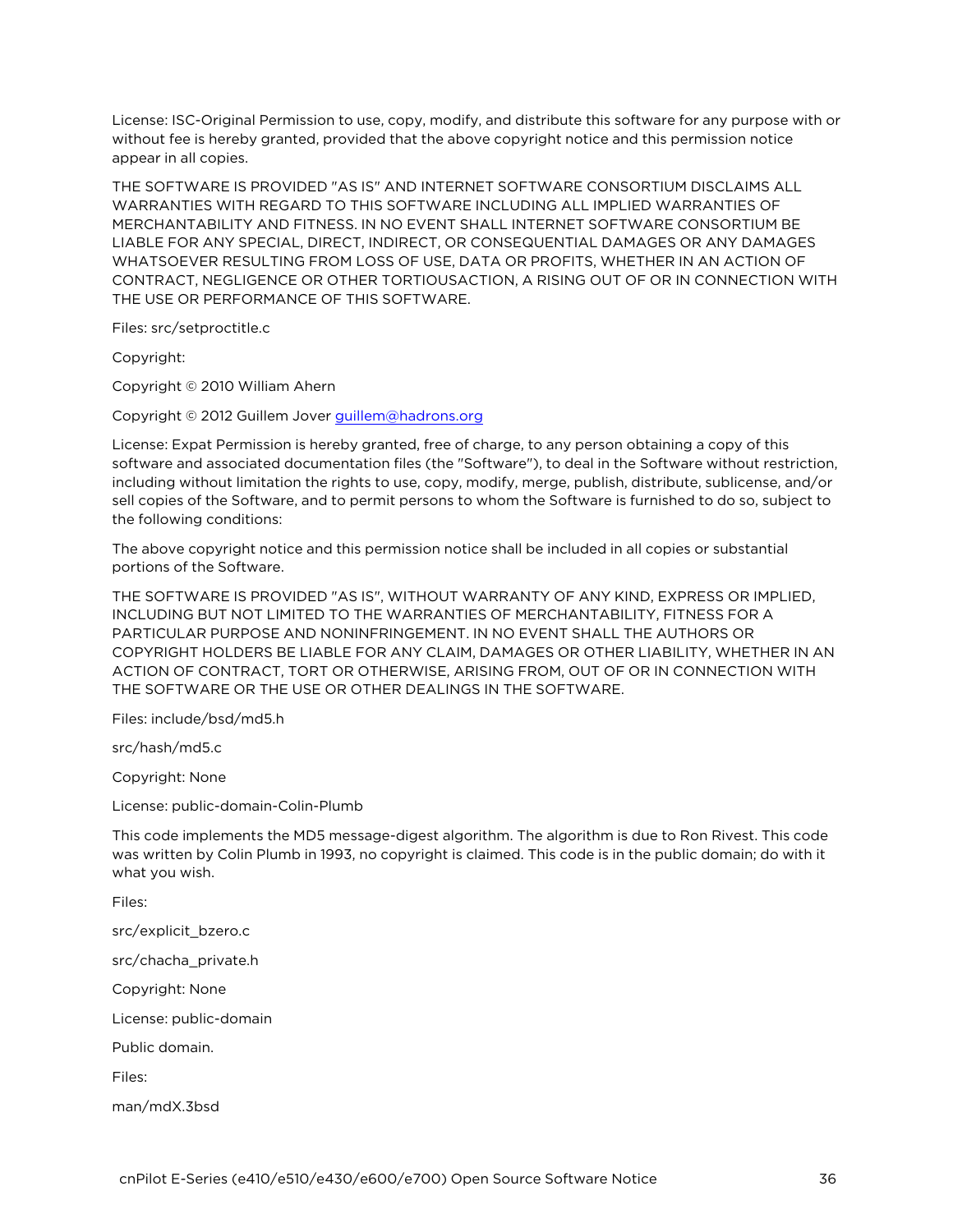License: ISC-Original Permission to use, copy, modify, and distribute this software for any purpose with or without fee is hereby granted, provided that the above copyright notice and this permission notice appear in all copies.

THE SOFTWARE IS PROVIDED "AS IS" AND INTERNET SOFTWARE CONSORTIUM DISCLAIMS ALL WARRANTIES WITH REGARD TO THIS SOFTWARE INCLUDING ALL IMPLIED WARRANTIES OF MERCHANTABILITY AND FITNESS. IN NO EVENT SHALL INTERNET SOFTWARE CONSORTIUM BE LIABLE FOR ANY SPECIAL, DIRECT, INDIRECT, OR CONSEQUENTIAL DAMAGES OR ANY DAMAGES WHATSOEVER RESULTING FROM LOSS OF USE, DATA OR PROFITS, WHETHER IN AN ACTION OF CONTRACT, NEGLIGENCE OR OTHER TORTIOUSACTION, A RISING OUT OF OR IN CONNECTION WITH THE USE OR PERFORMANCE OF THIS SOFTWARE.

Files: src/setproctitle.c

Copyright:

Copyright © 2010 William Ahern

Copyright © 2012 Guillem Jover guillem@hadrons.org

License: Expat Permission is hereby granted, free of charge, to any person obtaining a copy of this software and associated documentation files (the "Software"), to deal in the Software without restriction, including without limitation the rights to use, copy, modify, merge, publish, distribute, sublicense, and/or sell copies of the Software, and to permit persons to whom the Software is furnished to do so, subject to the following conditions:

The above copyright notice and this permission notice shall be included in all copies or substantial portions of the Software.

THE SOFTWARE IS PROVIDED "AS IS", WITHOUT WARRANTY OF ANY KIND, EXPRESS OR IMPLIED, INCLUDING BUT NOT LIMITED TO THE WARRANTIES OF MERCHANTABILITY, FITNESS FOR A PARTICULAR PURPOSE AND NONINFRINGEMENT. IN NO EVENT SHALL THE AUTHORS OR COPYRIGHT HOLDERS BE LIABLE FOR ANY CLAIM, DAMAGES OR OTHER LIABILITY, WHETHER IN AN ACTION OF CONTRACT, TORT OR OTHERWISE, ARISING FROM, OUT OF OR IN CONNECTION WITH THE SOFTWARE OR THE USE OR OTHER DEALINGS IN THE SOFTWARE.

Files: include/bsd/md5.h

src/hash/md5.c

Copyright: None

License: public-domain-Colin-Plumb

This code implements the MD5 message-digest algorithm. The algorithm is due to Ron Rivest. This code was written by Colin Plumb in 1993, no copyright is claimed. This code is in the public domain; do with it what you wish.

Files:

src/explicit_bzero.c

src/chacha_private.h

Copyright: None

License: public-domain

Public domain.

Files:

man/mdX.3bsd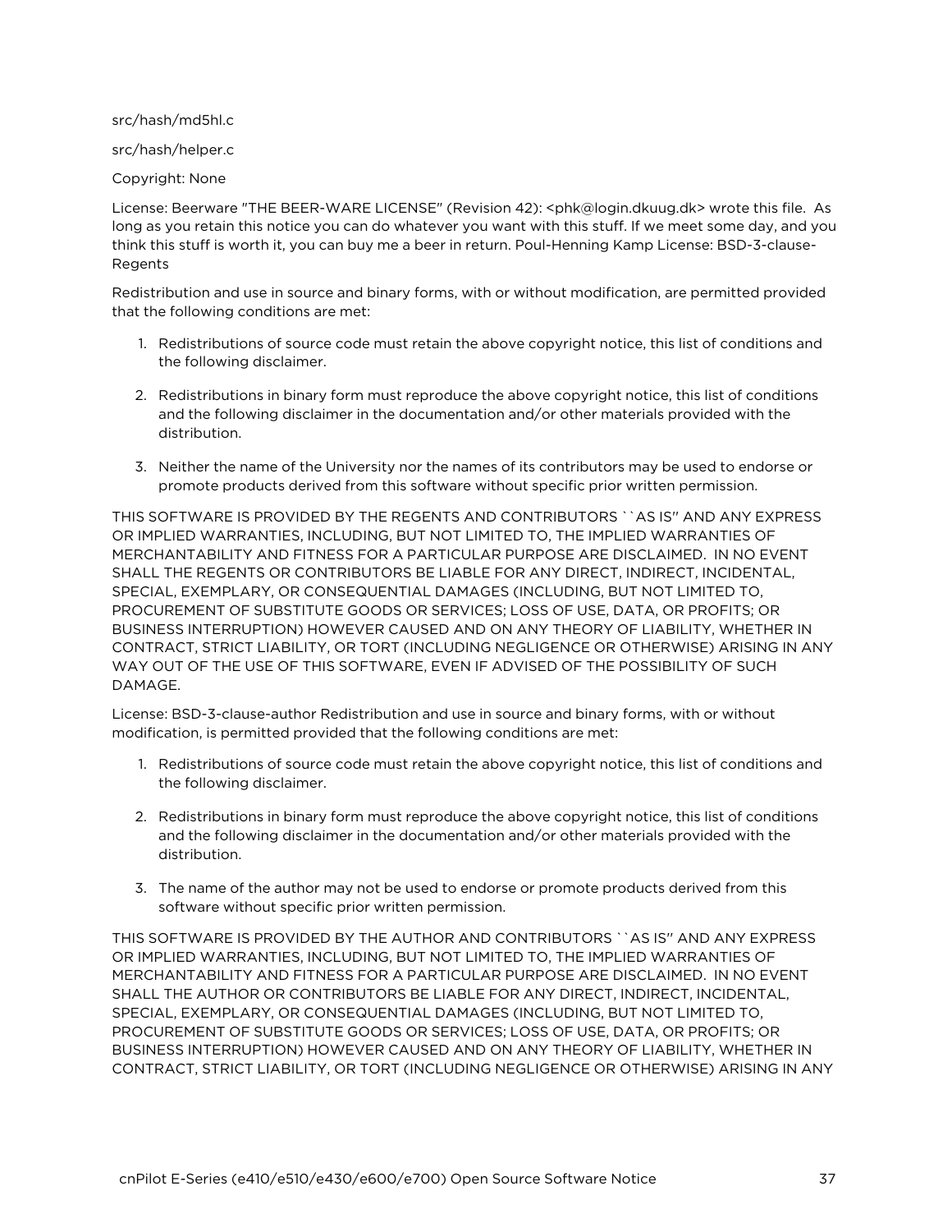src/hash/md5hl.c

src/hash/helper.c

Copyright: None

License: Beerware "THE BEER-WARE LICENSE" (Revision 42): <phk@login.dkuug.dk> wrote this file.  As long as you retain this notice you can do whatever you want with this stuff. If we meet some day, and you think this stuff is worth it, you can buy me a beer in return. Poul-Henning Kamp License: BSD-3-clause-Regents

Redistribution and use in source and binary forms, with or without modification, are permitted provided that the following conditions are met:

1. Redistributions of source code must retain the above copyright notice, this list of conditions and the following disclaimer.

2. Redistributions in binary form must reproduce the above copyright notice, this list of conditions and the following disclaimer in the documentation and/or other materials provided with the distribution.

3. Neither the name of the University nor the names of its contributors may be used to endorse or promote products derived from this software without specific prior written permission.

THIS SOFTWARE IS PROVIDED BY THE REGENTS AND CONTRIBUTORS ``AS IS'' AND ANY EXPRESS OR IMPLIED WARRANTIES, INCLUDING, BUT NOT LIMITED TO, THE IMPLIED WARRANTIES OF MERCHANTABILITY AND FITNESS FOR A PARTICULAR PURPOSE ARE DISCLAIMED.  IN NO EVENT SHALL THE REGENTS OR CONTRIBUTORS BE LIABLE FOR ANY DIRECT, INDIRECT, INCIDENTAL, SPECIAL, EXEMPLARY, OR CONSEQUENTIAL DAMAGES (INCLUDING, BUT NOT LIMITED TO, PROCUREMENT OF SUBSTITUTE GOODS OR SERVICES; LOSS OF USE, DATA, OR PROFITS; OR BUSINESS INTERRUPTION) HOWEVER CAUSED AND ON ANY THEORY OF LIABILITY, WHETHER IN CONTRACT, STRICT LIABILITY, OR TORT (INCLUDING NEGLIGENCE OR OTHERWISE) ARISING IN ANY WAY OUT OF THE USE OF THIS SOFTWARE, EVEN IF ADVISED OF THE POSSIBILITY OF SUCH DAMAGE.

License: BSD-3-clause-author Redistribution and use in source and binary forms, with or without modification, is permitted provided that the following conditions are met:

1. Redistributions of source code must retain the above copyright notice, this list of conditions and the following disclaimer.

2. Redistributions in binary form must reproduce the above copyright notice, this list of conditions and the following disclaimer in the documentation and/or other materials provided with the distribution.

3. The name of the author may not be used to endorse or promote products derived from this software without specific prior written permission.

THIS SOFTWARE IS PROVIDED BY THE AUTHOR AND CONTRIBUTORS ``AS IS'' AND ANY EXPRESS OR IMPLIED WARRANTIES, INCLUDING, BUT NOT LIMITED TO, THE IMPLIED WARRANTIES OF MERCHANTABILITY AND FITNESS FOR A PARTICULAR PURPOSE ARE DISCLAIMED.  IN NO EVENT SHALL THE AUTHOR OR CONTRIBUTORS BE LIABLE FOR ANY DIRECT, INDIRECT, INCIDENTAL, SPECIAL, EXEMPLARY, OR CONSEQUENTIAL DAMAGES (INCLUDING, BUT NOT LIMITED TO, PROCUREMENT OF SUBSTITUTE GOODS OR SERVICES; LOSS OF USE, DATA, OR PROFITS; OR BUSINESS INTERRUPTION) HOWEVER CAUSED AND ON ANY THEORY OF LIABILITY, WHETHER IN CONTRACT, STRICT LIABILITY, OR TORT (INCLUDING NEGLIGENCE OR OTHERWISE) ARISING IN ANY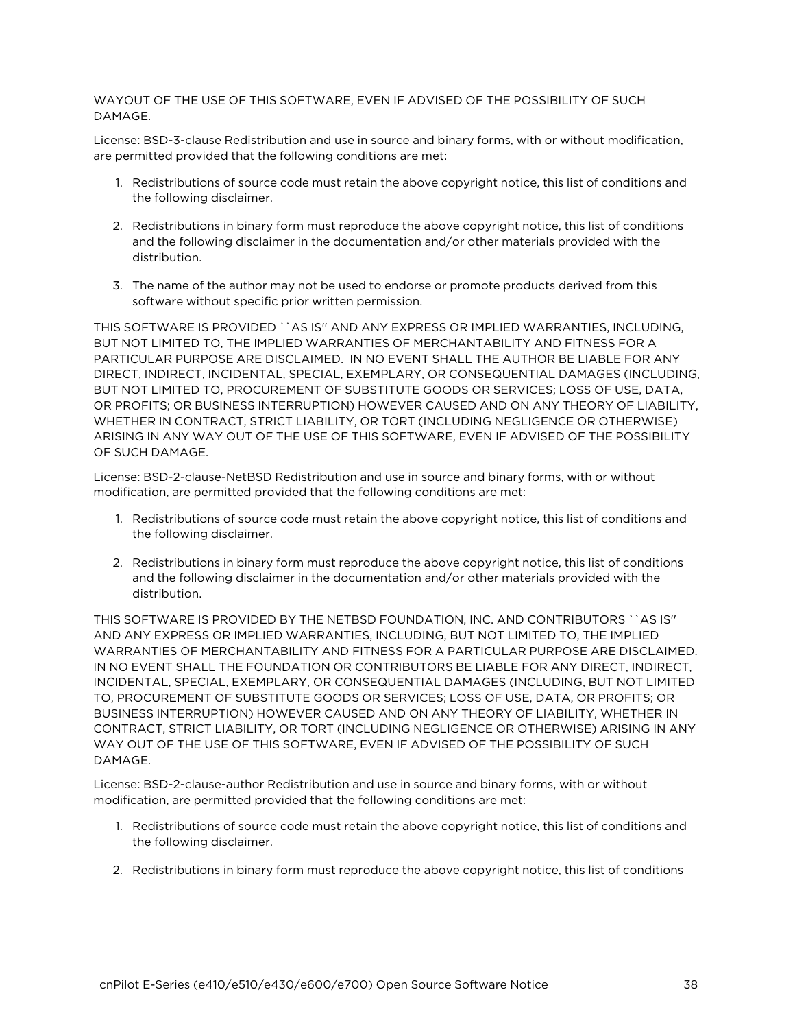WAYOUT OF THE USE OF THIS SOFTWARE, EVEN IF ADVISED OF THE POSSIBILITY OF SUCH DAMAGE.

License: BSD-3-clause Redistribution and use in source and binary forms, with or without modification, are permitted provided that the following conditions are met:

1. Redistributions of source code must retain the above copyright notice, this list of conditions and the following disclaimer.

2. Redistributions in binary form must reproduce the above copyright notice, this list of conditions and the following disclaimer in the documentation and/or other materials provided with the distribution.

3. The name of the author may not be used to endorse or promote products derived from this software without specific prior written permission.

THIS SOFTWARE IS PROVIDED ``AS IS'' AND ANY EXPRESS OR IMPLIED WARRANTIES, INCLUDING, BUT NOT LIMITED TO, THE IMPLIED WARRANTIES OF MERCHANTABILITY AND FITNESS FOR A PARTICULAR PURPOSE ARE DISCLAIMED. IN NO EVENT SHALL THE AUTHOR BE LIABLE FOR ANY DIRECT, INDIRECT, INCIDENTAL, SPECIAL, EXEMPLARY, OR CONSEQUENTIAL DAMAGES (INCLUDING, BUT NOT LIMITED TO, PROCUREMENT OF SUBSTITUTE GOODS OR SERVICES; LOSS OF USE, DATA, OR PROFITS; OR BUSINESS INTERRUPTION) HOWEVER CAUSED AND ON ANY THEORY OF LIABILITY, WHETHER IN CONTRACT, STRICT LIABILITY, OR TORT (INCLUDING NEGLIGENCE OR OTHERWISE) ARISING IN ANY WAY OUT OF THE USE OF THIS SOFTWARE, EVEN IF ADVISED OF THE POSSIBILITY OF SUCH DAMAGE.

License: BSD-2-clause-NetBSD Redistribution and use in source and binary forms, with or without modification, are permitted provided that the following conditions are met:

1. Redistributions of source code must retain the above copyright notice, this list of conditions and the following disclaimer.

2. Redistributions in binary form must reproduce the above copyright notice, this list of conditions and the following disclaimer in the documentation and/or other materials provided with the distribution.

THIS SOFTWARE IS PROVIDED BY THE NETBSD FOUNDATION, INC. AND CONTRIBUTORS ``AS IS'' AND ANY EXPRESS OR IMPLIED WARRANTIES, INCLUDING, BUT NOT LIMITED TO, THE IMPLIED WARRANTIES OF MERCHANTABILITY AND FITNESS FOR A PARTICULAR PURPOSE ARE DISCLAIMED. IN NO EVENT SHALL THE FOUNDATION OR CONTRIBUTORS BE LIABLE FOR ANY DIRECT, INDIRECT, INCIDENTAL, SPECIAL, EXEMPLARY, OR CONSEQUENTIAL DAMAGES (INCLUDING, BUT NOT LIMITED TO, PROCUREMENT OF SUBSTITUTE GOODS OR SERVICES; LOSS OF USE, DATA, OR PROFITS; OR BUSINESS INTERRUPTION) HOWEVER CAUSED AND ON ANY THEORY OF LIABILITY, WHETHER IN CONTRACT, STRICT LIABILITY, OR TORT (INCLUDING NEGLIGENCE OR OTHERWISE) ARISING IN ANY WAY OUT OF THE USE OF THIS SOFTWARE, EVEN IF ADVISED OF THE POSSIBILITY OF SUCH DAMAGE.

License: BSD-2-clause-author Redistribution and use in source and binary forms, with or without modification, are permitted provided that the following conditions are met:

1. Redistributions of source code must retain the above copyright notice, this list of conditions and the following disclaimer.

2. Redistributions in binary form must reproduce the above copyright notice, this list of conditions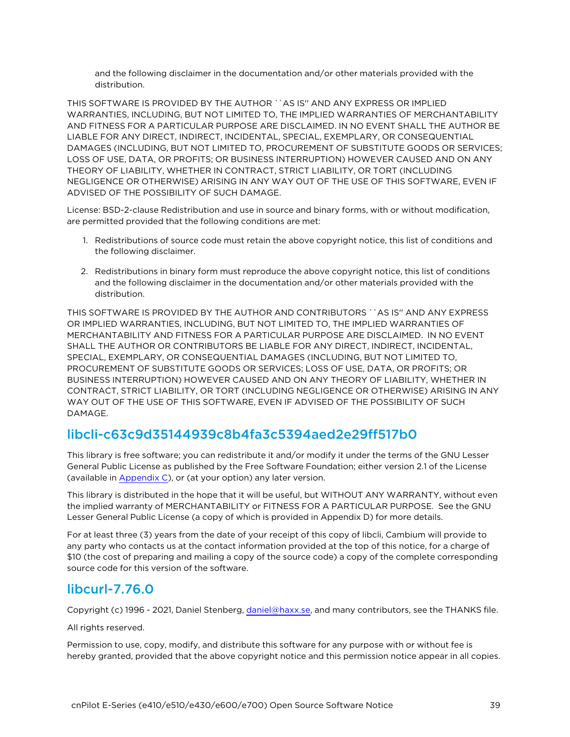and the following disclaimer in the documentation and/or other materials provided with the distribution.

THIS SOFTWARE IS PROVIDED BY THE AUTHOR ``AS IS'' AND ANY EXPRESS OR IMPLIED WARRANTIES, INCLUDING, BUT NOT LIMITED TO, THE IMPLIED WARRANTIES OF MERCHANTABILITY AND FITNESS FOR A PARTICULAR PURPOSE ARE DISCLAIMED. IN NO EVENT SHALL THE AUTHOR BE LIABLE FOR ANY DIRECT, INDIRECT, INCIDENTAL, SPECIAL, EXEMPLARY, OR CONSEQUENTIAL DAMAGES (INCLUDING, BUT NOT LIMITED TO, PROCUREMENT OF SUBSTITUTE GOODS OR SERVICES; LOSS OF USE, DATA, OR PROFITS; OR BUSINESS INTERRUPTION) HOWEVER CAUSED AND ON ANY THEORY OF LIABILITY, WHETHER IN CONTRACT, STRICT LIABILITY, OR TORT (INCLUDING NEGLIGENCE OR OTHERWISE) ARISING IN ANY WAY OUT OF THE USE OF THIS SOFTWARE, EVEN IF ADVISED OF THE POSSIBILITY OF SUCH DAMAGE.

License: BSD-2-clause Redistribution and use in source and binary forms, with or without modification, are permitted provided that the following conditions are met:

1. Redistributions of source code must retain the above copyright notice, this list of conditions and the following disclaimer.
2. Redistributions in binary form must reproduce the above copyright notice, this list of conditions and the following disclaimer in the documentation and/or other materials provided with the distribution.

THIS SOFTWARE IS PROVIDED BY THE AUTHOR AND CONTRIBUTORS ``AS IS'' AND ANY EXPRESS OR IMPLIED WARRANTIES, INCLUDING, BUT NOT LIMITED TO, THE IMPLIED WARRANTIES OF MERCHANTABILITY AND FITNESS FOR A PARTICULAR PURPOSE ARE DISCLAIMED. IN NO EVENT SHALL THE AUTHOR OR CONTRIBUTORS BE LIABLE FOR ANY DIRECT, INDIRECT, INCIDENTAL, SPECIAL, EXEMPLARY, OR CONSEQUENTIAL DAMAGES (INCLUDING, BUT NOT LIMITED TO, PROCUREMENT OF SUBSTITUTE GOODS OR SERVICES; LOSS OF USE, DATA, OR PROFITS; OR BUSINESS INTERRUPTION) HOWEVER CAUSED AND ON ANY THEORY OF LIABILITY, WHETHER IN CONTRACT, STRICT LIABILITY, OR TORT (INCLUDING NEGLIGENCE OR OTHERWISE) ARISING IN ANY WAY OUT OF THE USE OF THIS SOFTWARE, EVEN IF ADVISED OF THE POSSIBILITY OF SUCH DAMAGE.

## libcli-c63c9d35144939c8b4fa3c5394aed2e29ff517b0

This library is free software; you can redistribute it and/or modify it under the terms of the GNU Lesser General Public License as published by the Free Software Foundation; either version 2.1 of the License (available in Appendix C), or (at your option) any later version.

This library is distributed in the hope that it will be useful, but WITHOUT ANY WARRANTY, without even the implied warranty of MERCHANTABILITY or FITNESS FOR A PARTICULAR PURPOSE. See the GNU Lesser General Public License (a copy of which is provided in Appendix D) for more details.

For at least three (3) years from the date of your receipt of this copy of libcli, Cambium will provide to any party who contacts us at the contact information provided at the top of this notice, for a charge of $10 (the cost of preparing and mailing a copy of the source code) a copy of the complete corresponding source code for this version of the software.

## libcurl-7.76.0

Copyright (c) 1996 - 2021, Daniel Stenberg, daniel@haxx.se, and many contributors, see the THANKS file.

All rights reserved.

Permission to use, copy, modify, and distribute this software for any purpose with or without fee is hereby granted, provided that the above copyright notice and this permission notice appear in all copies.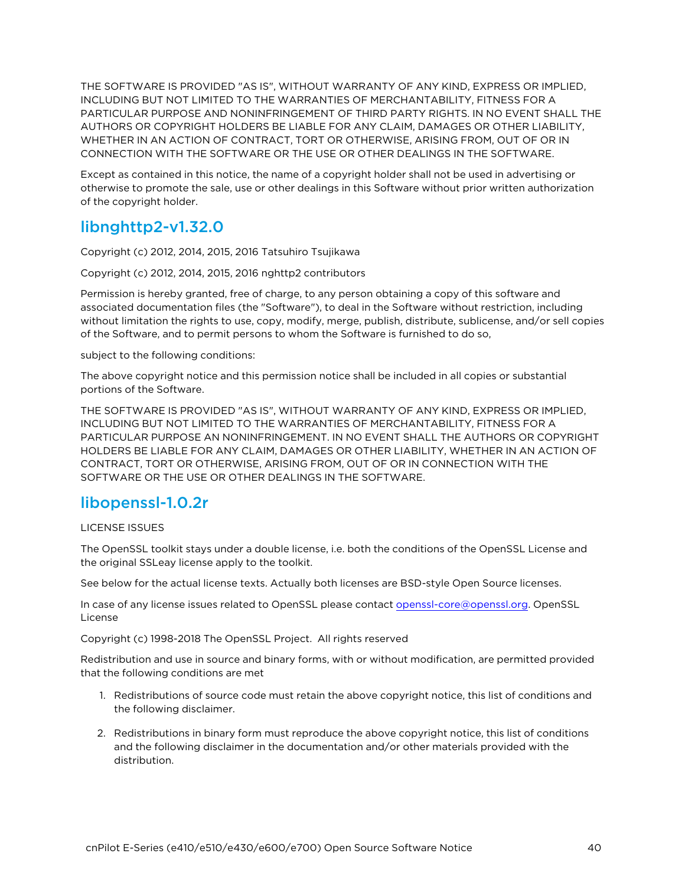THE SOFTWARE IS PROVIDED "AS IS", WITHOUT WARRANTY OF ANY KIND, EXPRESS OR IMPLIED, INCLUDING BUT NOT LIMITED TO THE WARRANTIES OF MERCHANTABILITY, FITNESS FOR A PARTICULAR PURPOSE AND NONINFRINGEMENT OF THIRD PARTY RIGHTS. IN NO EVENT SHALL THE AUTHORS OR COPYRIGHT HOLDERS BE LIABLE FOR ANY CLAIM, DAMAGES OR OTHER LIABILITY, WHETHER IN AN ACTION OF CONTRACT, TORT OR OTHERWISE, ARISING FROM, OUT OF OR IN CONNECTION WITH THE SOFTWARE OR THE USE OR OTHER DEALINGS IN THE SOFTWARE.

Except as contained in this notice, the name of a copyright holder shall not be used in advertising or otherwise to promote the sale, use or other dealings in this Software without prior written authorization of the copyright holder.

## libnghttp2-v1.32.0

Copyright (c) 2012, 2014, 2015, 2016 Tatsuhiro Tsujikawa

Copyright (c) 2012, 2014, 2015, 2016 nghttp2 contributors

Permission is hereby granted, free of charge, to any person obtaining a copy of this software and associated documentation files (the "Software"), to deal in the Software without restriction, including without limitation the rights to use, copy, modify, merge, publish, distribute, sublicense, and/or sell copies of the Software, and to permit persons to whom the Software is furnished to do so,

subject to the following conditions:

The above copyright notice and this permission notice shall be included in all copies or substantial portions of the Software.

THE SOFTWARE IS PROVIDED "AS IS", WITHOUT WARRANTY OF ANY KIND, EXPRESS OR IMPLIED, INCLUDING BUT NOT LIMITED TO THE WARRANTIES OF MERCHANTABILITY, FITNESS FOR A PARTICULAR PURPOSE AN NONINFRINGEMENT. IN NO EVENT SHALL THE AUTHORS OR COPYRIGHT HOLDERS BE LIABLE FOR ANY CLAIM, DAMAGES OR OTHER LIABILITY, WHETHER IN AN ACTION OF CONTRACT, TORT OR OTHERWISE, ARISING FROM, OUT OF OR IN CONNECTION WITH THE SOFTWARE OR THE USE OR OTHER DEALINGS IN THE SOFTWARE.

## libopenssl-1.0.2r

LICENSE ISSUES

The OpenSSL toolkit stays under a double license, i.e. both the conditions of the OpenSSL License and the original SSLeay license apply to the toolkit.

See below for the actual license texts. Actually both licenses are BSD-style Open Source licenses.

In case of any license issues related to OpenSSL please contact openssl-core@openssl.org. OpenSSL License

Copyright (c) 1998-2018 The OpenSSL Project.  All rights reserved

Redistribution and use in source and binary forms, with or without modification, are permitted provided that the following conditions are met

1. Redistributions of source code must retain the above copyright notice, this list of conditions and the following disclaimer.
2. Redistributions in binary form must reproduce the above copyright notice, this list of conditions and the following disclaimer in the documentation and/or other materials provided with the distribution.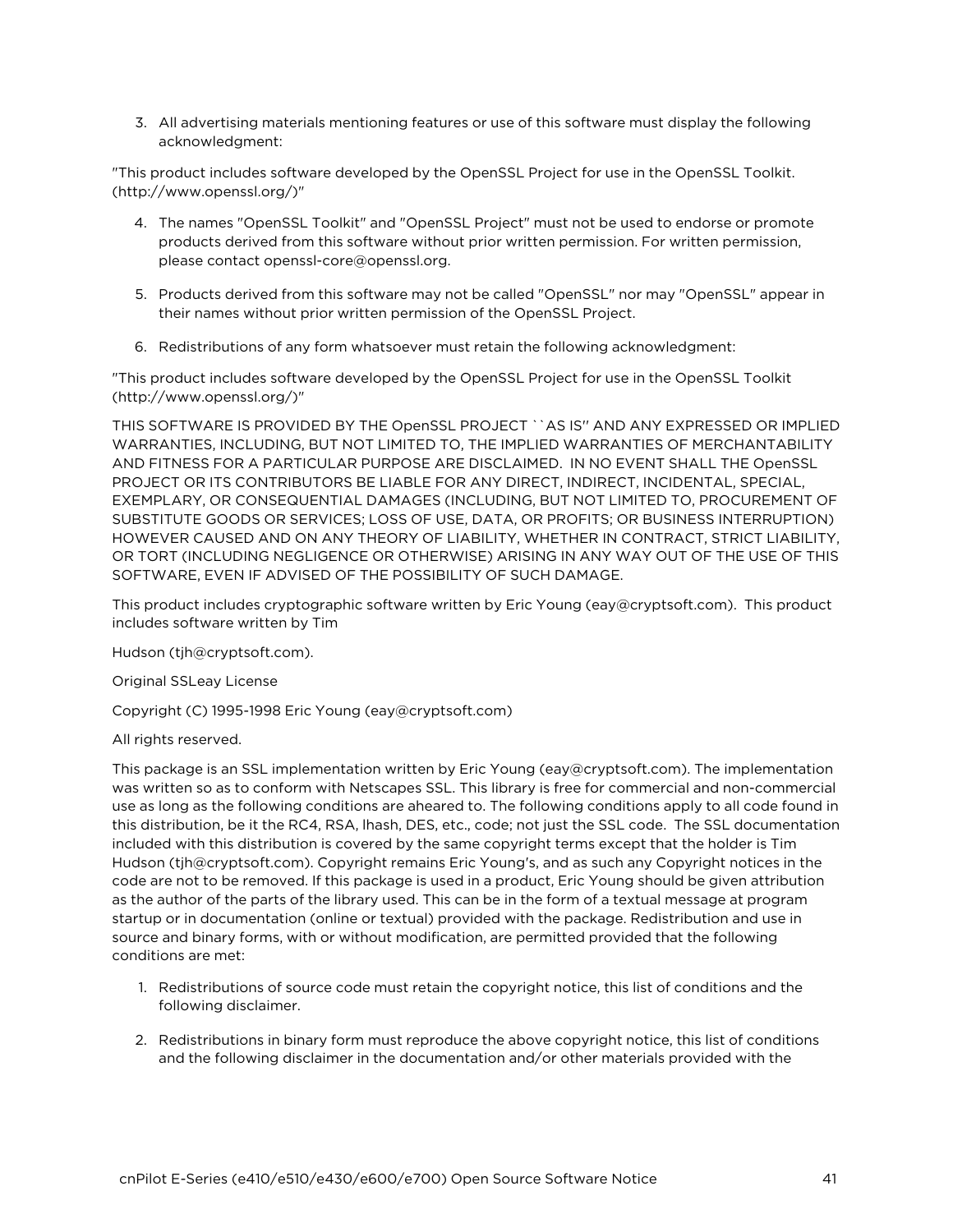3. All advertising materials mentioning features or use of this software must display the following acknowledgment:

"This product includes software developed by the OpenSSL Project for use in the OpenSSL Toolkit. (http://www.openssl.org/)"

4. The names "OpenSSL Toolkit" and "OpenSSL Project" must not be used to endorse or promote products derived from this software without prior written permission. For written permission, please contact openssl-core@openssl.org.

5. Products derived from this software may not be called "OpenSSL" nor may "OpenSSL" appear in their names without prior written permission of the OpenSSL Project.

6. Redistributions of any form whatsoever must retain the following acknowledgment:

"This product includes software developed by the OpenSSL Project for use in the OpenSSL Toolkit (http://www.openssl.org/)"

THIS SOFTWARE IS PROVIDED BY THE OpenSSL PROJECT ``AS IS'' AND ANY EXPRESSED OR IMPLIED WARRANTIES, INCLUDING, BUT NOT LIMITED TO, THE IMPLIED WARRANTIES OF MERCHANTABILITY AND FITNESS FOR A PARTICULAR PURPOSE ARE DISCLAIMED. IN NO EVENT SHALL THE OpenSSL PROJECT OR ITS CONTRIBUTORS BE LIABLE FOR ANY DIRECT, INDIRECT, INCIDENTAL, SPECIAL, EXEMPLARY, OR CONSEQUENTIAL DAMAGES (INCLUDING, BUT NOT LIMITED TO, PROCUREMENT OF SUBSTITUTE GOODS OR SERVICES; LOSS OF USE, DATA, OR PROFITS; OR BUSINESS INTERRUPTION) HOWEVER CAUSED AND ON ANY THEORY OF LIABILITY, WHETHER IN CONTRACT, STRICT LIABILITY, OR TORT (INCLUDING NEGLIGENCE OR OTHERWISE) ARISING IN ANY WAY OUT OF THE USE OF THIS SOFTWARE, EVEN IF ADVISED OF THE POSSIBILITY OF SUCH DAMAGE.

This product includes cryptographic software written by Eric Young (eay@cryptsoft.com). This product includes software written by Tim

Hudson (tjh@cryptsoft.com).

Original SSLeay License

Copyright (C) 1995-1998 Eric Young (eay@cryptsoft.com)

All rights reserved.

This package is an SSL implementation written by Eric Young (eay@cryptsoft.com). The implementation was written so as to conform with Netscapes SSL. This library is free for commercial and non-commercial use as long as the following conditions are aheared to. The following conditions apply to all code found in this distribution, be it the RC4, RSA, lhash, DES, etc., code; not just the SSL code. The SSL documentation included with this distribution is covered by the same copyright terms except that the holder is Tim Hudson (tjh@cryptsoft.com). Copyright remains Eric Young's, and as such any Copyright notices in the code are not to be removed. If this package is used in a product, Eric Young should be given attribution as the author of the parts of the library used. This can be in the form of a textual message at program startup or in documentation (online or textual) provided with the package. Redistribution and use in source and binary forms, with or without modification, are permitted provided that the following conditions are met:

1. Redistributions of source code must retain the copyright notice, this list of conditions and the following disclaimer.

2. Redistributions in binary form must reproduce the above copyright notice, this list of conditions and the following disclaimer in the documentation and/or other materials provided with the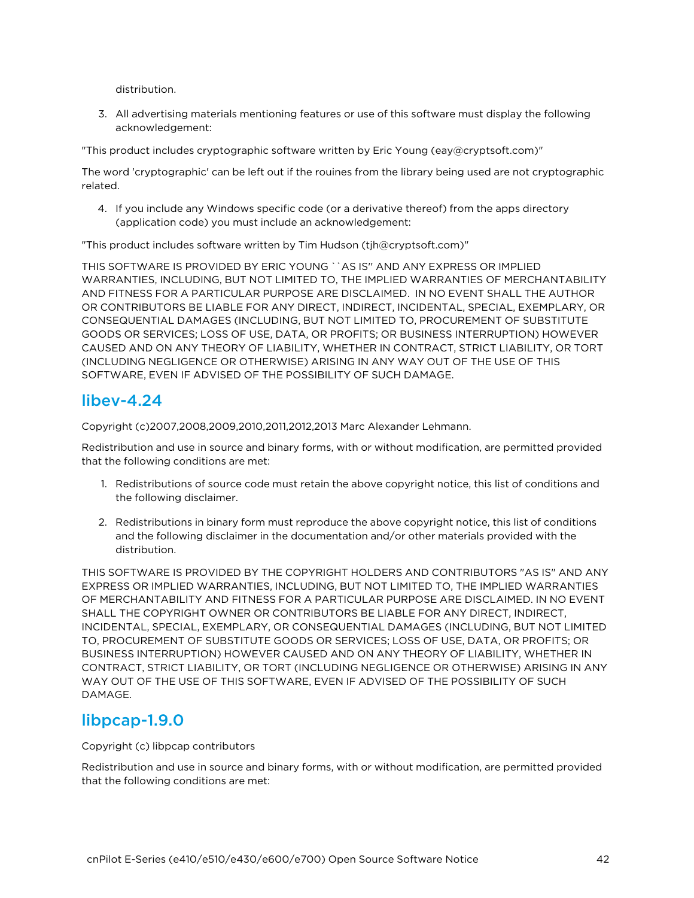distribution.

3. All advertising materials mentioning features or use of this software must display the following acknowledgement:

"This product includes cryptographic software written by Eric Young (eay@cryptsoft.com)"

The word 'cryptographic' can be left out if the rouines from the library being used are not cryptographic related.

4. If you include any Windows specific code (or a derivative thereof) from the apps directory (application code) you must include an acknowledgement:

"This product includes software written by Tim Hudson (tjh@cryptsoft.com)"

THIS SOFTWARE IS PROVIDED BY ERIC YOUNG ``AS IS'' AND ANY EXPRESS OR IMPLIED WARRANTIES, INCLUDING, BUT NOT LIMITED TO, THE IMPLIED WARRANTIES OF MERCHANTABILITY AND FITNESS FOR A PARTICULAR PURPOSE ARE DISCLAIMED. IN NO EVENT SHALL THE AUTHOR OR CONTRIBUTORS BE LIABLE FOR ANY DIRECT, INDIRECT, INCIDENTAL, SPECIAL, EXEMPLARY, OR CONSEQUENTIAL DAMAGES (INCLUDING, BUT NOT LIMITED TO, PROCUREMENT OF SUBSTITUTE GOODS OR SERVICES; LOSS OF USE, DATA, OR PROFITS; OR BUSINESS INTERRUPTION) HOWEVER CAUSED AND ON ANY THEORY OF LIABILITY, WHETHER IN CONTRACT, STRICT LIABILITY, OR TORT (INCLUDING NEGLIGENCE OR OTHERWISE) ARISING IN ANY WAY OUT OF THE USE OF THIS SOFTWARE, EVEN IF ADVISED OF THE POSSIBILITY OF SUCH DAMAGE.

## libev-4.24

Copyright (c)2007,2008,2009,2010,2011,2012,2013 Marc Alexander Lehmann.

Redistribution and use in source and binary forms, with or without modification, are permitted provided that the following conditions are met:

1. Redistributions of source code must retain the above copyright notice, this list of conditions and the following disclaimer.

2. Redistributions in binary form must reproduce the above copyright notice, this list of conditions and the following disclaimer in the documentation and/or other materials provided with the distribution.

THIS SOFTWARE IS PROVIDED BY THE COPYRIGHT HOLDERS AND CONTRIBUTORS "AS IS" AND ANY EXPRESS OR IMPLIED WARRANTIES, INCLUDING, BUT NOT LIMITED TO, THE IMPLIED WARRANTIES OF MERCHANTABILITY AND FITNESS FOR A PARTICULAR PURPOSE ARE DISCLAIMED. IN NO EVENT SHALL THE COPYRIGHT OWNER OR CONTRIBUTORS BE LIABLE FOR ANY DIRECT, INDIRECT, INCIDENTAL, SPECIAL, EXEMPLARY, OR CONSEQUENTIAL DAMAGES (INCLUDING, BUT NOT LIMITED TO, PROCUREMENT OF SUBSTITUTE GOODS OR SERVICES; LOSS OF USE, DATA, OR PROFITS; OR BUSINESS INTERRUPTION) HOWEVER CAUSED AND ON ANY THEORY OF LIABILITY, WHETHER IN CONTRACT, STRICT LIABILITY, OR TORT (INCLUDING NEGLIGENCE OR OTHERWISE) ARISING IN ANY WAY OUT OF THE USE OF THIS SOFTWARE, EVEN IF ADVISED OF THE POSSIBILITY OF SUCH DAMAGE.

## libpcap-1.9.0

Copyright (c) libpcap contributors

Redistribution and use in source and binary forms, with or without modification, are permitted provided that the following conditions are met: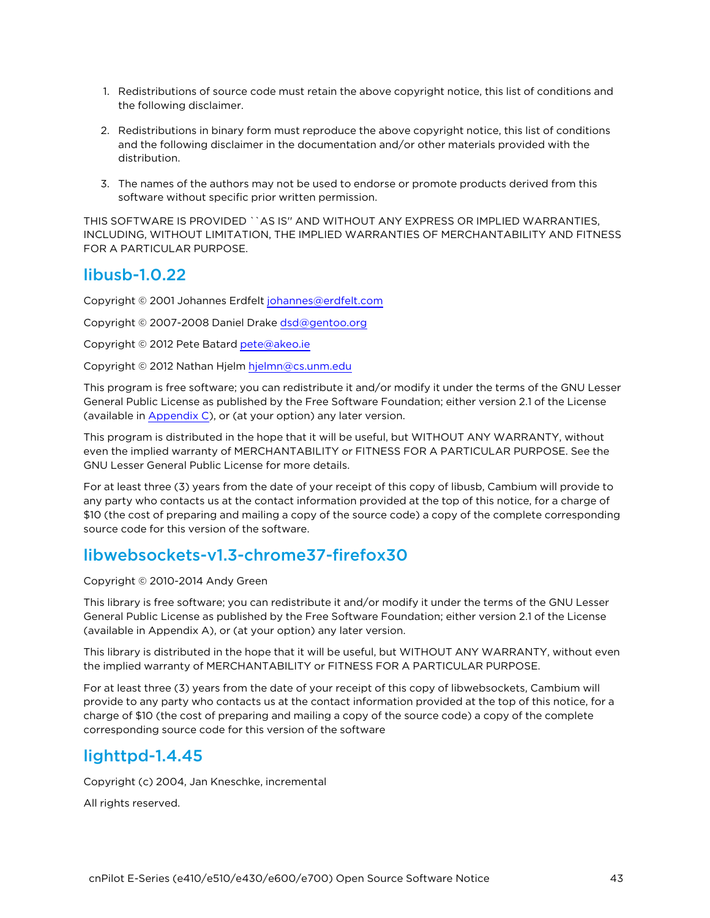1. Redistributions of source code must retain the above copyright notice, this list of conditions and the following disclaimer.

2. Redistributions in binary form must reproduce the above copyright notice, this list of conditions and the following disclaimer in the documentation and/or other materials provided with the distribution.

3. The names of the authors may not be used to endorse or promote products derived from this software without specific prior written permission.

THIS SOFTWARE IS PROVIDED ``AS IS'' AND WITHOUT ANY EXPRESS OR IMPLIED WARRANTIES, INCLUDING, WITHOUT LIMITATION, THE IMPLIED WARRANTIES OF MERCHANTABILITY AND FITNESS FOR A PARTICULAR PURPOSE.

## libusb-1.0.22

Copyright © 2001 Johannes Erdfelt johannes@erdfelt.com

Copyright © 2007-2008 Daniel Drake dsd@gentoo.org

Copyright © 2012 Pete Batard pete@akeo.ie

Copyright © 2012 Nathan Hjelm hjelmn@cs.unm.edu

This program is free software; you can redistribute it and/or modify it under the terms of the GNU Lesser General Public License as published by the Free Software Foundation; either version 2.1 of the License (available in Appendix C), or (at your option) any later version.

This program is distributed in the hope that it will be useful, but WITHOUT ANY WARRANTY, without even the implied warranty of MERCHANTABILITY or FITNESS FOR A PARTICULAR PURPOSE. See the GNU Lesser General Public License for more details.

For at least three (3) years from the date of your receipt of this copy of libusb, Cambium will provide to any party who contacts us at the contact information provided at the top of this notice, for a charge of $10 (the cost of preparing and mailing a copy of the source code) a copy of the complete corresponding source code for this version of the software.

## libwebsockets-v1.3-chrome37-firefox30

Copyright © 2010-2014 Andy Green

This library is free software; you can redistribute it and/or modify it under the terms of the GNU Lesser General Public License as published by the Free Software Foundation; either version 2.1 of the License (available in Appendix A), or (at your option) any later version.

This library is distributed in the hope that it will be useful, but WITHOUT ANY WARRANTY, without even the implied warranty of MERCHANTABILITY or FITNESS FOR A PARTICULAR PURPOSE.

For at least three (3) years from the date of your receipt of this copy of libwebsockets, Cambium will provide to any party who contacts us at the contact information provided at the top of this notice, for a charge of $10 (the cost of preparing and mailing a copy of the source code) a copy of the complete corresponding source code for this version of the software

## lighttpd-1.4.45

Copyright (c) 2004, Jan Kneschke, incremental

All rights reserved.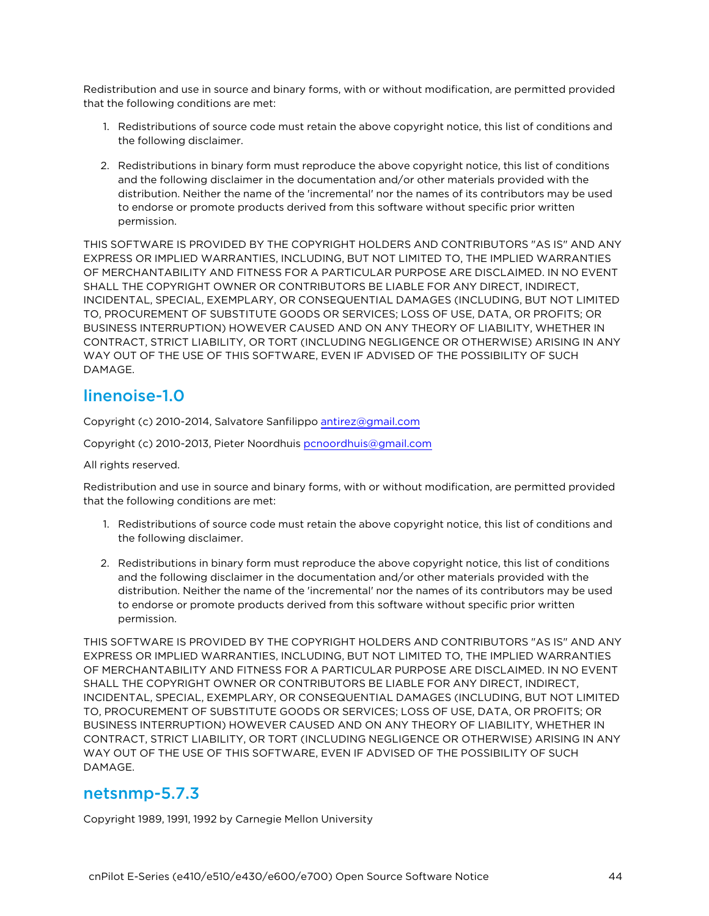Redistribution and use in source and binary forms, with or without modification, are permitted provided that the following conditions are met:

1. Redistributions of source code must retain the above copyright notice, this list of conditions and the following disclaimer.

2. Redistributions in binary form must reproduce the above copyright notice, this list of conditions and the following disclaimer in the documentation and/or other materials provided with the distribution. Neither the name of the 'incremental' nor the names of its contributors may be used to endorse or promote products derived from this software without specific prior written permission.

THIS SOFTWARE IS PROVIDED BY THE COPYRIGHT HOLDERS AND CONTRIBUTORS "AS IS" AND ANY EXPRESS OR IMPLIED WARRANTIES, INCLUDING, BUT NOT LIMITED TO, THE IMPLIED WARRANTIES OF MERCHANTABILITY AND FITNESS FOR A PARTICULAR PURPOSE ARE DISCLAIMED. IN NO EVENT SHALL THE COPYRIGHT OWNER OR CONTRIBUTORS BE LIABLE FOR ANY DIRECT, INDIRECT, INCIDENTAL, SPECIAL, EXEMPLARY, OR CONSEQUENTIAL DAMAGES (INCLUDING, BUT NOT LIMITED TO, PROCUREMENT OF SUBSTITUTE GOODS OR SERVICES; LOSS OF USE, DATA, OR PROFITS; OR BUSINESS INTERRUPTION) HOWEVER CAUSED AND ON ANY THEORY OF LIABILITY, WHETHER IN CONTRACT, STRICT LIABILITY, OR TORT (INCLUDING NEGLIGENCE OR OTHERWISE) ARISING IN ANY WAY OUT OF THE USE OF THIS SOFTWARE, EVEN IF ADVISED OF THE POSSIBILITY OF SUCH DAMAGE.

## linenoise-1.0

Copyright (c) 2010-2014, Salvatore Sanfilippo antirez@gmail.com

Copyright (c) 2010-2013, Pieter Noordhuis pcnoordhuis@gmail.com

All rights reserved.

Redistribution and use in source and binary forms, with or without modification, are permitted provided that the following conditions are met:

1. Redistributions of source code must retain the above copyright notice, this list of conditions and the following disclaimer.

2. Redistributions in binary form must reproduce the above copyright notice, this list of conditions and the following disclaimer in the documentation and/or other materials provided with the distribution. Neither the name of the 'incremental' nor the names of its contributors may be used to endorse or promote products derived from this software without specific prior written permission.

THIS SOFTWARE IS PROVIDED BY THE COPYRIGHT HOLDERS AND CONTRIBUTORS "AS IS" AND ANY EXPRESS OR IMPLIED WARRANTIES, INCLUDING, BUT NOT LIMITED TO, THE IMPLIED WARRANTIES OF MERCHANTABILITY AND FITNESS FOR A PARTICULAR PURPOSE ARE DISCLAIMED. IN NO EVENT SHALL THE COPYRIGHT OWNER OR CONTRIBUTORS BE LIABLE FOR ANY DIRECT, INDIRECT, INCIDENTAL, SPECIAL, EXEMPLARY, OR CONSEQUENTIAL DAMAGES (INCLUDING, BUT NOT LIMITED TO, PROCUREMENT OF SUBSTITUTE GOODS OR SERVICES; LOSS OF USE, DATA, OR PROFITS; OR BUSINESS INTERRUPTION) HOWEVER CAUSED AND ON ANY THEORY OF LIABILITY, WHETHER IN CONTRACT, STRICT LIABILITY, OR TORT (INCLUDING NEGLIGENCE OR OTHERWISE) ARISING IN ANY WAY OUT OF THE USE OF THIS SOFTWARE, EVEN IF ADVISED OF THE POSSIBILITY OF SUCH DAMAGE.

## netsnmp-5.7.3

Copyright 1989, 1991, 1992 by Carnegie Mellon University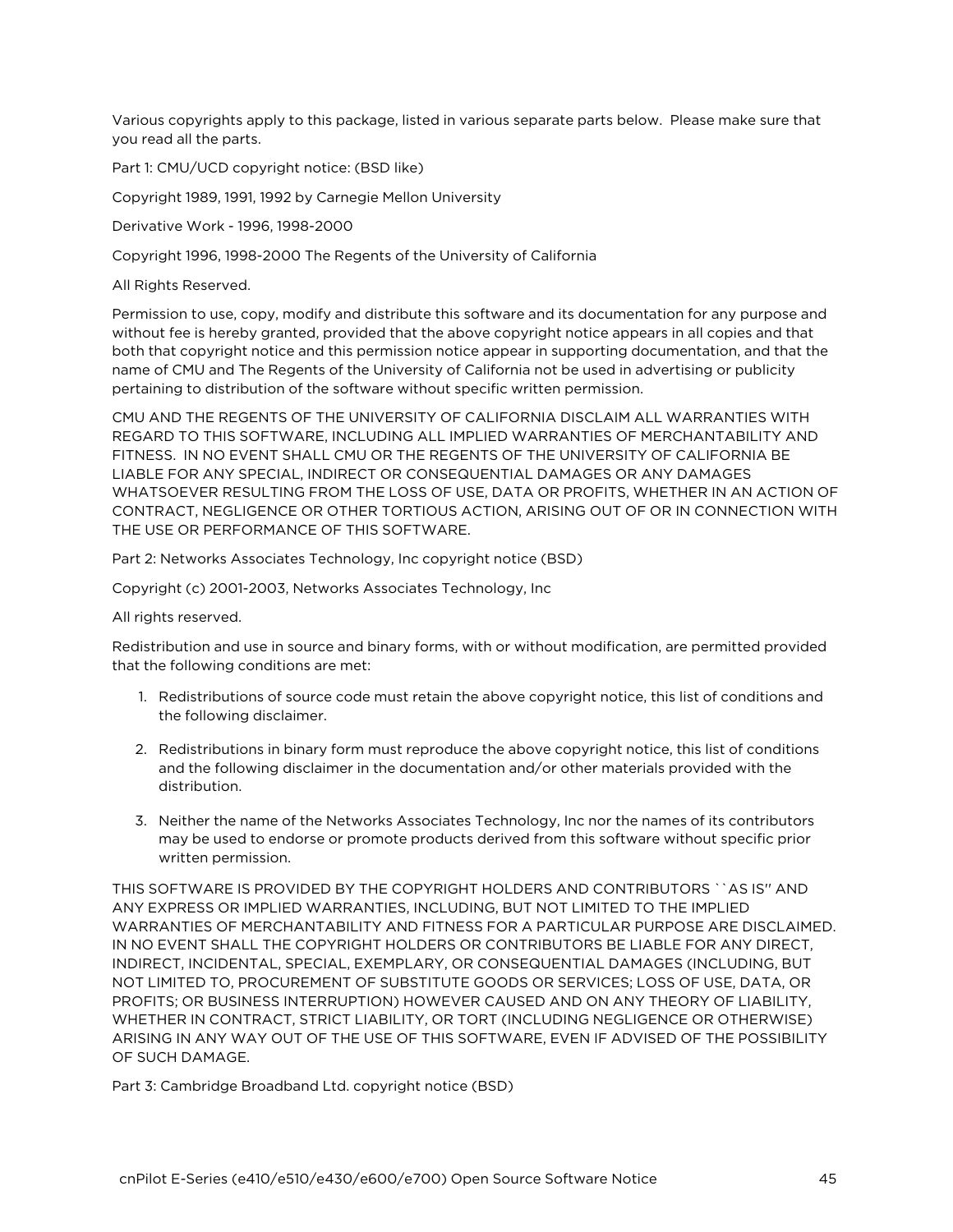Various copyrights apply to this package, listed in various separate parts below. Please make sure that you read all the parts.

Part 1: CMU/UCD copyright notice: (BSD like)

Copyright 1989, 1991, 1992 by Carnegie Mellon University

Derivative Work - 1996, 1998-2000

Copyright 1996, 1998-2000 The Regents of the University of California

All Rights Reserved.

Permission to use, copy, modify and distribute this software and its documentation for any purpose and without fee is hereby granted, provided that the above copyright notice appears in all copies and that both that copyright notice and this permission notice appear in supporting documentation, and that the name of CMU and The Regents of the University of California not be used in advertising or publicity pertaining to distribution of the software without specific written permission.

CMU AND THE REGENTS OF THE UNIVERSITY OF CALIFORNIA DISCLAIM ALL WARRANTIES WITH REGARD TO THIS SOFTWARE, INCLUDING ALL IMPLIED WARRANTIES OF MERCHANTABILITY AND FITNESS. IN NO EVENT SHALL CMU OR THE REGENTS OF THE UNIVERSITY OF CALIFORNIA BE LIABLE FOR ANY SPECIAL, INDIRECT OR CONSEQUENTIAL DAMAGES OR ANY DAMAGES WHATSOEVER RESULTING FROM THE LOSS OF USE, DATA OR PROFITS, WHETHER IN AN ACTION OF CONTRACT, NEGLIGENCE OR OTHER TORTIOUS ACTION, ARISING OUT OF OR IN CONNECTION WITH THE USE OR PERFORMANCE OF THIS SOFTWARE.

Part 2: Networks Associates Technology, Inc copyright notice (BSD)

Copyright (c) 2001-2003, Networks Associates Technology, Inc

All rights reserved.

Redistribution and use in source and binary forms, with or without modification, are permitted provided that the following conditions are met:

1. Redistributions of source code must retain the above copyright notice, this list of conditions and the following disclaimer.

2. Redistributions in binary form must reproduce the above copyright notice, this list of conditions and the following disclaimer in the documentation and/or other materials provided with the distribution.

3. Neither the name of the Networks Associates Technology, Inc nor the names of its contributors may be used to endorse or promote products derived from this software without specific prior written permission.

THIS SOFTWARE IS PROVIDED BY THE COPYRIGHT HOLDERS AND CONTRIBUTORS ``AS IS'' AND ANY EXPRESS OR IMPLIED WARRANTIES, INCLUDING, BUT NOT LIMITED TO THE IMPLIED WARRANTIES OF MERCHANTABILITY AND FITNESS FOR A PARTICULAR PURPOSE ARE DISCLAIMED. IN NO EVENT SHALL THE COPYRIGHT HOLDERS OR CONTRIBUTORS BE LIABLE FOR ANY DIRECT, INDIRECT, INCIDENTAL, SPECIAL, EXEMPLARY, OR CONSEQUENTIAL DAMAGES (INCLUDING, BUT NOT LIMITED TO, PROCUREMENT OF SUBSTITUTE GOODS OR SERVICES; LOSS OF USE, DATA, OR PROFITS; OR BUSINESS INTERRUPTION) HOWEVER CAUSED AND ON ANY THEORY OF LIABILITY, WHETHER IN CONTRACT, STRICT LIABILITY, OR TORT (INCLUDING NEGLIGENCE OR OTHERWISE) ARISING IN ANY WAY OUT OF THE USE OF THIS SOFTWARE, EVEN IF ADVISED OF THE POSSIBILITY OF SUCH DAMAGE.

Part 3: Cambridge Broadband Ltd. copyright notice (BSD)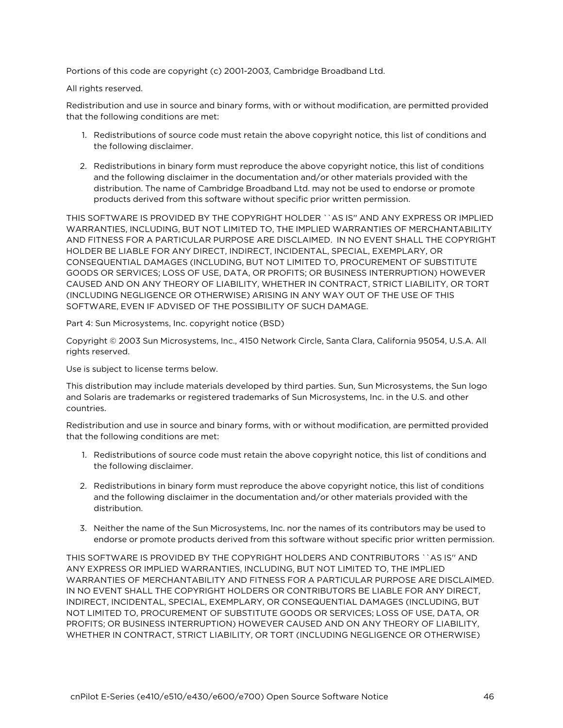Portions of this code are copyright (c) 2001-2003, Cambridge Broadband Ltd.

All rights reserved.

Redistribution and use in source and binary forms, with or without modification, are permitted provided that the following conditions are met:

1. Redistributions of source code must retain the above copyright notice, this list of conditions and the following disclaimer.

2. Redistributions in binary form must reproduce the above copyright notice, this list of conditions and the following disclaimer in the documentation and/or other materials provided with the distribution. The name of Cambridge Broadband Ltd. may not be used to endorse or promote products derived from this software without specific prior written permission.

THIS SOFTWARE IS PROVIDED BY THE COPYRIGHT HOLDER ``AS IS'' AND ANY EXPRESS OR IMPLIED WARRANTIES, INCLUDING, BUT NOT LIMITED TO, THE IMPLIED WARRANTIES OF MERCHANTABILITY AND FITNESS FOR A PARTICULAR PURPOSE ARE DISCLAIMED. IN NO EVENT SHALL THE COPYRIGHT HOLDER BE LIABLE FOR ANY DIRECT, INDIRECT, INCIDENTAL, SPECIAL, EXEMPLARY, OR CONSEQUENTIAL DAMAGES (INCLUDING, BUT NOT LIMITED TO, PROCUREMENT OF SUBSTITUTE GOODS OR SERVICES; LOSS OF USE, DATA, OR PROFITS; OR BUSINESS INTERRUPTION) HOWEVER CAUSED AND ON ANY THEORY OF LIABILITY, WHETHER IN CONTRACT, STRICT LIABILITY, OR TORT (INCLUDING NEGLIGENCE OR OTHERWISE) ARISING IN ANY WAY OUT OF THE USE OF THIS SOFTWARE, EVEN IF ADVISED OF THE POSSIBILITY OF SUCH DAMAGE.

Part 4: Sun Microsystems, Inc. copyright notice (BSD)

Copyright © 2003 Sun Microsystems, Inc., 4150 Network Circle, Santa Clara, California 95054, U.S.A. All rights reserved.

Use is subject to license terms below.

This distribution may include materials developed by third parties. Sun, Sun Microsystems, the Sun logo and Solaris are trademarks or registered trademarks of Sun Microsystems, Inc. in the U.S. and other countries.

Redistribution and use in source and binary forms, with or without modification, are permitted provided that the following conditions are met:

1. Redistributions of source code must retain the above copyright notice, this list of conditions and the following disclaimer.

2. Redistributions in binary form must reproduce the above copyright notice, this list of conditions and the following disclaimer in the documentation and/or other materials provided with the distribution.

3. Neither the name of the Sun Microsystems, Inc. nor the names of its contributors may be used to endorse or promote products derived from this software without specific prior written permission.

THIS SOFTWARE IS PROVIDED BY THE COPYRIGHT HOLDERS AND CONTRIBUTORS ``AS IS'' AND ANY EXPRESS OR IMPLIED WARRANTIES, INCLUDING, BUT NOT LIMITED TO, THE IMPLIED WARRANTIES OF MERCHANTABILITY AND FITNESS FOR A PARTICULAR PURPOSE ARE DISCLAIMED. IN NO EVENT SHALL THE COPYRIGHT HOLDERS OR CONTRIBUTORS BE LIABLE FOR ANY DIRECT, INDIRECT, INCIDENTAL, SPECIAL, EXEMPLARY, OR CONSEQUENTIAL DAMAGES (INCLUDING, BUT NOT LIMITED TO, PROCUREMENT OF SUBSTITUTE GOODS OR SERVICES; LOSS OF USE, DATA, OR PROFITS; OR BUSINESS INTERRUPTION) HOWEVER CAUSED AND ON ANY THEORY OF LIABILITY, WHETHER IN CONTRACT, STRICT LIABILITY, OR TORT (INCLUDING NEGLIGENCE OR OTHERWISE)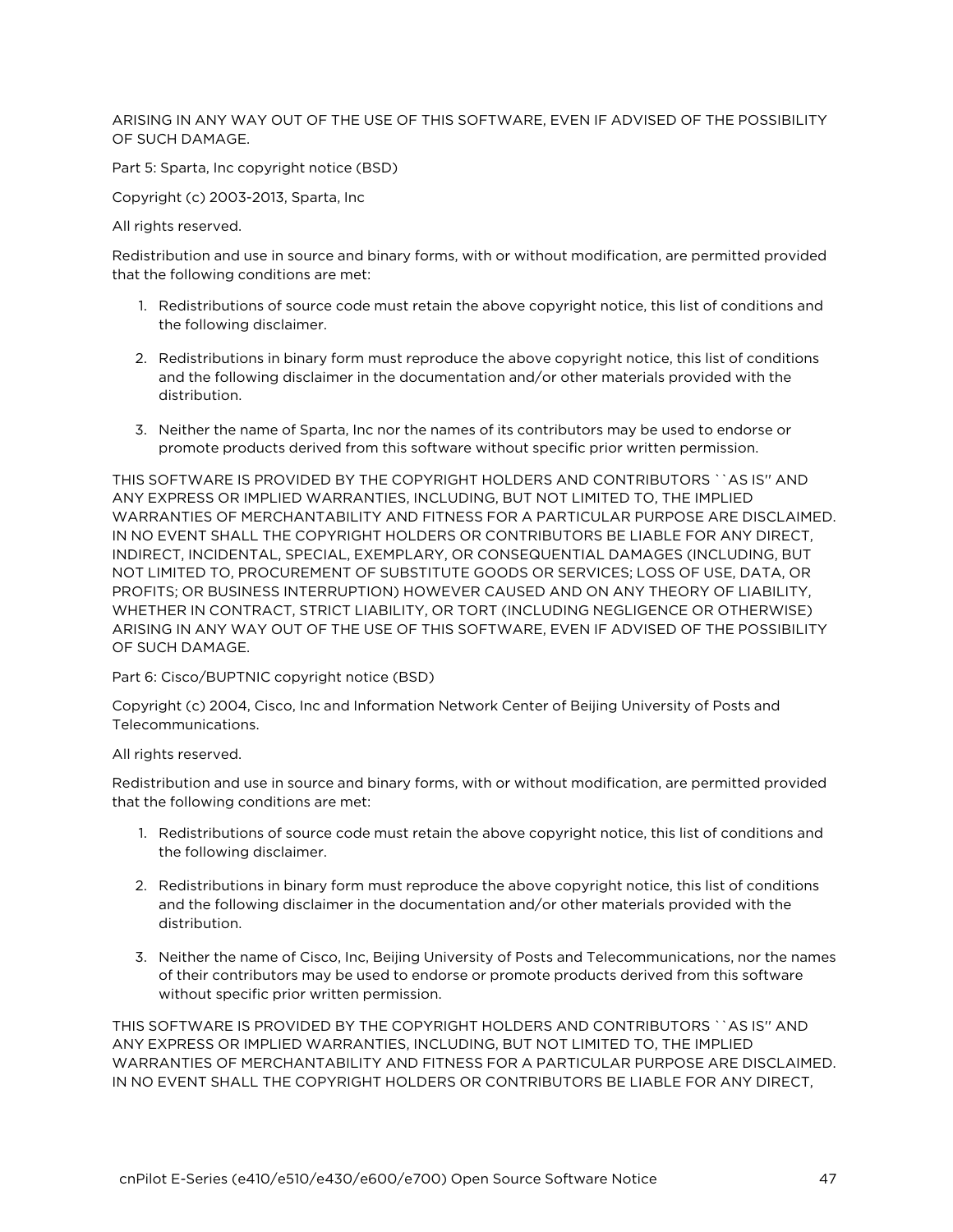ARISING IN ANY WAY OUT OF THE USE OF THIS SOFTWARE, EVEN IF ADVISED OF THE POSSIBILITY OF SUCH DAMAGE.

Part 5: Sparta, Inc copyright notice (BSD)

Copyright (c) 2003-2013, Sparta, Inc

All rights reserved.

Redistribution and use in source and binary forms, with or without modification, are permitted provided that the following conditions are met:

1. Redistributions of source code must retain the above copyright notice, this list of conditions and the following disclaimer.
2. Redistributions in binary form must reproduce the above copyright notice, this list of conditions and the following disclaimer in the documentation and/or other materials provided with the distribution.
3. Neither the name of Sparta, Inc nor the names of its contributors may be used to endorse or promote products derived from this software without specific prior written permission.

THIS SOFTWARE IS PROVIDED BY THE COPYRIGHT HOLDERS AND CONTRIBUTORS ``AS IS'' AND ANY EXPRESS OR IMPLIED WARRANTIES, INCLUDING, BUT NOT LIMITED TO, THE IMPLIED WARRANTIES OF MERCHANTABILITY AND FITNESS FOR A PARTICULAR PURPOSE ARE DISCLAIMED. IN NO EVENT SHALL THE COPYRIGHT HOLDERS OR CONTRIBUTORS BE LIABLE FOR ANY DIRECT, INDIRECT, INCIDENTAL, SPECIAL, EXEMPLARY, OR CONSEQUENTIAL DAMAGES (INCLUDING, BUT NOT LIMITED TO, PROCUREMENT OF SUBSTITUTE GOODS OR SERVICES; LOSS OF USE, DATA, OR PROFITS; OR BUSINESS INTERRUPTION) HOWEVER CAUSED AND ON ANY THEORY OF LIABILITY, WHETHER IN CONTRACT, STRICT LIABILITY, OR TORT (INCLUDING NEGLIGENCE OR OTHERWISE) ARISING IN ANY WAY OUT OF THE USE OF THIS SOFTWARE, EVEN IF ADVISED OF THE POSSIBILITY OF SUCH DAMAGE.

Part 6: Cisco/BUPTNIC copyright notice (BSD)

Copyright (c) 2004, Cisco, Inc and Information Network Center of Beijing University of Posts and Telecommunications.

All rights reserved.

Redistribution and use in source and binary forms, with or without modification, are permitted provided that the following conditions are met:

1. Redistributions of source code must retain the above copyright notice, this list of conditions and the following disclaimer.
2. Redistributions in binary form must reproduce the above copyright notice, this list of conditions and the following disclaimer in the documentation and/or other materials provided with the distribution.
3. Neither the name of Cisco, Inc, Beijing University of Posts and Telecommunications, nor the names of their contributors may be used to endorse or promote products derived from this software without specific prior written permission.

THIS SOFTWARE IS PROVIDED BY THE COPYRIGHT HOLDERS AND CONTRIBUTORS ``AS IS'' AND ANY EXPRESS OR IMPLIED WARRANTIES, INCLUDING, BUT NOT LIMITED TO, THE IMPLIED WARRANTIES OF MERCHANTABILITY AND FITNESS FOR A PARTICULAR PURPOSE ARE DISCLAIMED. IN NO EVENT SHALL THE COPYRIGHT HOLDERS OR CONTRIBUTORS BE LIABLE FOR ANY DIRECT,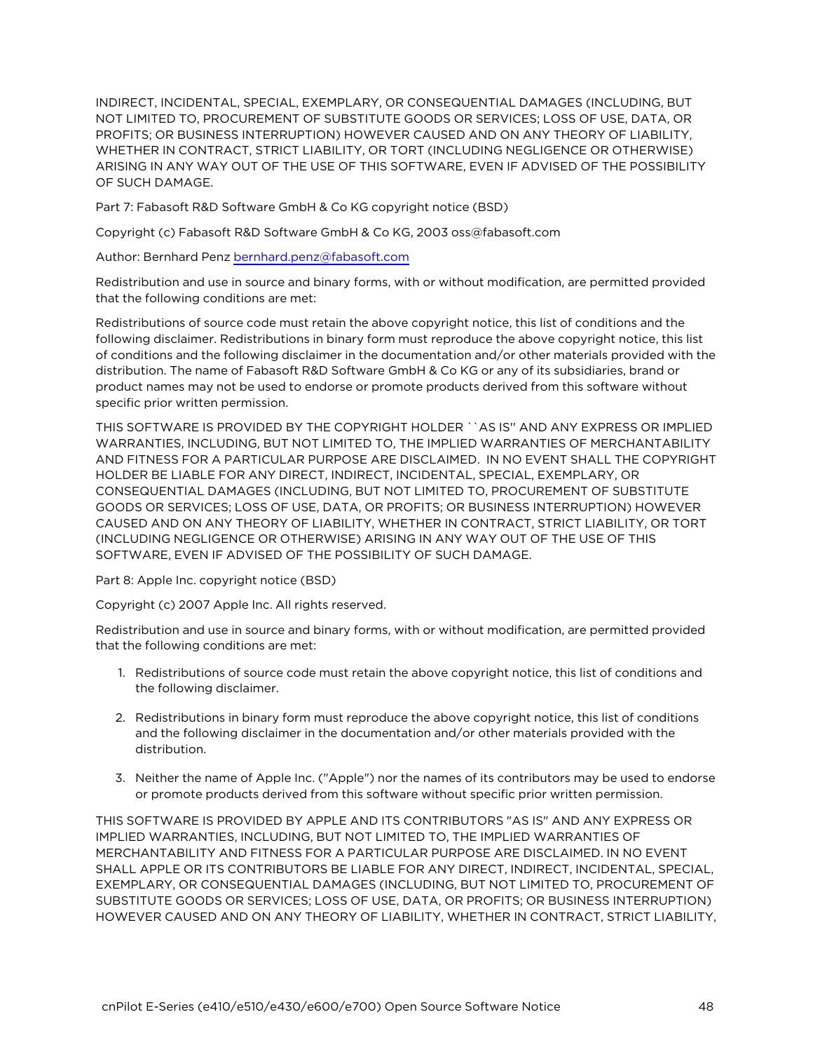INDIRECT, INCIDENTAL, SPECIAL, EXEMPLARY, OR CONSEQUENTIAL DAMAGES (INCLUDING, BUT NOT LIMITED TO, PROCUREMENT OF SUBSTITUTE GOODS OR SERVICES; LOSS OF USE, DATA, OR PROFITS; OR BUSINESS INTERRUPTION) HOWEVER CAUSED AND ON ANY THEORY OF LIABILITY, WHETHER IN CONTRACT, STRICT LIABILITY, OR TORT (INCLUDING NEGLIGENCE OR OTHERWISE) ARISING IN ANY WAY OUT OF THE USE OF THIS SOFTWARE, EVEN IF ADVISED OF THE POSSIBILITY OF SUCH DAMAGE.

Part 7: Fabasoft R&D Software GmbH & Co KG copyright notice (BSD)

Copyright (c) Fabasoft R&D Software GmbH & Co KG, 2003 oss@fabasoft.com

Author: Bernhard Penz bernhard.penz@fabasoft.com

Redistribution and use in source and binary forms, with or without modification, are permitted provided that the following conditions are met:

Redistributions of source code must retain the above copyright notice, this list of conditions and the following disclaimer. Redistributions in binary form must reproduce the above copyright notice, this list of conditions and the following disclaimer in the documentation and/or other materials provided with the distribution. The name of Fabasoft R&D Software GmbH & Co KG or any of its subsidiaries, brand or product names may not be used to endorse or promote products derived from this software without specific prior written permission.

THIS SOFTWARE IS PROVIDED BY THE COPYRIGHT HOLDER ``AS IS'' AND ANY EXPRESS OR IMPLIED WARRANTIES, INCLUDING, BUT NOT LIMITED TO, THE IMPLIED WARRANTIES OF MERCHANTABILITY AND FITNESS FOR A PARTICULAR PURPOSE ARE DISCLAIMED. IN NO EVENT SHALL THE COPYRIGHT HOLDER BE LIABLE FOR ANY DIRECT, INDIRECT, INCIDENTAL, SPECIAL, EXEMPLARY, OR CONSEQUENTIAL DAMAGES (INCLUDING, BUT NOT LIMITED TO, PROCUREMENT OF SUBSTITUTE GOODS OR SERVICES; LOSS OF USE, DATA, OR PROFITS; OR BUSINESS INTERRUPTION) HOWEVER CAUSED AND ON ANY THEORY OF LIABILITY, WHETHER IN CONTRACT, STRICT LIABILITY, OR TORT (INCLUDING NEGLIGENCE OR OTHERWISE) ARISING IN ANY WAY OUT OF THE USE OF THIS SOFTWARE, EVEN IF ADVISED OF THE POSSIBILITY OF SUCH DAMAGE.

Part 8: Apple Inc. copyright notice (BSD)

Copyright (c) 2007 Apple Inc. All rights reserved.

Redistribution and use in source and binary forms, with or without modification, are permitted provided that the following conditions are met:

1. Redistributions of source code must retain the above copyright notice, this list of conditions and the following disclaimer.
2. Redistributions in binary form must reproduce the above copyright notice, this list of conditions and the following disclaimer in the documentation and/or other materials provided with the distribution.
3. Neither the name of Apple Inc. ("Apple") nor the names of its contributors may be used to endorse or promote products derived from this software without specific prior written permission.

THIS SOFTWARE IS PROVIDED BY APPLE AND ITS CONTRIBUTORS "AS IS" AND ANY EXPRESS OR IMPLIED WARRANTIES, INCLUDING, BUT NOT LIMITED TO, THE IMPLIED WARRANTIES OF MERCHANTABILITY AND FITNESS FOR A PARTICULAR PURPOSE ARE DISCLAIMED. IN NO EVENT SHALL APPLE OR ITS CONTRIBUTORS BE LIABLE FOR ANY DIRECT, INDIRECT, INCIDENTAL, SPECIAL, EXEMPLARY, OR CONSEQUENTIAL DAMAGES (INCLUDING, BUT NOT LIMITED TO, PROCUREMENT OF SUBSTITUTE GOODS OR SERVICES; LOSS OF USE, DATA, OR PROFITS; OR BUSINESS INTERRUPTION) HOWEVER CAUSED AND ON ANY THEORY OF LIABILITY, WHETHER IN CONTRACT, STRICT LIABILITY,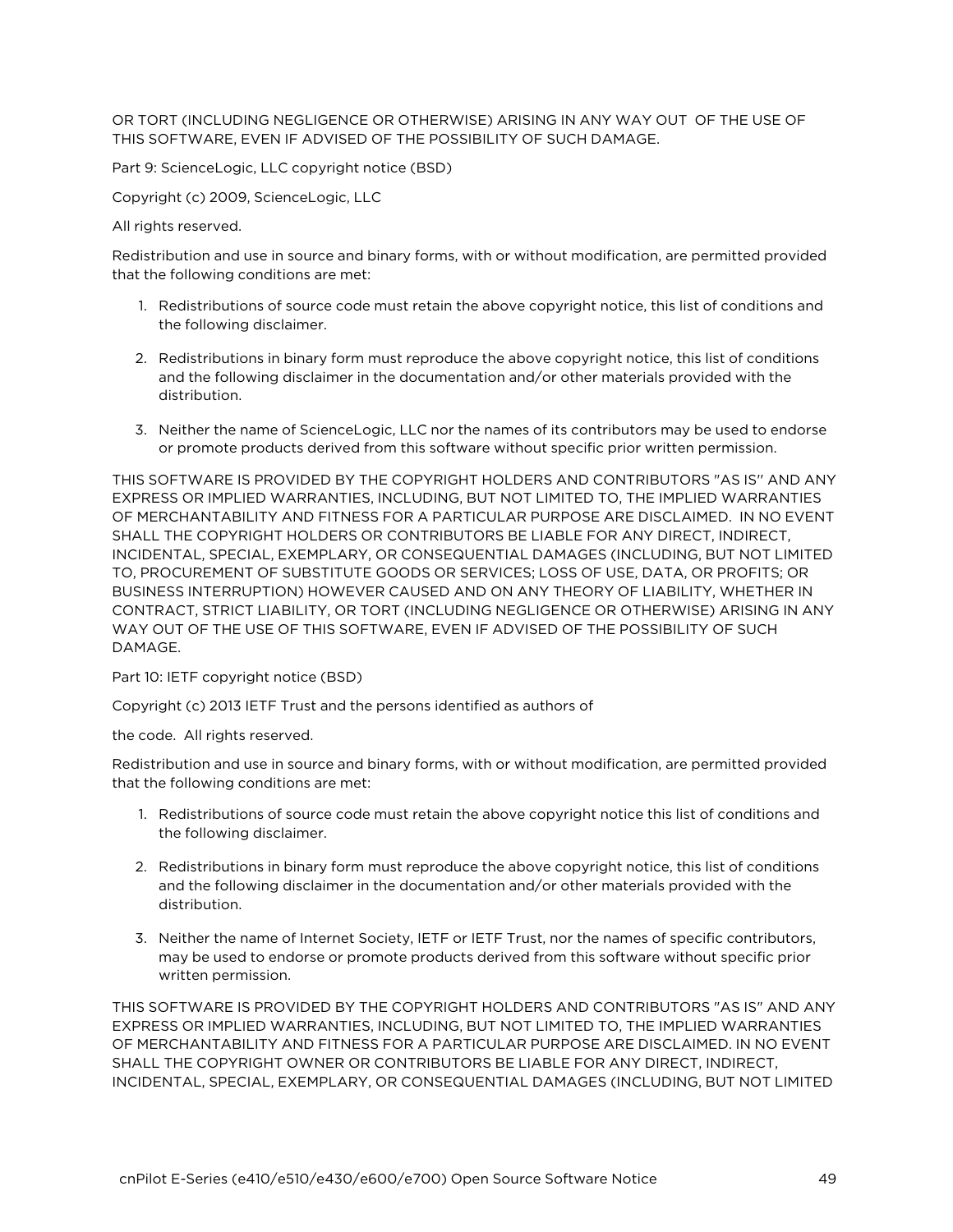OR TORT (INCLUDING NEGLIGENCE OR OTHERWISE) ARISING IN ANY WAY OUT OF THE USE OF THIS SOFTWARE, EVEN IF ADVISED OF THE POSSIBILITY OF SUCH DAMAGE.

Part 9: ScienceLogic, LLC copyright notice (BSD)

Copyright (c) 2009, ScienceLogic, LLC

All rights reserved.

Redistribution and use in source and binary forms, with or without modification, are permitted provided that the following conditions are met:

1. Redistributions of source code must retain the above copyright notice, this list of conditions and the following disclaimer.
2. Redistributions in binary form must reproduce the above copyright notice, this list of conditions and the following disclaimer in the documentation and/or other materials provided with the distribution.
3. Neither the name of ScienceLogic, LLC nor the names of its contributors may be used to endorse or promote products derived from this software without specific prior written permission.

THIS SOFTWARE IS PROVIDED BY THE COPYRIGHT HOLDERS AND CONTRIBUTORS "AS IS'' AND ANY EXPRESS OR IMPLIED WARRANTIES, INCLUDING, BUT NOT LIMITED TO, THE IMPLIED WARRANTIES OF MERCHANTABILITY AND FITNESS FOR A PARTICULAR PURPOSE ARE DISCLAIMED. IN NO EVENT SHALL THE COPYRIGHT HOLDERS OR CONTRIBUTORS BE LIABLE FOR ANY DIRECT, INDIRECT, INCIDENTAL, SPECIAL, EXEMPLARY, OR CONSEQUENTIAL DAMAGES (INCLUDING, BUT NOT LIMITED TO, PROCUREMENT OF SUBSTITUTE GOODS OR SERVICES; LOSS OF USE, DATA, OR PROFITS; OR BUSINESS INTERRUPTION) HOWEVER CAUSED AND ON ANY THEORY OF LIABILITY, WHETHER IN CONTRACT, STRICT LIABILITY, OR TORT (INCLUDING NEGLIGENCE OR OTHERWISE) ARISING IN ANY WAY OUT OF THE USE OF THIS SOFTWARE, EVEN IF ADVISED OF THE POSSIBILITY OF SUCH DAMAGE.

Part 10: IETF copyright notice (BSD)

Copyright (c) 2013 IETF Trust and the persons identified as authors of

the code. All rights reserved.

Redistribution and use in source and binary forms, with or without modification, are permitted provided that the following conditions are met:

1. Redistributions of source code must retain the above copyright notice this list of conditions and the following disclaimer.
2. Redistributions in binary form must reproduce the above copyright notice, this list of conditions and the following disclaimer in the documentation and/or other materials provided with the distribution.
3. Neither the name of Internet Society, IETF or IETF Trust, nor the names of specific contributors, may be used to endorse or promote products derived from this software without specific prior written permission.

THIS SOFTWARE IS PROVIDED BY THE COPYRIGHT HOLDERS AND CONTRIBUTORS "AS IS" AND ANY EXPRESS OR IMPLIED WARRANTIES, INCLUDING, BUT NOT LIMITED TO, THE IMPLIED WARRANTIES OF MERCHANTABILITY AND FITNESS FOR A PARTICULAR PURPOSE ARE DISCLAIMED. IN NO EVENT SHALL THE COPYRIGHT OWNER OR CONTRIBUTORS BE LIABLE FOR ANY DIRECT, INDIRECT, INCIDENTAL, SPECIAL, EXEMPLARY, OR CONSEQUENTIAL DAMAGES (INCLUDING, BUT NOT LIMITED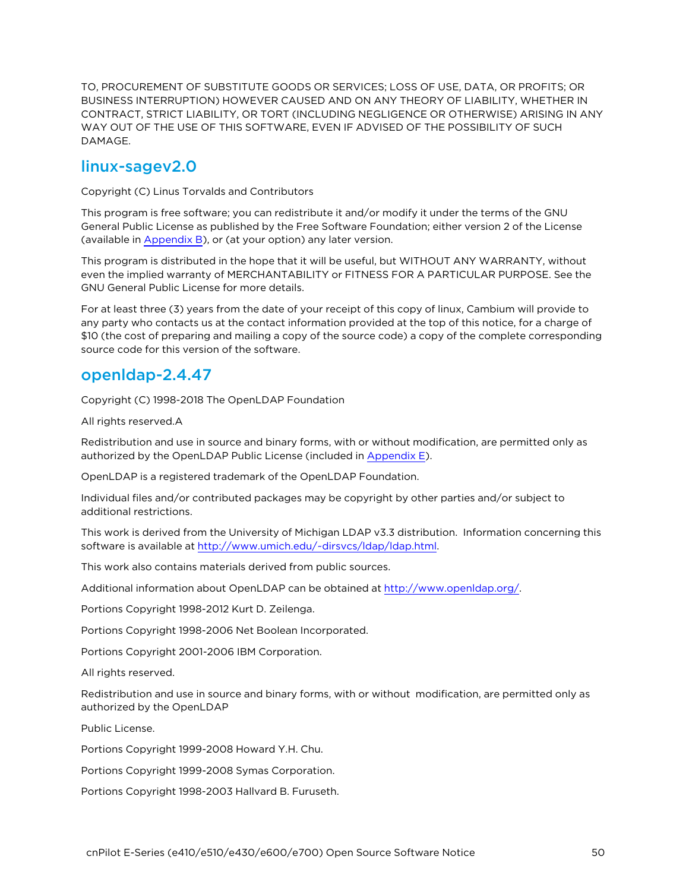TO, PROCUREMENT OF SUBSTITUTE GOODS OR SERVICES; LOSS OF USE, DATA, OR PROFITS; OR BUSINESS INTERRUPTION) HOWEVER CAUSED AND ON ANY THEORY OF LIABILITY, WHETHER IN CONTRACT, STRICT LIABILITY, OR TORT (INCLUDING NEGLIGENCE OR OTHERWISE) ARISING IN ANY WAY OUT OF THE USE OF THIS SOFTWARE, EVEN IF ADVISED OF THE POSSIBILITY OF SUCH DAMAGE.

## linux-sagev2.0

Copyright (C) Linus Torvalds and Contributors

This program is free software; you can redistribute it and/or modify it under the terms of the GNU General Public License as published by the Free Software Foundation; either version 2 of the License (available in Appendix B), or (at your option) any later version.

This program is distributed in the hope that it will be useful, but WITHOUT ANY WARRANTY, without even the implied warranty of MERCHANTABILITY or FITNESS FOR A PARTICULAR PURPOSE. See the GNU General Public License for more details.

For at least three (3) years from the date of your receipt of this copy of linux, Cambium will provide to any party who contacts us at the contact information provided at the top of this notice, for a charge of $10 (the cost of preparing and mailing a copy of the source code) a copy of the complete corresponding source code for this version of the software.

## openldap-2.4.47

Copyright (C) 1998-2018 The OpenLDAP Foundation

All rights reserved.A

Redistribution and use in source and binary forms, with or without modification, are permitted only as authorized by the OpenLDAP Public License (included in Appendix E).

OpenLDAP is a registered trademark of the OpenLDAP Foundation.

Individual files and/or contributed packages may be copyright by other parties and/or subject to additional restrictions.

This work is derived from the University of Michigan LDAP v3.3 distribution. Information concerning this software is available at http://www.umich.edu/~dirsvcs/ldap/ldap.html.

This work also contains materials derived from public sources.

Additional information about OpenLDAP can be obtained at http://www.openldap.org/.

Portions Copyright 1998-2012 Kurt D. Zeilenga.

Portions Copyright 1998-2006 Net Boolean Incorporated.

Portions Copyright 2001-2006 IBM Corporation.

All rights reserved.

Redistribution and use in source and binary forms, with or without modification, are permitted only as authorized by the OpenLDAP

Public License.

Portions Copyright 1999-2008 Howard Y.H. Chu.

Portions Copyright 1999-2008 Symas Corporation.

Portions Copyright 1998-2003 Hallvard B. Furuseth.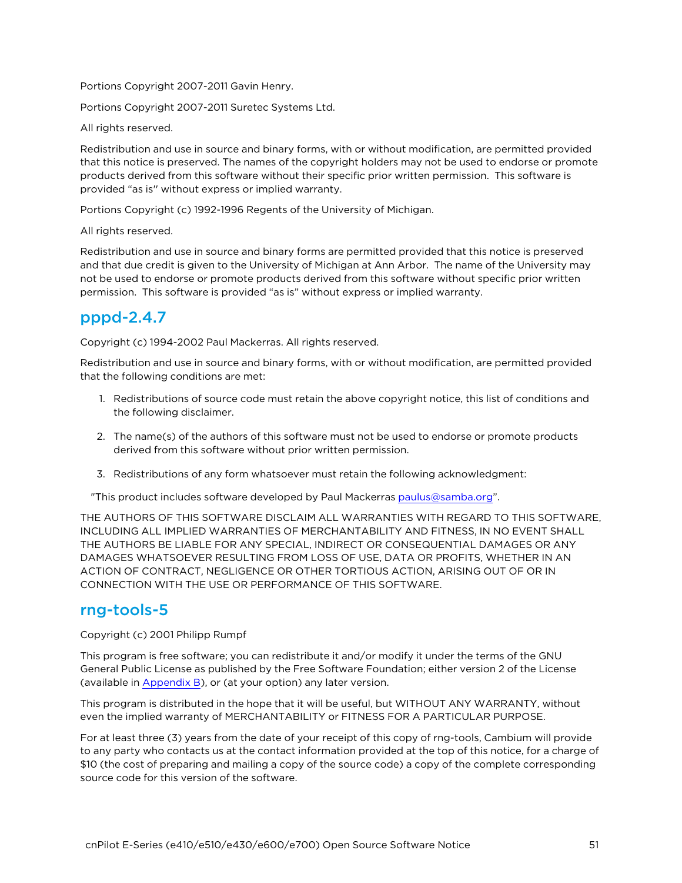Portions Copyright 2007-2011 Gavin Henry.

Portions Copyright 2007-2011 Suretec Systems Ltd.

All rights reserved.

Redistribution and use in source and binary forms, with or without modification, are permitted provided that this notice is preserved. The names of the copyright holders may not be used to endorse or promote products derived from this software without their specific prior written permission. This software is provided "as is'' without express or implied warranty.

Portions Copyright (c) 1992-1996 Regents of the University of Michigan.

All rights reserved.

Redistribution and use in source and binary forms are permitted provided that this notice is preserved and that due credit is given to the University of Michigan at Ann Arbor. The name of the University may not be used to endorse or promote products derived from this software without specific prior written permission. This software is provided "as is" without express or implied warranty.

## pppd-2.4.7

Copyright (c) 1994-2002 Paul Mackerras. All rights reserved.

Redistribution and use in source and binary forms, with or without modification, are permitted provided that the following conditions are met:

1. Redistributions of source code must retain the above copyright notice, this list of conditions and the following disclaimer.
2. The name(s) of the authors of this software must not be used to endorse or promote products derived from this software without prior written permission.
3. Redistributions of any form whatsoever must retain the following acknowledgment:

"This product includes software developed by Paul Mackerras paulus@samba.org".

THE AUTHORS OF THIS SOFTWARE DISCLAIM ALL WARRANTIES WITH REGARD TO THIS SOFTWARE, INCLUDING ALL IMPLIED WARRANTIES OF MERCHANTABILITY AND FITNESS, IN NO EVENT SHALL THE AUTHORS BE LIABLE FOR ANY SPECIAL, INDIRECT OR CONSEQUENTIAL DAMAGES OR ANY DAMAGES WHATSOEVER RESULTING FROM LOSS OF USE, DATA OR PROFITS, WHETHER IN AN ACTION OF CONTRACT, NEGLIGENCE OR OTHER TORTIOUS ACTION, ARISING OUT OF OR IN CONNECTION WITH THE USE OR PERFORMANCE OF THIS SOFTWARE.

## rng-tools-5

Copyright (c) 2001 Philipp Rumpf

This program is free software; you can redistribute it and/or modify it under the terms of the GNU General Public License as published by the Free Software Foundation; either version 2 of the License (available in Appendix B), or (at your option) any later version.

This program is distributed in the hope that it will be useful, but WITHOUT ANY WARRANTY, without even the implied warranty of MERCHANTABILITY or FITNESS FOR A PARTICULAR PURPOSE.

For at least three (3) years from the date of your receipt of this copy of rng-tools, Cambium will provide to any party who contacts us at the contact information provided at the top of this notice, for a charge of $10 (the cost of preparing and mailing a copy of the source code) a copy of the complete corresponding source code for this version of the software.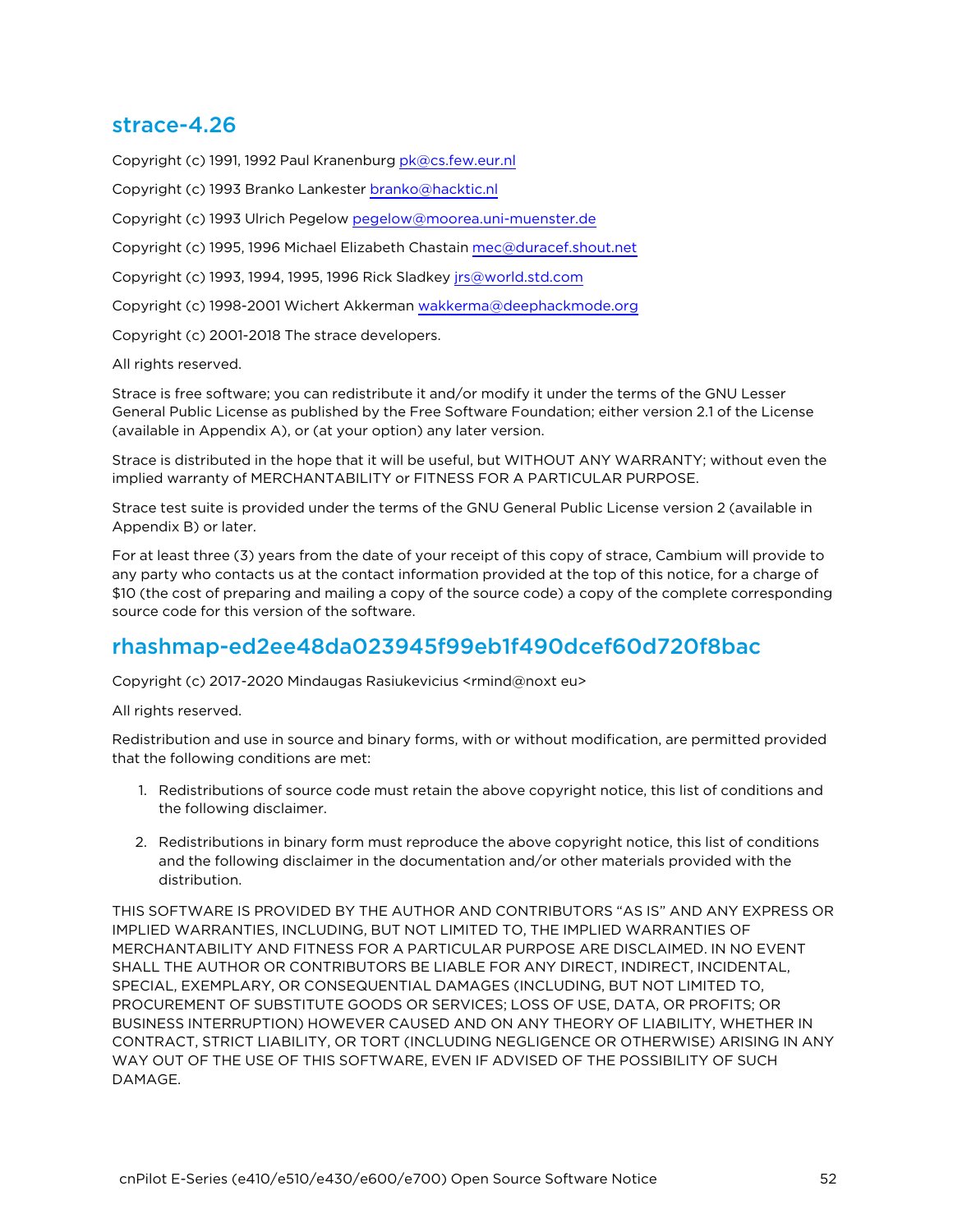## strace-4.26

Copyright (c) 1991, 1992 Paul Kranenburg pk@cs.few.eur.nl

Copyright (c) 1993 Branko Lankester branko@hacktic.nl

Copyright (c) 1993 Ulrich Pegelow pegelow@moorea.uni-muenster.de

Copyright (c) 1995, 1996 Michael Elizabeth Chastain mec@duracef.shout.net

Copyright (c) 1993, 1994, 1995, 1996 Rick Sladkey jrs@world.std.com

Copyright (c) 1998-2001 Wichert Akkerman wakkerma@deephackmode.org

Copyright (c) 2001-2018 The strace developers.

All rights reserved.

Strace is free software; you can redistribute it and/or modify it under the terms of the GNU Lesser General Public License as published by the Free Software Foundation; either version 2.1 of the License (available in Appendix A), or (at your option) any later version.

Strace is distributed in the hope that it will be useful, but WITHOUT ANY WARRANTY; without even the implied warranty of MERCHANTABILITY or FITNESS FOR A PARTICULAR PURPOSE.

Strace test suite is provided under the terms of the GNU General Public License version 2 (available in Appendix B) or later.

For at least three (3) years from the date of your receipt of this copy of strace, Cambium will provide to any party who contacts us at the contact information provided at the top of this notice, for a charge of $10 (the cost of preparing and mailing a copy of the source code) a copy of the complete corresponding source code for this version of the software.

## rhashmap-ed2ee48da023945f99eb1f490dcef60d720f8bac

Copyright (c) 2017-2020 Mindaugas Rasiukevicius <rmind@noxt eu>

All rights reserved.

Redistribution and use in source and binary forms, with or without modification, are permitted provided that the following conditions are met:

1. Redistributions of source code must retain the above copyright notice, this list of conditions and the following disclaimer.
2. Redistributions in binary form must reproduce the above copyright notice, this list of conditions and the following disclaimer in the documentation and/or other materials provided with the distribution.

THIS SOFTWARE IS PROVIDED BY THE AUTHOR AND CONTRIBUTORS "AS IS" AND ANY EXPRESS OR IMPLIED WARRANTIES, INCLUDING, BUT NOT LIMITED TO, THE IMPLIED WARRANTIES OF MERCHANTABILITY AND FITNESS FOR A PARTICULAR PURPOSE ARE DISCLAIMED. IN NO EVENT SHALL THE AUTHOR OR CONTRIBUTORS BE LIABLE FOR ANY DIRECT, INDIRECT, INCIDENTAL, SPECIAL, EXEMPLARY, OR CONSEQUENTIAL DAMAGES (INCLUDING, BUT NOT LIMITED TO, PROCUREMENT OF SUBSTITUTE GOODS OR SERVICES; LOSS OF USE, DATA, OR PROFITS; OR BUSINESS INTERRUPTION) HOWEVER CAUSED AND ON ANY THEORY OF LIABILITY, WHETHER IN CONTRACT, STRICT LIABILITY, OR TORT (INCLUDING NEGLIGENCE OR OTHERWISE) ARISING IN ANY WAY OUT OF THE USE OF THIS SOFTWARE, EVEN IF ADVISED OF THE POSSIBILITY OF SUCH DAMAGE.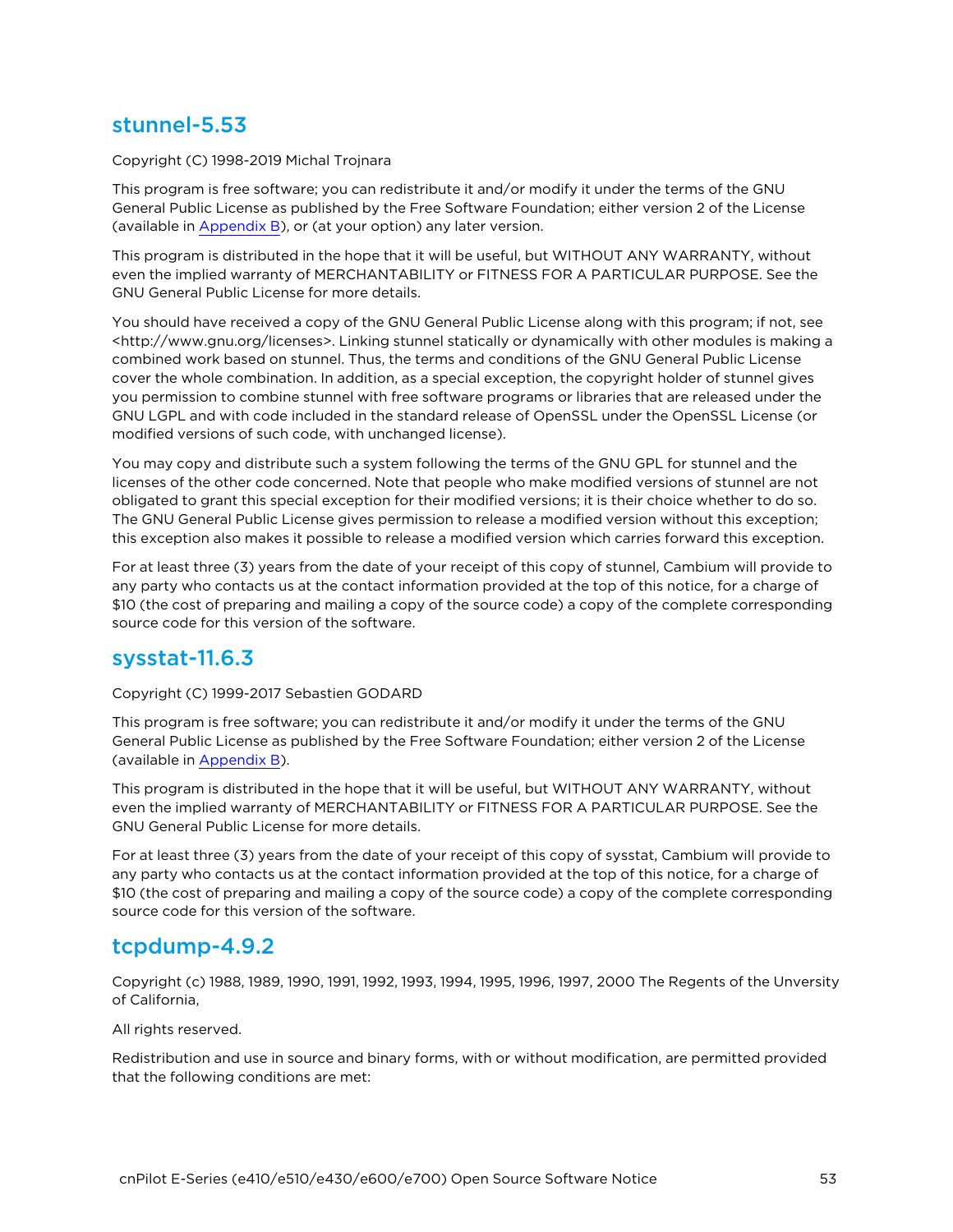## stunnel-5.53

Copyright (C) 1998-2019 Michal Trojnara

This program is free software; you can redistribute it and/or modify it under the terms of the GNU General Public License as published by the Free Software Foundation; either version 2 of the License (available in Appendix B), or (at your option) any later version.

This program is distributed in the hope that it will be useful, but WITHOUT ANY WARRANTY, without even the implied warranty of MERCHANTABILITY or FITNESS FOR A PARTICULAR PURPOSE. See the GNU General Public License for more details.

You should have received a copy of the GNU General Public License along with this program; if not, see <http://www.gnu.org/licenses>. Linking stunnel statically or dynamically with other modules is making a combined work based on stunnel. Thus, the terms and conditions of the GNU General Public License cover the whole combination. In addition, as a special exception, the copyright holder of stunnel gives you permission to combine stunnel with free software programs or libraries that are released under the GNU LGPL and with code included in the standard release of OpenSSL under the OpenSSL License (or modified versions of such code, with unchanged license).

You may copy and distribute such a system following the terms of the GNU GPL for stunnel and the licenses of the other code concerned. Note that people who make modified versions of stunnel are not obligated to grant this special exception for their modified versions; it is their choice whether to do so. The GNU General Public License gives permission to release a modified version without this exception; this exception also makes it possible to release a modified version which carries forward this exception.

For at least three (3) years from the date of your receipt of this copy of stunnel, Cambium will provide to any party who contacts us at the contact information provided at the top of this notice, for a charge of $10 (the cost of preparing and mailing a copy of the source code) a copy of the complete corresponding source code for this version of the software.

## sysstat-11.6.3

Copyright (C) 1999-2017 Sebastien GODARD

This program is free software; you can redistribute it and/or modify it under the terms of the GNU General Public License as published by the Free Software Foundation; either version 2 of the License (available in Appendix B).

This program is distributed in the hope that it will be useful, but WITHOUT ANY WARRANTY, without even the implied warranty of MERCHANTABILITY or FITNESS FOR A PARTICULAR PURPOSE. See the GNU General Public License for more details.

For at least three (3) years from the date of your receipt of this copy of sysstat, Cambium will provide to any party who contacts us at the contact information provided at the top of this notice, for a charge of $10 (the cost of preparing and mailing a copy of the source code) a copy of the complete corresponding source code for this version of the software.

## tcpdump-4.9.2

Copyright (c) 1988, 1989, 1990, 1991, 1992, 1993, 1994, 1995, 1996, 1997, 2000 The Regents of the Unversity of California,

All rights reserved.

Redistribution and use in source and binary forms, with or without modification, are permitted provided that the following conditions are met: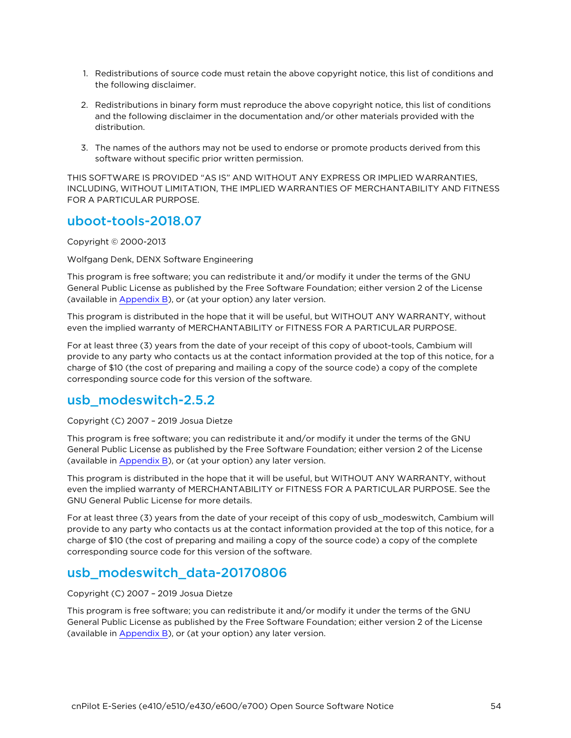1. Redistributions of source code must retain the above copyright notice, this list of conditions and the following disclaimer.

2. Redistributions in binary form must reproduce the above copyright notice, this list of conditions and the following disclaimer in the documentation and/or other materials provided with the distribution.

3. The names of the authors may not be used to endorse or promote products derived from this software without specific prior written permission.

THIS SOFTWARE IS PROVIDED “AS IS” AND WITHOUT ANY EXPRESS OR IMPLIED WARRANTIES, INCLUDING, WITHOUT LIMITATION, THE IMPLIED WARRANTIES OF MERCHANTABILITY AND FITNESS FOR A PARTICULAR PURPOSE.

## uboot-tools-2018.07

Copyright © 2000-2013

Wolfgang Denk, DENX Software Engineering

This program is free software; you can redistribute it and/or modify it under the terms of the GNU General Public License as published by the Free Software Foundation; either version 2 of the License (available in Appendix B), or (at your option) any later version.

This program is distributed in the hope that it will be useful, but WITHOUT ANY WARRANTY, without even the implied warranty of MERCHANTABILITY or FITNESS FOR A PARTICULAR PURPOSE.

For at least three (3) years from the date of your receipt of this copy of uboot-tools, Cambium will provide to any party who contacts us at the contact information provided at the top of this notice, for a charge of $10 (the cost of preparing and mailing a copy of the source code) a copy of the complete corresponding source code for this version of the software.

## usb_modeswitch-2.5.2

Copyright (C) 2007 – 2019 Josua Dietze

This program is free software; you can redistribute it and/or modify it under the terms of the GNU General Public License as published by the Free Software Foundation; either version 2 of the License (available in Appendix B), or (at your option) any later version.

This program is distributed in the hope that it will be useful, but WITHOUT ANY WARRANTY, without even the implied warranty of MERCHANTABILITY or FITNESS FOR A PARTICULAR PURPOSE. See the GNU General Public License for more details.

For at least three (3) years from the date of your receipt of this copy of usb_modeswitch, Cambium will provide to any party who contacts us at the contact information provided at the top of this notice, for a charge of $10 (the cost of preparing and mailing a copy of the source code) a copy of the complete corresponding source code for this version of the software.

## usb_modeswitch_data-20170806

Copyright (C) 2007 – 2019 Josua Dietze

This program is free software; you can redistribute it and/or modify it under the terms of the GNU General Public License as published by the Free Software Foundation; either version 2 of the License (available in Appendix B), or (at your option) any later version.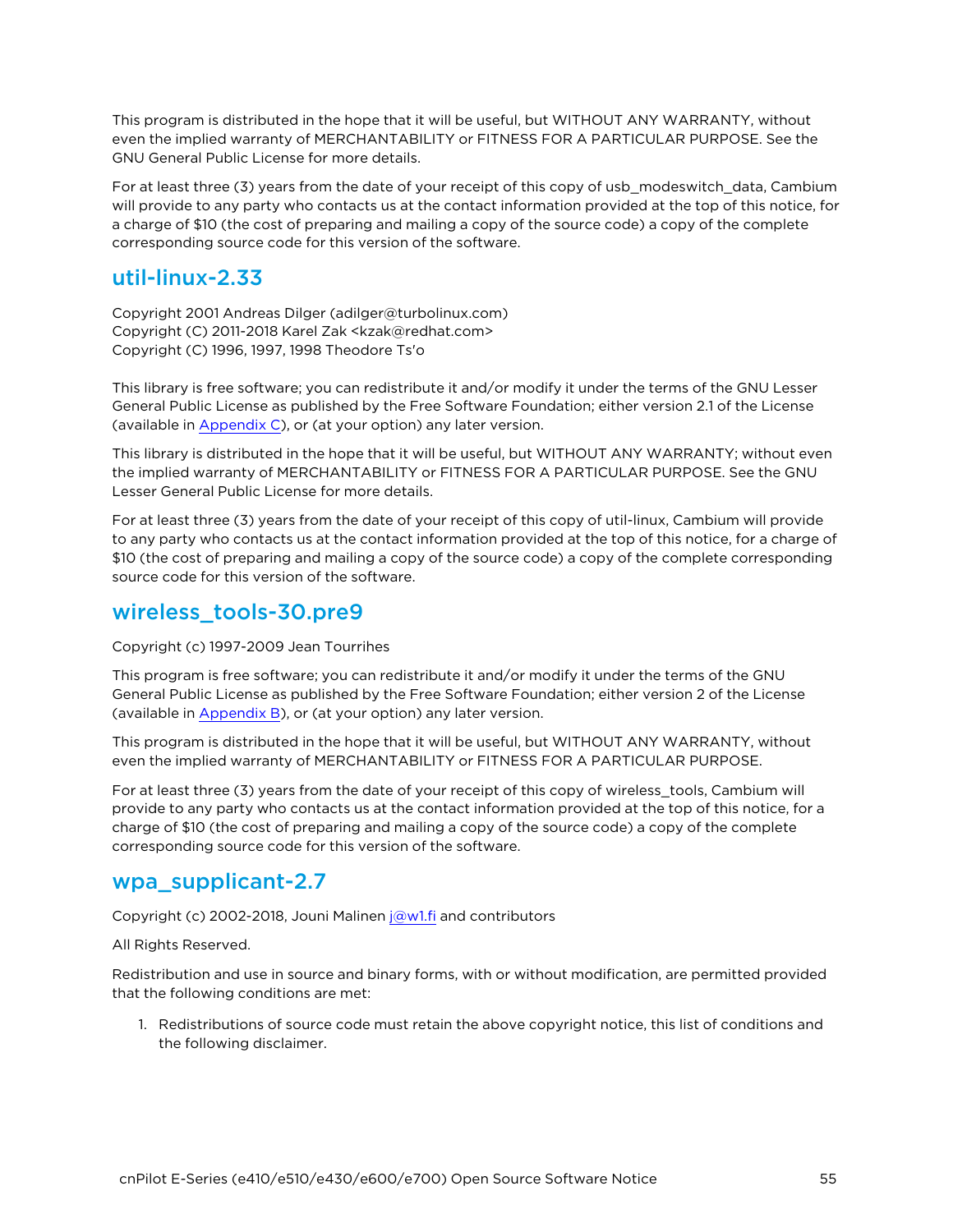This program is distributed in the hope that it will be useful, but WITHOUT ANY WARRANTY, without even the implied warranty of MERCHANTABILITY or FITNESS FOR A PARTICULAR PURPOSE. See the GNU General Public License for more details.

For at least three (3) years from the date of your receipt of this copy of usb_modeswitch_data, Cambium will provide to any party who contacts us at the contact information provided at the top of this notice, for a charge of $10 (the cost of preparing and mailing a copy of the source code) a copy of the complete corresponding source code for this version of the software.

## util-linux-2.33

Copyright 2001 Andreas Dilger (adilger@turbolinux.com)
Copyright (C) 2011-2018 Karel Zak <kzak@redhat.com>
Copyright (C) 1996, 1997, 1998 Theodore Ts'o

This library is free software; you can redistribute it and/or modify it under the terms of the GNU Lesser General Public License as published by the Free Software Foundation; either version 2.1 of the License (available in Appendix C), or (at your option) any later version.

This library is distributed in the hope that it will be useful, but WITHOUT ANY WARRANTY; without even the implied warranty of MERCHANTABILITY or FITNESS FOR A PARTICULAR PURPOSE. See the GNU Lesser General Public License for more details.

For at least three (3) years from the date of your receipt of this copy of util-linux, Cambium will provide to any party who contacts us at the contact information provided at the top of this notice, for a charge of $10 (the cost of preparing and mailing a copy of the source code) a copy of the complete corresponding source code for this version of the software.

## wireless_tools-30.pre9

Copyright (c) 1997-2009 Jean Tourrihes

This program is free software; you can redistribute it and/or modify it under the terms of the GNU General Public License as published by the Free Software Foundation; either version 2 of the License (available in Appendix B), or (at your option) any later version.

This program is distributed in the hope that it will be useful, but WITHOUT ANY WARRANTY, without even the implied warranty of MERCHANTABILITY or FITNESS FOR A PARTICULAR PURPOSE.

For at least three (3) years from the date of your receipt of this copy of wireless_tools, Cambium will provide to any party who contacts us at the contact information provided at the top of this notice, for a charge of $10 (the cost of preparing and mailing a copy of the source code) a copy of the complete corresponding source code for this version of the software.

## wpa_supplicant-2.7

Copyright (c) 2002-2018, Jouni Malinen j@w1.fi and contributors

All Rights Reserved.

Redistribution and use in source and binary forms, with or without modification, are permitted provided that the following conditions are met:

1. Redistributions of source code must retain the above copyright notice, this list of conditions and the following disclaimer.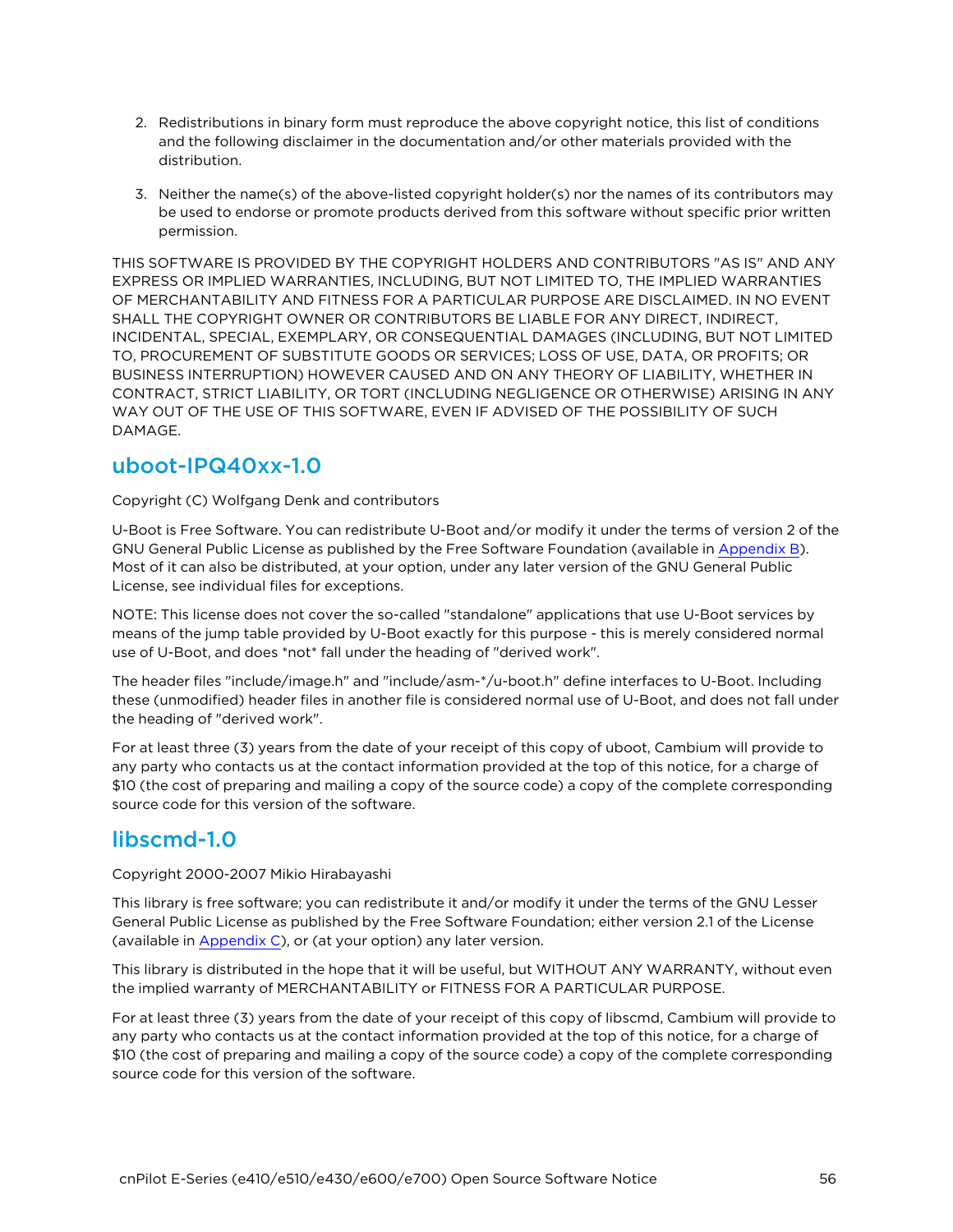2. Redistributions in binary form must reproduce the above copyright notice, this list of conditions and the following disclaimer in the documentation and/or other materials provided with the distribution.

3. Neither the name(s) of the above-listed copyright holder(s) nor the names of its contributors may be used to endorse or promote products derived from this software without specific prior written permission.

THIS SOFTWARE IS PROVIDED BY THE COPYRIGHT HOLDERS AND CONTRIBUTORS "AS IS" AND ANY EXPRESS OR IMPLIED WARRANTIES, INCLUDING, BUT NOT LIMITED TO, THE IMPLIED WARRANTIES OF MERCHANTABILITY AND FITNESS FOR A PARTICULAR PURPOSE ARE DISCLAIMED. IN NO EVENT SHALL THE COPYRIGHT OWNER OR CONTRIBUTORS BE LIABLE FOR ANY DIRECT, INDIRECT, INCIDENTAL, SPECIAL, EXEMPLARY, OR CONSEQUENTIAL DAMAGES (INCLUDING, BUT NOT LIMITED TO, PROCUREMENT OF SUBSTITUTE GOODS OR SERVICES; LOSS OF USE, DATA, OR PROFITS; OR BUSINESS INTERRUPTION) HOWEVER CAUSED AND ON ANY THEORY OF LIABILITY, WHETHER IN CONTRACT, STRICT LIABILITY, OR TORT (INCLUDING NEGLIGENCE OR OTHERWISE) ARISING IN ANY WAY OUT OF THE USE OF THIS SOFTWARE, EVEN IF ADVISED OF THE POSSIBILITY OF SUCH DAMAGE.

## uboot-IPQ40xx-1.0

Copyright (C) Wolfgang Denk and contributors

U-Boot is Free Software. You can redistribute U-Boot and/or modify it under the terms of version 2 of the GNU General Public License as published by the Free Software Foundation (available in Appendix B). Most of it can also be distributed, at your option, under any later version of the GNU General Public License, see individual files for exceptions.

NOTE: This license does not cover the so-called "standalone" applications that use U-Boot services by means of the jump table provided by U-Boot exactly for this purpose - this is merely considered normal use of U-Boot, and does *not* fall under the heading of "derived work".

The header files "include/image.h" and "include/asm-*/u-boot.h" define interfaces to U-Boot. Including these (unmodified) header files in another file is considered normal use of U-Boot, and does not fall under the heading of "derived work".

For at least three (3) years from the date of your receipt of this copy of uboot, Cambium will provide to any party who contacts us at the contact information provided at the top of this notice, for a charge of $10 (the cost of preparing and mailing a copy of the source code) a copy of the complete corresponding source code for this version of the software.

## libscmd-1.0

Copyright 2000-2007 Mikio Hirabayashi

This library is free software; you can redistribute it and/or modify it under the terms of the GNU Lesser General Public License as published by the Free Software Foundation; either version 2.1 of the License (available in Appendix C), or (at your option) any later version.

This library is distributed in the hope that it will be useful, but WITHOUT ANY WARRANTY, without even the implied warranty of MERCHANTABILITY or FITNESS FOR A PARTICULAR PURPOSE.

For at least three (3) years from the date of your receipt of this copy of libscmd, Cambium will provide to any party who contacts us at the contact information provided at the top of this notice, for a charge of $10 (the cost of preparing and mailing a copy of the source code) a copy of the complete corresponding source code for this version of the software.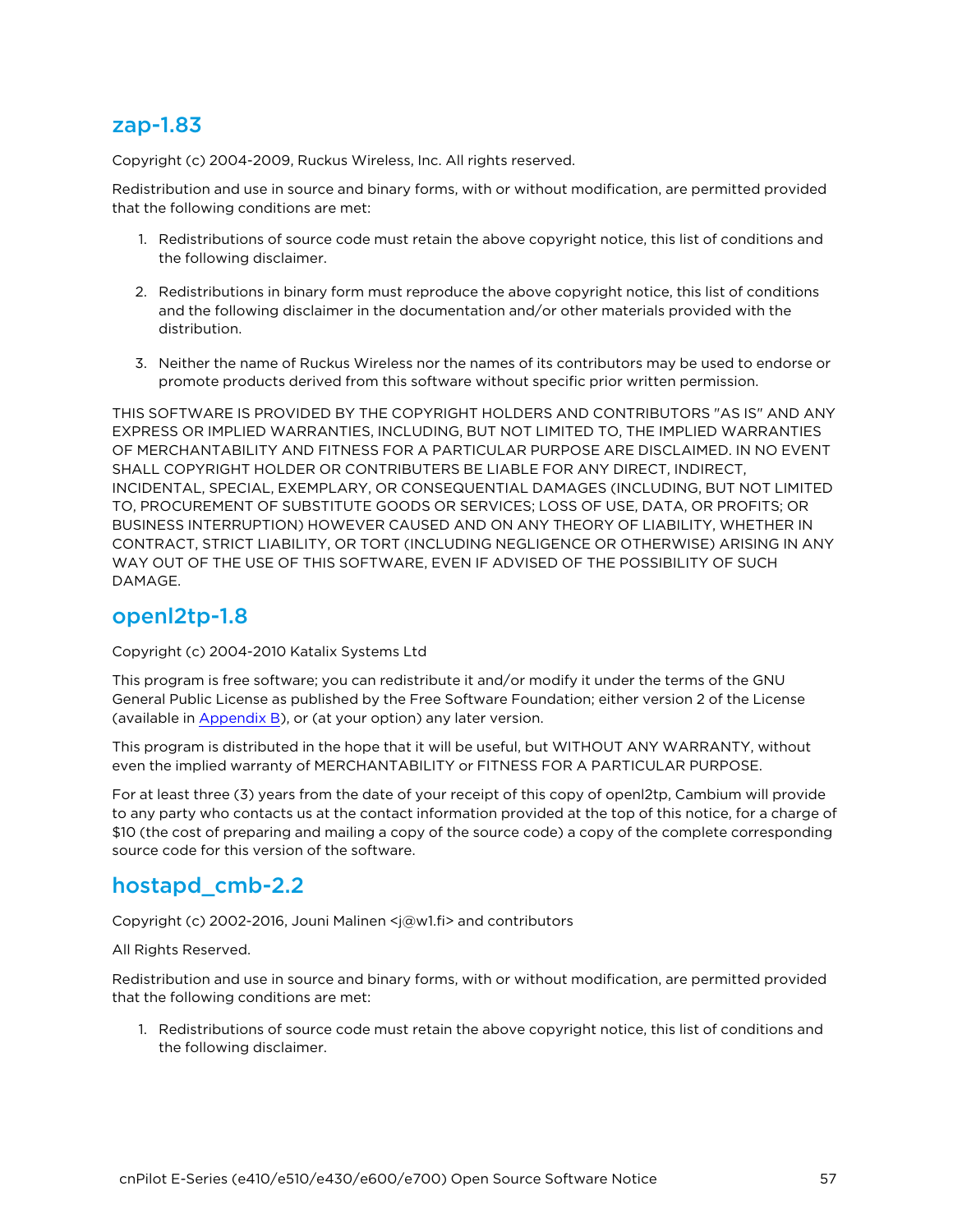## zap-1.83

Copyright (c) 2004-2009, Ruckus Wireless, Inc. All rights reserved.

Redistribution and use in source and binary forms, with or without modification, are permitted provided that the following conditions are met:

1. Redistributions of source code must retain the above copyright notice, this list of conditions and the following disclaimer.
2. Redistributions in binary form must reproduce the above copyright notice, this list of conditions and the following disclaimer in the documentation and/or other materials provided with the distribution.
3. Neither the name of Ruckus Wireless nor the names of its contributors may be used to endorse or promote products derived from this software without specific prior written permission.

THIS SOFTWARE IS PROVIDED BY THE COPYRIGHT HOLDERS AND CONTRIBUTORS "AS IS" AND ANY EXPRESS OR IMPLIED WARRANTIES, INCLUDING, BUT NOT LIMITED TO, THE IMPLIED WARRANTIES OF MERCHANTABILITY AND FITNESS FOR A PARTICULAR PURPOSE ARE DISCLAIMED. IN NO EVENT SHALL COPYRIGHT HOLDER OR CONTRIBUTERS BE LIABLE FOR ANY DIRECT, INDIRECT, INCIDENTAL, SPECIAL, EXEMPLARY, OR CONSEQUENTIAL DAMAGES (INCLUDING, BUT NOT LIMITED TO, PROCUREMENT OF SUBSTITUTE GOODS OR SERVICES; LOSS OF USE, DATA, OR PROFITS; OR BUSINESS INTERRUPTION) HOWEVER CAUSED AND ON ANY THEORY OF LIABILITY, WHETHER IN CONTRACT, STRICT LIABILITY, OR TORT (INCLUDING NEGLIGENCE OR OTHERWISE) ARISING IN ANY WAY OUT OF THE USE OF THIS SOFTWARE, EVEN IF ADVISED OF THE POSSIBILITY OF SUCH DAMAGE.

## openl2tp-1.8

Copyright (c) 2004-2010 Katalix Systems Ltd

This program is free software; you can redistribute it and/or modify it under the terms of the GNU General Public License as published by the Free Software Foundation; either version 2 of the License (available in Appendix B), or (at your option) any later version.

This program is distributed in the hope that it will be useful, but WITHOUT ANY WARRANTY, without even the implied warranty of MERCHANTABILITY or FITNESS FOR A PARTICULAR PURPOSE.

For at least three (3) years from the date of your receipt of this copy of openl2tp, Cambium will provide to any party who contacts us at the contact information provided at the top of this notice, for a charge of $10 (the cost of preparing and mailing a copy of the source code) a copy of the complete corresponding source code for this version of the software.

## hostapd_cmb-2.2

Copyright (c) 2002-2016, Jouni Malinen <j@w1.fi> and contributors

All Rights Reserved.

Redistribution and use in source and binary forms, with or without modification, are permitted provided that the following conditions are met:

1. Redistributions of source code must retain the above copyright notice, this list of conditions and the following disclaimer.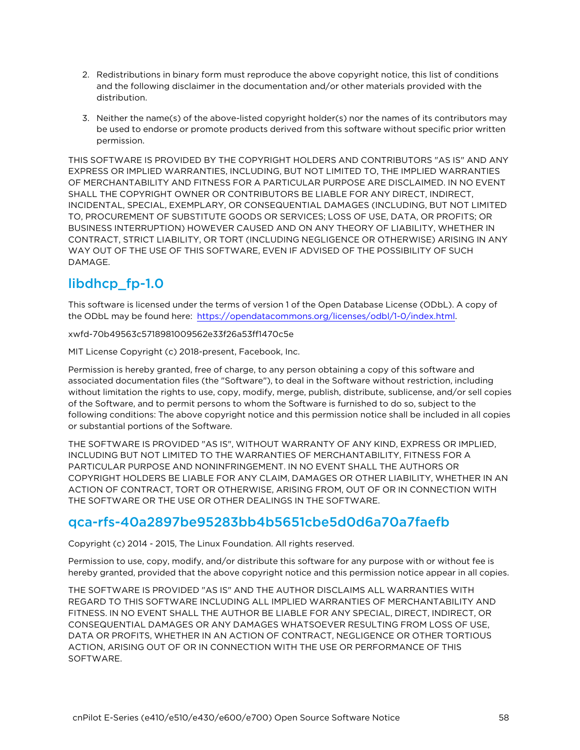2. Redistributions in binary form must reproduce the above copyright notice, this list of conditions and the following disclaimer in the documentation and/or other materials provided with the distribution.

3. Neither the name(s) of the above-listed copyright holder(s) nor the names of its contributors may be used to endorse or promote products derived from this software without specific prior written permission.

THIS SOFTWARE IS PROVIDED BY THE COPYRIGHT HOLDERS AND CONTRIBUTORS "AS IS" AND ANY EXPRESS OR IMPLIED WARRANTIES, INCLUDING, BUT NOT LIMITED TO, THE IMPLIED WARRANTIES OF MERCHANTABILITY AND FITNESS FOR A PARTICULAR PURPOSE ARE DISCLAIMED. IN NO EVENT SHALL THE COPYRIGHT OWNER OR CONTRIBUTORS BE LIABLE FOR ANY DIRECT, INDIRECT, INCIDENTAL, SPECIAL, EXEMPLARY, OR CONSEQUENTIAL DAMAGES (INCLUDING, BUT NOT LIMITED TO, PROCUREMENT OF SUBSTITUTE GOODS OR SERVICES; LOSS OF USE, DATA, OR PROFITS; OR BUSINESS INTERRUPTION) HOWEVER CAUSED AND ON ANY THEORY OF LIABILITY, WHETHER IN CONTRACT, STRICT LIABILITY, OR TORT (INCLUDING NEGLIGENCE OR OTHERWISE) ARISING IN ANY WAY OUT OF THE USE OF THIS SOFTWARE, EVEN IF ADVISED OF THE POSSIBILITY OF SUCH DAMAGE.

## libdhcp_fp-1.0

This software is licensed under the terms of version 1 of the Open Database License (ODbL). A copy of the ODbL may be found here: https://opendatacommons.org/licenses/odbl/1-0/index.html.

xwfd-70b49563c5718981009562e33f26a53ff1470c5e

MIT License Copyright (c) 2018-present, Facebook, Inc.

Permission is hereby granted, free of charge, to any person obtaining a copy of this software and associated documentation files (the "Software"), to deal in the Software without restriction, including without limitation the rights to use, copy, modify, merge, publish, distribute, sublicense, and/or sell copies of the Software, and to permit persons to whom the Software is furnished to do so, subject to the following conditions: The above copyright notice and this permission notice shall be included in all copies or substantial portions of the Software.

THE SOFTWARE IS PROVIDED "AS IS", WITHOUT WARRANTY OF ANY KIND, EXPRESS OR IMPLIED, INCLUDING BUT NOT LIMITED TO THE WARRANTIES OF MERCHANTABILITY, FITNESS FOR A PARTICULAR PURPOSE AND NONINFRINGEMENT. IN NO EVENT SHALL THE AUTHORS OR COPYRIGHT HOLDERS BE LIABLE FOR ANY CLAIM, DAMAGES OR OTHER LIABILITY, WHETHER IN AN ACTION OF CONTRACT, TORT OR OTHERWISE, ARISING FROM, OUT OF OR IN CONNECTION WITH THE SOFTWARE OR THE USE OR OTHER DEALINGS IN THE SOFTWARE.

## qca-rfs-40a2897be95283bb4b5651cbe5d0d6a70a7faefb

Copyright (c) 2014 - 2015, The Linux Foundation. All rights reserved.

Permission to use, copy, modify, and/or distribute this software for any purpose with or without fee is hereby granted, provided that the above copyright notice and this permission notice appear in all copies.

THE SOFTWARE IS PROVIDED "AS IS" AND THE AUTHOR DISCLAIMS ALL WARRANTIES WITH REGARD TO THIS SOFTWARE INCLUDING ALL IMPLIED WARRANTIES OF MERCHANTABILITY AND FITNESS. IN NO EVENT SHALL THE AUTHOR BE LIABLE FOR ANY SPECIAL, DIRECT, INDIRECT, OR CONSEQUENTIAL DAMAGES OR ANY DAMAGES WHATSOEVER RESULTING FROM LOSS OF USE, DATA OR PROFITS, WHETHER IN AN ACTION OF CONTRACT, NEGLIGENCE OR OTHER TORTIOUS ACTION, ARISING OUT OF OR IN CONNECTION WITH THE USE OR PERFORMANCE OF THIS SOFTWARE.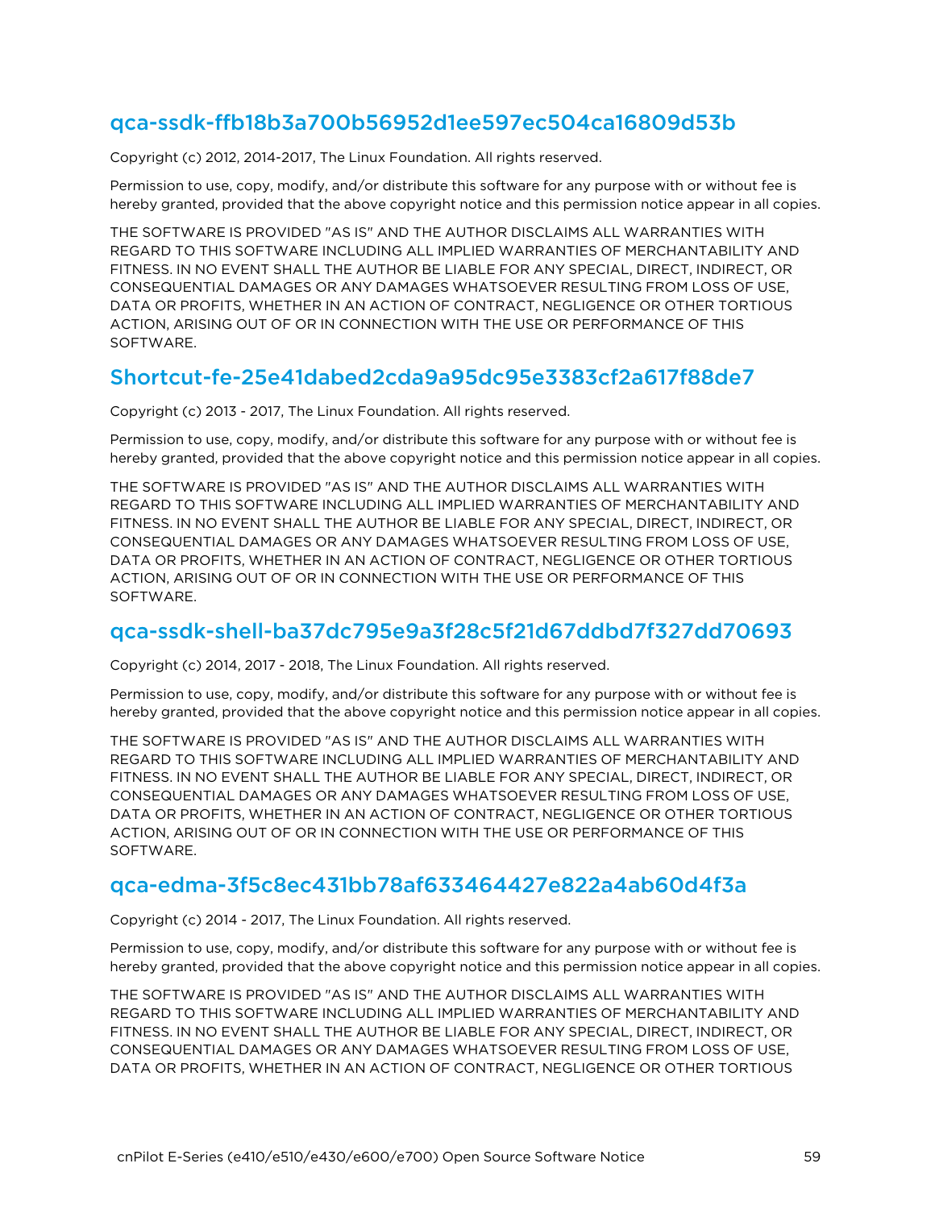## qca-ssdk-ffb18b3a700b56952d1ee597ec504ca16809d53b

Copyright (c) 2012, 2014-2017, The Linux Foundation. All rights reserved.

Permission to use, copy, modify, and/or distribute this software for any purpose with or without fee is hereby granted, provided that the above copyright notice and this permission notice appear in all copies.

THE SOFTWARE IS PROVIDED "AS IS" AND THE AUTHOR DISCLAIMS ALL WARRANTIES WITH REGARD TO THIS SOFTWARE INCLUDING ALL IMPLIED WARRANTIES OF MERCHANTABILITY AND FITNESS. IN NO EVENT SHALL THE AUTHOR BE LIABLE FOR ANY SPECIAL, DIRECT, INDIRECT, OR CONSEQUENTIAL DAMAGES OR ANY DAMAGES WHATSOEVER RESULTING FROM LOSS OF USE, DATA OR PROFITS, WHETHER IN AN ACTION OF CONTRACT, NEGLIGENCE OR OTHER TORTIOUS ACTION, ARISING OUT OF OR IN CONNECTION WITH THE USE OR PERFORMANCE OF THIS SOFTWARE.

## Shortcut-fe-25e41dabed2cda9a95dc95e3383cf2a617f88de7

Copyright (c) 2013 - 2017, The Linux Foundation. All rights reserved.

Permission to use, copy, modify, and/or distribute this software for any purpose with or without fee is hereby granted, provided that the above copyright notice and this permission notice appear in all copies.

THE SOFTWARE IS PROVIDED "AS IS" AND THE AUTHOR DISCLAIMS ALL WARRANTIES WITH REGARD TO THIS SOFTWARE INCLUDING ALL IMPLIED WARRANTIES OF MERCHANTABILITY AND FITNESS. IN NO EVENT SHALL THE AUTHOR BE LIABLE FOR ANY SPECIAL, DIRECT, INDIRECT, OR CONSEQUENTIAL DAMAGES OR ANY DAMAGES WHATSOEVER RESULTING FROM LOSS OF USE, DATA OR PROFITS, WHETHER IN AN ACTION OF CONTRACT, NEGLIGENCE OR OTHER TORTIOUS ACTION, ARISING OUT OF OR IN CONNECTION WITH THE USE OR PERFORMANCE OF THIS SOFTWARE.

## qca-ssdk-shell-ba37dc795e9a3f28c5f21d67ddbd7f327dd70693

Copyright (c) 2014, 2017 - 2018, The Linux Foundation. All rights reserved.

Permission to use, copy, modify, and/or distribute this software for any purpose with or without fee is hereby granted, provided that the above copyright notice and this permission notice appear in all copies.

THE SOFTWARE IS PROVIDED "AS IS" AND THE AUTHOR DISCLAIMS ALL WARRANTIES WITH REGARD TO THIS SOFTWARE INCLUDING ALL IMPLIED WARRANTIES OF MERCHANTABILITY AND FITNESS. IN NO EVENT SHALL THE AUTHOR BE LIABLE FOR ANY SPECIAL, DIRECT, INDIRECT, OR CONSEQUENTIAL DAMAGES OR ANY DAMAGES WHATSOEVER RESULTING FROM LOSS OF USE, DATA OR PROFITS, WHETHER IN AN ACTION OF CONTRACT, NEGLIGENCE OR OTHER TORTIOUS ACTION, ARISING OUT OF OR IN CONNECTION WITH THE USE OR PERFORMANCE OF THIS SOFTWARE.

## qca-edma-3f5c8ec431bb78af633464427e822a4ab60d4f3a

Copyright (c) 2014 - 2017, The Linux Foundation. All rights reserved.

Permission to use, copy, modify, and/or distribute this software for any purpose with or without fee is hereby granted, provided that the above copyright notice and this permission notice appear in all copies.

THE SOFTWARE IS PROVIDED "AS IS" AND THE AUTHOR DISCLAIMS ALL WARRANTIES WITH REGARD TO THIS SOFTWARE INCLUDING ALL IMPLIED WARRANTIES OF MERCHANTABILITY AND FITNESS. IN NO EVENT SHALL THE AUTHOR BE LIABLE FOR ANY SPECIAL, DIRECT, INDIRECT, OR CONSEQUENTIAL DAMAGES OR ANY DAMAGES WHATSOEVER RESULTING FROM LOSS OF USE, DATA OR PROFITS, WHETHER IN AN ACTION OF CONTRACT, NEGLIGENCE OR OTHER TORTIOUS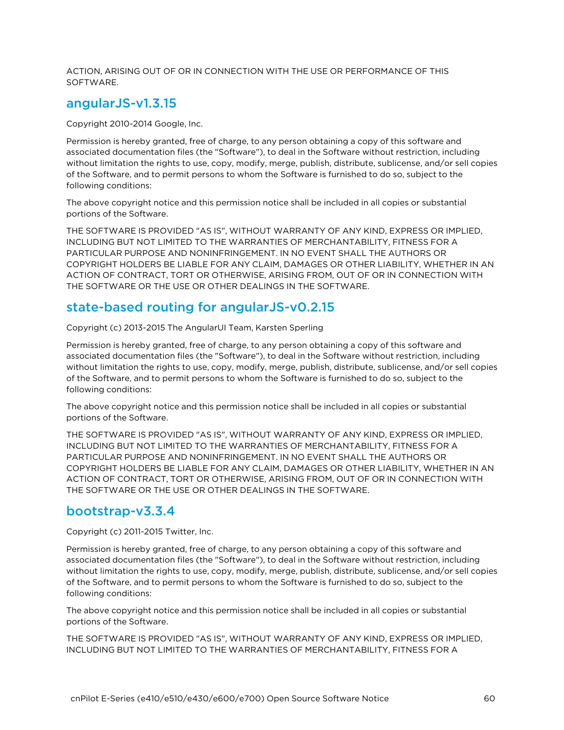ACTION, ARISING OUT OF OR IN CONNECTION WITH THE USE OR PERFORMANCE OF THIS SOFTWARE.

## angularJS-v1.3.15

Copyright 2010-2014 Google, Inc.

Permission is hereby granted, free of charge, to any person obtaining a copy of this software and associated documentation files (the "Software"), to deal in the Software without restriction, including without limitation the rights to use, copy, modify, merge, publish, distribute, sublicense, and/or sell copies of the Software, and to permit persons to whom the Software is furnished to do so, subject to the following conditions:

The above copyright notice and this permission notice shall be included in all copies or substantial portions of the Software.

THE SOFTWARE IS PROVIDED "AS IS", WITHOUT WARRANTY OF ANY KIND, EXPRESS OR IMPLIED, INCLUDING BUT NOT LIMITED TO THE WARRANTIES OF MERCHANTABILITY, FITNESS FOR A PARTICULAR PURPOSE AND NONINFRINGEMENT. IN NO EVENT SHALL THE AUTHORS OR COPYRIGHT HOLDERS BE LIABLE FOR ANY CLAIM, DAMAGES OR OTHER LIABILITY, WHETHER IN AN ACTION OF CONTRACT, TORT OR OTHERWISE, ARISING FROM, OUT OF OR IN CONNECTION WITH THE SOFTWARE OR THE USE OR OTHER DEALINGS IN THE SOFTWARE.

## state-based routing for angularJS-v0.2.15

Copyright (c) 2013-2015 The AngularUI Team, Karsten Sperling

Permission is hereby granted, free of charge, to any person obtaining a copy of this software and associated documentation files (the "Software"), to deal in the Software without restriction, including without limitation the rights to use, copy, modify, merge, publish, distribute, sublicense, and/or sell copies of the Software, and to permit persons to whom the Software is furnished to do so, subject to the following conditions:

The above copyright notice and this permission notice shall be included in all copies or substantial portions of the Software.

THE SOFTWARE IS PROVIDED "AS IS", WITHOUT WARRANTY OF ANY KIND, EXPRESS OR IMPLIED, INCLUDING BUT NOT LIMITED TO THE WARRANTIES OF MERCHANTABILITY, FITNESS FOR A PARTICULAR PURPOSE AND NONINFRINGEMENT. IN NO EVENT SHALL THE AUTHORS OR COPYRIGHT HOLDERS BE LIABLE FOR ANY CLAIM, DAMAGES OR OTHER LIABILITY, WHETHER IN AN ACTION OF CONTRACT, TORT OR OTHERWISE, ARISING FROM, OUT OF OR IN CONNECTION WITH THE SOFTWARE OR THE USE OR OTHER DEALINGS IN THE SOFTWARE.

## bootstrap-v3.3.4

Copyright (c) 2011-2015 Twitter, Inc.

Permission is hereby granted, free of charge, to any person obtaining a copy of this software and associated documentation files (the "Software"), to deal in the Software without restriction, including without limitation the rights to use, copy, modify, merge, publish, distribute, sublicense, and/or sell copies of the Software, and to permit persons to whom the Software is furnished to do so, subject to the following conditions:

The above copyright notice and this permission notice shall be included in all copies or substantial portions of the Software.

THE SOFTWARE IS PROVIDED "AS IS", WITHOUT WARRANTY OF ANY KIND, EXPRESS OR IMPLIED, INCLUDING BUT NOT LIMITED TO THE WARRANTIES OF MERCHANTABILITY, FITNESS FOR A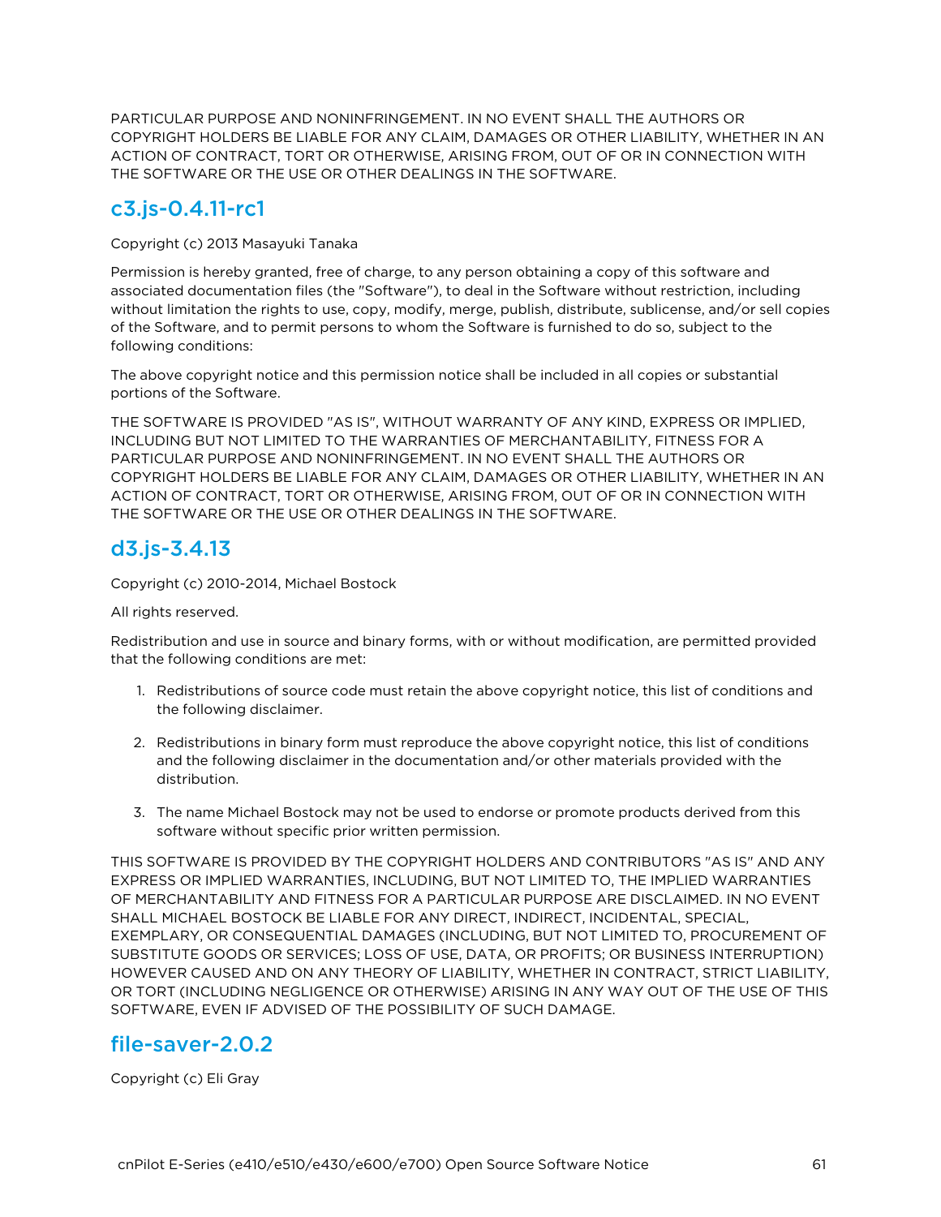PARTICULAR PURPOSE AND NONINFRINGEMENT. IN NO EVENT SHALL THE AUTHORS OR COPYRIGHT HOLDERS BE LIABLE FOR ANY CLAIM, DAMAGES OR OTHER LIABILITY, WHETHER IN AN ACTION OF CONTRACT, TORT OR OTHERWISE, ARISING FROM, OUT OF OR IN CONNECTION WITH THE SOFTWARE OR THE USE OR OTHER DEALINGS IN THE SOFTWARE.

## c3.js-0.4.11-rc1

Copyright (c) 2013 Masayuki Tanaka

Permission is hereby granted, free of charge, to any person obtaining a copy of this software and associated documentation files (the "Software"), to deal in the Software without restriction, including without limitation the rights to use, copy, modify, merge, publish, distribute, sublicense, and/or sell copies of the Software, and to permit persons to whom the Software is furnished to do so, subject to the following conditions:

The above copyright notice and this permission notice shall be included in all copies or substantial portions of the Software.

THE SOFTWARE IS PROVIDED "AS IS", WITHOUT WARRANTY OF ANY KIND, EXPRESS OR IMPLIED, INCLUDING BUT NOT LIMITED TO THE WARRANTIES OF MERCHANTABILITY, FITNESS FOR A PARTICULAR PURPOSE AND NONINFRINGEMENT. IN NO EVENT SHALL THE AUTHORS OR COPYRIGHT HOLDERS BE LIABLE FOR ANY CLAIM, DAMAGES OR OTHER LIABILITY, WHETHER IN AN ACTION OF CONTRACT, TORT OR OTHERWISE, ARISING FROM, OUT OF OR IN CONNECTION WITH THE SOFTWARE OR THE USE OR OTHER DEALINGS IN THE SOFTWARE.

## d3.js-3.4.13

Copyright (c) 2010-2014, Michael Bostock

All rights reserved.

Redistribution and use in source and binary forms, with or without modification, are permitted provided that the following conditions are met:

1. Redistributions of source code must retain the above copyright notice, this list of conditions and the following disclaimer.
2. Redistributions in binary form must reproduce the above copyright notice, this list of conditions and the following disclaimer in the documentation and/or other materials provided with the distribution.
3. The name Michael Bostock may not be used to endorse or promote products derived from this software without specific prior written permission.

THIS SOFTWARE IS PROVIDED BY THE COPYRIGHT HOLDERS AND CONTRIBUTORS "AS IS" AND ANY EXPRESS OR IMPLIED WARRANTIES, INCLUDING, BUT NOT LIMITED TO, THE IMPLIED WARRANTIES OF MERCHANTABILITY AND FITNESS FOR A PARTICULAR PURPOSE ARE DISCLAIMED. IN NO EVENT SHALL MICHAEL BOSTOCK BE LIABLE FOR ANY DIRECT, INDIRECT, INCIDENTAL, SPECIAL, EXEMPLARY, OR CONSEQUENTIAL DAMAGES (INCLUDING, BUT NOT LIMITED TO, PROCUREMENT OF SUBSTITUTE GOODS OR SERVICES; LOSS OF USE, DATA, OR PROFITS; OR BUSINESS INTERRUPTION) HOWEVER CAUSED AND ON ANY THEORY OF LIABILITY, WHETHER IN CONTRACT, STRICT LIABILITY, OR TORT (INCLUDING NEGLIGENCE OR OTHERWISE) ARISING IN ANY WAY OUT OF THE USE OF THIS SOFTWARE, EVEN IF ADVISED OF THE POSSIBILITY OF SUCH DAMAGE.

## file-saver-2.0.2

Copyright (c) Eli Gray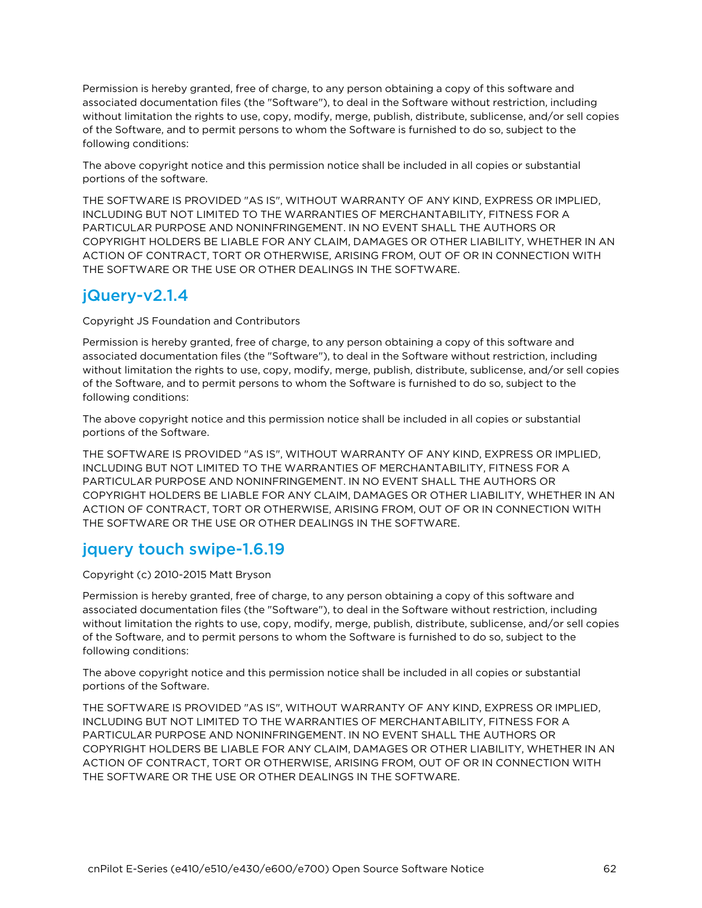Permission is hereby granted, free of charge, to any person obtaining a copy of this software and associated documentation files (the "Software"), to deal in the Software without restriction, including without limitation the rights to use, copy, modify, merge, publish, distribute, sublicense, and/or sell copies of the Software, and to permit persons to whom the Software is furnished to do so, subject to the following conditions:

The above copyright notice and this permission notice shall be included in all copies or substantial portions of the software.

THE SOFTWARE IS PROVIDED "AS IS", WITHOUT WARRANTY OF ANY KIND, EXPRESS OR IMPLIED, INCLUDING BUT NOT LIMITED TO THE WARRANTIES OF MERCHANTABILITY, FITNESS FOR A PARTICULAR PURPOSE AND NONINFRINGEMENT. IN NO EVENT SHALL THE AUTHORS OR COPYRIGHT HOLDERS BE LIABLE FOR ANY CLAIM, DAMAGES OR OTHER LIABILITY, WHETHER IN AN ACTION OF CONTRACT, TORT OR OTHERWISE, ARISING FROM, OUT OF OR IN CONNECTION WITH THE SOFTWARE OR THE USE OR OTHER DEALINGS IN THE SOFTWARE.

## jQuery-v2.1.4

Copyright JS Foundation and Contributors

Permission is hereby granted, free of charge, to any person obtaining a copy of this software and associated documentation files (the "Software"), to deal in the Software without restriction, including without limitation the rights to use, copy, modify, merge, publish, distribute, sublicense, and/or sell copies of the Software, and to permit persons to whom the Software is furnished to do so, subject to the following conditions:

The above copyright notice and this permission notice shall be included in all copies or substantial portions of the Software.

THE SOFTWARE IS PROVIDED "AS IS", WITHOUT WARRANTY OF ANY KIND, EXPRESS OR IMPLIED, INCLUDING BUT NOT LIMITED TO THE WARRANTIES OF MERCHANTABILITY, FITNESS FOR A PARTICULAR PURPOSE AND NONINFRINGEMENT. IN NO EVENT SHALL THE AUTHORS OR COPYRIGHT HOLDERS BE LIABLE FOR ANY CLAIM, DAMAGES OR OTHER LIABILITY, WHETHER IN AN ACTION OF CONTRACT, TORT OR OTHERWISE, ARISING FROM, OUT OF OR IN CONNECTION WITH THE SOFTWARE OR THE USE OR OTHER DEALINGS IN THE SOFTWARE.

## jquery touch swipe-1.6.19

Copyright (c) 2010-2015 Matt Bryson

Permission is hereby granted, free of charge, to any person obtaining a copy of this software and associated documentation files (the "Software"), to deal in the Software without restriction, including without limitation the rights to use, copy, modify, merge, publish, distribute, sublicense, and/or sell copies of the Software, and to permit persons to whom the Software is furnished to do so, subject to the following conditions:

The above copyright notice and this permission notice shall be included in all copies or substantial portions of the Software.

THE SOFTWARE IS PROVIDED "AS IS", WITHOUT WARRANTY OF ANY KIND, EXPRESS OR IMPLIED, INCLUDING BUT NOT LIMITED TO THE WARRANTIES OF MERCHANTABILITY, FITNESS FOR A PARTICULAR PURPOSE AND NONINFRINGEMENT. IN NO EVENT SHALL THE AUTHORS OR COPYRIGHT HOLDERS BE LIABLE FOR ANY CLAIM, DAMAGES OR OTHER LIABILITY, WHETHER IN AN ACTION OF CONTRACT, TORT OR OTHERWISE, ARISING FROM, OUT OF OR IN CONNECTION WITH THE SOFTWARE OR THE USE OR OTHER DEALINGS IN THE SOFTWARE.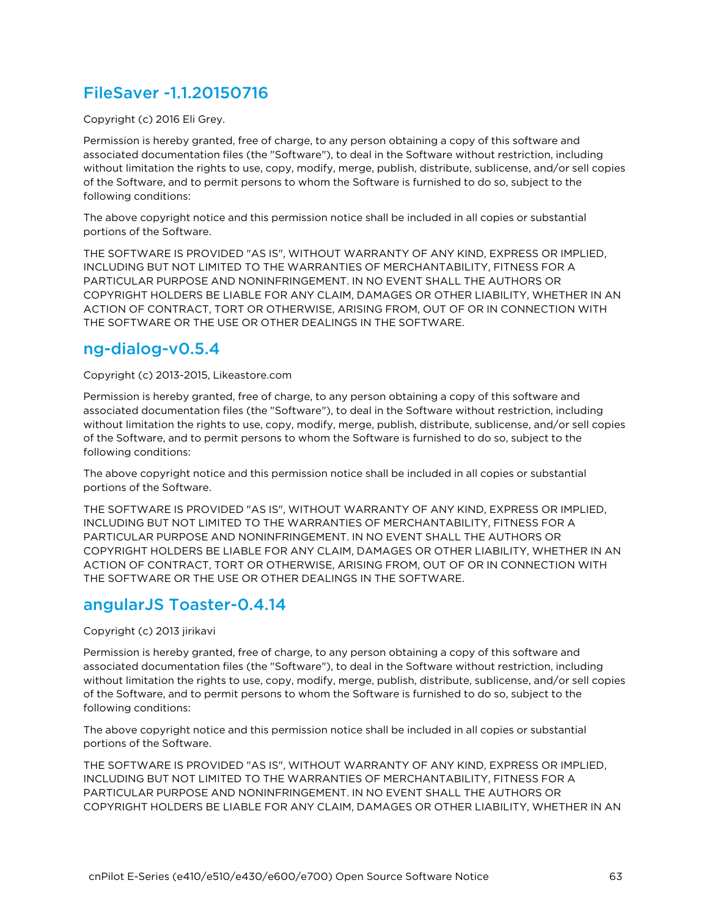## FileSaver -1.1.20150716

Copyright (c) 2016 Eli Grey.

Permission is hereby granted, free of charge, to any person obtaining a copy of this software and associated documentation files (the "Software"), to deal in the Software without restriction, including without limitation the rights to use, copy, modify, merge, publish, distribute, sublicense, and/or sell copies of the Software, and to permit persons to whom the Software is furnished to do so, subject to the following conditions:

The above copyright notice and this permission notice shall be included in all copies or substantial portions of the Software.

THE SOFTWARE IS PROVIDED "AS IS", WITHOUT WARRANTY OF ANY KIND, EXPRESS OR IMPLIED, INCLUDING BUT NOT LIMITED TO THE WARRANTIES OF MERCHANTABILITY, FITNESS FOR A PARTICULAR PURPOSE AND NONINFRINGEMENT. IN NO EVENT SHALL THE AUTHORS OR COPYRIGHT HOLDERS BE LIABLE FOR ANY CLAIM, DAMAGES OR OTHER LIABILITY, WHETHER IN AN ACTION OF CONTRACT, TORT OR OTHERWISE, ARISING FROM, OUT OF OR IN CONNECTION WITH THE SOFTWARE OR THE USE OR OTHER DEALINGS IN THE SOFTWARE.

## ng-dialog-v0.5.4

Copyright (c) 2013-2015, Likeastore.com

Permission is hereby granted, free of charge, to any person obtaining a copy of this software and associated documentation files (the "Software"), to deal in the Software without restriction, including without limitation the rights to use, copy, modify, merge, publish, distribute, sublicense, and/or sell copies of the Software, and to permit persons to whom the Software is furnished to do so, subject to the following conditions:

The above copyright notice and this permission notice shall be included in all copies or substantial portions of the Software.

THE SOFTWARE IS PROVIDED "AS IS", WITHOUT WARRANTY OF ANY KIND, EXPRESS OR IMPLIED, INCLUDING BUT NOT LIMITED TO THE WARRANTIES OF MERCHANTABILITY, FITNESS FOR A PARTICULAR PURPOSE AND NONINFRINGEMENT. IN NO EVENT SHALL THE AUTHORS OR COPYRIGHT HOLDERS BE LIABLE FOR ANY CLAIM, DAMAGES OR OTHER LIABILITY, WHETHER IN AN ACTION OF CONTRACT, TORT OR OTHERWISE, ARISING FROM, OUT OF OR IN CONNECTION WITH THE SOFTWARE OR THE USE OR OTHER DEALINGS IN THE SOFTWARE.

## angularJS Toaster-0.4.14

Copyright (c) 2013 jirikavi

Permission is hereby granted, free of charge, to any person obtaining a copy of this software and associated documentation files (the "Software"), to deal in the Software without restriction, including without limitation the rights to use, copy, modify, merge, publish, distribute, sublicense, and/or sell copies of the Software, and to permit persons to whom the Software is furnished to do so, subject to the following conditions:

The above copyright notice and this permission notice shall be included in all copies or substantial portions of the Software.

THE SOFTWARE IS PROVIDED "AS IS", WITHOUT WARRANTY OF ANY KIND, EXPRESS OR IMPLIED, INCLUDING BUT NOT LIMITED TO THE WARRANTIES OF MERCHANTABILITY, FITNESS FOR A PARTICULAR PURPOSE AND NONINFRINGEMENT. IN NO EVENT SHALL THE AUTHORS OR COPYRIGHT HOLDERS BE LIABLE FOR ANY CLAIM, DAMAGES OR OTHER LIABILITY, WHETHER IN AN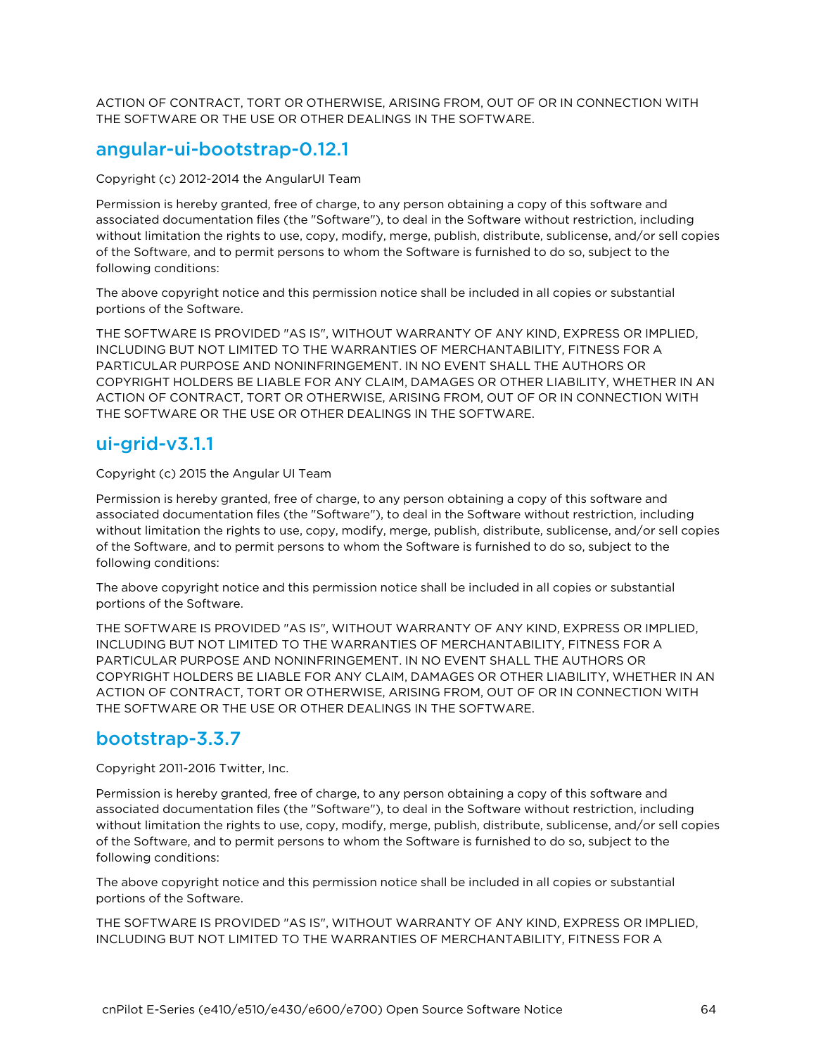ACTION OF CONTRACT, TORT OR OTHERWISE, ARISING FROM, OUT OF OR IN CONNECTION WITH THE SOFTWARE OR THE USE OR OTHER DEALINGS IN THE SOFTWARE.

## angular-ui-bootstrap-0.12.1

Copyright (c) 2012-2014 the AngularUI Team

Permission is hereby granted, free of charge, to any person obtaining a copy of this software and associated documentation files (the "Software"), to deal in the Software without restriction, including without limitation the rights to use, copy, modify, merge, publish, distribute, sublicense, and/or sell copies of the Software, and to permit persons to whom the Software is furnished to do so, subject to the following conditions:

The above copyright notice and this permission notice shall be included in all copies or substantial portions of the Software.

THE SOFTWARE IS PROVIDED "AS IS", WITHOUT WARRANTY OF ANY KIND, EXPRESS OR IMPLIED, INCLUDING BUT NOT LIMITED TO THE WARRANTIES OF MERCHANTABILITY, FITNESS FOR A PARTICULAR PURPOSE AND NONINFRINGEMENT. IN NO EVENT SHALL THE AUTHORS OR COPYRIGHT HOLDERS BE LIABLE FOR ANY CLAIM, DAMAGES OR OTHER LIABILITY, WHETHER IN AN ACTION OF CONTRACT, TORT OR OTHERWISE, ARISING FROM, OUT OF OR IN CONNECTION WITH THE SOFTWARE OR THE USE OR OTHER DEALINGS IN THE SOFTWARE.

## ui-grid-v3.1.1

Copyright (c) 2015 the Angular UI Team

Permission is hereby granted, free of charge, to any person obtaining a copy of this software and associated documentation files (the "Software"), to deal in the Software without restriction, including without limitation the rights to use, copy, modify, merge, publish, distribute, sublicense, and/or sell copies of the Software, and to permit persons to whom the Software is furnished to do so, subject to the following conditions:

The above copyright notice and this permission notice shall be included in all copies or substantial portions of the Software.

THE SOFTWARE IS PROVIDED "AS IS", WITHOUT WARRANTY OF ANY KIND, EXPRESS OR IMPLIED, INCLUDING BUT NOT LIMITED TO THE WARRANTIES OF MERCHANTABILITY, FITNESS FOR A PARTICULAR PURPOSE AND NONINFRINGEMENT. IN NO EVENT SHALL THE AUTHORS OR COPYRIGHT HOLDERS BE LIABLE FOR ANY CLAIM, DAMAGES OR OTHER LIABILITY, WHETHER IN AN ACTION OF CONTRACT, TORT OR OTHERWISE, ARISING FROM, OUT OF OR IN CONNECTION WITH THE SOFTWARE OR THE USE OR OTHER DEALINGS IN THE SOFTWARE.

## bootstrap-3.3.7

Copyright 2011-2016 Twitter, Inc.

Permission is hereby granted, free of charge, to any person obtaining a copy of this software and associated documentation files (the "Software"), to deal in the Software without restriction, including without limitation the rights to use, copy, modify, merge, publish, distribute, sublicense, and/or sell copies of the Software, and to permit persons to whom the Software is furnished to do so, subject to the following conditions:

The above copyright notice and this permission notice shall be included in all copies or substantial portions of the Software.

THE SOFTWARE IS PROVIDED "AS IS", WITHOUT WARRANTY OF ANY KIND, EXPRESS OR IMPLIED, INCLUDING BUT NOT LIMITED TO THE WARRANTIES OF MERCHANTABILITY, FITNESS FOR A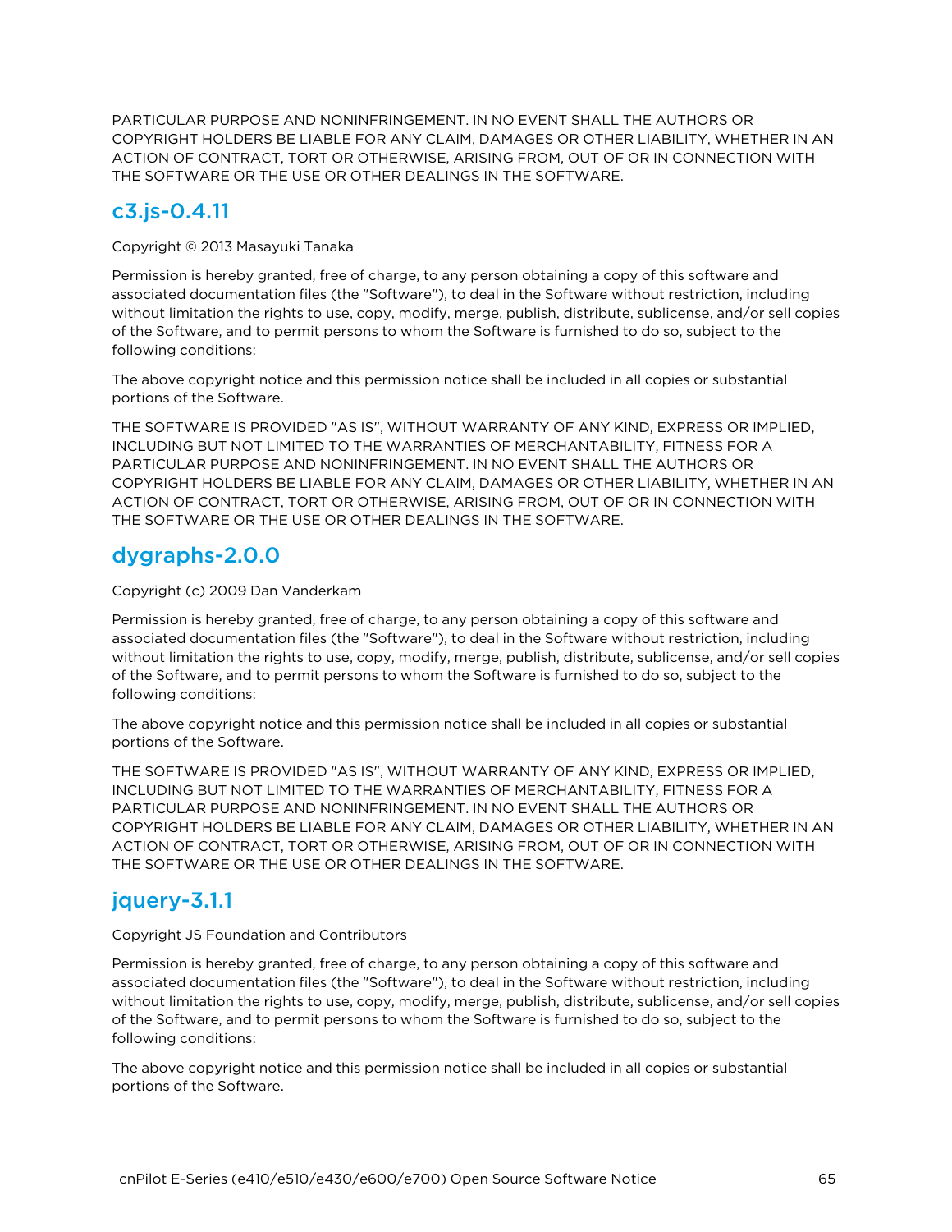PARTICULAR PURPOSE AND NONINFRINGEMENT. IN NO EVENT SHALL THE AUTHORS OR COPYRIGHT HOLDERS BE LIABLE FOR ANY CLAIM, DAMAGES OR OTHER LIABILITY, WHETHER IN AN ACTION OF CONTRACT, TORT OR OTHERWISE, ARISING FROM, OUT OF OR IN CONNECTION WITH THE SOFTWARE OR THE USE OR OTHER DEALINGS IN THE SOFTWARE.

## c3.js-0.4.11

Copyright © 2013 Masayuki Tanaka

Permission is hereby granted, free of charge, to any person obtaining a copy of this software and associated documentation files (the "Software"), to deal in the Software without restriction, including without limitation the rights to use, copy, modify, merge, publish, distribute, sublicense, and/or sell copies of the Software, and to permit persons to whom the Software is furnished to do so, subject to the following conditions:

The above copyright notice and this permission notice shall be included in all copies or substantial portions of the Software.

THE SOFTWARE IS PROVIDED "AS IS", WITHOUT WARRANTY OF ANY KIND, EXPRESS OR IMPLIED, INCLUDING BUT NOT LIMITED TO THE WARRANTIES OF MERCHANTABILITY, FITNESS FOR A PARTICULAR PURPOSE AND NONINFRINGEMENT. IN NO EVENT SHALL THE AUTHORS OR COPYRIGHT HOLDERS BE LIABLE FOR ANY CLAIM, DAMAGES OR OTHER LIABILITY, WHETHER IN AN ACTION OF CONTRACT, TORT OR OTHERWISE, ARISING FROM, OUT OF OR IN CONNECTION WITH THE SOFTWARE OR THE USE OR OTHER DEALINGS IN THE SOFTWARE.

## dygraphs-2.0.0

Copyright (c) 2009 Dan Vanderkam

Permission is hereby granted, free of charge, to any person obtaining a copy of this software and associated documentation files (the "Software"), to deal in the Software without restriction, including without limitation the rights to use, copy, modify, merge, publish, distribute, sublicense, and/or sell copies of the Software, and to permit persons to whom the Software is furnished to do so, subject to the following conditions:

The above copyright notice and this permission notice shall be included in all copies or substantial portions of the Software.

THE SOFTWARE IS PROVIDED "AS IS", WITHOUT WARRANTY OF ANY KIND, EXPRESS OR IMPLIED, INCLUDING BUT NOT LIMITED TO THE WARRANTIES OF MERCHANTABILITY, FITNESS FOR A PARTICULAR PURPOSE AND NONINFRINGEMENT. IN NO EVENT SHALL THE AUTHORS OR COPYRIGHT HOLDERS BE LIABLE FOR ANY CLAIM, DAMAGES OR OTHER LIABILITY, WHETHER IN AN ACTION OF CONTRACT, TORT OR OTHERWISE, ARISING FROM, OUT OF OR IN CONNECTION WITH THE SOFTWARE OR THE USE OR OTHER DEALINGS IN THE SOFTWARE.

## jquery-3.1.1

Copyright JS Foundation and Contributors

Permission is hereby granted, free of charge, to any person obtaining a copy of this software and associated documentation files (the "Software"), to deal in the Software without restriction, including without limitation the rights to use, copy, modify, merge, publish, distribute, sublicense, and/or sell copies of the Software, and to permit persons to whom the Software is furnished to do so, subject to the following conditions:

The above copyright notice and this permission notice shall be included in all copies or substantial portions of the Software.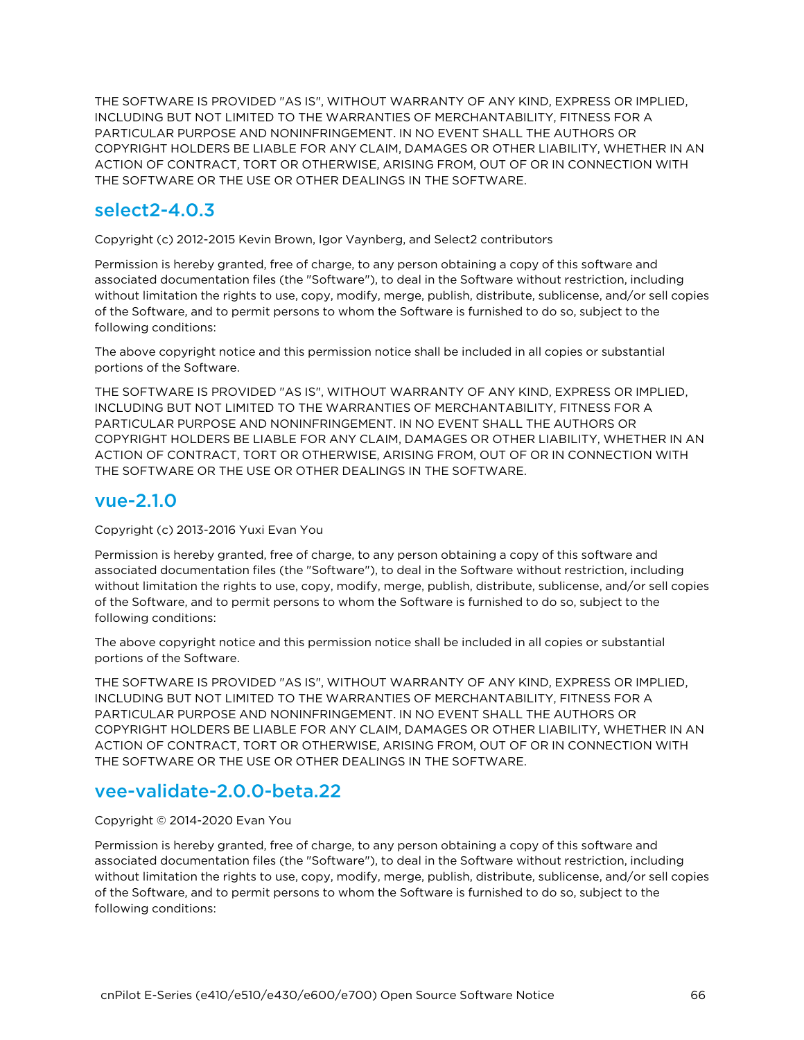THE SOFTWARE IS PROVIDED "AS IS", WITHOUT WARRANTY OF ANY KIND, EXPRESS OR IMPLIED, INCLUDING BUT NOT LIMITED TO THE WARRANTIES OF MERCHANTABILITY, FITNESS FOR A PARTICULAR PURPOSE AND NONINFRINGEMENT. IN NO EVENT SHALL THE AUTHORS OR COPYRIGHT HOLDERS BE LIABLE FOR ANY CLAIM, DAMAGES OR OTHER LIABILITY, WHETHER IN AN ACTION OF CONTRACT, TORT OR OTHERWISE, ARISING FROM, OUT OF OR IN CONNECTION WITH THE SOFTWARE OR THE USE OR OTHER DEALINGS IN THE SOFTWARE.

## select2-4.0.3

Copyright (c) 2012-2015 Kevin Brown, Igor Vaynberg, and Select2 contributors

Permission is hereby granted, free of charge, to any person obtaining a copy of this software and associated documentation files (the "Software"), to deal in the Software without restriction, including without limitation the rights to use, copy, modify, merge, publish, distribute, sublicense, and/or sell copies of the Software, and to permit persons to whom the Software is furnished to do so, subject to the following conditions:

The above copyright notice and this permission notice shall be included in all copies or substantial portions of the Software.

THE SOFTWARE IS PROVIDED "AS IS", WITHOUT WARRANTY OF ANY KIND, EXPRESS OR IMPLIED, INCLUDING BUT NOT LIMITED TO THE WARRANTIES OF MERCHANTABILITY, FITNESS FOR A PARTICULAR PURPOSE AND NONINFRINGEMENT. IN NO EVENT SHALL THE AUTHORS OR COPYRIGHT HOLDERS BE LIABLE FOR ANY CLAIM, DAMAGES OR OTHER LIABILITY, WHETHER IN AN ACTION OF CONTRACT, TORT OR OTHERWISE, ARISING FROM, OUT OF OR IN CONNECTION WITH THE SOFTWARE OR THE USE OR OTHER DEALINGS IN THE SOFTWARE.

## vue-2.1.0

Copyright (c) 2013-2016 Yuxi Evan You

Permission is hereby granted, free of charge, to any person obtaining a copy of this software and associated documentation files (the "Software"), to deal in the Software without restriction, including without limitation the rights to use, copy, modify, merge, publish, distribute, sublicense, and/or sell copies of the Software, and to permit persons to whom the Software is furnished to do so, subject to the following conditions:

The above copyright notice and this permission notice shall be included in all copies or substantial portions of the Software.

THE SOFTWARE IS PROVIDED "AS IS", WITHOUT WARRANTY OF ANY KIND, EXPRESS OR IMPLIED, INCLUDING BUT NOT LIMITED TO THE WARRANTIES OF MERCHANTABILITY, FITNESS FOR A PARTICULAR PURPOSE AND NONINFRINGEMENT. IN NO EVENT SHALL THE AUTHORS OR COPYRIGHT HOLDERS BE LIABLE FOR ANY CLAIM, DAMAGES OR OTHER LIABILITY, WHETHER IN AN ACTION OF CONTRACT, TORT OR OTHERWISE, ARISING FROM, OUT OF OR IN CONNECTION WITH THE SOFTWARE OR THE USE OR OTHER DEALINGS IN THE SOFTWARE.

## vee-validate-2.0.0-beta.22

Copyright © 2014-2020 Evan You

Permission is hereby granted, free of charge, to any person obtaining a copy of this software and associated documentation files (the "Software"), to deal in the Software without restriction, including without limitation the rights to use, copy, modify, merge, publish, distribute, sublicense, and/or sell copies of the Software, and to permit persons to whom the Software is furnished to do so, subject to the following conditions: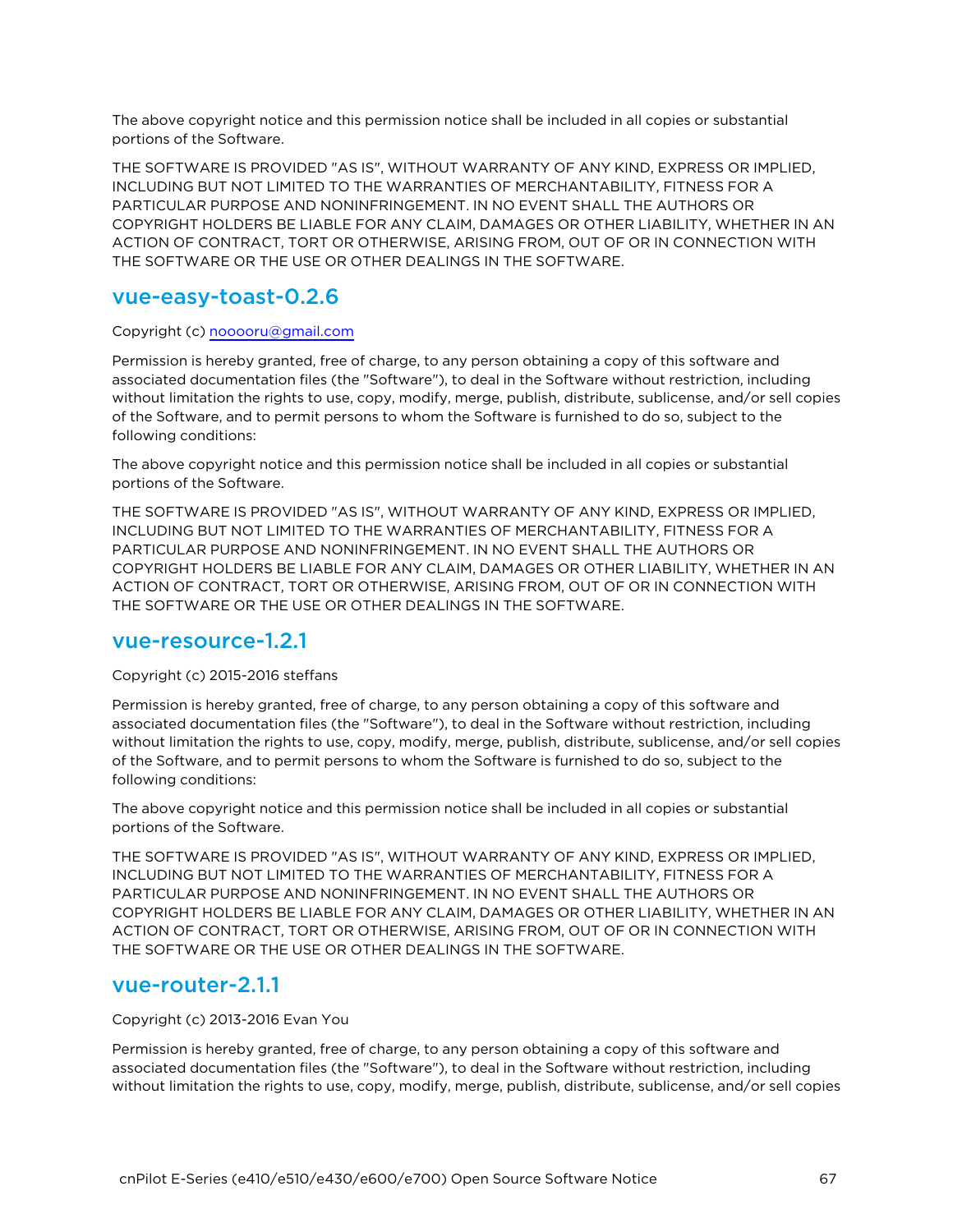The above copyright notice and this permission notice shall be included in all copies or substantial portions of the Software.

THE SOFTWARE IS PROVIDED "AS IS", WITHOUT WARRANTY OF ANY KIND, EXPRESS OR IMPLIED, INCLUDING BUT NOT LIMITED TO THE WARRANTIES OF MERCHANTABILITY, FITNESS FOR A PARTICULAR PURPOSE AND NONINFRINGEMENT. IN NO EVENT SHALL THE AUTHORS OR COPYRIGHT HOLDERS BE LIABLE FOR ANY CLAIM, DAMAGES OR OTHER LIABILITY, WHETHER IN AN ACTION OF CONTRACT, TORT OR OTHERWISE, ARISING FROM, OUT OF OR IN CONNECTION WITH THE SOFTWARE OR THE USE OR OTHER DEALINGS IN THE SOFTWARE.

## vue-easy-toast-0.2.6

Copyright (c) nooooru@gmail.com

Permission is hereby granted, free of charge, to any person obtaining a copy of this software and associated documentation files (the "Software"), to deal in the Software without restriction, including without limitation the rights to use, copy, modify, merge, publish, distribute, sublicense, and/or sell copies of the Software, and to permit persons to whom the Software is furnished to do so, subject to the following conditions:

The above copyright notice and this permission notice shall be included in all copies or substantial portions of the Software.

THE SOFTWARE IS PROVIDED "AS IS", WITHOUT WARRANTY OF ANY KIND, EXPRESS OR IMPLIED, INCLUDING BUT NOT LIMITED TO THE WARRANTIES OF MERCHANTABILITY, FITNESS FOR A PARTICULAR PURPOSE AND NONINFRINGEMENT. IN NO EVENT SHALL THE AUTHORS OR COPYRIGHT HOLDERS BE LIABLE FOR ANY CLAIM, DAMAGES OR OTHER LIABILITY, WHETHER IN AN ACTION OF CONTRACT, TORT OR OTHERWISE, ARISING FROM, OUT OF OR IN CONNECTION WITH THE SOFTWARE OR THE USE OR OTHER DEALINGS IN THE SOFTWARE.

## vue-resource-1.2.1

Copyright (c) 2015-2016 steffans

Permission is hereby granted, free of charge, to any person obtaining a copy of this software and associated documentation files (the "Software"), to deal in the Software without restriction, including without limitation the rights to use, copy, modify, merge, publish, distribute, sublicense, and/or sell copies of the Software, and to permit persons to whom the Software is furnished to do so, subject to the following conditions:

The above copyright notice and this permission notice shall be included in all copies or substantial portions of the Software.

THE SOFTWARE IS PROVIDED "AS IS", WITHOUT WARRANTY OF ANY KIND, EXPRESS OR IMPLIED, INCLUDING BUT NOT LIMITED TO THE WARRANTIES OF MERCHANTABILITY, FITNESS FOR A PARTICULAR PURPOSE AND NONINFRINGEMENT. IN NO EVENT SHALL THE AUTHORS OR COPYRIGHT HOLDERS BE LIABLE FOR ANY CLAIM, DAMAGES OR OTHER LIABILITY, WHETHER IN AN ACTION OF CONTRACT, TORT OR OTHERWISE, ARISING FROM, OUT OF OR IN CONNECTION WITH THE SOFTWARE OR THE USE OR OTHER DEALINGS IN THE SOFTWARE.

## vue-router-2.1.1

Copyright (c) 2013-2016 Evan You

Permission is hereby granted, free of charge, to any person obtaining a copy of this software and associated documentation files (the "Software"), to deal in the Software without restriction, including without limitation the rights to use, copy, modify, merge, publish, distribute, sublicense, and/or sell copies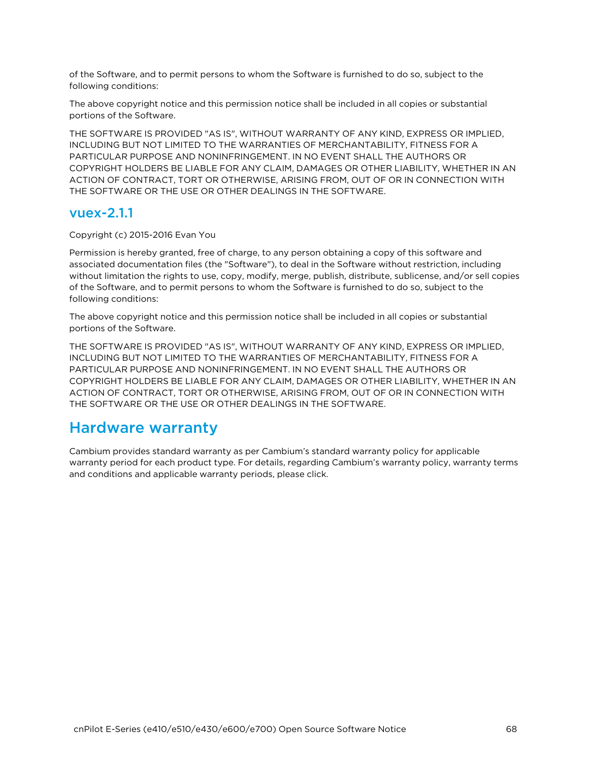of the Software, and to permit persons to whom the Software is furnished to do so, subject to the following conditions:

The above copyright notice and this permission notice shall be included in all copies or substantial portions of the Software.

THE SOFTWARE IS PROVIDED "AS IS", WITHOUT WARRANTY OF ANY KIND, EXPRESS OR IMPLIED, INCLUDING BUT NOT LIMITED TO THE WARRANTIES OF MERCHANTABILITY, FITNESS FOR A PARTICULAR PURPOSE AND NONINFRINGEMENT. IN NO EVENT SHALL THE AUTHORS OR COPYRIGHT HOLDERS BE LIABLE FOR ANY CLAIM, DAMAGES OR OTHER LIABILITY, WHETHER IN AN ACTION OF CONTRACT, TORT OR OTHERWISE, ARISING FROM, OUT OF OR IN CONNECTION WITH THE SOFTWARE OR THE USE OR OTHER DEALINGS IN THE SOFTWARE.

## vuex-2.1.1

Copyright (c) 2015-2016 Evan You

Permission is hereby granted, free of charge, to any person obtaining a copy of this software and associated documentation files (the "Software"), to deal in the Software without restriction, including without limitation the rights to use, copy, modify, merge, publish, distribute, sublicense, and/or sell copies of the Software, and to permit persons to whom the Software is furnished to do so, subject to the following conditions:

The above copyright notice and this permission notice shall be included in all copies or substantial portions of the Software.

THE SOFTWARE IS PROVIDED "AS IS", WITHOUT WARRANTY OF ANY KIND, EXPRESS OR IMPLIED, INCLUDING BUT NOT LIMITED TO THE WARRANTIES OF MERCHANTABILITY, FITNESS FOR A PARTICULAR PURPOSE AND NONINFRINGEMENT. IN NO EVENT SHALL THE AUTHORS OR COPYRIGHT HOLDERS BE LIABLE FOR ANY CLAIM, DAMAGES OR OTHER LIABILITY, WHETHER IN AN ACTION OF CONTRACT, TORT OR OTHERWISE, ARISING FROM, OUT OF OR IN CONNECTION WITH THE SOFTWARE OR THE USE OR OTHER DEALINGS IN THE SOFTWARE.

# Hardware warranty

Cambium provides standard warranty as per Cambium's standard warranty policy for applicable warranty period for each product type. For details, regarding Cambium's warranty policy, warranty terms and conditions and applicable warranty periods, please click.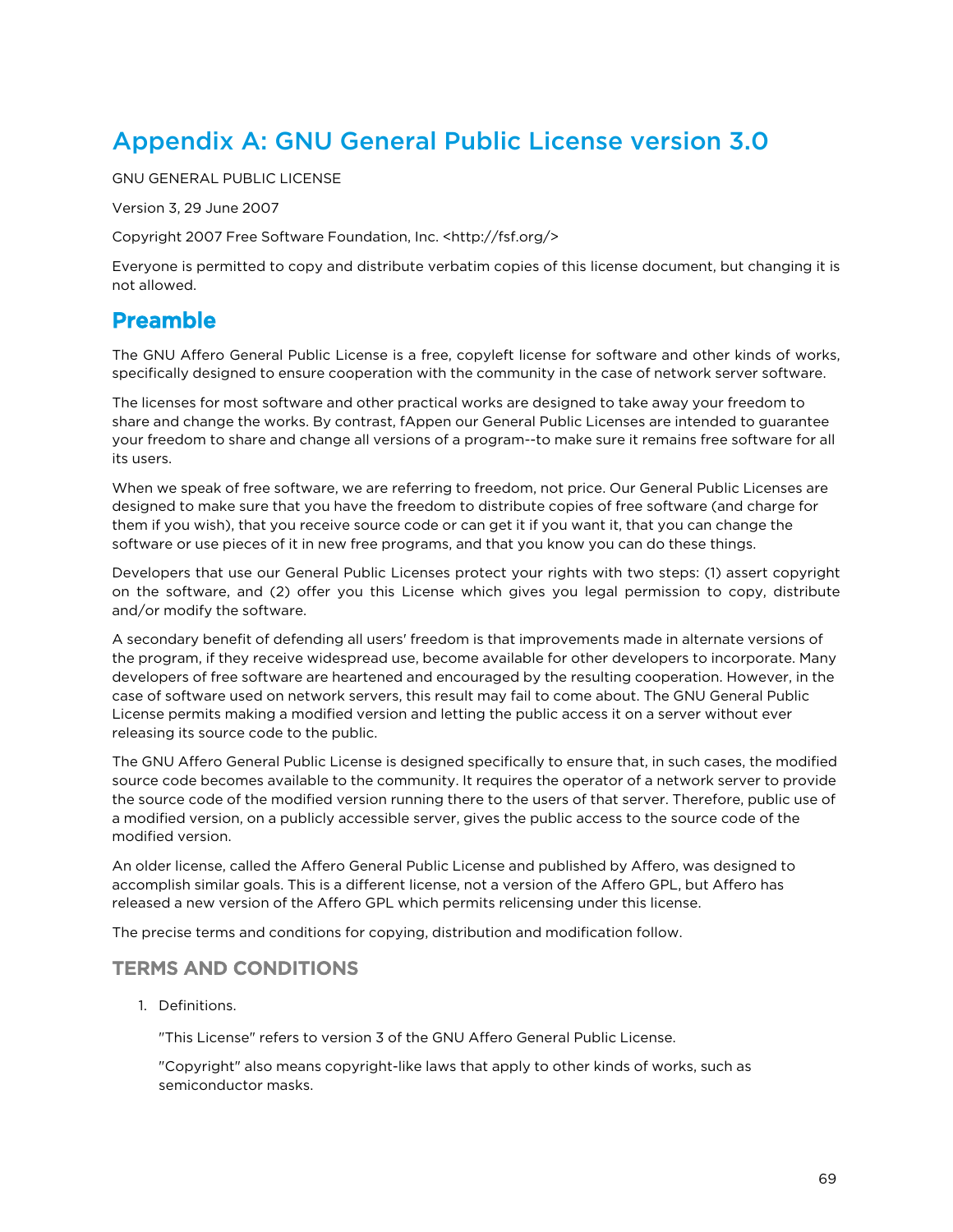# Appendix A: GNU General Public License version 3.0

GNU GENERAL PUBLIC LICENSE

Version 3, 29 June 2007

Copyright 2007 Free Software Foundation, Inc. <http://fsf.org/>

Everyone is permitted to copy and distribute verbatim copies of this license document, but changing it is not allowed.

## Preamble

The GNU Affero General Public License is a free, copyleft license for software and other kinds of works, specifically designed to ensure cooperation with the community in the case of network server software.

The licenses for most software and other practical works are designed to take away your freedom to share and change the works. By contrast, fAppen our General Public Licenses are intended to guarantee your freedom to share and change all versions of a program--to make sure it remains free software for all its users.

When we speak of free software, we are referring to freedom, not price. Our General Public Licenses are designed to make sure that you have the freedom to distribute copies of free software (and charge for them if you wish), that you receive source code or can get it if you want it, that you can change the software or use pieces of it in new free programs, and that you know you can do these things.

Developers that use our General Public Licenses protect your rights with two steps: (1) assert copyright on the software, and (2) offer you this License which gives you legal permission to copy, distribute and/or modify the software.

A secondary benefit of defending all users' freedom is that improvements made in alternate versions of the program, if they receive widespread use, become available for other developers to incorporate. Many developers of free software are heartened and encouraged by the resulting cooperation. However, in the case of software used on network servers, this result may fail to come about. The GNU General Public License permits making a modified version and letting the public access it on a server without ever releasing its source code to the public.

The GNU Affero General Public License is designed specifically to ensure that, in such cases, the modified source code becomes available to the community. It requires the operator of a network server to provide the source code of the modified version running there to the users of that server. Therefore, public use of a modified version, on a publicly accessible server, gives the public access to the source code of the modified version.

An older license, called the Affero General Public License and published by Affero, was designed to accomplish similar goals. This is a different license, not a version of the Affero GPL, but Affero has released a new version of the Affero GPL which permits relicensing under this license.

The precise terms and conditions for copying, distribution and modification follow.

### TERMS AND CONDITIONS

1. Definitions.

   "This License" refers to version 3 of the GNU Affero General Public License.

   "Copyright" also means copyright-like laws that apply to other kinds of works, such as semiconductor masks.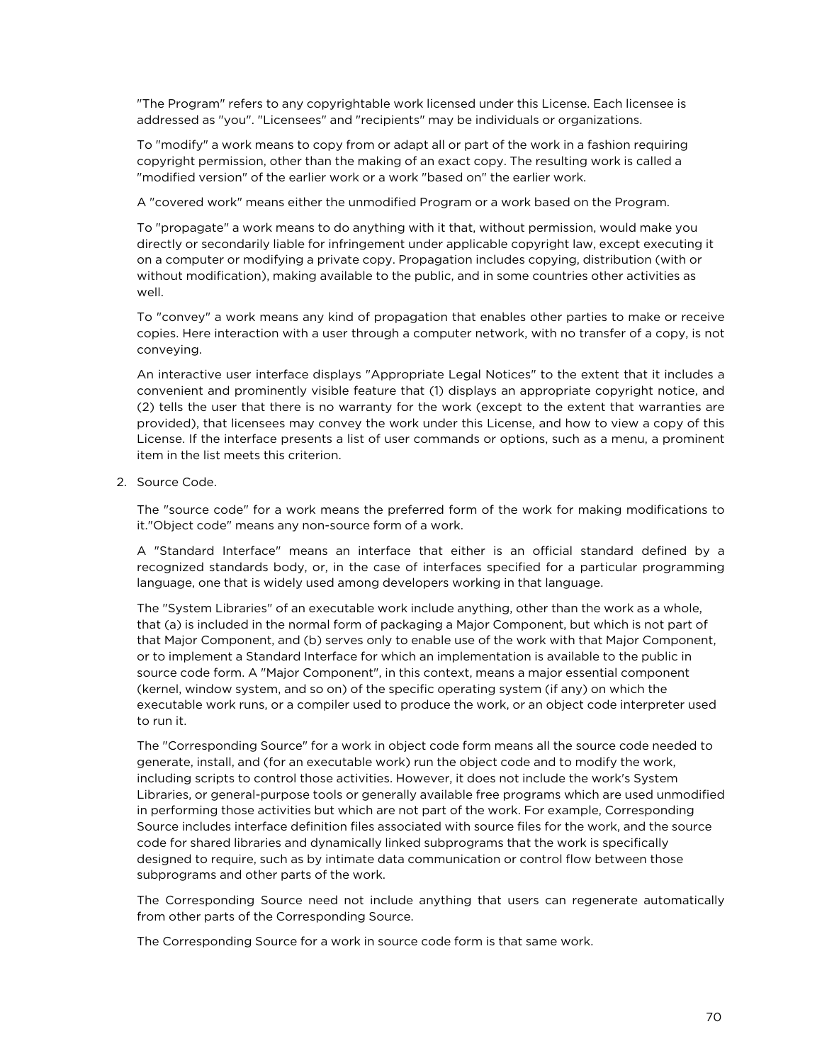"The Program" refers to any copyrightable work licensed under this License. Each licensee is addressed as "you". "Licensees" and "recipients" may be individuals or organizations.

To "modify" a work means to copy from or adapt all or part of the work in a fashion requiring copyright permission, other than the making of an exact copy. The resulting work is called a "modified version" of the earlier work or a work "based on" the earlier work.

A "covered work" means either the unmodified Program or a work based on the Program.

To "propagate" a work means to do anything with it that, without permission, would make you directly or secondarily liable for infringement under applicable copyright law, except executing it on a computer or modifying a private copy. Propagation includes copying, distribution (with or without modification), making available to the public, and in some countries other activities as well.

To "convey" a work means any kind of propagation that enables other parties to make or receive copies. Here interaction with a user through a computer network, with no transfer of a copy, is not conveying.

An interactive user interface displays "Appropriate Legal Notices" to the extent that it includes a convenient and prominently visible feature that (1) displays an appropriate copyright notice, and (2) tells the user that there is no warranty for the work (except to the extent that warranties are provided), that licensees may convey the work under this License, and how to view a copy of this License. If the interface presents a list of user commands or options, such as a menu, a prominent item in the list meets this criterion.

2. Source Code.

   The "source code" for a work means the preferred form of the work for making modifications to it."Object code" means any non-source form of a work.

   A "Standard Interface" means an interface that either is an official standard defined by a recognized standards body, or, in the case of interfaces specified for a particular programming language, one that is widely used among developers working in that language.

   The "System Libraries" of an executable work include anything, other than the work as a whole, that (a) is included in the normal form of packaging a Major Component, but which is not part of that Major Component, and (b) serves only to enable use of the work with that Major Component, or to implement a Standard Interface for which an implementation is available to the public in source code form. A "Major Component", in this context, means a major essential component (kernel, window system, and so on) of the specific operating system (if any) on which the executable work runs, or a compiler used to produce the work, or an object code interpreter used to run it.

   The "Corresponding Source" for a work in object code form means all the source code needed to generate, install, and (for an executable work) run the object code and to modify the work, including scripts to control those activities. However, it does not include the work's System Libraries, or general-purpose tools or generally available free programs which are used unmodified in performing those activities but which are not part of the work. For example, Corresponding Source includes interface definition files associated with source files for the work, and the source code for shared libraries and dynamically linked subprograms that the work is specifically designed to require, such as by intimate data communication or control flow between those subprograms and other parts of the work.

   The Corresponding Source need not include anything that users can regenerate automatically from other parts of the Corresponding Source.

   The Corresponding Source for a work in source code form is that same work.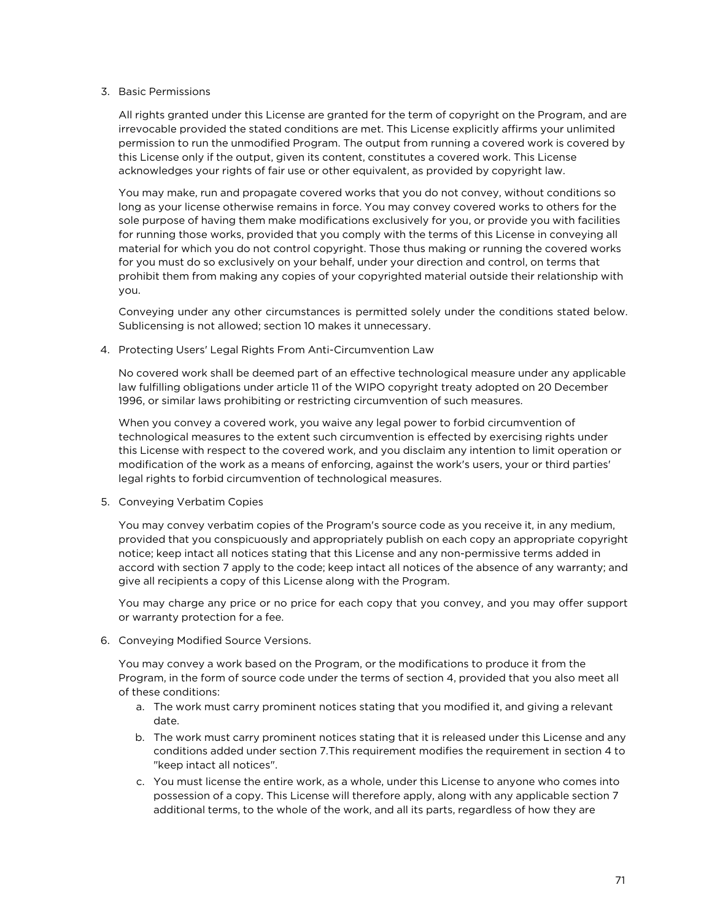3. Basic Permissions

   All rights granted under this License are granted for the term of copyright on the Program, and are irrevocable provided the stated conditions are met. This License explicitly affirms your unlimited permission to run the unmodified Program. The output from running a covered work is covered by this License only if the output, given its content, constitutes a covered work. This License acknowledges your rights of fair use or other equivalent, as provided by copyright law.

   You may make, run and propagate covered works that you do not convey, without conditions so long as your license otherwise remains in force. You may convey covered works to others for the sole purpose of having them make modifications exclusively for you, or provide you with facilities for running those works, provided that you comply with the terms of this License in conveying all material for which you do not control copyright. Those thus making or running the covered works for you must do so exclusively on your behalf, under your direction and control, on terms that prohibit them from making any copies of your copyrighted material outside their relationship with you.

   Conveying under any other circumstances is permitted solely under the conditions stated below. Sublicensing is not allowed; section 10 makes it unnecessary.

4. Protecting Users' Legal Rights From Anti-Circumvention Law

   No covered work shall be deemed part of an effective technological measure under any applicable law fulfilling obligations under article 11 of the WIPO copyright treaty adopted on 20 December 1996, or similar laws prohibiting or restricting circumvention of such measures.

   When you convey a covered work, you waive any legal power to forbid circumvention of technological measures to the extent such circumvention is effected by exercising rights under this License with respect to the covered work, and you disclaim any intention to limit operation or modification of the work as a means of enforcing, against the work's users, your or third parties' legal rights to forbid circumvention of technological measures.

5. Conveying Verbatim Copies

   You may convey verbatim copies of the Program's source code as you receive it, in any medium, provided that you conspicuously and appropriately publish on each copy an appropriate copyright notice; keep intact all notices stating that this License and any non-permissive terms added in accord with section 7 apply to the code; keep intact all notices of the absence of any warranty; and give all recipients a copy of this License along with the Program.

   You may charge any price or no price for each copy that you convey, and you may offer support or warranty protection for a fee.

6. Conveying Modified Source Versions.

   You may convey a work based on the Program, or the modifications to produce it from the Program, in the form of source code under the terms of section 4, provided that you also meet all of these conditions:

   a. The work must carry prominent notices stating that you modified it, and giving a relevant date.
   b. The work must carry prominent notices stating that it is released under this License and any conditions added under section 7.This requirement modifies the requirement in section 4 to "keep intact all notices".
   c. You must license the entire work, as a whole, under this License to anyone who comes into possession of a copy. This License will therefore apply, along with any applicable section 7 additional terms, to the whole of the work, and all its parts, regardless of how they are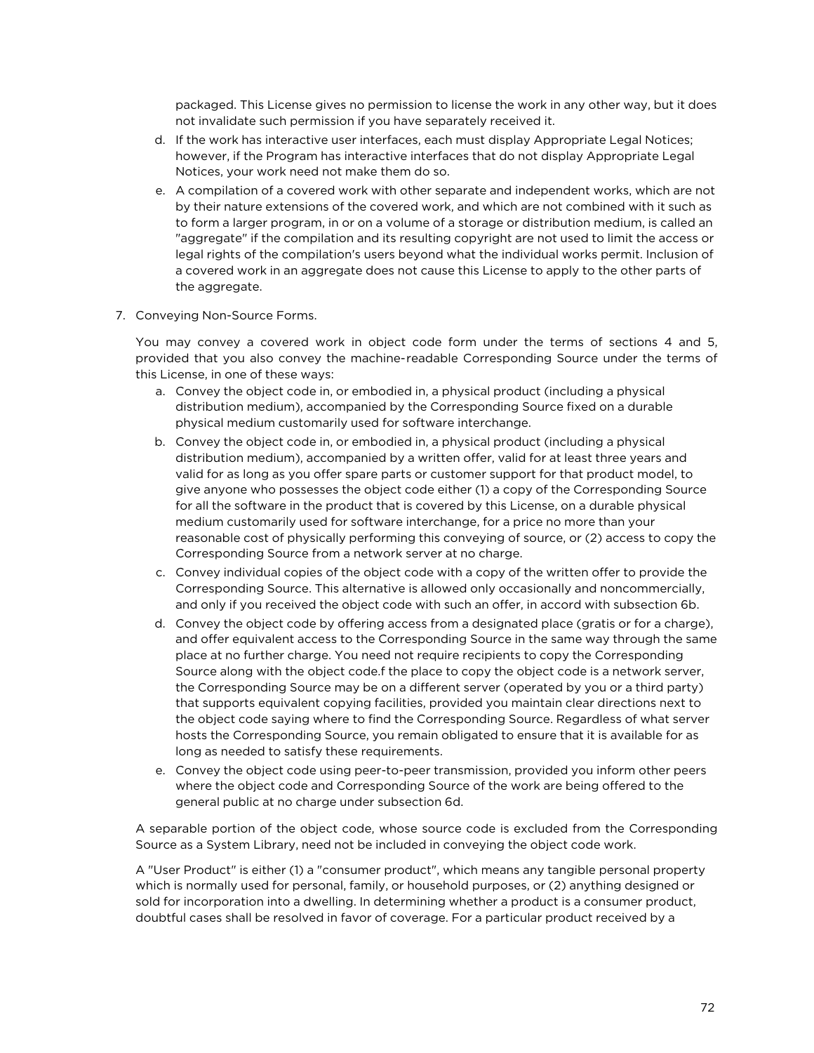packaged. This License gives no permission to license the work in any other way, but it does not invalidate such permission if you have separately received it.

d. If the work has interactive user interfaces, each must display Appropriate Legal Notices; however, if the Program has interactive interfaces that do not display Appropriate Legal Notices, your work need not make them do so.
e. A compilation of a covered work with other separate and independent works, which are not by their nature extensions of the covered work, and which are not combined with it such as to form a larger program, in or on a volume of a storage or distribution medium, is called an "aggregate" if the compilation and its resulting copyright are not used to limit the access or legal rights of the compilation's users beyond what the individual works permit. Inclusion of a covered work in an aggregate does not cause this License to apply to the other parts of the aggregate.

7. Conveying Non-Source Forms.

   You may convey a covered work in object code form under the terms of sections 4 and 5, provided that you also convey the machine-readable Corresponding Source under the terms of this License, in one of these ways:

   a. Convey the object code in, or embodied in, a physical product (including a physical distribution medium), accompanied by the Corresponding Source fixed on a durable physical medium customarily used for software interchange.
   b. Convey the object code in, or embodied in, a physical product (including a physical distribution medium), accompanied by a written offer, valid for at least three years and valid for as long as you offer spare parts or customer support for that product model, to give anyone who possesses the object code either (1) a copy of the Corresponding Source for all the software in the product that is covered by this License, on a durable physical medium customarily used for software interchange, for a price no more than your reasonable cost of physically performing this conveying of source, or (2) access to copy the Corresponding Source from a network server at no charge.
   c. Convey individual copies of the object code with a copy of the written offer to provide the Corresponding Source. This alternative is allowed only occasionally and noncommercially, and only if you received the object code with such an offer, in accord with subsection 6b.
   d. Convey the object code by offering access from a designated place (gratis or for a charge), and offer equivalent access to the Corresponding Source in the same way through the same place at no further charge. You need not require recipients to copy the Corresponding Source along with the object code.f the place to copy the object code is a network server, the Corresponding Source may be on a different server (operated by you or a third party) that supports equivalent copying facilities, provided you maintain clear directions next to the object code saying where to find the Corresponding Source. Regardless of what server hosts the Corresponding Source, you remain obligated to ensure that it is available for as long as needed to satisfy these requirements.
   e. Convey the object code using peer-to-peer transmission, provided you inform other peers where the object code and Corresponding Source of the work are being offered to the general public at no charge under subsection 6d.

   A separable portion of the object code, whose source code is excluded from the Corresponding Source as a System Library, need not be included in conveying the object code work.

   A "User Product" is either (1) a "consumer product", which means any tangible personal property which is normally used for personal, family, or household purposes, or (2) anything designed or sold for incorporation into a dwelling. In determining whether a product is a consumer product, doubtful cases shall be resolved in favor of coverage. For a particular product received by a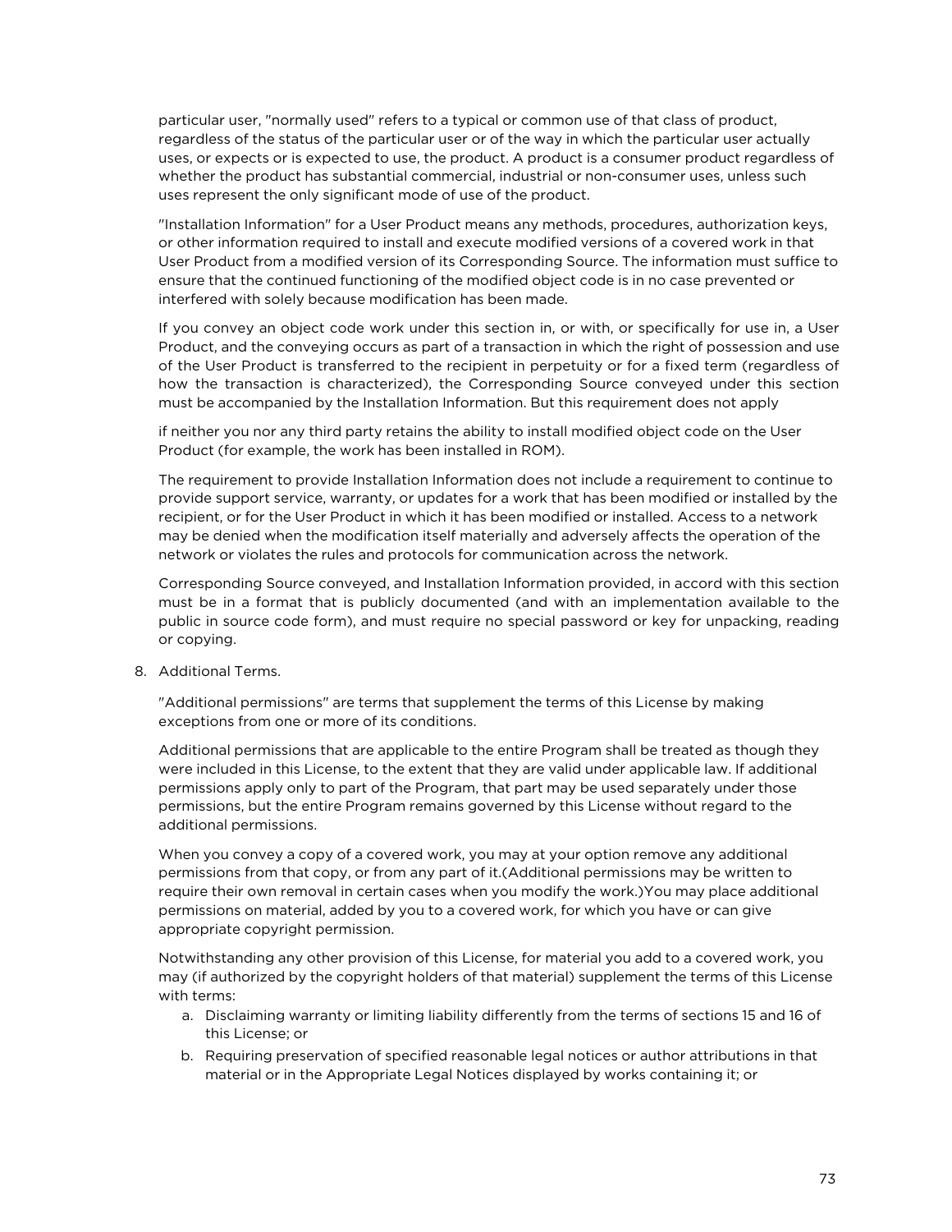particular user, "normally used" refers to a typical or common use of that class of product, regardless of the status of the particular user or of the way in which the particular user actually uses, or expects or is expected to use, the product. A product is a consumer product regardless of whether the product has substantial commercial, industrial or non-consumer uses, unless such uses represent the only significant mode of use of the product.

"Installation Information" for a User Product means any methods, procedures, authorization keys, or other information required to install and execute modified versions of a covered work in that User Product from a modified version of its Corresponding Source. The information must suffice to ensure that the continued functioning of the modified object code is in no case prevented or interfered with solely because modification has been made.

If you convey an object code work under this section in, or with, or specifically for use in, a User Product, and the conveying occurs as part of a transaction in which the right of possession and use of the User Product is transferred to the recipient in perpetuity or for a fixed term (regardless of how the transaction is characterized), the Corresponding Source conveyed under this section must be accompanied by the Installation Information. But this requirement does not apply

if neither you nor any third party retains the ability to install modified object code on the User Product (for example, the work has been installed in ROM).

The requirement to provide Installation Information does not include a requirement to continue to provide support service, warranty, or updates for a work that has been modified or installed by the recipient, or for the User Product in which it has been modified or installed. Access to a network may be denied when the modification itself materially and adversely affects the operation of the network or violates the rules and protocols for communication across the network.

Corresponding Source conveyed, and Installation Information provided, in accord with this section must be in a format that is publicly documented (and with an implementation available to the public in source code form), and must require no special password or key for unpacking, reading or copying.

8. Additional Terms.

   "Additional permissions" are terms that supplement the terms of this License by making exceptions from one or more of its conditions.

   Additional permissions that are applicable to the entire Program shall be treated as though they were included in this License, to the extent that they are valid under applicable law. If additional permissions apply only to part of the Program, that part may be used separately under those permissions, but the entire Program remains governed by this License without regard to the additional permissions.

   When you convey a copy of a covered work, you may at your option remove any additional permissions from that copy, or from any part of it.(Additional permissions may be written to require their own removal in certain cases when you modify the work.)You may place additional permissions on material, added by you to a covered work, for which you have or can give appropriate copyright permission.

   Notwithstanding any other provision of this License, for material you add to a covered work, you may (if authorized by the copyright holders of that material) supplement the terms of this License with terms:

   a. Disclaiming warranty or limiting liability differently from the terms of sections 15 and 16 of this License; or
   b. Requiring preservation of specified reasonable legal notices or author attributions in that material or in the Appropriate Legal Notices displayed by works containing it; or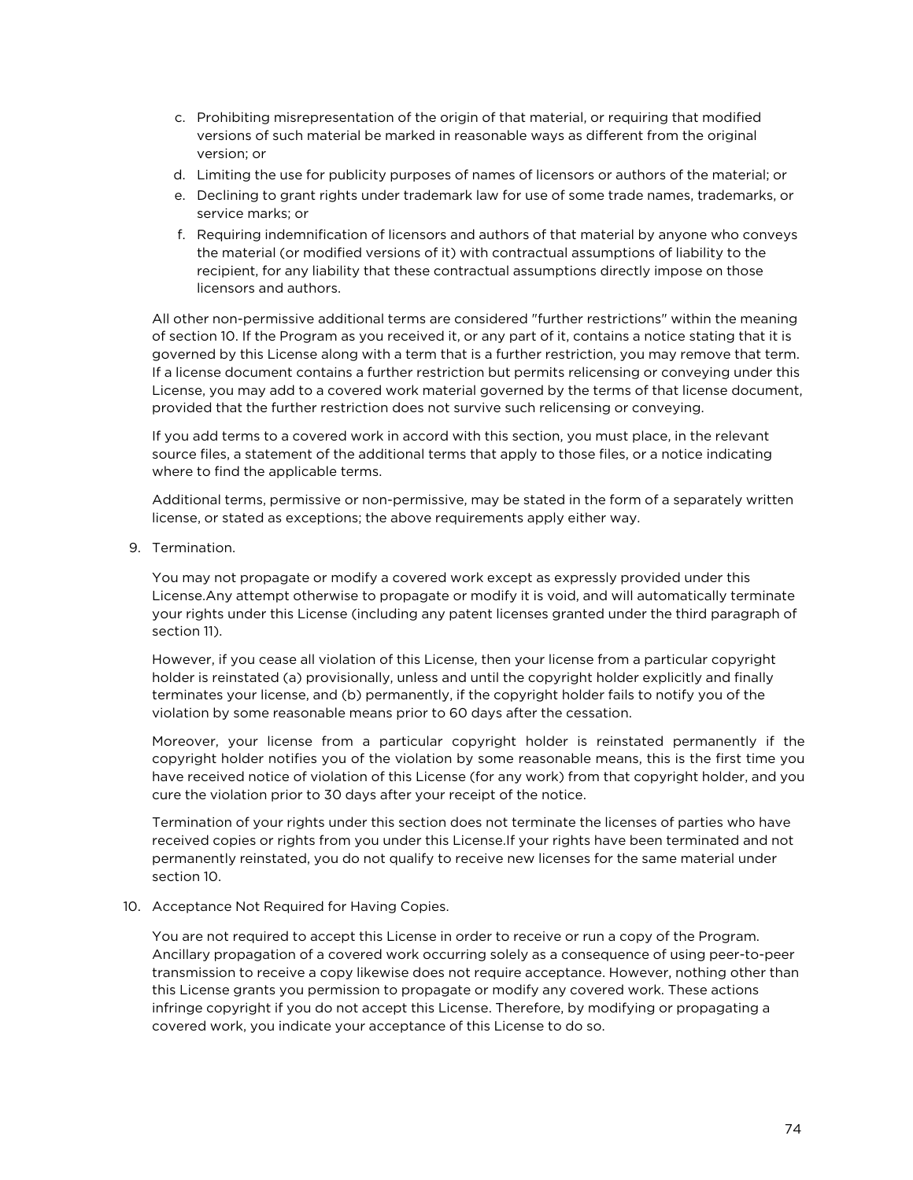c. Prohibiting misrepresentation of the origin of that material, or requiring that modified versions of such material be marked in reasonable ways as different from the original version; or
d. Limiting the use for publicity purposes of names of licensors or authors of the material; or
e. Declining to grant rights under trademark law for use of some trade names, trademarks, or service marks; or
f. Requiring indemnification of licensors and authors of that material by anyone who conveys the material (or modified versions of it) with contractual assumptions of liability to the recipient, for any liability that these contractual assumptions directly impose on those licensors and authors.

All other non-permissive additional terms are considered "further restrictions" within the meaning of section 10. If the Program as you received it, or any part of it, contains a notice stating that it is governed by this License along with a term that is a further restriction, you may remove that term. If a license document contains a further restriction but permits relicensing or conveying under this License, you may add to a covered work material governed by the terms of that license document, provided that the further restriction does not survive such relicensing or conveying.

If you add terms to a covered work in accord with this section, you must place, in the relevant source files, a statement of the additional terms that apply to those files, or a notice indicating where to find the applicable terms.

Additional terms, permissive or non-permissive, may be stated in the form of a separately written license, or stated as exceptions; the above requirements apply either way.

9. Termination.

   You may not propagate or modify a covered work except as expressly provided under this License.Any attempt otherwise to propagate or modify it is void, and will automatically terminate your rights under this License (including any patent licenses granted under the third paragraph of section 11).

   However, if you cease all violation of this License, then your license from a particular copyright holder is reinstated (a) provisionally, unless and until the copyright holder explicitly and finally terminates your license, and (b) permanently, if the copyright holder fails to notify you of the violation by some reasonable means prior to 60 days after the cessation.

   Moreover, your license from a particular copyright holder is reinstated permanently if the copyright holder notifies you of the violation by some reasonable means, this is the first time you have received notice of violation of this License (for any work) from that copyright holder, and you cure the violation prior to 30 days after your receipt of the notice.

   Termination of your rights under this section does not terminate the licenses of parties who have received copies or rights from you under this License.If your rights have been terminated and not permanently reinstated, you do not qualify to receive new licenses for the same material under section 10.

10. Acceptance Not Required for Having Copies.

   You are not required to accept this License in order to receive or run a copy of the Program. Ancillary propagation of a covered work occurring solely as a consequence of using peer-to-peer transmission to receive a copy likewise does not require acceptance. However, nothing other than this License grants you permission to propagate or modify any covered work. These actions infringe copyright if you do not accept this License. Therefore, by modifying or propagating a covered work, you indicate your acceptance of this License to do so.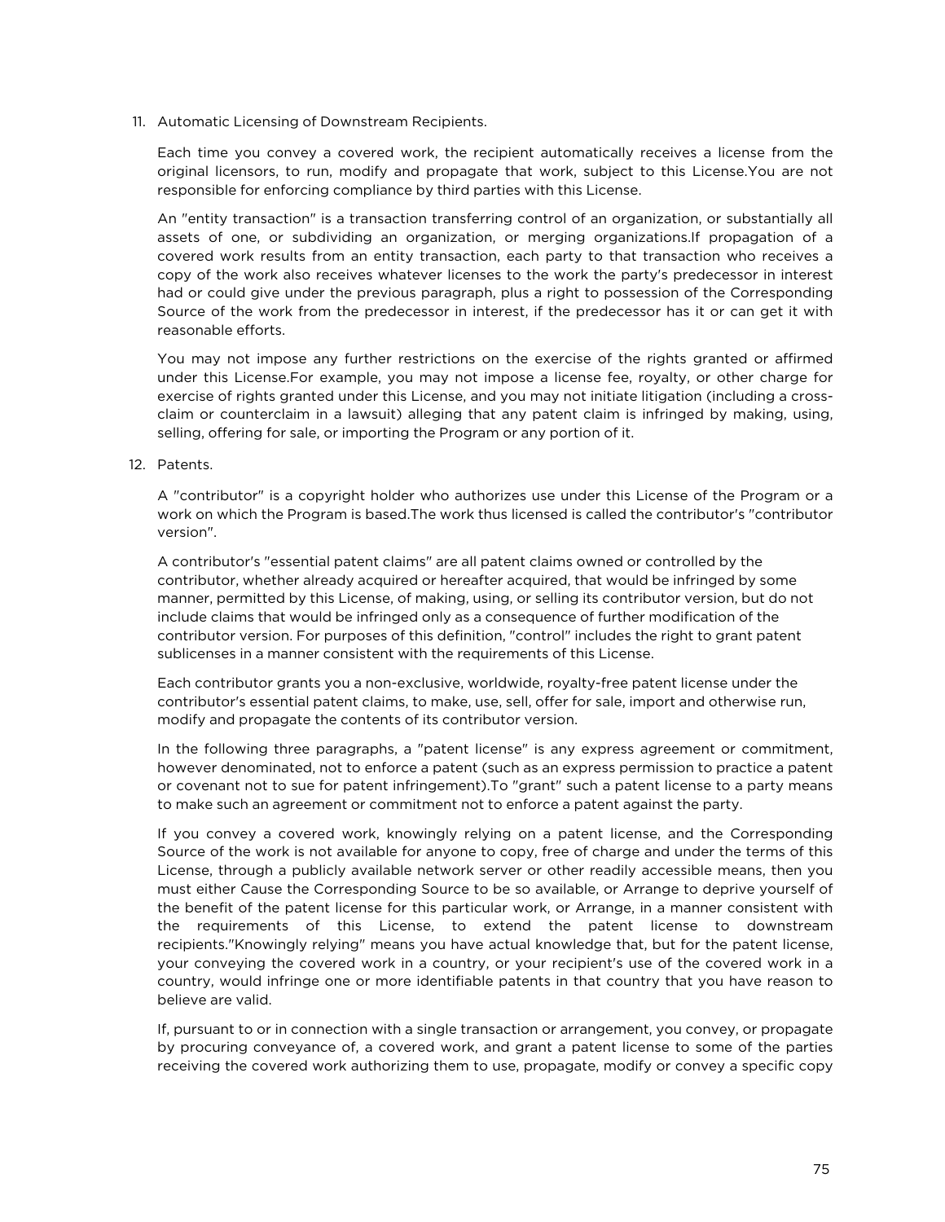11. Automatic Licensing of Downstream Recipients.

    Each time you convey a covered work, the recipient automatically receives a license from the original licensors, to run, modify and propagate that work, subject to this License.You are not responsible for enforcing compliance by third parties with this License.

    An "entity transaction" is a transaction transferring control of an organization, or substantially all assets of one, or subdividing an organization, or merging organizations.If propagation of a covered work results from an entity transaction, each party to that transaction who receives a copy of the work also receives whatever licenses to the work the party's predecessor in interest had or could give under the previous paragraph, plus a right to possession of the Corresponding Source of the work from the predecessor in interest, if the predecessor has it or can get it with reasonable efforts.

    You may not impose any further restrictions on the exercise of the rights granted or affirmed under this License.For example, you may not impose a license fee, royalty, or other charge for exercise of rights granted under this License, and you may not initiate litigation (including a cross-claim or counterclaim in a lawsuit) alleging that any patent claim is infringed by making, using, selling, offering for sale, or importing the Program or any portion of it.

12. Patents.

    A "contributor" is a copyright holder who authorizes use under this License of the Program or a work on which the Program is based.The work thus licensed is called the contributor's "contributor version".

    A contributor's "essential patent claims" are all patent claims owned or controlled by the contributor, whether already acquired or hereafter acquired, that would be infringed by some manner, permitted by this License, of making, using, or selling its contributor version, but do not include claims that would be infringed only as a consequence of further modification of the contributor version. For purposes of this definition, "control" includes the right to grant patent sublicenses in a manner consistent with the requirements of this License.

    Each contributor grants you a non-exclusive, worldwide, royalty-free patent license under the contributor's essential patent claims, to make, use, sell, offer for sale, import and otherwise run, modify and propagate the contents of its contributor version.

    In the following three paragraphs, a "patent license" is any express agreement or commitment, however denominated, not to enforce a patent (such as an express permission to practice a patent or covenant not to sue for patent infringement).To "grant" such a patent license to a party means to make such an agreement or commitment not to enforce a patent against the party.

    If you convey a covered work, knowingly relying on a patent license, and the Corresponding Source of the work is not available for anyone to copy, free of charge and under the terms of this License, through a publicly available network server or other readily accessible means, then you must either Cause the Corresponding Source to be so available, or Arrange to deprive yourself of the benefit of the patent license for this particular work, or Arrange, in a manner consistent with the requirements of this License, to extend the patent license to downstream recipients."Knowingly relying" means you have actual knowledge that, but for the patent license, your conveying the covered work in a country, or your recipient's use of the covered work in a country, would infringe one or more identifiable patents in that country that you have reason to believe are valid.

    If, pursuant to or in connection with a single transaction or arrangement, you convey, or propagate by procuring conveyance of, a covered work, and grant a patent license to some of the parties receiving the covered work authorizing them to use, propagate, modify or convey a specific copy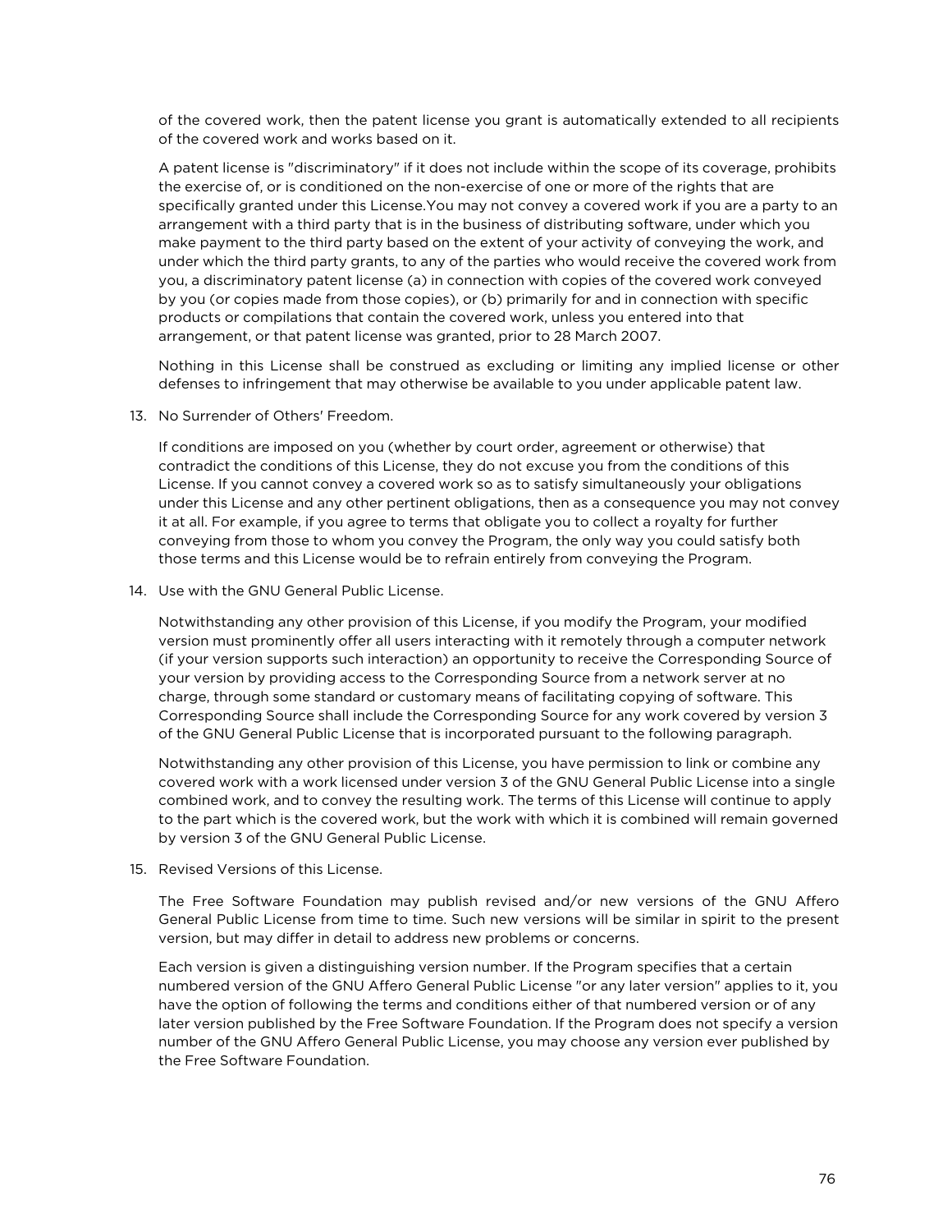of the covered work, then the patent license you grant is automatically extended to all recipients of the covered work and works based on it.

A patent license is "discriminatory" if it does not include within the scope of its coverage, prohibits the exercise of, or is conditioned on the non-exercise of one or more of the rights that are specifically granted under this License.You may not convey a covered work if you are a party to an arrangement with a third party that is in the business of distributing software, under which you make payment to the third party based on the extent of your activity of conveying the work, and under which the third party grants, to any of the parties who would receive the covered work from you, a discriminatory patent license (a) in connection with copies of the covered work conveyed by you (or copies made from those copies), or (b) primarily for and in connection with specific products or compilations that contain the covered work, unless you entered into that arrangement, or that patent license was granted, prior to 28 March 2007.

Nothing in this License shall be construed as excluding or limiting any implied license or other defenses to infringement that may otherwise be available to you under applicable patent law.

13. No Surrender of Others' Freedom.

    If conditions are imposed on you (whether by court order, agreement or otherwise) that contradict the conditions of this License, they do not excuse you from the conditions of this License. If you cannot convey a covered work so as to satisfy simultaneously your obligations under this License and any other pertinent obligations, then as a consequence you may not convey it at all. For example, if you agree to terms that obligate you to collect a royalty for further conveying from those to whom you convey the Program, the only way you could satisfy both those terms and this License would be to refrain entirely from conveying the Program.

14. Use with the GNU General Public License.

    Notwithstanding any other provision of this License, if you modify the Program, your modified version must prominently offer all users interacting with it remotely through a computer network (if your version supports such interaction) an opportunity to receive the Corresponding Source of your version by providing access to the Corresponding Source from a network server at no charge, through some standard or customary means of facilitating copying of software. This Corresponding Source shall include the Corresponding Source for any work covered by version 3 of the GNU General Public License that is incorporated pursuant to the following paragraph.

    Notwithstanding any other provision of this License, you have permission to link or combine any covered work with a work licensed under version 3 of the GNU General Public License into a single combined work, and to convey the resulting work. The terms of this License will continue to apply to the part which is the covered work, but the work with which it is combined will remain governed by version 3 of the GNU General Public License.

15. Revised Versions of this License.

    The Free Software Foundation may publish revised and/or new versions of the GNU Affero General Public License from time to time. Such new versions will be similar in spirit to the present version, but may differ in detail to address new problems or concerns.

    Each version is given a distinguishing version number. If the Program specifies that a certain numbered version of the GNU Affero General Public License "or any later version" applies to it, you have the option of following the terms and conditions either of that numbered version or of any later version published by the Free Software Foundation. If the Program does not specify a version number of the GNU Affero General Public License, you may choose any version ever published by the Free Software Foundation.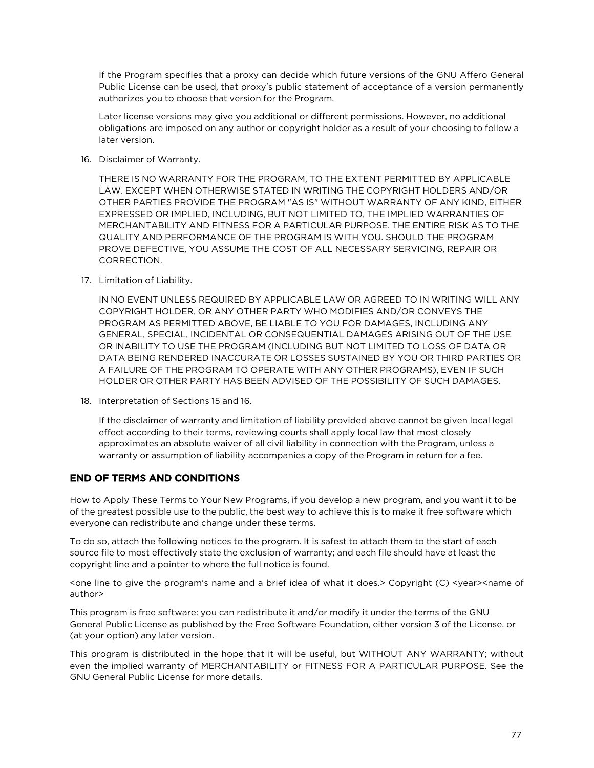If the Program specifies that a proxy can decide which future versions of the GNU Affero General Public License can be used, that proxy's public statement of acceptance of a version permanently authorizes you to choose that version for the Program.

Later license versions may give you additional or different permissions. However, no additional obligations are imposed on any author or copyright holder as a result of your choosing to follow a later version.

16. Disclaimer of Warranty.

    THERE IS NO WARRANTY FOR THE PROGRAM, TO THE EXTENT PERMITTED BY APPLICABLE LAW. EXCEPT WHEN OTHERWISE STATED IN WRITING THE COPYRIGHT HOLDERS AND/OR OTHER PARTIES PROVIDE THE PROGRAM "AS IS" WITHOUT WARRANTY OF ANY KIND, EITHER EXPRESSED OR IMPLIED, INCLUDING, BUT NOT LIMITED TO, THE IMPLIED WARRANTIES OF MERCHANTABILITY AND FITNESS FOR A PARTICULAR PURPOSE. THE ENTIRE RISK AS TO THE QUALITY AND PERFORMANCE OF THE PROGRAM IS WITH YOU. SHOULD THE PROGRAM PROVE DEFECTIVE, YOU ASSUME THE COST OF ALL NECESSARY SERVICING, REPAIR OR CORRECTION.

17. Limitation of Liability.

    IN NO EVENT UNLESS REQUIRED BY APPLICABLE LAW OR AGREED TO IN WRITING WILL ANY COPYRIGHT HOLDER, OR ANY OTHER PARTY WHO MODIFIES AND/OR CONVEYS THE PROGRAM AS PERMITTED ABOVE, BE LIABLE TO YOU FOR DAMAGES, INCLUDING ANY GENERAL, SPECIAL, INCIDENTAL OR CONSEQUENTIAL DAMAGES ARISING OUT OF THE USE OR INABILITY TO USE THE PROGRAM (INCLUDING BUT NOT LIMITED TO LOSS OF DATA OR DATA BEING RENDERED INACCURATE OR LOSSES SUSTAINED BY YOU OR THIRD PARTIES OR A FAILURE OF THE PROGRAM TO OPERATE WITH ANY OTHER PROGRAMS), EVEN IF SUCH HOLDER OR OTHER PARTY HAS BEEN ADVISED OF THE POSSIBILITY OF SUCH DAMAGES.

18. Interpretation of Sections 15 and 16.

    If the disclaimer of warranty and limitation of liability provided above cannot be given local legal effect according to their terms, reviewing courts shall apply local law that most closely approximates an absolute waiver of all civil liability in connection with the Program, unless a warranty or assumption of liability accompanies a copy of the Program in return for a fee.

### END OF TERMS AND CONDITIONS

How to Apply These Terms to Your New Programs, if you develop a new program, and you want it to be of the greatest possible use to the public, the best way to achieve this is to make it free software which everyone can redistribute and change under these terms.

To do so, attach the following notices to the program. It is safest to attach them to the start of each source file to most effectively state the exclusion of warranty; and each file should have at least the copyright line and a pointer to where the full notice is found.

<one line to give the program's name and a brief idea of what it does.> Copyright (C) <year><name of author>

This program is free software: you can redistribute it and/or modify it under the terms of the GNU General Public License as published by the Free Software Foundation, either version 3 of the License, or (at your option) any later version.

This program is distributed in the hope that it will be useful, but WITHOUT ANY WARRANTY; without even the implied warranty of MERCHANTABILITY or FITNESS FOR A PARTICULAR PURPOSE. See the GNU General Public License for more details.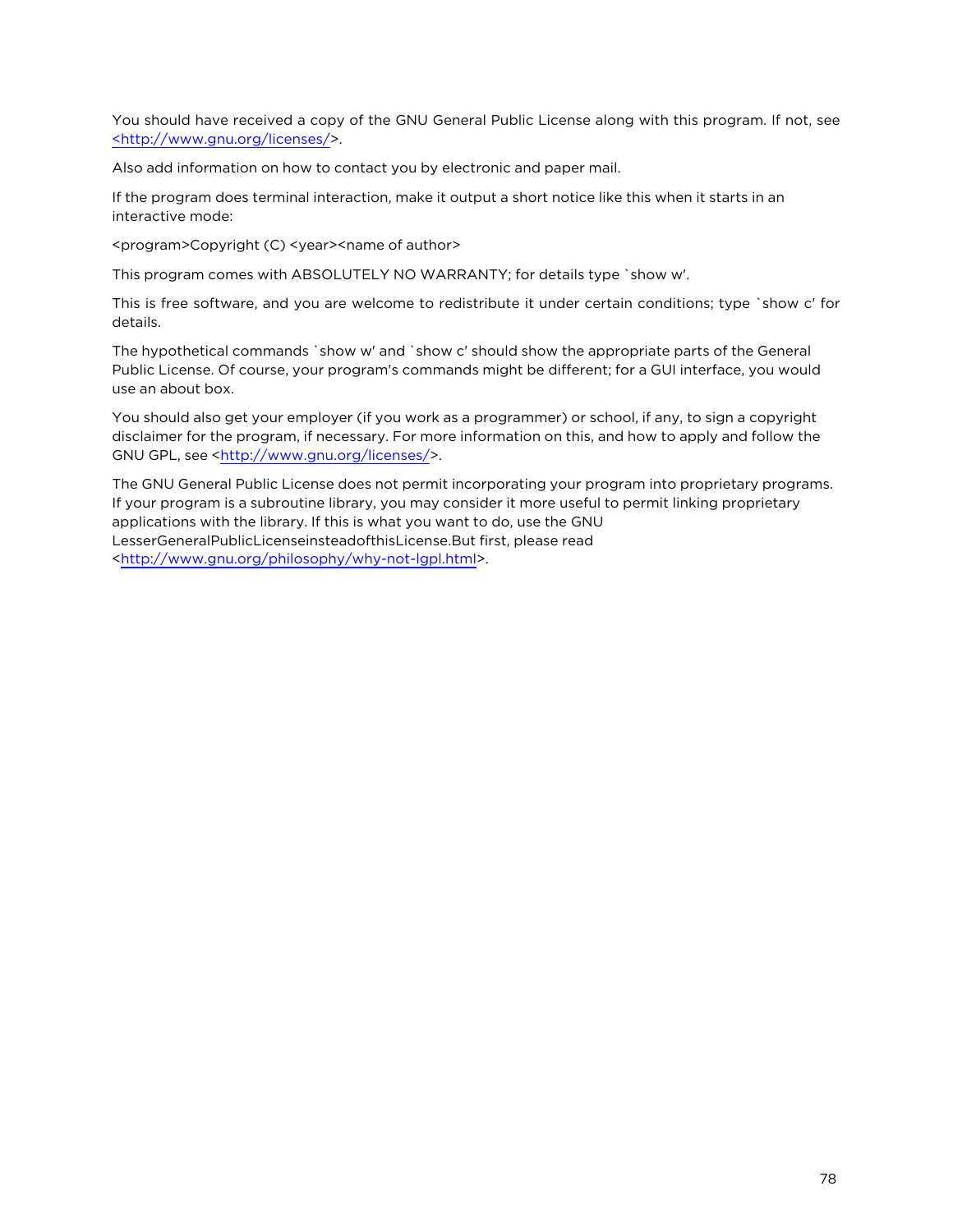You should have received a copy of the GNU General Public License along with this program. If not, see <http://www.gnu.org/licenses/>.

Also add information on how to contact you by electronic and paper mail.

If the program does terminal interaction, make it output a short notice like this when it starts in an interactive mode:

<program>Copyright (C) <year><name of author>

This program comes with ABSOLUTELY NO WARRANTY; for details type `show w'.

This is free software, and you are welcome to redistribute it under certain conditions; type `show c' for details.

The hypothetical commands `show w' and `show c' should show the appropriate parts of the General Public License. Of course, your program's commands might be different; for a GUI interface, you would use an about box.

You should also get your employer (if you work as a programmer) or school, if any, to sign a copyright disclaimer for the program, if necessary. For more information on this, and how to apply and follow the GNU GPL, see <http://www.gnu.org/licenses/>.

The GNU General Public License does not permit incorporating your program into proprietary programs. If your program is a subroutine library, you may consider it more useful to permit linking proprietary applications with the library. If this is what you want to do, use the GNU LesserGeneralPublicLicenseinsteadofthisLicense.But first, please read <http://www.gnu.org/philosophy/why-not-lgpl.html>.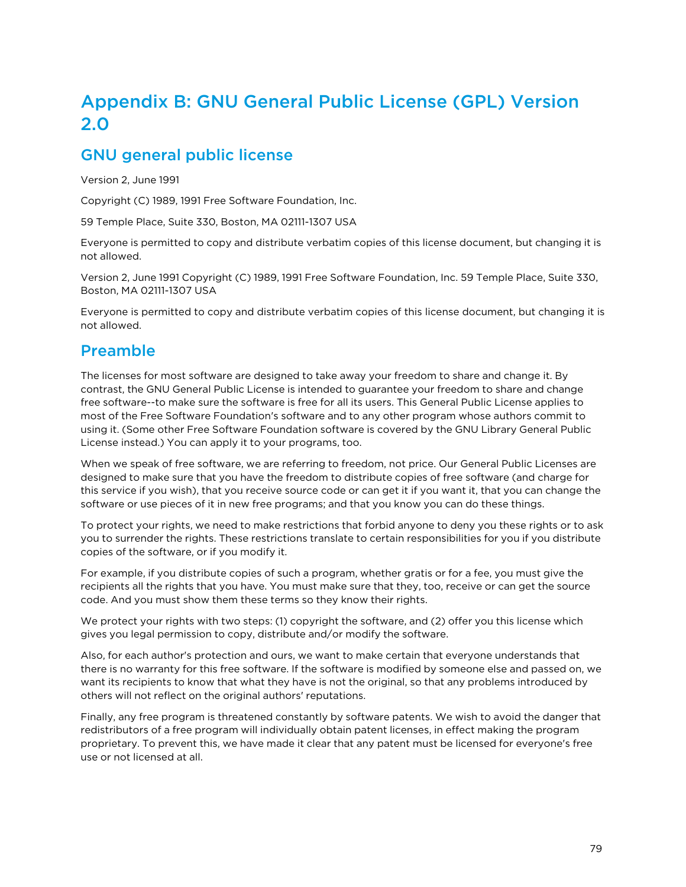# Appendix B: GNU General Public License (GPL) Version 2.0

## GNU general public license

Version 2, June 1991

Copyright (C) 1989, 1991 Free Software Foundation, Inc.

59 Temple Place, Suite 330, Boston, MA 02111-1307 USA

Everyone is permitted to copy and distribute verbatim copies of this license document, but changing it is not allowed.

Version 2, June 1991 Copyright (C) 1989, 1991 Free Software Foundation, Inc. 59 Temple Place, Suite 330, Boston, MA 02111-1307 USA

Everyone is permitted to copy and distribute verbatim copies of this license document, but changing it is not allowed.

## Preamble

The licenses for most software are designed to take away your freedom to share and change it. By contrast, the GNU General Public License is intended to guarantee your freedom to share and change free software--to make sure the software is free for all its users. This General Public License applies to most of the Free Software Foundation's software and to any other program whose authors commit to using it. (Some other Free Software Foundation software is covered by the GNU Library General Public License instead.) You can apply it to your programs, too.

When we speak of free software, we are referring to freedom, not price. Our General Public Licenses are designed to make sure that you have the freedom to distribute copies of free software (and charge for this service if you wish), that you receive source code or can get it if you want it, that you can change the software or use pieces of it in new free programs; and that you know you can do these things.

To protect your rights, we need to make restrictions that forbid anyone to deny you these rights or to ask you to surrender the rights. These restrictions translate to certain responsibilities for you if you distribute copies of the software, or if you modify it.

For example, if you distribute copies of such a program, whether gratis or for a fee, you must give the recipients all the rights that you have. You must make sure that they, too, receive or can get the source code. And you must show them these terms so they know their rights.

We protect your rights with two steps: (1) copyright the software, and (2) offer you this license which gives you legal permission to copy, distribute and/or modify the software.

Also, for each author's protection and ours, we want to make certain that everyone understands that there is no warranty for this free software. If the software is modified by someone else and passed on, we want its recipients to know that what they have is not the original, so that any problems introduced by others will not reflect on the original authors' reputations.

Finally, any free program is threatened constantly by software patents. We wish to avoid the danger that redistributors of a free program will individually obtain patent licenses, in effect making the program proprietary. To prevent this, we have made it clear that any patent must be licensed for everyone's free use or not licensed at all.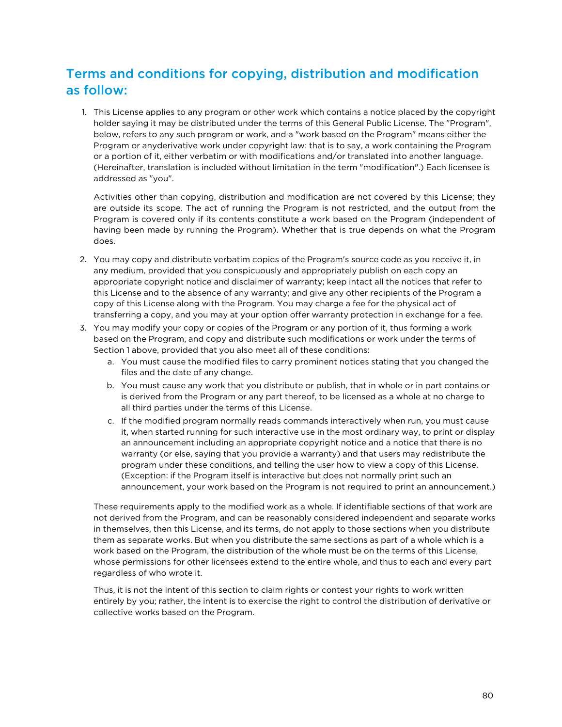## Terms and conditions for copying, distribution and modification as follow:

1. This License applies to any program or other work which contains a notice placed by the copyright holder saying it may be distributed under the terms of this General Public License. The "Program", below, refers to any such program or work, and a "work based on the Program" means either the Program or anyderivative work under copyright law: that is to say, a work containing the Program or a portion of it, either verbatim or with modifications and/or translated into another language. (Hereinafter, translation is included without limitation in the term "modification".) Each licensee is addressed as "you".

   Activities other than copying, distribution and modification are not covered by this License; they are outside its scope. The act of running the Program is not restricted, and the output from the Program is covered only if its contents constitute a work based on the Program (independent of having been made by running the Program). Whether that is true depends on what the Program does.

2. You may copy and distribute verbatim copies of the Program's source code as you receive it, in any medium, provided that you conspicuously and appropriately publish on each copy an appropriate copyright notice and disclaimer of warranty; keep intact all the notices that refer to this License and to the absence of any warranty; and give any other recipients of the Program a copy of this License along with the Program. You may charge a fee for the physical act of transferring a copy, and you may at your option offer warranty protection in exchange for a fee.
3. You may modify your copy or copies of the Program or any portion of it, thus forming a work based on the Program, and copy and distribute such modifications or work under the terms of Section 1 above, provided that you also meet all of these conditions:
   a. You must cause the modified files to carry prominent notices stating that you changed the files and the date of any change.
   b. You must cause any work that you distribute or publish, that in whole or in part contains or is derived from the Program or any part thereof, to be licensed as a whole at no charge to all third parties under the terms of this License.
   c. If the modified program normally reads commands interactively when run, you must cause it, when started running for such interactive use in the most ordinary way, to print or display an announcement including an appropriate copyright notice and a notice that there is no warranty (or else, saying that you provide a warranty) and that users may redistribute the program under these conditions, and telling the user how to view a copy of this License. (Exception: if the Program itself is interactive but does not normally print such an announcement, your work based on the Program is not required to print an announcement.)

   These requirements apply to the modified work as a whole. If identifiable sections of that work are not derived from the Program, and can be reasonably considered independent and separate works in themselves, then this License, and its terms, do not apply to those sections when you distribute them as separate works. But when you distribute the same sections as part of a whole which is a work based on the Program, the distribution of the whole must be on the terms of this License, whose permissions for other licensees extend to the entire whole, and thus to each and every part regardless of who wrote it.

   Thus, it is not the intent of this section to claim rights or contest your rights to work written entirely by you; rather, the intent is to exercise the right to control the distribution of derivative or collective works based on the Program.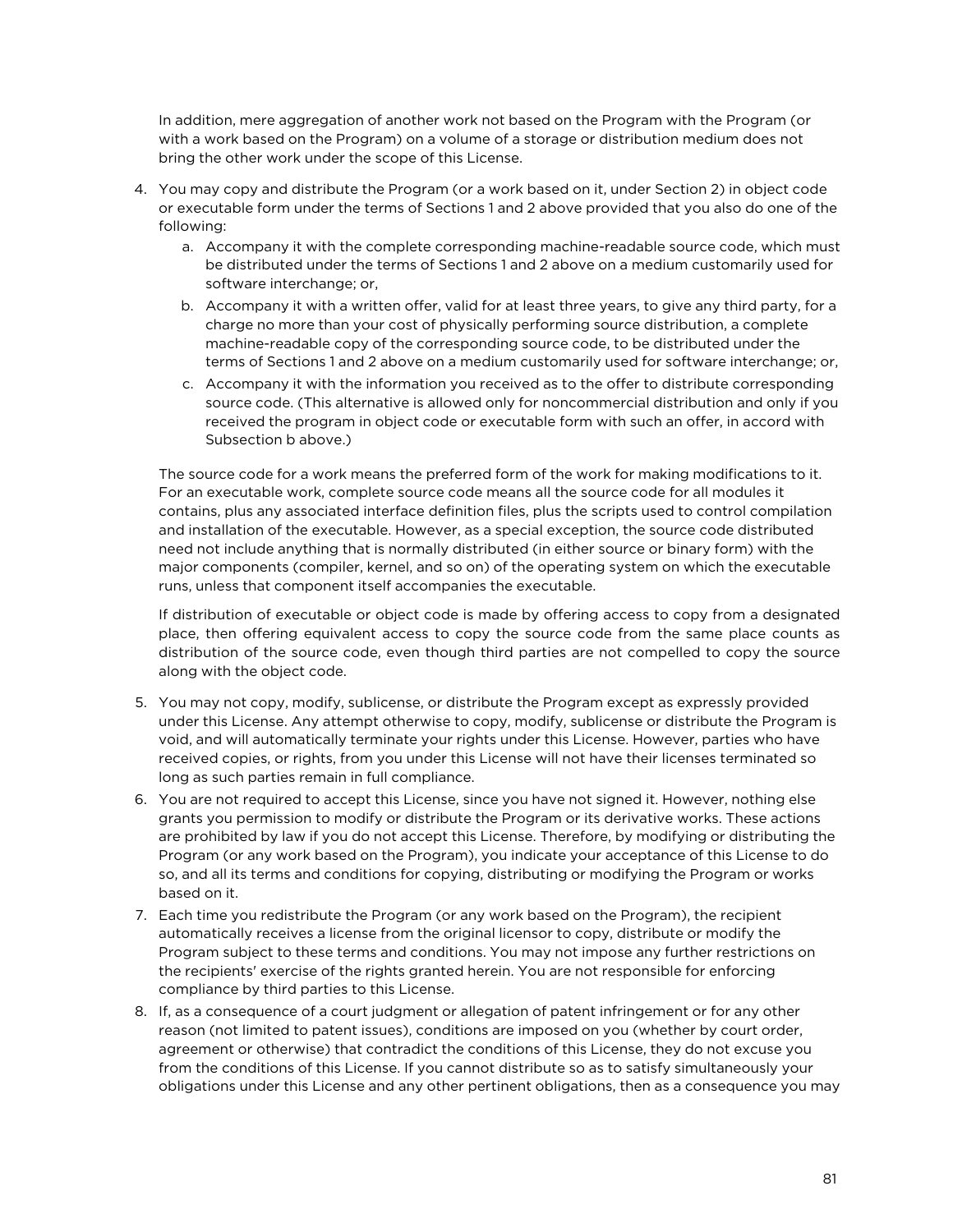In addition, mere aggregation of another work not based on the Program with the Program (or with a work based on the Program) on a volume of a storage or distribution medium does not bring the other work under the scope of this License.

4. You may copy and distribute the Program (or a work based on it, under Section 2) in object code or executable form under the terms of Sections 1 and 2 above provided that you also do one of the following:
    a. Accompany it with the complete corresponding machine-readable source code, which must be distributed under the terms of Sections 1 and 2 above on a medium customarily used for software interchange; or,
    b. Accompany it with a written offer, valid for at least three years, to give any third party, for a charge no more than your cost of physically performing source distribution, a complete machine-readable copy of the corresponding source code, to be distributed under the terms of Sections 1 and 2 above on a medium customarily used for software interchange; or,
    c. Accompany it with the information you received as to the offer to distribute corresponding source code. (This alternative is allowed only for noncommercial distribution and only if you received the program in object code or executable form with such an offer, in accord with Subsection b above.)

    The source code for a work means the preferred form of the work for making modifications to it. For an executable work, complete source code means all the source code for all modules it contains, plus any associated interface definition files, plus the scripts used to control compilation and installation of the executable. However, as a special exception, the source code distributed need not include anything that is normally distributed (in either source or binary form) with the major components (compiler, kernel, and so on) of the operating system on which the executable runs, unless that component itself accompanies the executable.

    If distribution of executable or object code is made by offering access to copy from a designated place, then offering equivalent access to copy the source code from the same place counts as distribution of the source code, even though third parties are not compelled to copy the source along with the object code.

5. You may not copy, modify, sublicense, or distribute the Program except as expressly provided under this License. Any attempt otherwise to copy, modify, sublicense or distribute the Program is void, and will automatically terminate your rights under this License. However, parties who have received copies, or rights, from you under this License will not have their licenses terminated so long as such parties remain in full compliance.
6. You are not required to accept this License, since you have not signed it. However, nothing else grants you permission to modify or distribute the Program or its derivative works. These actions are prohibited by law if you do not accept this License. Therefore, by modifying or distributing the Program (or any work based on the Program), you indicate your acceptance of this License to do so, and all its terms and conditions for copying, distributing or modifying the Program or works based on it.
7. Each time you redistribute the Program (or any work based on the Program), the recipient automatically receives a license from the original licensor to copy, distribute or modify the Program subject to these terms and conditions. You may not impose any further restrictions on the recipients' exercise of the rights granted herein. You are not responsible for enforcing compliance by third parties to this License.
8. If, as a consequence of a court judgment or allegation of patent infringement or for any other reason (not limited to patent issues), conditions are imposed on you (whether by court order, agreement or otherwise) that contradict the conditions of this License, they do not excuse you from the conditions of this License. If you cannot distribute so as to satisfy simultaneously your obligations under this License and any other pertinent obligations, then as a consequence you may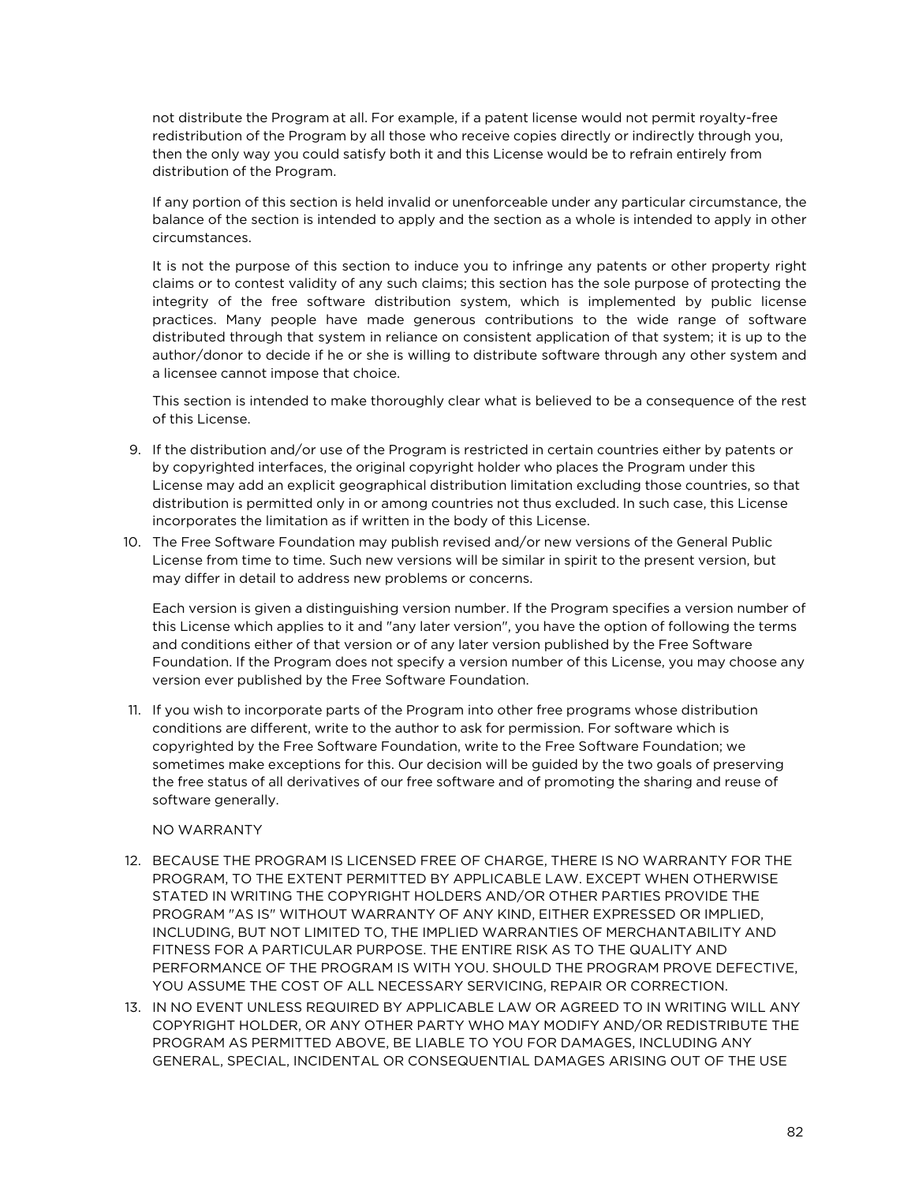not distribute the Program at all. For example, if a patent license would not permit royalty-free redistribution of the Program by all those who receive copies directly or indirectly through you, then the only way you could satisfy both it and this License would be to refrain entirely from distribution of the Program.

If any portion of this section is held invalid or unenforceable under any particular circumstance, the balance of the section is intended to apply and the section as a whole is intended to apply in other circumstances.

It is not the purpose of this section to induce you to infringe any patents or other property right claims or to contest validity of any such claims; this section has the sole purpose of protecting the integrity of the free software distribution system, which is implemented by public license practices. Many people have made generous contributions to the wide range of software distributed through that system in reliance on consistent application of that system; it is up to the author/donor to decide if he or she is willing to distribute software through any other system and a licensee cannot impose that choice.

This section is intended to make thoroughly clear what is believed to be a consequence of the rest of this License.

9. If the distribution and/or use of the Program is restricted in certain countries either by patents or by copyrighted interfaces, the original copyright holder who places the Program under this License may add an explicit geographical distribution limitation excluding those countries, so that distribution is permitted only in or among countries not thus excluded. In such case, this License incorporates the limitation as if written in the body of this License.
10. The Free Software Foundation may publish revised and/or new versions of the General Public License from time to time. Such new versions will be similar in spirit to the present version, but may differ in detail to address new problems or concerns.

    Each version is given a distinguishing version number. If the Program specifies a version number of this License which applies to it and "any later version", you have the option of following the terms and conditions either of that version or of any later version published by the Free Software Foundation. If the Program does not specify a version number of this License, you may choose any version ever published by the Free Software Foundation.

11. If you wish to incorporate parts of the Program into other free programs whose distribution conditions are different, write to the author to ask for permission. For software which is copyrighted by the Free Software Foundation, write to the Free Software Foundation; we sometimes make exceptions for this. Our decision will be guided by the two goals of preserving the free status of all derivatives of our free software and of promoting the sharing and reuse of software generally.

    NO WARRANTY

12. BECAUSE THE PROGRAM IS LICENSED FREE OF CHARGE, THERE IS NO WARRANTY FOR THE PROGRAM, TO THE EXTENT PERMITTED BY APPLICABLE LAW. EXCEPT WHEN OTHERWISE STATED IN WRITING THE COPYRIGHT HOLDERS AND/OR OTHER PARTIES PROVIDE THE PROGRAM "AS IS" WITHOUT WARRANTY OF ANY KIND, EITHER EXPRESSED OR IMPLIED, INCLUDING, BUT NOT LIMITED TO, THE IMPLIED WARRANTIES OF MERCHANTABILITY AND FITNESS FOR A PARTICULAR PURPOSE. THE ENTIRE RISK AS TO THE QUALITY AND PERFORMANCE OF THE PROGRAM IS WITH YOU. SHOULD THE PROGRAM PROVE DEFECTIVE, YOU ASSUME THE COST OF ALL NECESSARY SERVICING, REPAIR OR CORRECTION.
13. IN NO EVENT UNLESS REQUIRED BY APPLICABLE LAW OR AGREED TO IN WRITING WILL ANY COPYRIGHT HOLDER, OR ANY OTHER PARTY WHO MAY MODIFY AND/OR REDISTRIBUTE THE PROGRAM AS PERMITTED ABOVE, BE LIABLE TO YOU FOR DAMAGES, INCLUDING ANY GENERAL, SPECIAL, INCIDENTAL OR CONSEQUENTIAL DAMAGES ARISING OUT OF THE USE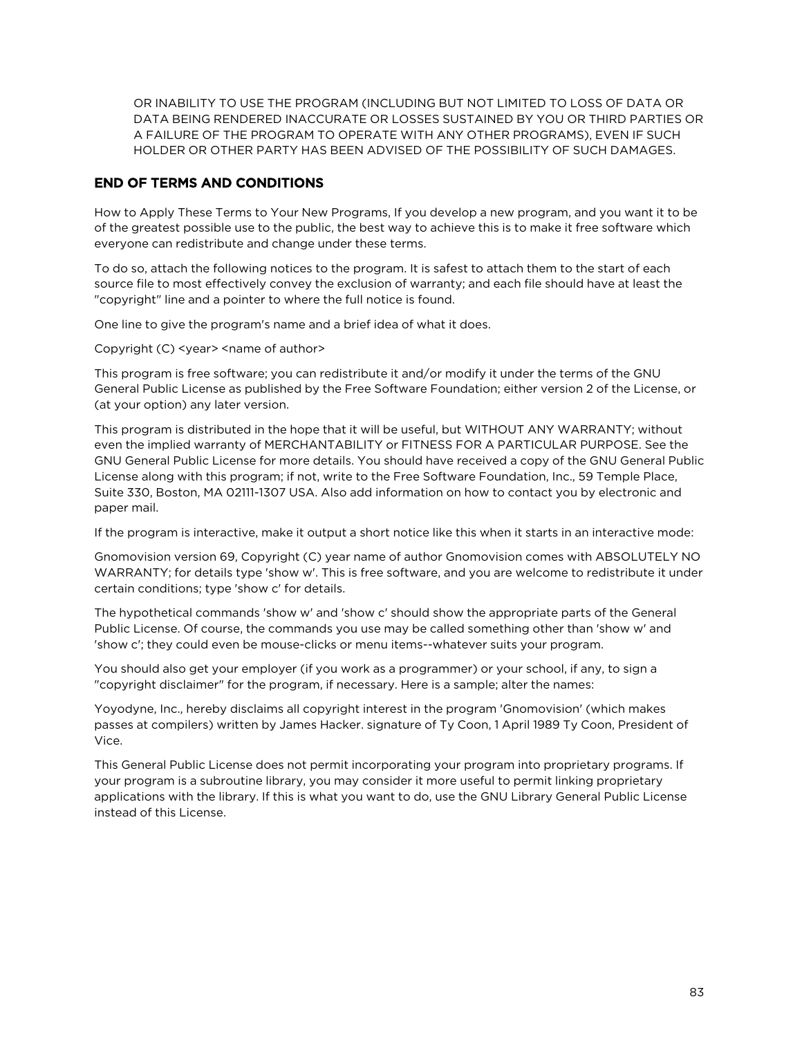OR INABILITY TO USE THE PROGRAM (INCLUDING BUT NOT LIMITED TO LOSS OF DATA OR DATA BEING RENDERED INACCURATE OR LOSSES SUSTAINED BY YOU OR THIRD PARTIES OR A FAILURE OF THE PROGRAM TO OPERATE WITH ANY OTHER PROGRAMS), EVEN IF SUCH HOLDER OR OTHER PARTY HAS BEEN ADVISED OF THE POSSIBILITY OF SUCH DAMAGES.

## END OF TERMS AND CONDITIONS

How to Apply These Terms to Your New Programs, If you develop a new program, and you want it to be of the greatest possible use to the public, the best way to achieve this is to make it free software which everyone can redistribute and change under these terms.

To do so, attach the following notices to the program. It is safest to attach them to the start of each source file to most effectively convey the exclusion of warranty; and each file should have at least the "copyright" line and a pointer to where the full notice is found.

One line to give the program's name and a brief idea of what it does.

Copyright (C) <year> <name of author>

This program is free software; you can redistribute it and/or modify it under the terms of the GNU General Public License as published by the Free Software Foundation; either version 2 of the License, or (at your option) any later version.

This program is distributed in the hope that it will be useful, but WITHOUT ANY WARRANTY; without even the implied warranty of MERCHANTABILITY or FITNESS FOR A PARTICULAR PURPOSE. See the GNU General Public License for more details. You should have received a copy of the GNU General Public License along with this program; if not, write to the Free Software Foundation, Inc., 59 Temple Place, Suite 330, Boston, MA 02111-1307 USA. Also add information on how to contact you by electronic and paper mail.

If the program is interactive, make it output a short notice like this when it starts in an interactive mode:

Gnomovision version 69, Copyright (C) year name of author Gnomovision comes with ABSOLUTELY NO WARRANTY; for details type 'show w'. This is free software, and you are welcome to redistribute it under certain conditions; type 'show c' for details.

The hypothetical commands 'show w' and 'show c' should show the appropriate parts of the General Public License. Of course, the commands you use may be called something other than 'show w' and 'show c'; they could even be mouse-clicks or menu items--whatever suits your program.

You should also get your employer (if you work as a programmer) or your school, if any, to sign a "copyright disclaimer" for the program, if necessary. Here is a sample; alter the names:

Yoyodyne, Inc., hereby disclaims all copyright interest in the program 'Gnomovision' (which makes passes at compilers) written by James Hacker. signature of Ty Coon, 1 April 1989 Ty Coon, President of Vice.

This General Public License does not permit incorporating your program into proprietary programs. If your program is a subroutine library, you may consider it more useful to permit linking proprietary applications with the library. If this is what you want to do, use the GNU Library General Public License instead of this License.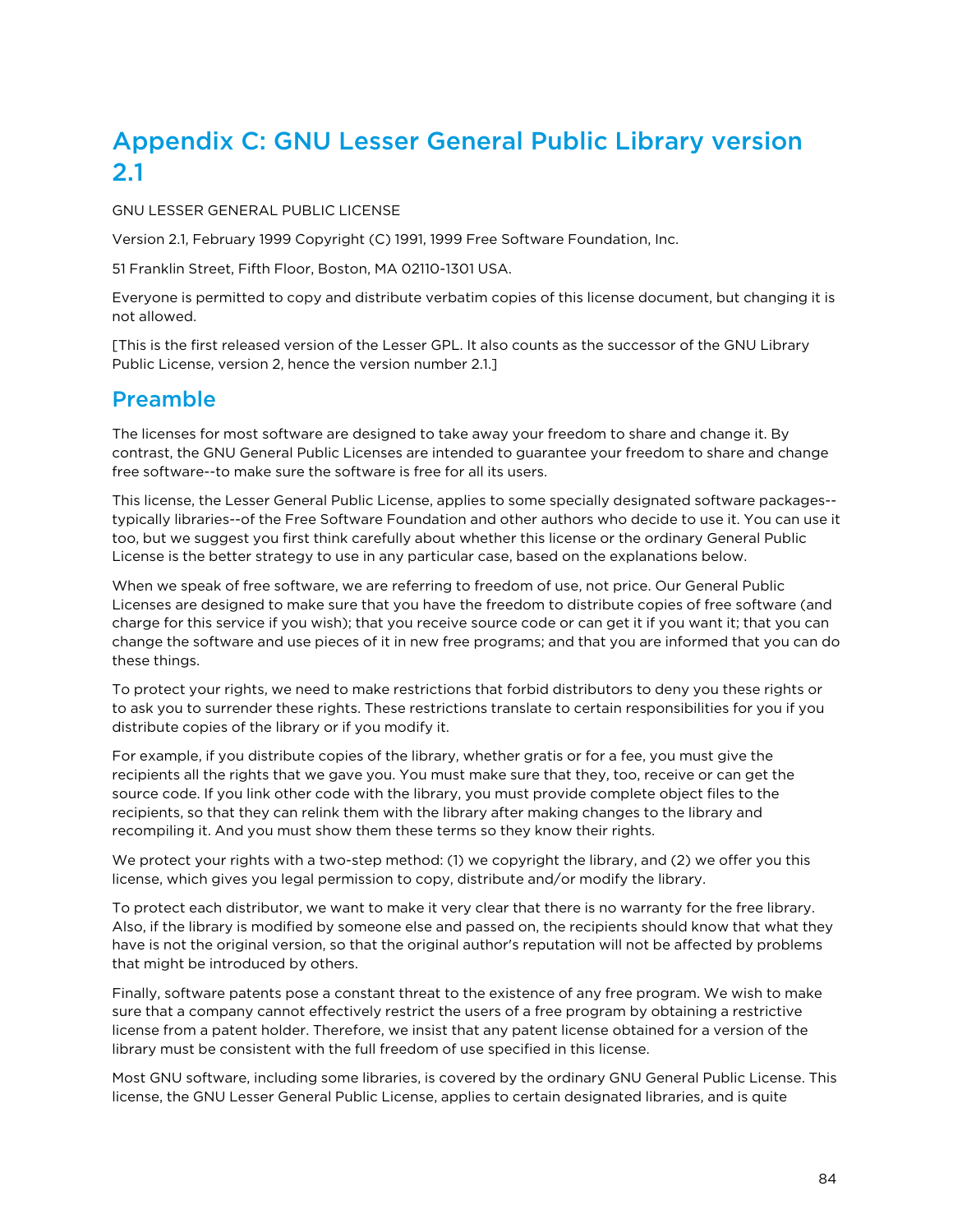# Appendix C: GNU Lesser General Public Library version 2.1

GNU LESSER GENERAL PUBLIC LICENSE

Version 2.1, February 1999 Copyright (C) 1991, 1999 Free Software Foundation, Inc.

51 Franklin Street, Fifth Floor, Boston, MA 02110-1301 USA.

Everyone is permitted to copy and distribute verbatim copies of this license document, but changing it is not allowed.

[This is the first released version of the Lesser GPL. It also counts as the successor of the GNU Library Public License, version 2, hence the version number 2.1.]

## Preamble

The licenses for most software are designed to take away your freedom to share and change it. By contrast, the GNU General Public Licenses are intended to guarantee your freedom to share and change free software--to make sure the software is free for all its users.

This license, the Lesser General Public License, applies to some specially designated software packages--typically libraries--of the Free Software Foundation and other authors who decide to use it. You can use it too, but we suggest you first think carefully about whether this license or the ordinary General Public License is the better strategy to use in any particular case, based on the explanations below.

When we speak of free software, we are referring to freedom of use, not price. Our General Public Licenses are designed to make sure that you have the freedom to distribute copies of free software (and charge for this service if you wish); that you receive source code or can get it if you want it; that you can change the software and use pieces of it in new free programs; and that you are informed that you can do these things.

To protect your rights, we need to make restrictions that forbid distributors to deny you these rights or to ask you to surrender these rights. These restrictions translate to certain responsibilities for you if you distribute copies of the library or if you modify it.

For example, if you distribute copies of the library, whether gratis or for a fee, you must give the recipients all the rights that we gave you. You must make sure that they, too, receive or can get the source code. If you link other code with the library, you must provide complete object files to the recipients, so that they can relink them with the library after making changes to the library and recompiling it. And you must show them these terms so they know their rights.

We protect your rights with a two-step method: (1) we copyright the library, and (2) we offer you this license, which gives you legal permission to copy, distribute and/or modify the library.

To protect each distributor, we want to make it very clear that there is no warranty for the free library. Also, if the library is modified by someone else and passed on, the recipients should know that what they have is not the original version, so that the original author's reputation will not be affected by problems that might be introduced by others.

Finally, software patents pose a constant threat to the existence of any free program. We wish to make sure that a company cannot effectively restrict the users of a free program by obtaining a restrictive license from a patent holder. Therefore, we insist that any patent license obtained for a version of the library must be consistent with the full freedom of use specified in this license.

Most GNU software, including some libraries, is covered by the ordinary GNU General Public License. This license, the GNU Lesser General Public License, applies to certain designated libraries, and is quite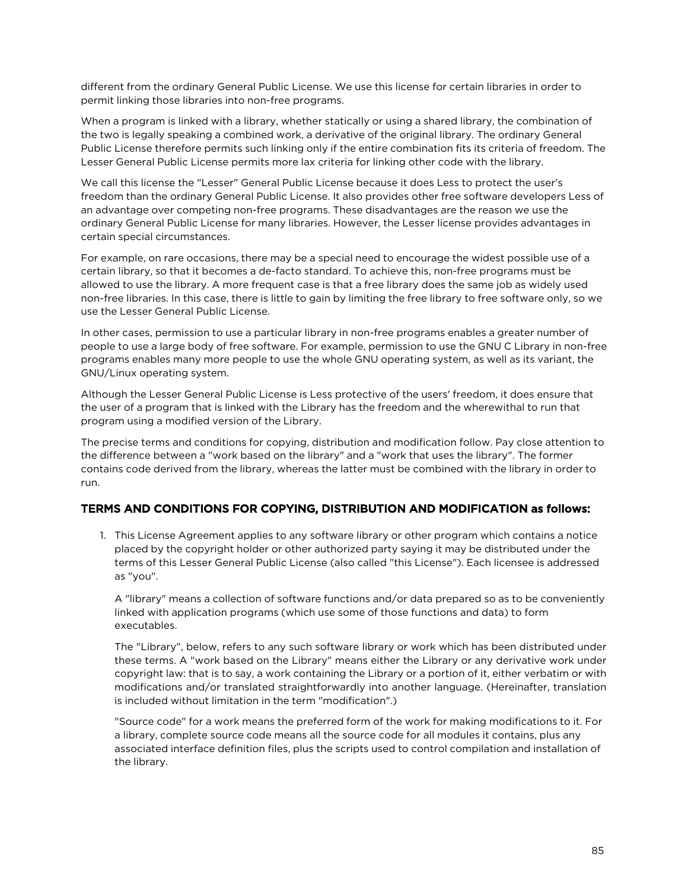different from the ordinary General Public License. We use this license for certain libraries in order to permit linking those libraries into non-free programs.

When a program is linked with a library, whether statically or using a shared library, the combination of the two is legally speaking a combined work, a derivative of the original library. The ordinary General Public License therefore permits such linking only if the entire combination fits its criteria of freedom. The Lesser General Public License permits more lax criteria for linking other code with the library.

We call this license the "Lesser" General Public License because it does Less to protect the user's freedom than the ordinary General Public License. It also provides other free software developers Less of an advantage over competing non-free programs. These disadvantages are the reason we use the ordinary General Public License for many libraries. However, the Lesser license provides advantages in certain special circumstances.

For example, on rare occasions, there may be a special need to encourage the widest possible use of a certain library, so that it becomes a de-facto standard. To achieve this, non-free programs must be allowed to use the library. A more frequent case is that a free library does the same job as widely used non-free libraries. In this case, there is little to gain by limiting the free library to free software only, so we use the Lesser General Public License.

In other cases, permission to use a particular library in non-free programs enables a greater number of people to use a large body of free software. For example, permission to use the GNU C Library in non-free programs enables many more people to use the whole GNU operating system, as well as its variant, the GNU/Linux operating system.

Although the Lesser General Public License is Less protective of the users' freedom, it does ensure that the user of a program that is linked with the Library has the freedom and the wherewithal to run that program using a modified version of the Library.

The precise terms and conditions for copying, distribution and modification follow. Pay close attention to the difference between a "work based on the library" and a "work that uses the library". The former contains code derived from the library, whereas the latter must be combined with the library in order to run.

### TERMS AND CONDITIONS FOR COPYING, DISTRIBUTION AND MODIFICATION as follows:

1. This License Agreement applies to any software library or other program which contains a notice placed by the copyright holder or other authorized party saying it may be distributed under the terms of this Lesser General Public License (also called "this License"). Each licensee is addressed as "you".

   A "library" means a collection of software functions and/or data prepared so as to be conveniently linked with application programs (which use some of those functions and data) to form executables.

   The "Library", below, refers to any such software library or work which has been distributed under these terms. A "work based on the Library" means either the Library or any derivative work under copyright law: that is to say, a work containing the Library or a portion of it, either verbatim or with modifications and/or translated straightforwardly into another language. (Hereinafter, translation is included without limitation in the term "modification".)

   "Source code" for a work means the preferred form of the work for making modifications to it. For a library, complete source code means all the source code for all modules it contains, plus any associated interface definition files, plus the scripts used to control compilation and installation of the library.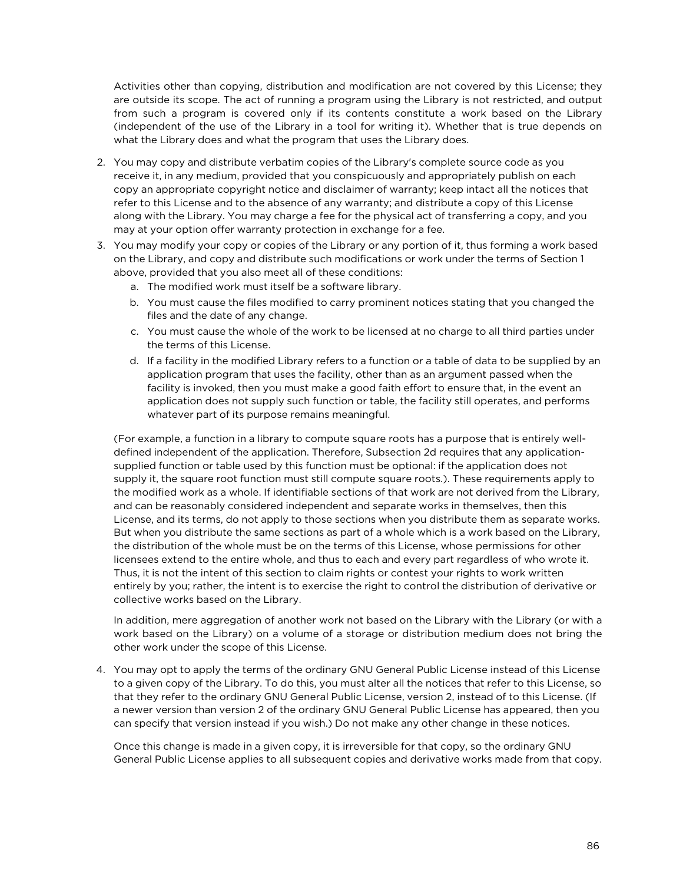Activities other than copying, distribution and modification are not covered by this License; they are outside its scope. The act of running a program using the Library is not restricted, and output from such a program is covered only if its contents constitute a work based on the Library (independent of the use of the Library in a tool for writing it). Whether that is true depends on what the Library does and what the program that uses the Library does.

2. You may copy and distribute verbatim copies of the Library's complete source code as you receive it, in any medium, provided that you conspicuously and appropriately publish on each copy an appropriate copyright notice and disclaimer of warranty; keep intact all the notices that refer to this License and to the absence of any warranty; and distribute a copy of this License along with the Library. You may charge a fee for the physical act of transferring a copy, and you may at your option offer warranty protection in exchange for a fee.
3. You may modify your copy or copies of the Library or any portion of it, thus forming a work based on the Library, and copy and distribute such modifications or work under the terms of Section 1 above, provided that you also meet all of these conditions:
   a. The modified work must itself be a software library.
   b. You must cause the files modified to carry prominent notices stating that you changed the files and the date of any change.
   c. You must cause the whole of the work to be licensed at no charge to all third parties under the terms of this License.
   d. If a facility in the modified Library refers to a function or a table of data to be supplied by an application program that uses the facility, other than as an argument passed when the facility is invoked, then you must make a good faith effort to ensure that, in the event an application does not supply such function or table, the facility still operates, and performs whatever part of its purpose remains meaningful.

   (For example, a function in a library to compute square roots has a purpose that is entirely well-defined independent of the application. Therefore, Subsection 2d requires that any application-supplied function or table used by this function must be optional: if the application does not supply it, the square root function must still compute square roots.). These requirements apply to the modified work as a whole. If identifiable sections of that work are not derived from the Library, and can be reasonably considered independent and separate works in themselves, then this License, and its terms, do not apply to those sections when you distribute them as separate works. But when you distribute the same sections as part of a whole which is a work based on the Library, the distribution of the whole must be on the terms of this License, whose permissions for other licensees extend to the entire whole, and thus to each and every part regardless of who wrote it. Thus, it is not the intent of this section to claim rights or contest your rights to work written entirely by you; rather, the intent is to exercise the right to control the distribution of derivative or collective works based on the Library.

   In addition, mere aggregation of another work not based on the Library with the Library (or with a work based on the Library) on a volume of a storage or distribution medium does not bring the other work under the scope of this License.

4. You may opt to apply the terms of the ordinary GNU General Public License instead of this License to a given copy of the Library. To do this, you must alter all the notices that refer to this License, so that they refer to the ordinary GNU General Public License, version 2, instead of to this License. (If a newer version than version 2 of the ordinary GNU General Public License has appeared, then you can specify that version instead if you wish.) Do not make any other change in these notices.

   Once this change is made in a given copy, it is irreversible for that copy, so the ordinary GNU General Public License applies to all subsequent copies and derivative works made from that copy.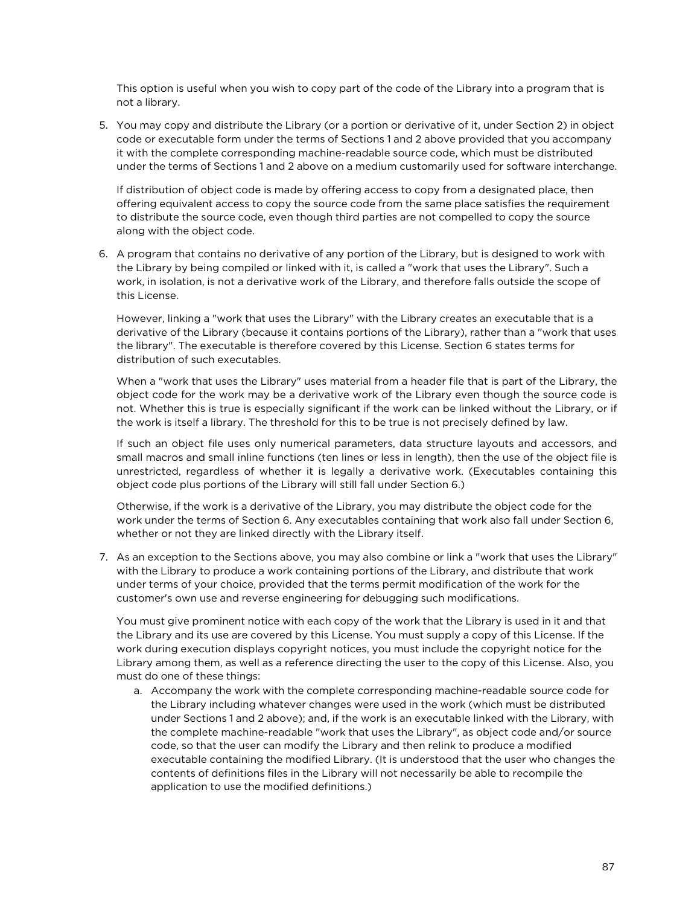This option is useful when you wish to copy part of the code of the Library into a program that is not a library.

5. You may copy and distribute the Library (or a portion or derivative of it, under Section 2) in object code or executable form under the terms of Sections 1 and 2 above provided that you accompany it with the complete corresponding machine-readable source code, which must be distributed under the terms of Sections 1 and 2 above on a medium customarily used for software interchange.

   If distribution of object code is made by offering access to copy from a designated place, then offering equivalent access to copy the source code from the same place satisfies the requirement to distribute the source code, even though third parties are not compelled to copy the source along with the object code.

6. A program that contains no derivative of any portion of the Library, but is designed to work with the Library by being compiled or linked with it, is called a "work that uses the Library". Such a work, in isolation, is not a derivative work of the Library, and therefore falls outside the scope of this License.

   However, linking a "work that uses the Library" with the Library creates an executable that is a derivative of the Library (because it contains portions of the Library), rather than a "work that uses the library". The executable is therefore covered by this License. Section 6 states terms for distribution of such executables.

   When a "work that uses the Library" uses material from a header file that is part of the Library, the object code for the work may be a derivative work of the Library even though the source code is not. Whether this is true is especially significant if the work can be linked without the Library, or if the work is itself a library. The threshold for this to be true is not precisely defined by law.

   If such an object file uses only numerical parameters, data structure layouts and accessors, and small macros and small inline functions (ten lines or less in length), then the use of the object file is unrestricted, regardless of whether it is legally a derivative work. (Executables containing this object code plus portions of the Library will still fall under Section 6.)

   Otherwise, if the work is a derivative of the Library, you may distribute the object code for the work under the terms of Section 6. Any executables containing that work also fall under Section 6, whether or not they are linked directly with the Library itself.

7. As an exception to the Sections above, you may also combine or link a "work that uses the Library" with the Library to produce a work containing portions of the Library, and distribute that work under terms of your choice, provided that the terms permit modification of the work for the customer's own use and reverse engineering for debugging such modifications.

   You must give prominent notice with each copy of the work that the Library is used in it and that the Library and its use are covered by this License. You must supply a copy of this License. If the work during execution displays copyright notices, you must include the copyright notice for the Library among them, as well as a reference directing the user to the copy of this License. Also, you must do one of these things:

   a. Accompany the work with the complete corresponding machine-readable source code for the Library including whatever changes were used in the work (which must be distributed under Sections 1 and 2 above); and, if the work is an executable linked with the Library, with the complete machine-readable "work that uses the Library", as object code and/or source code, so that the user can modify the Library and then relink to produce a modified executable containing the modified Library. (It is understood that the user who changes the contents of definitions files in the Library will not necessarily be able to recompile the application to use the modified definitions.)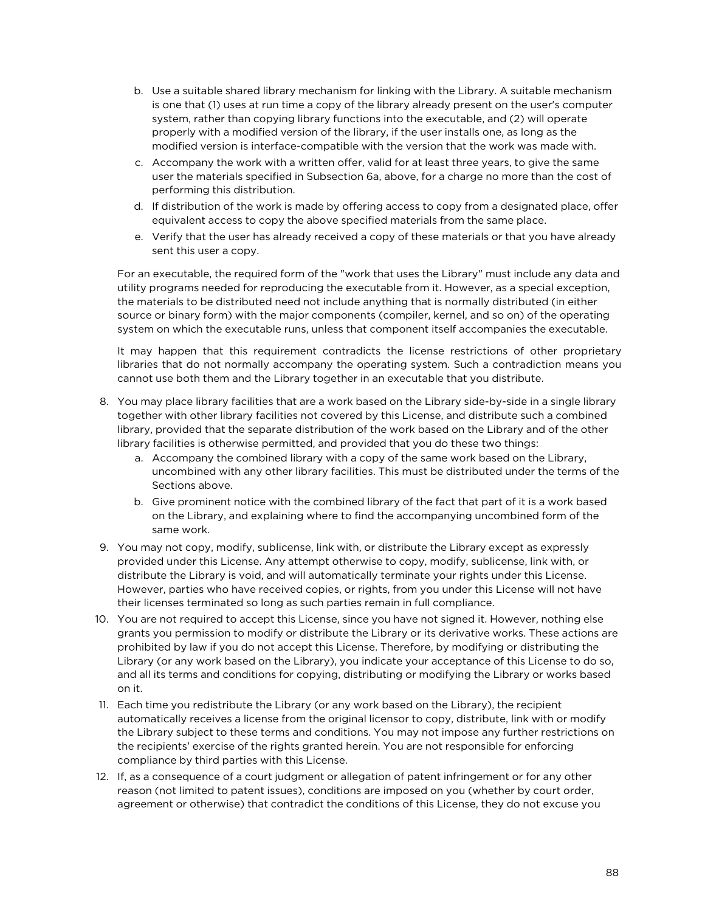b. Use a suitable shared library mechanism for linking with the Library. A suitable mechanism is one that (1) uses at run time a copy of the library already present on the user's computer system, rather than copying library functions into the executable, and (2) will operate properly with a modified version of the library, if the user installs one, as long as the modified version is interface-compatible with the version that the work was made with.
c. Accompany the work with a written offer, valid for at least three years, to give the same user the materials specified in Subsection 6a, above, for a charge no more than the cost of performing this distribution.
d. If distribution of the work is made by offering access to copy from a designated place, offer equivalent access to copy the above specified materials from the same place.
e. Verify that the user has already received a copy of these materials or that you have already sent this user a copy.

For an executable, the required form of the "work that uses the Library" must include any data and utility programs needed for reproducing the executable from it. However, as a special exception, the materials to be distributed need not include anything that is normally distributed (in either source or binary form) with the major components (compiler, kernel, and so on) of the operating system on which the executable runs, unless that component itself accompanies the executable.

It may happen that this requirement contradicts the license restrictions of other proprietary libraries that do not normally accompany the operating system. Such a contradiction means you cannot use both them and the Library together in an executable that you distribute.

8. You may place library facilities that are a work based on the Library side-by-side in a single library together with other library facilities not covered by this License, and distribute such a combined library, provided that the separate distribution of the work based on the Library and of the other library facilities is otherwise permitted, and provided that you do these two things:
   a. Accompany the combined library with a copy of the same work based on the Library, uncombined with any other library facilities. This must be distributed under the terms of the Sections above.
   b. Give prominent notice with the combined library of the fact that part of it is a work based on the Library, and explaining where to find the accompanying uncombined form of the same work.
9. You may not copy, modify, sublicense, link with, or distribute the Library except as expressly provided under this License. Any attempt otherwise to copy, modify, sublicense, link with, or distribute the Library is void, and will automatically terminate your rights under this License. However, parties who have received copies, or rights, from you under this License will not have their licenses terminated so long as such parties remain in full compliance.
10. You are not required to accept this License, since you have not signed it. However, nothing else grants you permission to modify or distribute the Library or its derivative works. These actions are prohibited by law if you do not accept this License. Therefore, by modifying or distributing the Library (or any work based on the Library), you indicate your acceptance of this License to do so, and all its terms and conditions for copying, distributing or modifying the Library or works based on it.
11. Each time you redistribute the Library (or any work based on the Library), the recipient automatically receives a license from the original licensor to copy, distribute, link with or modify the Library subject to these terms and conditions. You may not impose any further restrictions on the recipients' exercise of the rights granted herein. You are not responsible for enforcing compliance by third parties with this License.
12. If, as a consequence of a court judgment or allegation of patent infringement or for any other reason (not limited to patent issues), conditions are imposed on you (whether by court order, agreement or otherwise) that contradict the conditions of this License, they do not excuse you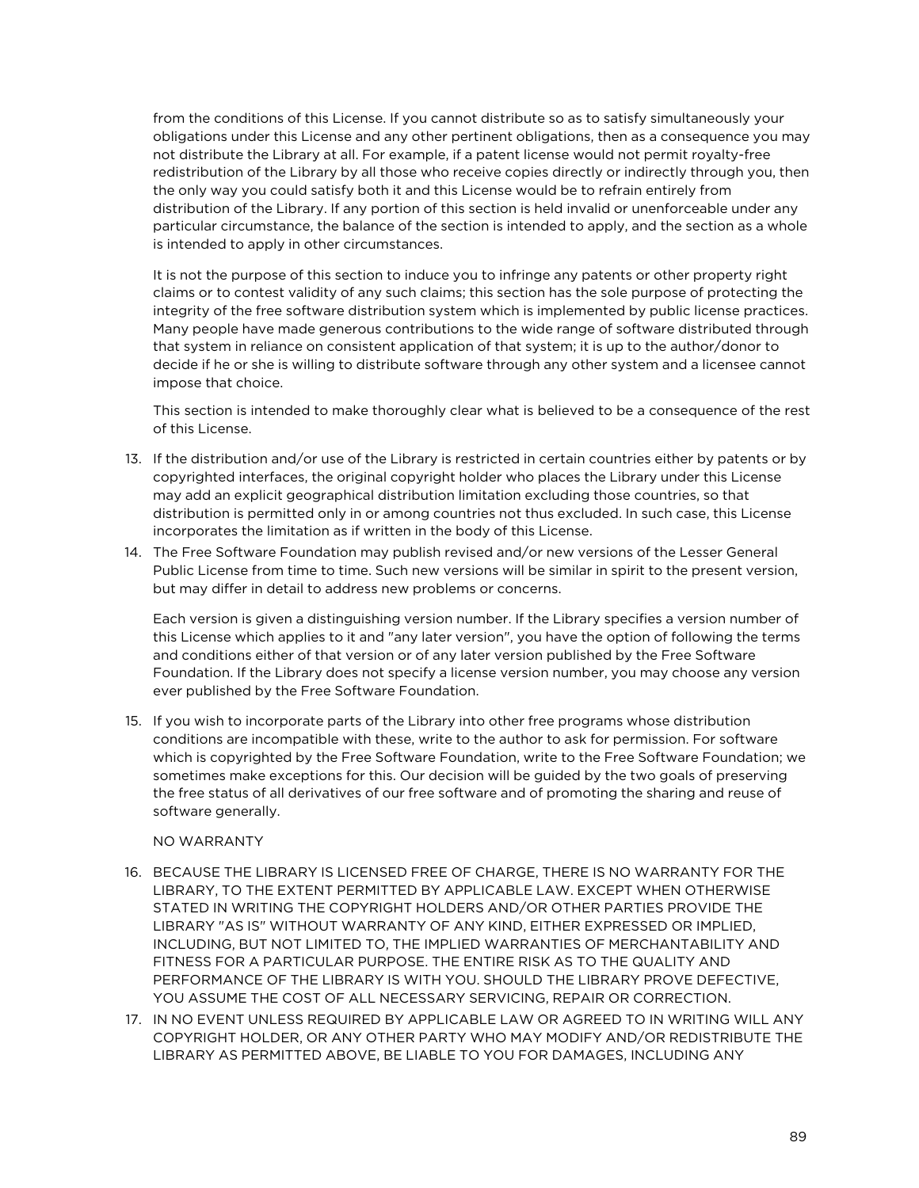from the conditions of this License. If you cannot distribute so as to satisfy simultaneously your obligations under this License and any other pertinent obligations, then as a consequence you may not distribute the Library at all. For example, if a patent license would not permit royalty-free redistribution of the Library by all those who receive copies directly or indirectly through you, then the only way you could satisfy both it and this License would be to refrain entirely from distribution of the Library. If any portion of this section is held invalid or unenforceable under any particular circumstance, the balance of the section is intended to apply, and the section as a whole is intended to apply in other circumstances.

It is not the purpose of this section to induce you to infringe any patents or other property right claims or to contest validity of any such claims; this section has the sole purpose of protecting the integrity of the free software distribution system which is implemented by public license practices. Many people have made generous contributions to the wide range of software distributed through that system in reliance on consistent application of that system; it is up to the author/donor to decide if he or she is willing to distribute software through any other system and a licensee cannot impose that choice.

This section is intended to make thoroughly clear what is believed to be a consequence of the rest of this License.

13. If the distribution and/or use of the Library is restricted in certain countries either by patents or by copyrighted interfaces, the original copyright holder who places the Library under this License may add an explicit geographical distribution limitation excluding those countries, so that distribution is permitted only in or among countries not thus excluded. In such case, this License incorporates the limitation as if written in the body of this License.
14. The Free Software Foundation may publish revised and/or new versions of the Lesser General Public License from time to time. Such new versions will be similar in spirit to the present version, but may differ in detail to address new problems or concerns.

    Each version is given a distinguishing version number. If the Library specifies a version number of this License which applies to it and "any later version", you have the option of following the terms and conditions either of that version or of any later version published by the Free Software Foundation. If the Library does not specify a license version number, you may choose any version ever published by the Free Software Foundation.

15. If you wish to incorporate parts of the Library into other free programs whose distribution conditions are incompatible with these, write to the author to ask for permission. For software which is copyrighted by the Free Software Foundation, write to the Free Software Foundation; we sometimes make exceptions for this. Our decision will be guided by the two goals of preserving the free status of all derivatives of our free software and of promoting the sharing and reuse of software generally.

    NO WARRANTY

16. BECAUSE THE LIBRARY IS LICENSED FREE OF CHARGE, THERE IS NO WARRANTY FOR THE LIBRARY, TO THE EXTENT PERMITTED BY APPLICABLE LAW. EXCEPT WHEN OTHERWISE STATED IN WRITING THE COPYRIGHT HOLDERS AND/OR OTHER PARTIES PROVIDE THE LIBRARY "AS IS" WITHOUT WARRANTY OF ANY KIND, EITHER EXPRESSED OR IMPLIED, INCLUDING, BUT NOT LIMITED TO, THE IMPLIED WARRANTIES OF MERCHANTABILITY AND FITNESS FOR A PARTICULAR PURPOSE. THE ENTIRE RISK AS TO THE QUALITY AND PERFORMANCE OF THE LIBRARY IS WITH YOU. SHOULD THE LIBRARY PROVE DEFECTIVE, YOU ASSUME THE COST OF ALL NECESSARY SERVICING, REPAIR OR CORRECTION.
17. IN NO EVENT UNLESS REQUIRED BY APPLICABLE LAW OR AGREED TO IN WRITING WILL ANY COPYRIGHT HOLDER, OR ANY OTHER PARTY WHO MAY MODIFY AND/OR REDISTRIBUTE THE LIBRARY AS PERMITTED ABOVE, BE LIABLE TO YOU FOR DAMAGES, INCLUDING ANY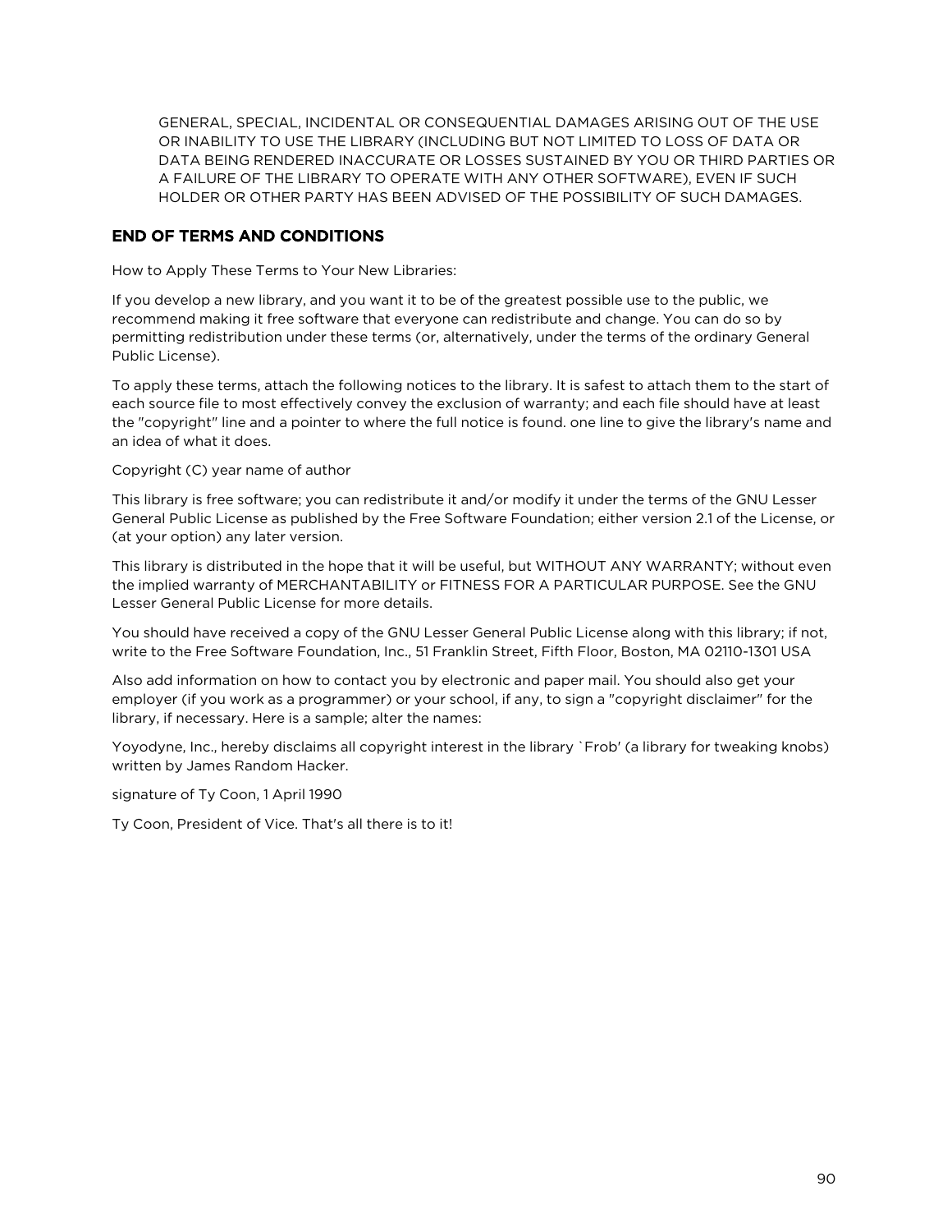GENERAL, SPECIAL, INCIDENTAL OR CONSEQUENTIAL DAMAGES ARISING OUT OF THE USE OR INABILITY TO USE THE LIBRARY (INCLUDING BUT NOT LIMITED TO LOSS OF DATA OR DATA BEING RENDERED INACCURATE OR LOSSES SUSTAINED BY YOU OR THIRD PARTIES OR A FAILURE OF THE LIBRARY TO OPERATE WITH ANY OTHER SOFTWARE), EVEN IF SUCH HOLDER OR OTHER PARTY HAS BEEN ADVISED OF THE POSSIBILITY OF SUCH DAMAGES.

### END OF TERMS AND CONDITIONS

How to Apply These Terms to Your New Libraries:

If you develop a new library, and you want it to be of the greatest possible use to the public, we recommend making it free software that everyone can redistribute and change. You can do so by permitting redistribution under these terms (or, alternatively, under the terms of the ordinary General Public License).

To apply these terms, attach the following notices to the library. It is safest to attach them to the start of each source file to most effectively convey the exclusion of warranty; and each file should have at least the "copyright" line and a pointer to where the full notice is found. one line to give the library's name and an idea of what it does.

Copyright (C) year name of author

This library is free software; you can redistribute it and/or modify it under the terms of the GNU Lesser General Public License as published by the Free Software Foundation; either version 2.1 of the License, or (at your option) any later version.

This library is distributed in the hope that it will be useful, but WITHOUT ANY WARRANTY; without even the implied warranty of MERCHANTABILITY or FITNESS FOR A PARTICULAR PURPOSE. See the GNU Lesser General Public License for more details.

You should have received a copy of the GNU Lesser General Public License along with this library; if not, write to the Free Software Foundation, Inc., 51 Franklin Street, Fifth Floor, Boston, MA 02110-1301 USA

Also add information on how to contact you by electronic and paper mail. You should also get your employer (if you work as a programmer) or your school, if any, to sign a "copyright disclaimer" for the library, if necessary. Here is a sample; alter the names:

Yoyodyne, Inc., hereby disclaims all copyright interest in the library `Frob' (a library for tweaking knobs) written by James Random Hacker.

signature of Ty Coon, 1 April 1990

Ty Coon, President of Vice. That's all there is to it!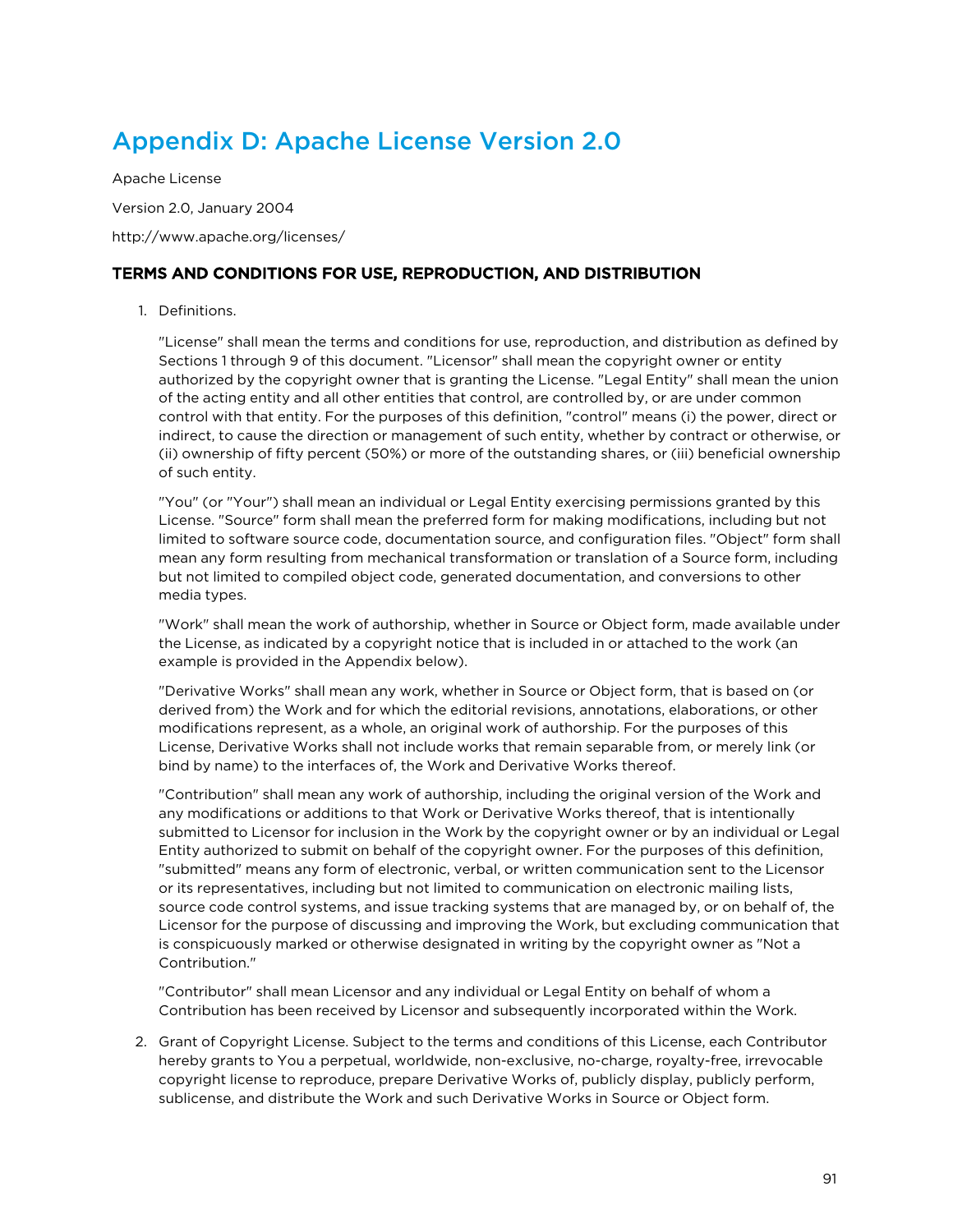# Appendix D: Apache License Version 2.0

Apache License

Version 2.0, January 2004

http://www.apache.org/licenses/

### TERMS AND CONDITIONS FOR USE, REPRODUCTION, AND DISTRIBUTION

1. Definitions.

   "License" shall mean the terms and conditions for use, reproduction, and distribution as defined by Sections 1 through 9 of this document. "Licensor" shall mean the copyright owner or entity authorized by the copyright owner that is granting the License. "Legal Entity" shall mean the union of the acting entity and all other entities that control, are controlled by, or are under common control with that entity. For the purposes of this definition, "control" means (i) the power, direct or indirect, to cause the direction or management of such entity, whether by contract or otherwise, or (ii) ownership of fifty percent (50%) or more of the outstanding shares, or (iii) beneficial ownership of such entity.

   "You" (or "Your") shall mean an individual or Legal Entity exercising permissions granted by this License. "Source" form shall mean the preferred form for making modifications, including but not limited to software source code, documentation source, and configuration files. "Object" form shall mean any form resulting from mechanical transformation or translation of a Source form, including but not limited to compiled object code, generated documentation, and conversions to other media types.

   "Work" shall mean the work of authorship, whether in Source or Object form, made available under the License, as indicated by a copyright notice that is included in or attached to the work (an example is provided in the Appendix below).

   "Derivative Works" shall mean any work, whether in Source or Object form, that is based on (or derived from) the Work and for which the editorial revisions, annotations, elaborations, or other modifications represent, as a whole, an original work of authorship. For the purposes of this License, Derivative Works shall not include works that remain separable from, or merely link (or bind by name) to the interfaces of, the Work and Derivative Works thereof.

   "Contribution" shall mean any work of authorship, including the original version of the Work and any modifications or additions to that Work or Derivative Works thereof, that is intentionally submitted to Licensor for inclusion in the Work by the copyright owner or by an individual or Legal Entity authorized to submit on behalf of the copyright owner. For the purposes of this definition, "submitted" means any form of electronic, verbal, or written communication sent to the Licensor or its representatives, including but not limited to communication on electronic mailing lists, source code control systems, and issue tracking systems that are managed by, or on behalf of, the Licensor for the purpose of discussing and improving the Work, but excluding communication that is conspicuously marked or otherwise designated in writing by the copyright owner as "Not a Contribution."

   "Contributor" shall mean Licensor and any individual or Legal Entity on behalf of whom a Contribution has been received by Licensor and subsequently incorporated within the Work.

2. Grant of Copyright License. Subject to the terms and conditions of this License, each Contributor hereby grants to You a perpetual, worldwide, non-exclusive, no-charge, royalty-free, irrevocable copyright license to reproduce, prepare Derivative Works of, publicly display, publicly perform, sublicense, and distribute the Work and such Derivative Works in Source or Object form.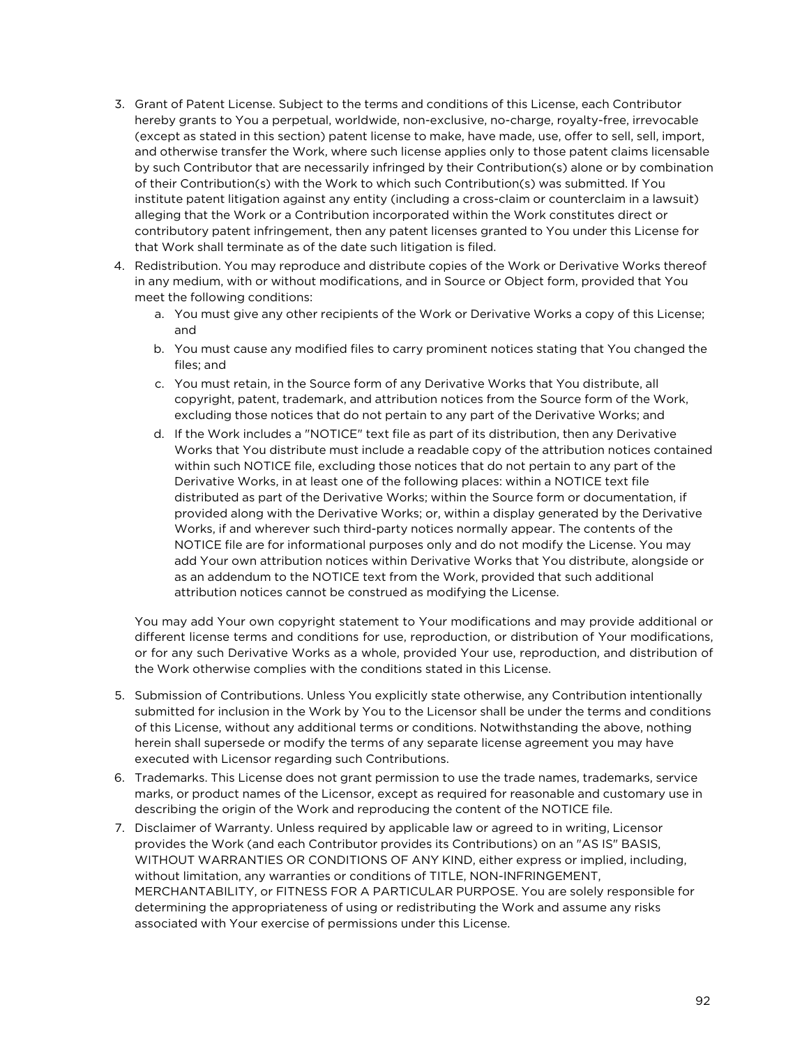3. Grant of Patent License. Subject to the terms and conditions of this License, each Contributor hereby grants to You a perpetual, worldwide, non-exclusive, no-charge, royalty-free, irrevocable (except as stated in this section) patent license to make, have made, use, offer to sell, sell, import, and otherwise transfer the Work, where such license applies only to those patent claims licensable by such Contributor that are necessarily infringed by their Contribution(s) alone or by combination of their Contribution(s) with the Work to which such Contribution(s) was submitted. If You institute patent litigation against any entity (including a cross-claim or counterclaim in a lawsuit) alleging that the Work or a Contribution incorporated within the Work constitutes direct or contributory patent infringement, then any patent licenses granted to You under this License for that Work shall terminate as of the date such litigation is filed.
4. Redistribution. You may reproduce and distribute copies of the Work or Derivative Works thereof in any medium, with or without modifications, and in Source or Object form, provided that You meet the following conditions:
    a. You must give any other recipients of the Work or Derivative Works a copy of this License; and
    b. You must cause any modified files to carry prominent notices stating that You changed the files; and
    c. You must retain, in the Source form of any Derivative Works that You distribute, all copyright, patent, trademark, and attribution notices from the Source form of the Work, excluding those notices that do not pertain to any part of the Derivative Works; and
    d. If the Work includes a "NOTICE" text file as part of its distribution, then any Derivative Works that You distribute must include a readable copy of the attribution notices contained within such NOTICE file, excluding those notices that do not pertain to any part of the Derivative Works, in at least one of the following places: within a NOTICE text file distributed as part of the Derivative Works; within the Source form or documentation, if provided along with the Derivative Works; or, within a display generated by the Derivative Works, if and wherever such third-party notices normally appear. The contents of the NOTICE file are for informational purposes only and do not modify the License. You may add Your own attribution notices within Derivative Works that You distribute, alongside or as an addendum to the NOTICE text from the Work, provided that such additional attribution notices cannot be construed as modifying the License.

    You may add Your own copyright statement to Your modifications and may provide additional or different license terms and conditions for use, reproduction, or distribution of Your modifications, or for any such Derivative Works as a whole, provided Your use, reproduction, and distribution of the Work otherwise complies with the conditions stated in this License.

5. Submission of Contributions. Unless You explicitly state otherwise, any Contribution intentionally submitted for inclusion in the Work by You to the Licensor shall be under the terms and conditions of this License, without any additional terms or conditions. Notwithstanding the above, nothing herein shall supersede or modify the terms of any separate license agreement you may have executed with Licensor regarding such Contributions.
6. Trademarks. This License does not grant permission to use the trade names, trademarks, service marks, or product names of the Licensor, except as required for reasonable and customary use in describing the origin of the Work and reproducing the content of the NOTICE file.
7. Disclaimer of Warranty. Unless required by applicable law or agreed to in writing, Licensor provides the Work (and each Contributor provides its Contributions) on an "AS IS" BASIS, WITHOUT WARRANTIES OR CONDITIONS OF ANY KIND, either express or implied, including, without limitation, any warranties or conditions of TITLE, NON-INFRINGEMENT, MERCHANTABILITY, or FITNESS FOR A PARTICULAR PURPOSE. You are solely responsible for determining the appropriateness of using or redistributing the Work and assume any risks associated with Your exercise of permissions under this License.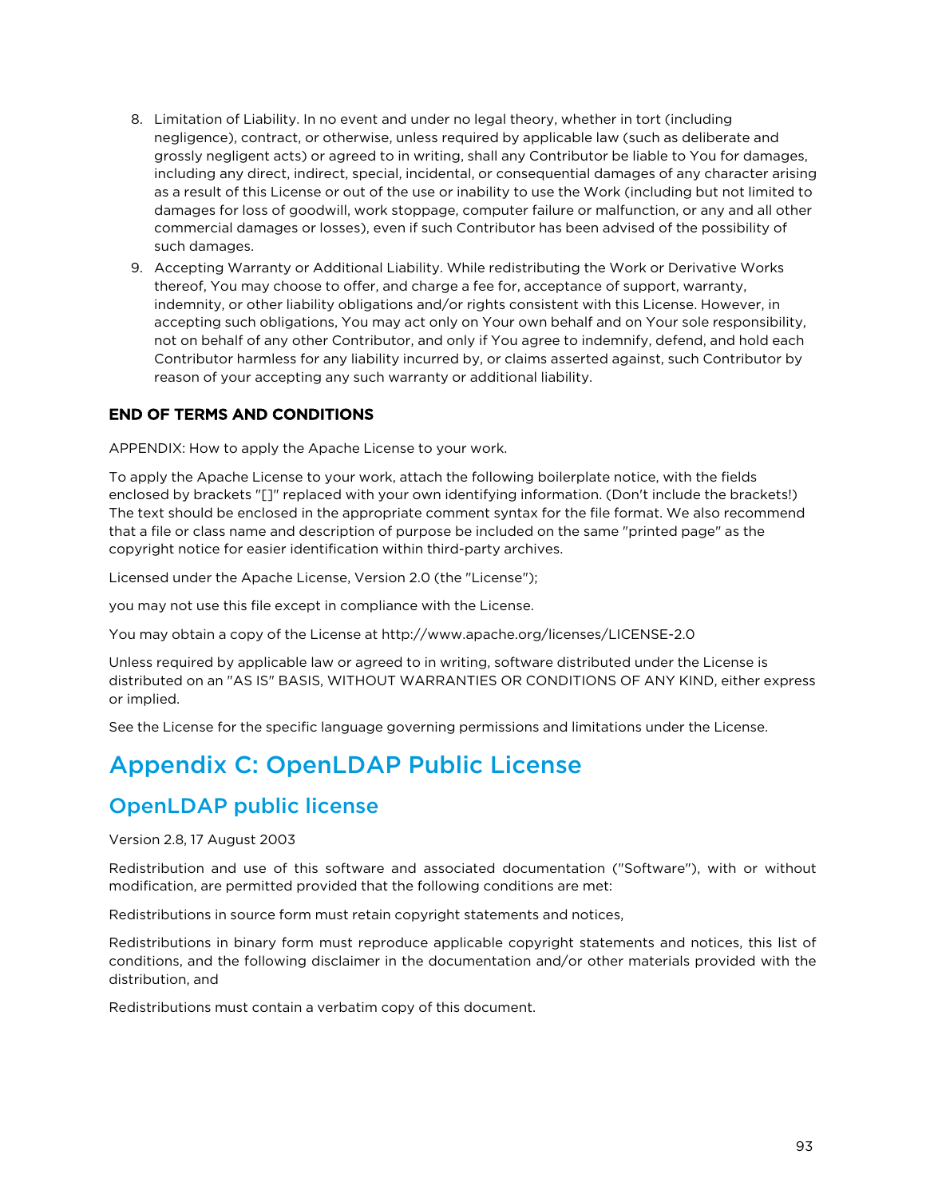8. Limitation of Liability. In no event and under no legal theory, whether in tort (including negligence), contract, or otherwise, unless required by applicable law (such as deliberate and grossly negligent acts) or agreed to in writing, shall any Contributor be liable to You for damages, including any direct, indirect, special, incidental, or consequential damages of any character arising as a result of this License or out of the use or inability to use the Work (including but not limited to damages for loss of goodwill, work stoppage, computer failure or malfunction, or any and all other commercial damages or losses), even if such Contributor has been advised of the possibility of such damages.
9. Accepting Warranty or Additional Liability. While redistributing the Work or Derivative Works thereof, You may choose to offer, and charge a fee for, acceptance of support, warranty, indemnity, or other liability obligations and/or rights consistent with this License. However, in accepting such obligations, You may act only on Your own behalf and on Your sole responsibility, not on behalf of any other Contributor, and only if You agree to indemnify, defend, and hold each Contributor harmless for any liability incurred by, or claims asserted against, such Contributor by reason of your accepting any such warranty or additional liability.

**END OF TERMS AND CONDITIONS**

APPENDIX: How to apply the Apache License to your work.

To apply the Apache License to your work, attach the following boilerplate notice, with the fields enclosed by brackets "[]" replaced with your own identifying information. (Don't include the brackets!) The text should be enclosed in the appropriate comment syntax for the file format. We also recommend that a file or class name and description of purpose be included on the same "printed page" as the copyright notice for easier identification within third-party archives.

Licensed under the Apache License, Version 2.0 (the "License");

you may not use this file except in compliance with the License.

You may obtain a copy of the License at http://www.apache.org/licenses/LICENSE-2.0

Unless required by applicable law or agreed to in writing, software distributed under the License is distributed on an "AS IS" BASIS, WITHOUT WARRANTIES OR CONDITIONS OF ANY KIND, either express or implied.

See the License for the specific language governing permissions and limitations under the License.

# Appendix C: OpenLDAP Public License

## OpenLDAP public license

Version 2.8, 17 August 2003

Redistribution and use of this software and associated documentation ("Software"), with or without modification, are permitted provided that the following conditions are met:

Redistributions in source form must retain copyright statements and notices,

Redistributions in binary form must reproduce applicable copyright statements and notices, this list of conditions, and the following disclaimer in the documentation and/or other materials provided with the distribution, and

Redistributions must contain a verbatim copy of this document.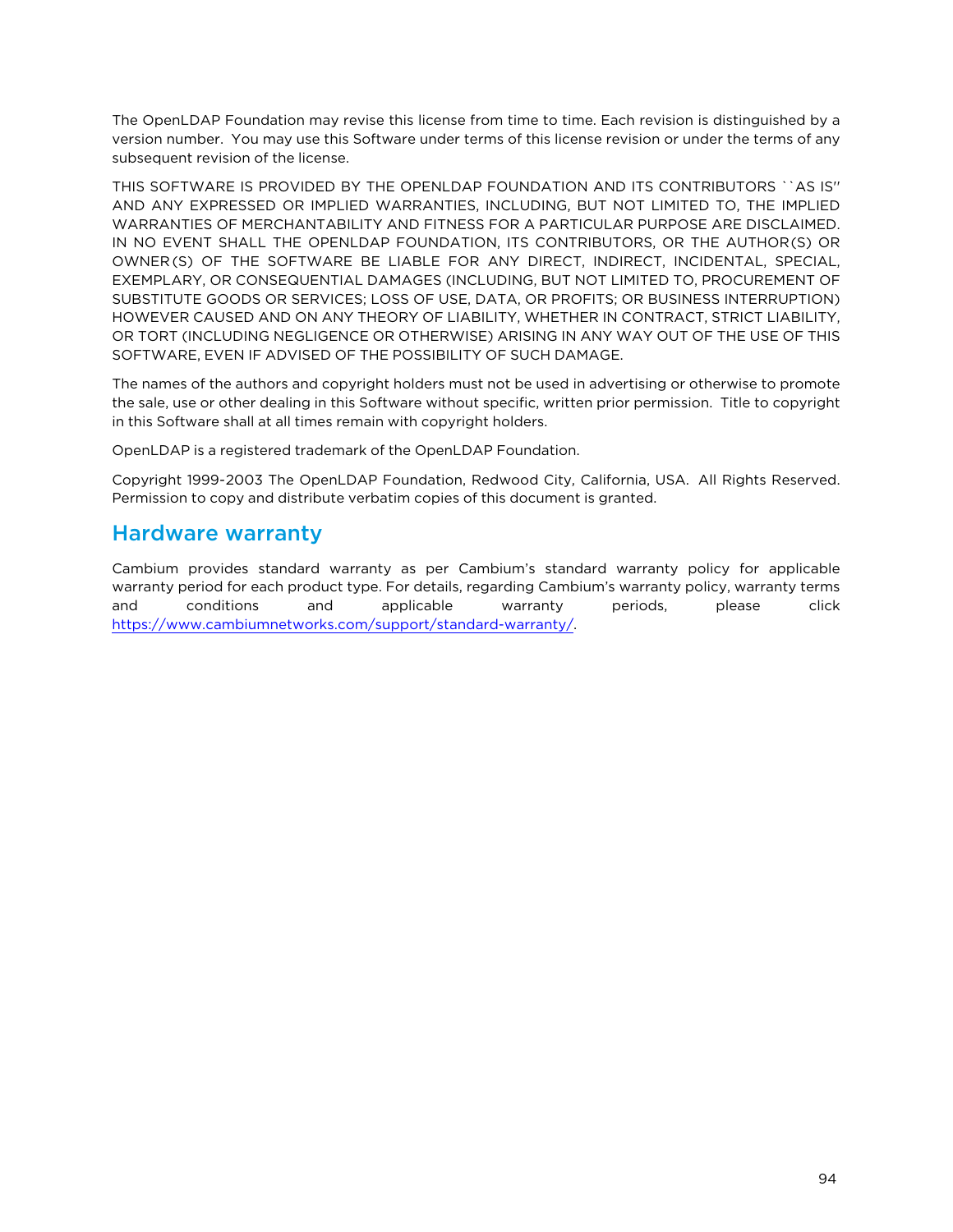The OpenLDAP Foundation may revise this license from time to time. Each revision is distinguished by a version number. You may use this Software under terms of this license revision or under the terms of any subsequent revision of the license.

THIS SOFTWARE IS PROVIDED BY THE OPENLDAP FOUNDATION AND ITS CONTRIBUTORS ``AS IS'' AND ANY EXPRESSED OR IMPLIED WARRANTIES, INCLUDING, BUT NOT LIMITED TO, THE IMPLIED WARRANTIES OF MERCHANTABILITY AND FITNESS FOR A PARTICULAR PURPOSE ARE DISCLAIMED. IN NO EVENT SHALL THE OPENLDAP FOUNDATION, ITS CONTRIBUTORS, OR THE AUTHOR(S) OR OWNER(S) OF THE SOFTWARE BE LIABLE FOR ANY DIRECT, INDIRECT, INCIDENTAL, SPECIAL, EXEMPLARY, OR CONSEQUENTIAL DAMAGES (INCLUDING, BUT NOT LIMITED TO, PROCUREMENT OF SUBSTITUTE GOODS OR SERVICES; LOSS OF USE, DATA, OR PROFITS; OR BUSINESS INTERRUPTION) HOWEVER CAUSED AND ON ANY THEORY OF LIABILITY, WHETHER IN CONTRACT, STRICT LIABILITY, OR TORT (INCLUDING NEGLIGENCE OR OTHERWISE) ARISING IN ANY WAY OUT OF THE USE OF THIS SOFTWARE, EVEN IF ADVISED OF THE POSSIBILITY OF SUCH DAMAGE.

The names of the authors and copyright holders must not be used in advertising or otherwise to promote the sale, use or other dealing in this Software without specific, written prior permission. Title to copyright in this Software shall at all times remain with copyright holders.

OpenLDAP is a registered trademark of the OpenLDAP Foundation.

Copyright 1999-2003 The OpenLDAP Foundation, Redwood City, California, USA. All Rights Reserved. Permission to copy and distribute verbatim copies of this document is granted.

## Hardware warranty

Cambium provides standard warranty as per Cambium's standard warranty policy for applicable warranty period for each product type. For details, regarding Cambium's warranty policy, warranty terms and conditions and applicable warranty periods, please click https://www.cambiumnetworks.com/support/standard-warranty/.